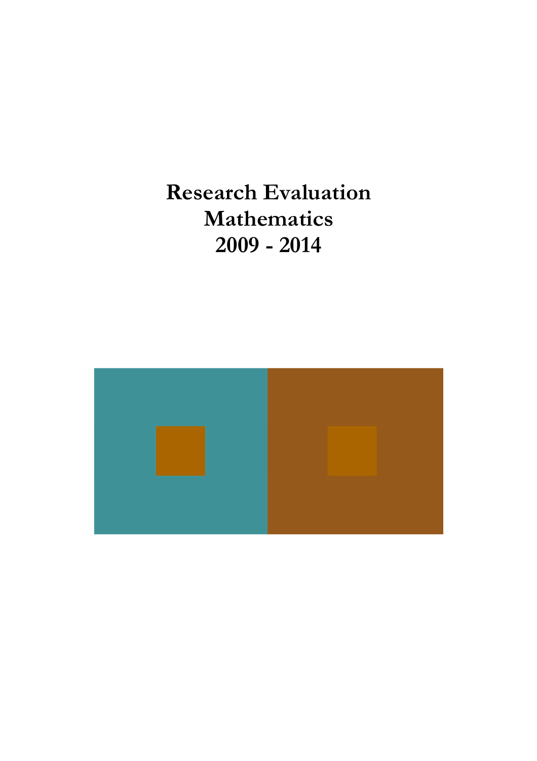# Research Evaluation
# Mathematics
# 2009 - 2014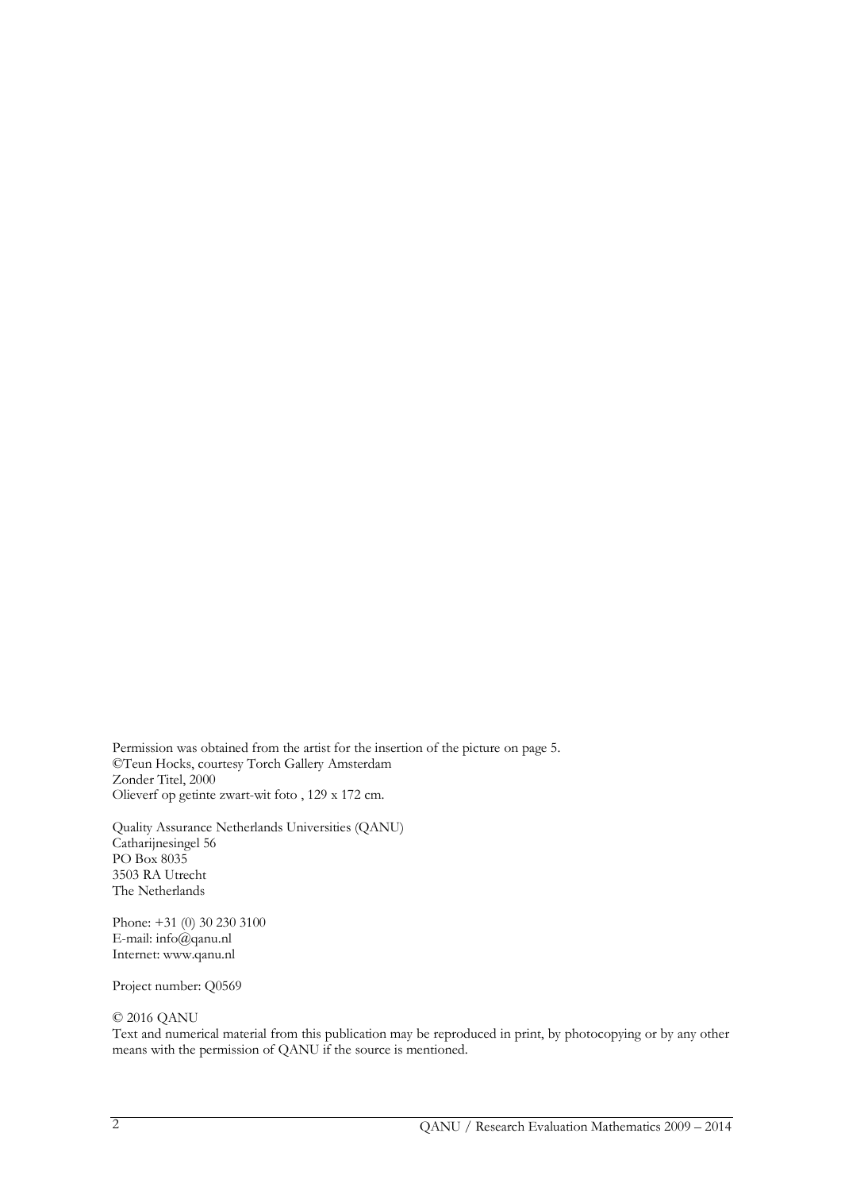Permission was obtained from the artist for the insertion of the picture on page 5.
©Teun Hocks, courtesy Torch Gallery Amsterdam
Zonder Titel, 2000
Olieverf op getinte zwart-wit foto , 129 x 172 cm.

Quality Assurance Netherlands Universities (QANU)
Catharijnesingel 56
PO Box 8035
3503 RA Utrecht
The Netherlands

Phone: +31 (0) 30 230 3100
E-mail: info@qanu.nl
Internet: www.qanu.nl

Project number: Q0569

© 2016 QANU
Text and numerical material from this publication may be reproduced in print, by photocopying or by any other means with the permission of QANU if the source is mentioned.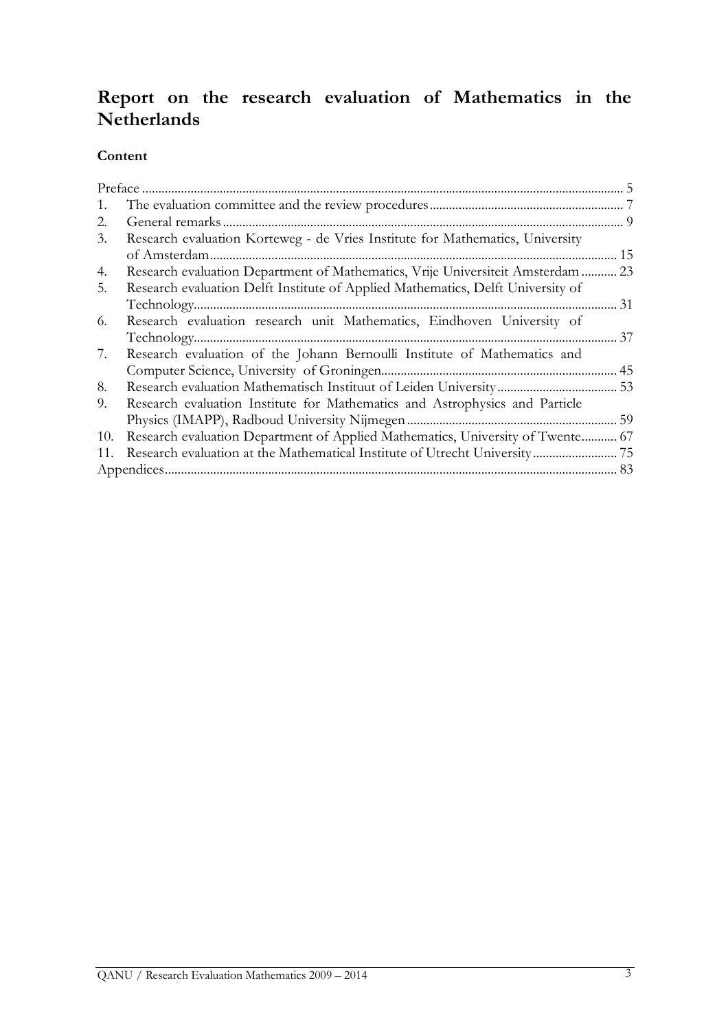# Report on the research evaluation of Mathematics in the Netherlands

**Content**

Preface ........ 5
1. The evaluation committee and the review procedures ........ 7
2. General remarks ........ 9
3. Research evaluation Korteweg - de Vries Institute for Mathematics, University of Amsterdam ........ 15
4. Research evaluation Department of Mathematics, Vrije Universiteit Amsterdam ........ 23
5. Research evaluation Delft Institute of Applied Mathematics, Delft University of Technology ........ 31
6. Research evaluation research unit Mathematics, Eindhoven University of Technology ........ 37
7. Research evaluation of the Johann Bernoulli Institute of Mathematics and Computer Science, University of Groningen ........ 45
8. Research evaluation Mathematisch Instituut of Leiden University ........ 53
9. Research evaluation Institute for Mathematics and Astrophysics and Particle Physics (IMAPP), Radboud University Nijmegen ........ 59
10. Research evaluation Department of Applied Mathematics, University of Twente ........ 67
11. Research evaluation at the Mathematical Institute of Utrecht University ........ 75

Appendices ........ 83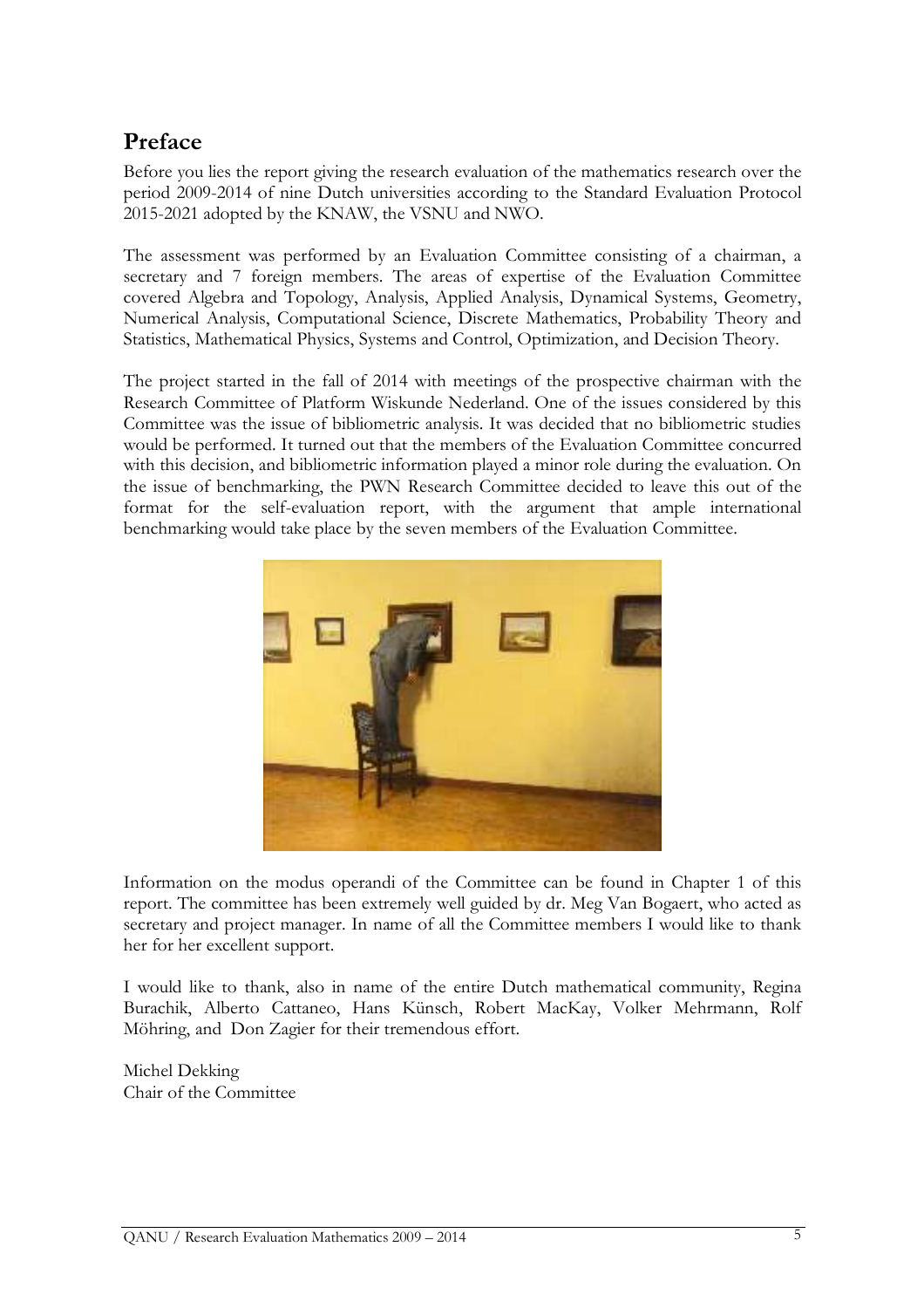## Preface

Before you lies the report giving the research evaluation of the mathematics research over the period 2009-2014 of nine Dutch universities according to the Standard Evaluation Protocol 2015-2021 adopted by the KNAW, the VSNU and NWO.

The assessment was performed by an Evaluation Committee consisting of a chairman, a secretary and 7 foreign members. The areas of expertise of the Evaluation Committee covered Algebra and Topology, Analysis, Applied Analysis, Dynamical Systems, Geometry, Numerical Analysis, Computational Science, Discrete Mathematics, Probability Theory and Statistics, Mathematical Physics, Systems and Control, Optimization, and Decision Theory.

The project started in the fall of 2014 with meetings of the prospective chairman with the Research Committee of Platform Wiskunde Nederland. One of the issues considered by this Committee was the issue of bibliometric analysis. It was decided that no bibliometric studies would be performed. It turned out that the members of the Evaluation Committee concurred with this decision, and bibliometric information played a minor role during the evaluation. On the issue of benchmarking, the PWN Research Committee decided to leave this out of the format for the self-evaluation report, with the argument that ample international benchmarking would take place by the seven members of the Evaluation Committee.

Information on the modus operandi of the Committee can be found in Chapter 1 of this report. The committee has been extremely well guided by dr. Meg Van Bogaert, who acted as secretary and project manager. In name of all the Committee members I would like to thank her for her excellent support.

I would like to thank, also in name of the entire Dutch mathematical community, Regina Burachik, Alberto Cattaneo, Hans Künsch, Robert MacKay, Volker Mehrmann, Rolf Möhring, and Don Zagier for their tremendous effort.

Michel Dekking
Chair of the Committee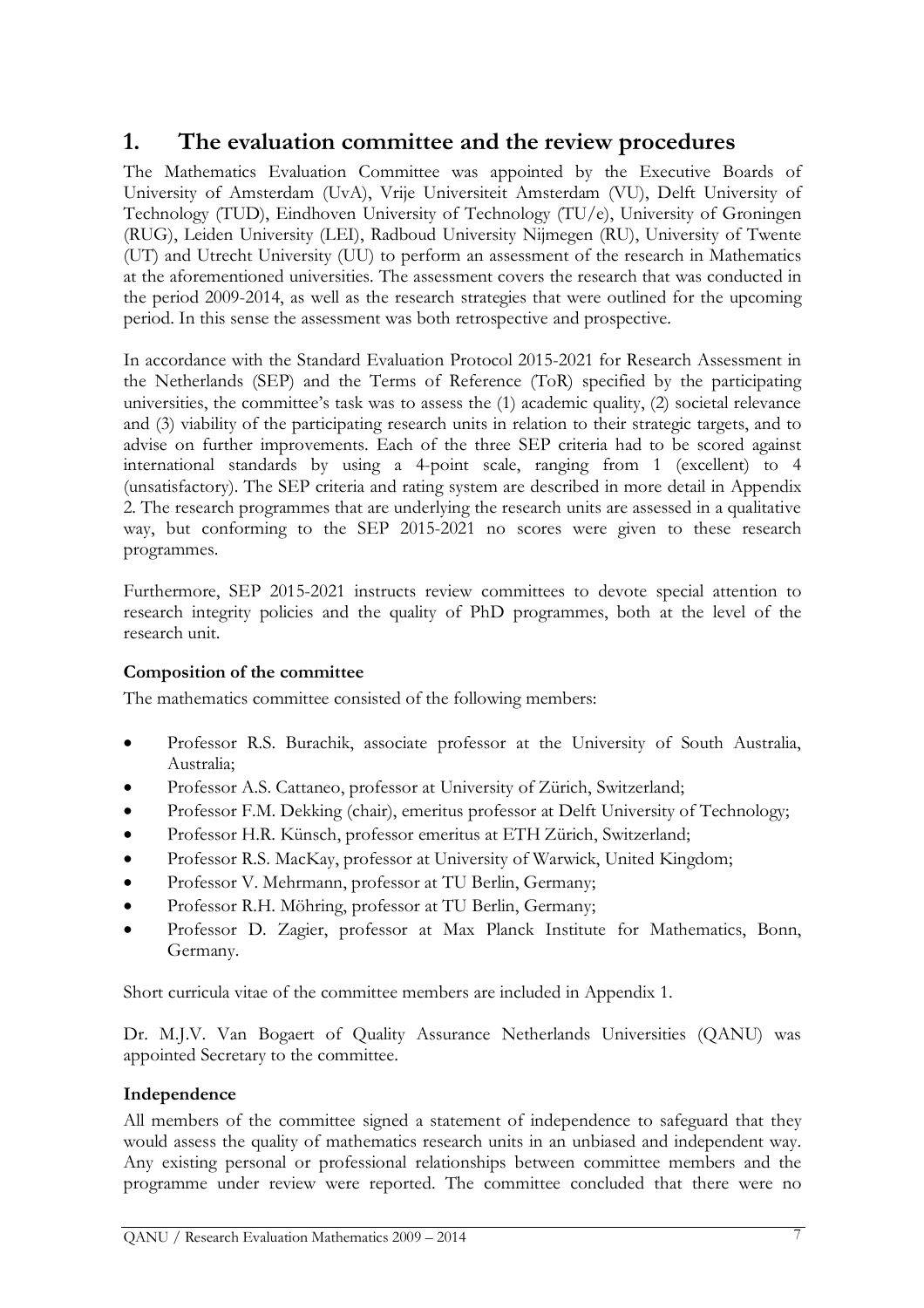# 1. The evaluation committee and the review procedures

The Mathematics Evaluation Committee was appointed by the Executive Boards of University of Amsterdam (UvA), Vrije Universiteit Amsterdam (VU), Delft University of Technology (TUD), Eindhoven University of Technology (TU/e), University of Groningen (RUG), Leiden University (LEI), Radboud University Nijmegen (RU), University of Twente (UT) and Utrecht University (UU) to perform an assessment of the research in Mathematics at the aforementioned universities. The assessment covers the research that was conducted in the period 2009-2014, as well as the research strategies that were outlined for the upcoming period. In this sense the assessment was both retrospective and prospective.

In accordance with the Standard Evaluation Protocol 2015-2021 for Research Assessment in the Netherlands (SEP) and the Terms of Reference (ToR) specified by the participating universities, the committee's task was to assess the (1) academic quality, (2) societal relevance and (3) viability of the participating research units in relation to their strategic targets, and to advise on further improvements. Each of the three SEP criteria had to be scored against international standards by using a 4-point scale, ranging from 1 (excellent) to 4 (unsatisfactory). The SEP criteria and rating system are described in more detail in Appendix 2. The research programmes that are underlying the research units are assessed in a qualitative way, but conforming to the SEP 2015-2021 no scores were given to these research programmes.

Furthermore, SEP 2015-2021 instructs review committees to devote special attention to research integrity policies and the quality of PhD programmes, both at the level of the research unit.

### Composition of the committee

The mathematics committee consisted of the following members:

- Professor R.S. Burachik, associate professor at the University of South Australia, Australia;
- Professor A.S. Cattaneo, professor at University of Zürich, Switzerland;
- Professor F.M. Dekking (chair), emeritus professor at Delft University of Technology;
- Professor H.R. Künsch, professor emeritus at ETH Zürich, Switzerland;
- Professor R.S. MacKay, professor at University of Warwick, United Kingdom;
- Professor V. Mehrmann, professor at TU Berlin, Germany;
- Professor R.H. Möhring, professor at TU Berlin, Germany;
- Professor D. Zagier, professor at Max Planck Institute for Mathematics, Bonn, Germany.

Short curricula vitae of the committee members are included in Appendix 1.

Dr. M.J.V. Van Bogaert of Quality Assurance Netherlands Universities (QANU) was appointed Secretary to the committee.

### Independence

All members of the committee signed a statement of independence to safeguard that they would assess the quality of mathematics research units in an unbiased and independent way. Any existing personal or professional relationships between committee members and the programme under review were reported. The committee concluded that there were no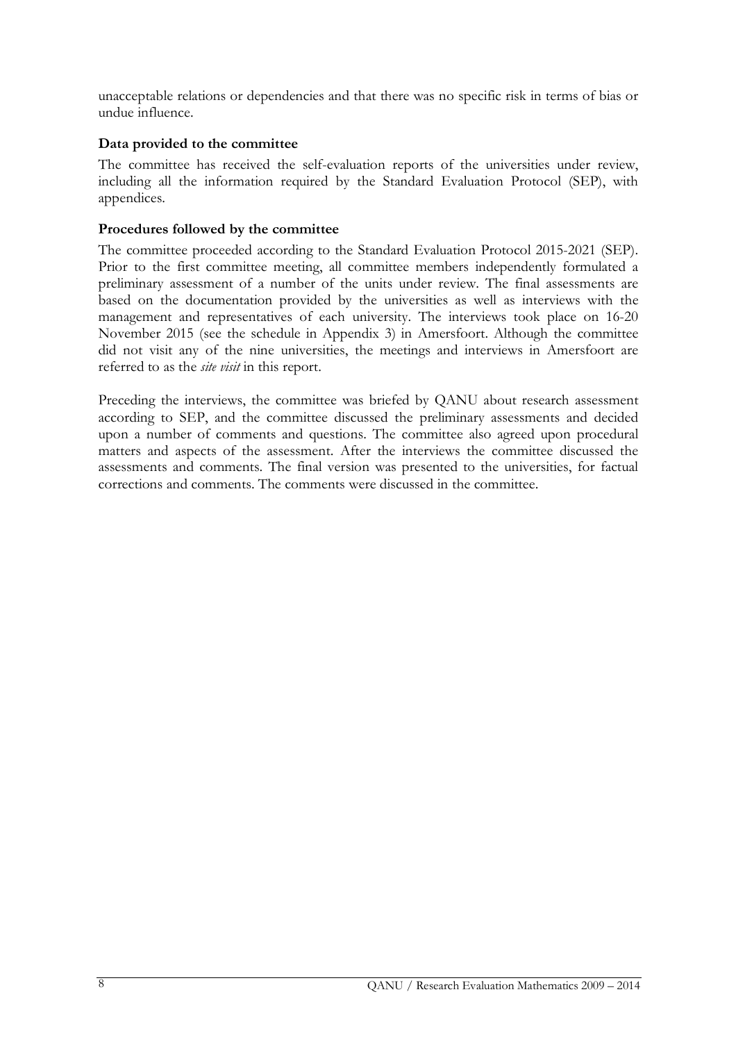unacceptable relations or dependencies and that there was no specific risk in terms of bias or undue influence.

### Data provided to the committee

The committee has received the self-evaluation reports of the universities under review, including all the information required by the Standard Evaluation Protocol (SEP), with appendices.

### Procedures followed by the committee

The committee proceeded according to the Standard Evaluation Protocol 2015-2021 (SEP). Prior to the first committee meeting, all committee members independently formulated a preliminary assessment of a number of the units under review. The final assessments are based on the documentation provided by the universities as well as interviews with the management and representatives of each university. The interviews took place on 16-20 November 2015 (see the schedule in Appendix 3) in Amersfoort. Although the committee did not visit any of the nine universities, the meetings and interviews in Amersfoort are referred to as the *site visit* in this report.

Preceding the interviews, the committee was briefed by QANU about research assessment according to SEP, and the committee discussed the preliminary assessments and decided upon a number of comments and questions. The committee also agreed upon procedural matters and aspects of the assessment. After the interviews the committee discussed the assessments and comments. The final version was presented to the universities, for factual corrections and comments. The comments were discussed in the committee.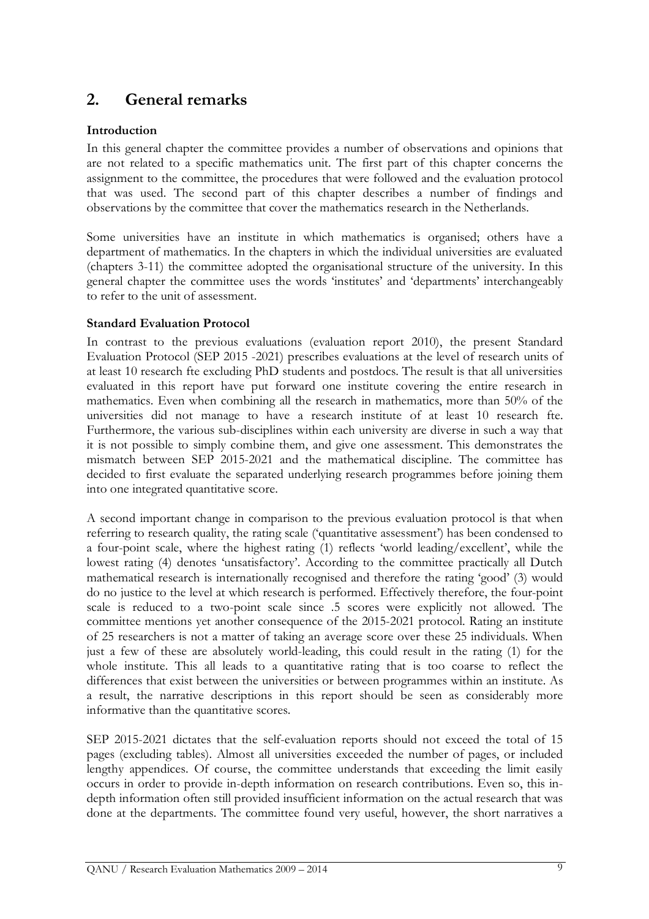## 2. General remarks

### Introduction

In this general chapter the committee provides a number of observations and opinions that are not related to a specific mathematics unit. The first part of this chapter concerns the assignment to the committee, the procedures that were followed and the evaluation protocol that was used. The second part of this chapter describes a number of findings and observations by the committee that cover the mathematics research in the Netherlands.

Some universities have an institute in which mathematics is organised; others have a department of mathematics. In the chapters in which the individual universities are evaluated (chapters 3-11) the committee adopted the organisational structure of the university. In this general chapter the committee uses the words 'institutes' and 'departments' interchangeably to refer to the unit of assessment.

### Standard Evaluation Protocol

In contrast to the previous evaluations (evaluation report 2010), the present Standard Evaluation Protocol (SEP 2015 -2021) prescribes evaluations at the level of research units of at least 10 research fte excluding PhD students and postdocs. The result is that all universities evaluated in this report have put forward one institute covering the entire research in mathematics. Even when combining all the research in mathematics, more than 50% of the universities did not manage to have a research institute of at least 10 research fte. Furthermore, the various sub-disciplines within each university are diverse in such a way that it is not possible to simply combine them, and give one assessment. This demonstrates the mismatch between SEP 2015-2021 and the mathematical discipline. The committee has decided to first evaluate the separated underlying research programmes before joining them into one integrated quantitative score.

A second important change in comparison to the previous evaluation protocol is that when referring to research quality, the rating scale ('quantitative assessment') has been condensed to a four-point scale, where the highest rating (1) reflects 'world leading/excellent', while the lowest rating (4) denotes 'unsatisfactory'. According to the committee practically all Dutch mathematical research is internationally recognised and therefore the rating 'good' (3) would do no justice to the level at which research is performed. Effectively therefore, the four-point scale is reduced to a two-point scale since .5 scores were explicitly not allowed. The committee mentions yet another consequence of the 2015-2021 protocol. Rating an institute of 25 researchers is not a matter of taking an average score over these 25 individuals. When just a few of these are absolutely world-leading, this could result in the rating (1) for the whole institute. This all leads to a quantitative rating that is too coarse to reflect the differences that exist between the universities or between programmes within an institute. As a result, the narrative descriptions in this report should be seen as considerably more informative than the quantitative scores.

SEP 2015-2021 dictates that the self-evaluation reports should not exceed the total of 15 pages (excluding tables). Almost all universities exceeded the number of pages, or included lengthy appendices. Of course, the committee understands that exceeding the limit easily occurs in order to provide in-depth information on research contributions. Even so, this in-depth information often still provided insufficient information on the actual research that was done at the departments. The committee found very useful, however, the short narratives a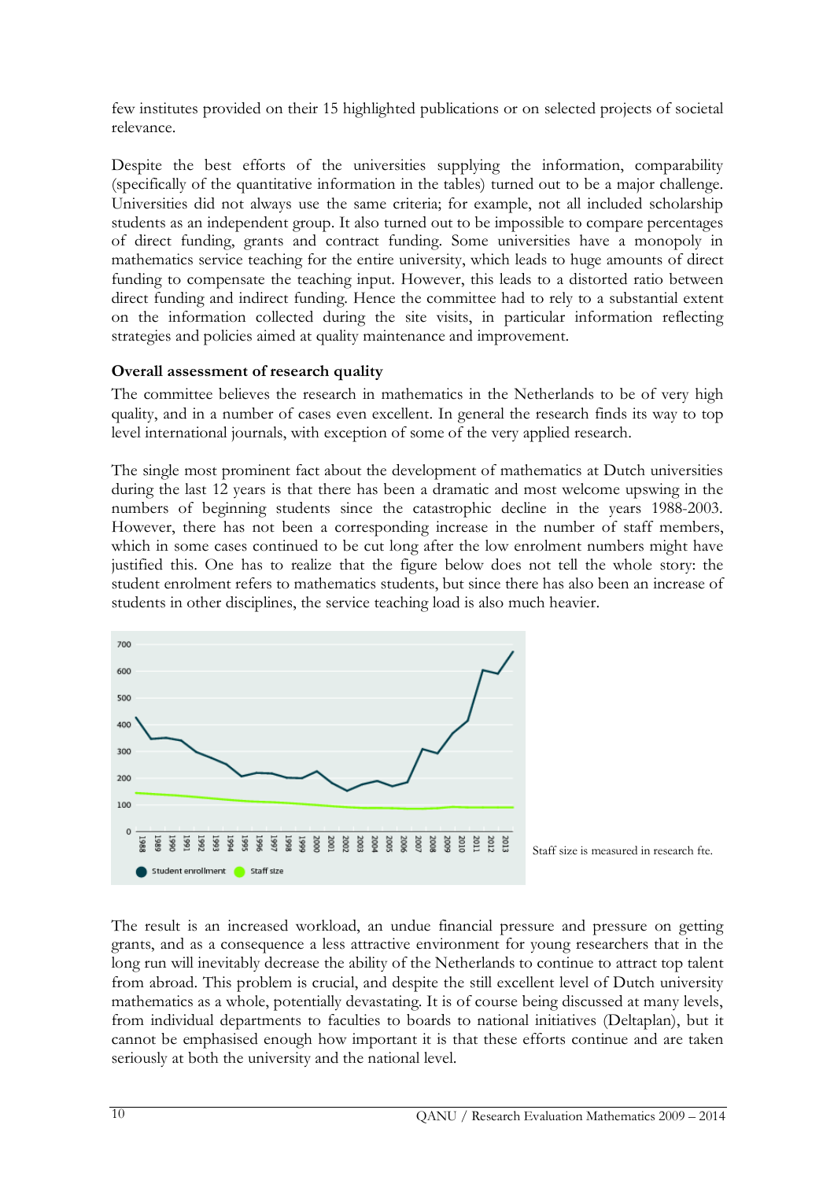few institutes provided on their 15 highlighted publications or on selected projects of societal relevance.

Despite the best efforts of the universities supplying the information, comparability (specifically of the quantitative information in the tables) turned out to be a major challenge. Universities did not always use the same criteria; for example, not all included scholarship students as an independent group. It also turned out to be impossible to compare percentages of direct funding, grants and contract funding. Some universities have a monopoly in mathematics service teaching for the entire university, which leads to huge amounts of direct funding to compensate the teaching input. However, this leads to a distorted ratio between direct funding and indirect funding. Hence the committee had to rely to a substantial extent on the information collected during the site visits, in particular information reflecting strategies and policies aimed at quality maintenance and improvement.

**Overall assessment of research quality**

The committee believes the research in mathematics in the Netherlands to be of very high quality, and in a number of cases even excellent. In general the research finds its way to top level international journals, with exception of some of the very applied research.

The single most prominent fact about the development of mathematics at Dutch universities during the last 12 years is that there has been a dramatic and most welcome upswing in the numbers of beginning students since the catastrophic decline in the years 1988-2003. However, there has not been a corresponding increase in the number of staff members, which in some cases continued to be cut long after the low enrolment numbers might have justified this. One has to realize that the figure below does not tell the whole story: the student enrolment refers to mathematics students, but since there has also been an increase of students in other disciplines, the service teaching load is also much heavier.

Student enrollment / Staff size (1988–2013)

Staff size is measured in research fte.

The result is an increased workload, an undue financial pressure and pressure on getting grants, and as a consequence a less attractive environment for young researchers that in the long run will inevitably decrease the ability of the Netherlands to continue to attract top talent from abroad. This problem is crucial, and despite the still excellent level of Dutch university mathematics as a whole, potentially devastating. It is of course being discussed at many levels, from individual departments to faculties to boards to national initiatives (Deltaplan), but it cannot be emphasised enough how important it is that these efforts continue and are taken seriously at both the university and the national level.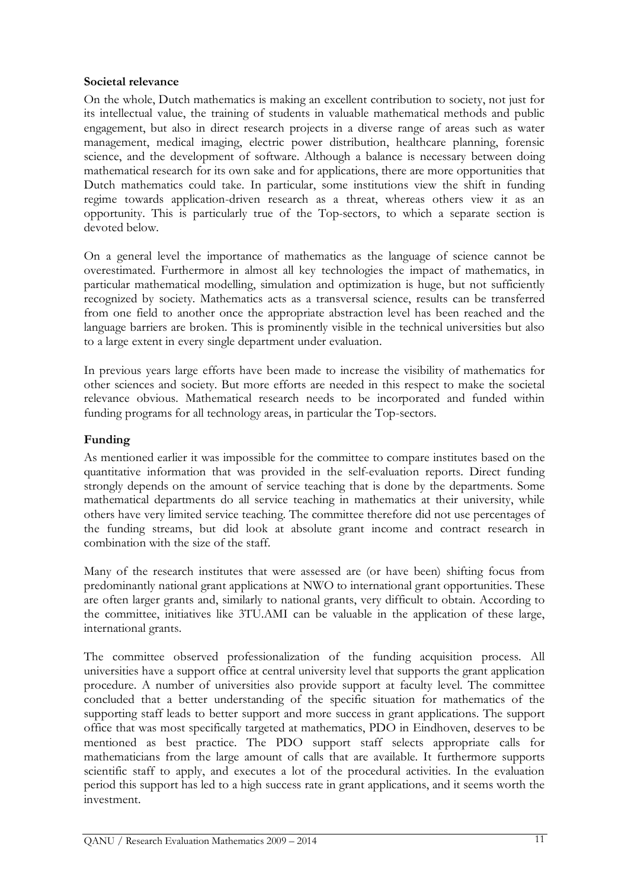**Societal relevance**

On the whole, Dutch mathematics is making an excellent contribution to society, not just for its intellectual value, the training of students in valuable mathematical methods and public engagement, but also in direct research projects in a diverse range of areas such as water management, medical imaging, electric power distribution, healthcare planning, forensic science, and the development of software. Although a balance is necessary between doing mathematical research for its own sake and for applications, there are more opportunities that Dutch mathematics could take. In particular, some institutions view the shift in funding regime towards application-driven research as a threat, whereas others view it as an opportunity. This is particularly true of the Top-sectors, to which a separate section is devoted below.

On a general level the importance of mathematics as the language of science cannot be overestimated. Furthermore in almost all key technologies the impact of mathematics, in particular mathematical modelling, simulation and optimization is huge, but not sufficiently recognized by society. Mathematics acts as a transversal science, results can be transferred from one field to another once the appropriate abstraction level has been reached and the language barriers are broken. This is prominently visible in the technical universities but also to a large extent in every single department under evaluation.

In previous years large efforts have been made to increase the visibility of mathematics for other sciences and society. But more efforts are needed in this respect to make the societal relevance obvious. Mathematical research needs to be incorporated and funded within funding programs for all technology areas, in particular the Top-sectors.

## Funding

As mentioned earlier it was impossible for the committee to compare institutes based on the quantitative information that was provided in the self-evaluation reports. Direct funding strongly depends on the amount of service teaching that is done by the departments. Some mathematical departments do all service teaching in mathematics at their university, while others have very limited service teaching. The committee therefore did not use percentages of the funding streams, but did look at absolute grant income and contract research in combination with the size of the staff.

Many of the research institutes that were assessed are (or have been) shifting focus from predominantly national grant applications at NWO to international grant opportunities. These are often larger grants and, similarly to national grants, very difficult to obtain. According to the committee, initiatives like 3TU.AMI can be valuable in the application of these large, international grants.

The committee observed professionalization of the funding acquisition process. All universities have a support office at central university level that supports the grant application procedure. A number of universities also provide support at faculty level. The committee concluded that a better understanding of the specific situation for mathematics of the supporting staff leads to better support and more success in grant applications. The support office that was most specifically targeted at mathematics, PDO in Eindhoven, deserves to be mentioned as best practice. The PDO support staff selects appropriate calls for mathematicians from the large amount of calls that are available. It furthermore supports scientific staff to apply, and executes a lot of the procedural activities. In the evaluation period this support has led to a high success rate in grant applications, and it seems worth the investment.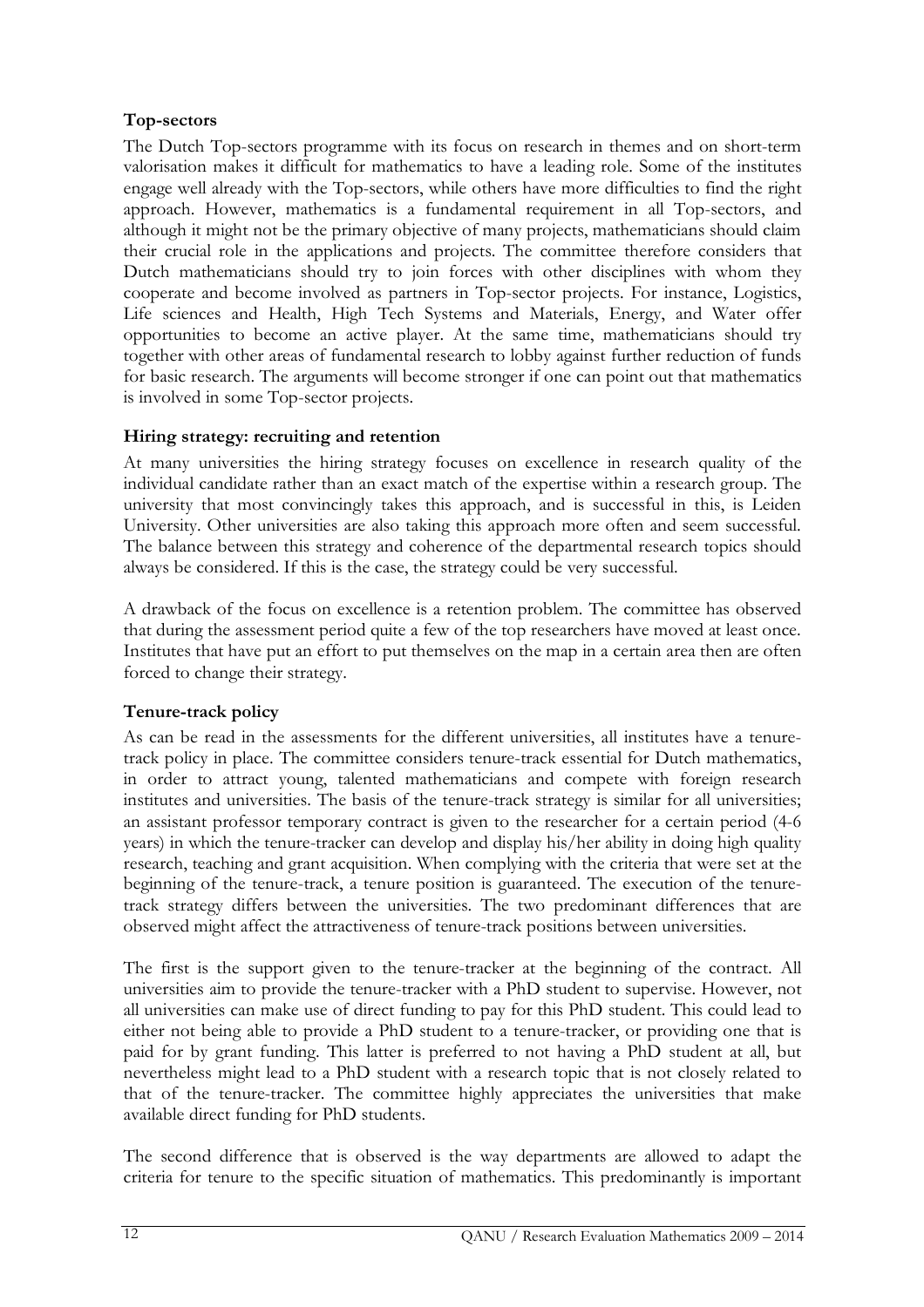### Top-sectors

The Dutch Top-sectors programme with its focus on research in themes and on short-term valorisation makes it difficult for mathematics to have a leading role. Some of the institutes engage well already with the Top-sectors, while others have more difficulties to find the right approach. However, mathematics is a fundamental requirement in all Top-sectors, and although it might not be the primary objective of many projects, mathematicians should claim their crucial role in the applications and projects. The committee therefore considers that Dutch mathematicians should try to join forces with other disciplines with whom they cooperate and become involved as partners in Top-sector projects. For instance, Logistics, Life sciences and Health, High Tech Systems and Materials, Energy, and Water offer opportunities to become an active player. At the same time, mathematicians should try together with other areas of fundamental research to lobby against further reduction of funds for basic research. The arguments will become stronger if one can point out that mathematics is involved in some Top-sector projects.

### Hiring strategy: recruiting and retention

At many universities the hiring strategy focuses on excellence in research quality of the individual candidate rather than an exact match of the expertise within a research group. The university that most convincingly takes this approach, and is successful in this, is Leiden University. Other universities are also taking this approach more often and seem successful. The balance between this strategy and coherence of the departmental research topics should always be considered. If this is the case, the strategy could be very successful.

A drawback of the focus on excellence is a retention problem. The committee has observed that during the assessment period quite a few of the top researchers have moved at least once. Institutes that have put an effort to put themselves on the map in a certain area then are often forced to change their strategy.

### Tenure-track policy

As can be read in the assessments for the different universities, all institutes have a tenure-track policy in place. The committee considers tenure-track essential for Dutch mathematics, in order to attract young, talented mathematicians and compete with foreign research institutes and universities. The basis of the tenure-track strategy is similar for all universities; an assistant professor temporary contract is given to the researcher for a certain period (4-6 years) in which the tenure-tracker can develop and display his/her ability in doing high quality research, teaching and grant acquisition. When complying with the criteria that were set at the beginning of the tenure-track, a tenure position is guaranteed. The execution of the tenure-track strategy differs between the universities. The two predominant differences that are observed might affect the attractiveness of tenure-track positions between universities.

The first is the support given to the tenure-tracker at the beginning of the contract. All universities aim to provide the tenure-tracker with a PhD student to supervise. However, not all universities can make use of direct funding to pay for this PhD student. This could lead to either not being able to provide a PhD student to a tenure-tracker, or providing one that is paid for by grant funding. This latter is preferred to not having a PhD student at all, but nevertheless might lead to a PhD student with a research topic that is not closely related to that of the tenure-tracker. The committee highly appreciates the universities that make available direct funding for PhD students.

The second difference that is observed is the way departments are allowed to adapt the criteria for tenure to the specific situation of mathematics. This predominantly is important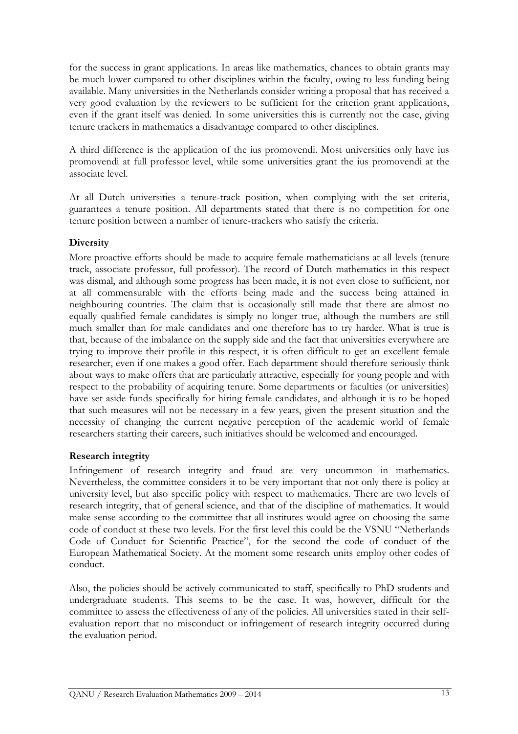for the success in grant applications. In areas like mathematics, chances to obtain grants may be much lower compared to other disciplines within the faculty, owing to less funding being available. Many universities in the Netherlands consider writing a proposal that has received a very good evaluation by the reviewers to be sufficient for the criterion grant applications, even if the grant itself was denied. In some universities this is currently not the case, giving tenure trackers in mathematics a disadvantage compared to other disciplines.

A third difference is the application of the ius promovendi. Most universities only have ius promovendi at full professor level, while some universities grant the ius promovendi at the associate level.

At all Dutch universities a tenure-track position, when complying with the set criteria, guarantees a tenure position. All departments stated that there is no competition for one tenure position between a number of tenure-trackers who satisfy the criteria.

### Diversity

More proactive efforts should be made to acquire female mathematicians at all levels (tenure track, associate professor, full professor). The record of Dutch mathematics in this respect was dismal, and although some progress has been made, it is not even close to sufficient, nor at all commensurable with the efforts being made and the success being attained in neighbouring countries. The claim that is occasionally still made that there are almost no equally qualified female candidates is simply no longer true, although the numbers are still much smaller than for male candidates and one therefore has to try harder. What is true is that, because of the imbalance on the supply side and the fact that universities everywhere are trying to improve their profile in this respect, it is often difficult to get an excellent female researcher, even if one makes a good offer. Each department should therefore seriously think about ways to make offers that are particularly attractive, especially for young people and with respect to the probability of acquiring tenure. Some departments or faculties (or universities) have set aside funds specifically for hiring female candidates, and although it is to be hoped that such measures will not be necessary in a few years, given the present situation and the necessity of changing the current negative perception of the academic world of female researchers starting their careers, such initiatives should be welcomed and encouraged.

### Research integrity

Infringement of research integrity and fraud are very uncommon in mathematics. Nevertheless, the committee considers it to be very important that not only there is policy at university level, but also specific policy with respect to mathematics. There are two levels of research integrity, that of general science, and that of the discipline of mathematics. It would make sense according to the committee that all institutes would agree on choosing the same code of conduct at these two levels. For the first level this could be the VSNU "Netherlands Code of Conduct for Scientific Practice", for the second the code of conduct of the European Mathematical Society. At the moment some research units employ other codes of conduct.

Also, the policies should be actively communicated to staff, specifically to PhD students and undergraduate students. This seems to be the case. It was, however, difficult for the committee to assess the effectiveness of any of the policies. All universities stated in their self-evaluation report that no misconduct or infringement of research integrity occurred during the evaluation period.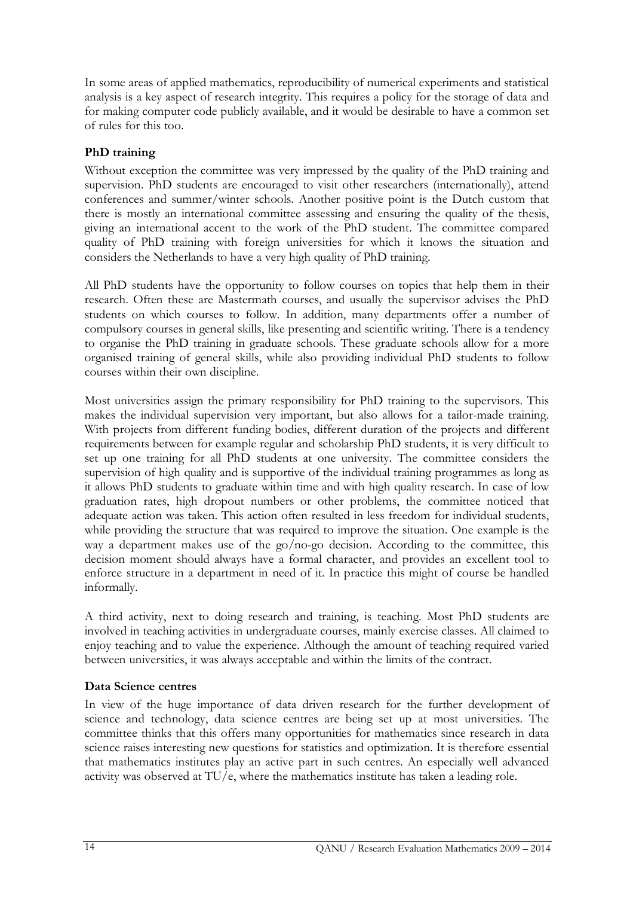In some areas of applied mathematics, reproducibility of numerical experiments and statistical analysis is a key aspect of research integrity. This requires a policy for the storage of data and for making computer code publicly available, and it would be desirable to have a common set of rules for this too.

### PhD training

Without exception the committee was very impressed by the quality of the PhD training and supervision. PhD students are encouraged to visit other researchers (internationally), attend conferences and summer/winter schools. Another positive point is the Dutch custom that there is mostly an international committee assessing and ensuring the quality of the thesis, giving an international accent to the work of the PhD student. The committee compared quality of PhD training with foreign universities for which it knows the situation and considers the Netherlands to have a very high quality of PhD training.

All PhD students have the opportunity to follow courses on topics that help them in their research. Often these are Mastermath courses, and usually the supervisor advises the PhD students on which courses to follow. In addition, many departments offer a number of compulsory courses in general skills, like presenting and scientific writing. There is a tendency to organise the PhD training in graduate schools. These graduate schools allow for a more organised training of general skills, while also providing individual PhD students to follow courses within their own discipline.

Most universities assign the primary responsibility for PhD training to the supervisors. This makes the individual supervision very important, but also allows for a tailor-made training. With projects from different funding bodies, different duration of the projects and different requirements between for example regular and scholarship PhD students, it is very difficult to set up one training for all PhD students at one university. The committee considers the supervision of high quality and is supportive of the individual training programmes as long as it allows PhD students to graduate within time and with high quality research. In case of low graduation rates, high dropout numbers or other problems, the committee noticed that adequate action was taken. This action often resulted in less freedom for individual students, while providing the structure that was required to improve the situation. One example is the way a department makes use of the go/no-go decision. According to the committee, this decision moment should always have a formal character, and provides an excellent tool to enforce structure in a department in need of it. In practice this might of course be handled informally.

A third activity, next to doing research and training, is teaching. Most PhD students are involved in teaching activities in undergraduate courses, mainly exercise classes. All claimed to enjoy teaching and to value the experience. Although the amount of teaching required varied between universities, it was always acceptable and within the limits of the contract.

### Data Science centres

In view of the huge importance of data driven research for the further development of science and technology, data science centres are being set up at most universities. The committee thinks that this offers many opportunities for mathematics since research in data science raises interesting new questions for statistics and optimization. It is therefore essential that mathematics institutes play an active part in such centres. An especially well advanced activity was observed at TU/e, where the mathematics institute has taken a leading role.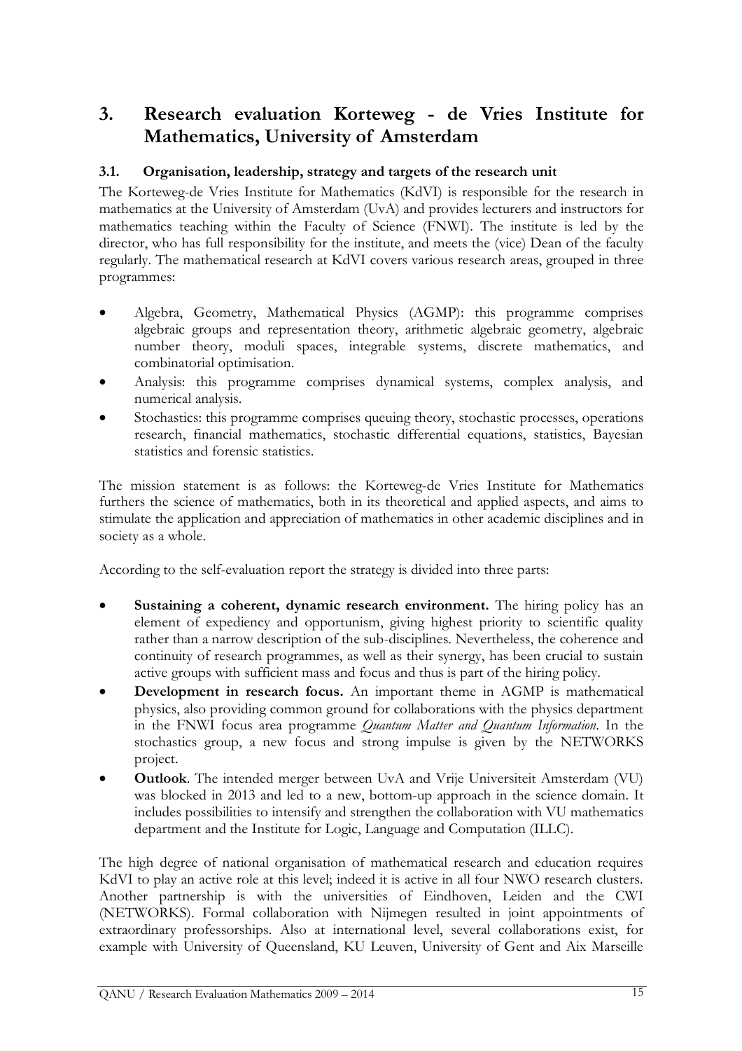# 3. Research evaluation Korteweg - de Vries Institute for Mathematics, University of Amsterdam

## 3.1. Organisation, leadership, strategy and targets of the research unit

The Korteweg-de Vries Institute for Mathematics (KdVI) is responsible for the research in mathematics at the University of Amsterdam (UvA) and provides lecturers and instructors for mathematics teaching within the Faculty of Science (FNWI). The institute is led by the director, who has full responsibility for the institute, and meets the (vice) Dean of the faculty regularly. The mathematical research at KdVI covers various research areas, grouped in three programmes:

- Algebra, Geometry, Mathematical Physics (AGMP): this programme comprises algebraic groups and representation theory, arithmetic algebraic geometry, algebraic number theory, moduli spaces, integrable systems, discrete mathematics, and combinatorial optimisation.
- Analysis: this programme comprises dynamical systems, complex analysis, and numerical analysis.
- Stochastics: this programme comprises queuing theory, stochastic processes, operations research, financial mathematics, stochastic differential equations, statistics, Bayesian statistics and forensic statistics.

The mission statement is as follows: the Korteweg-de Vries Institute for Mathematics furthers the science of mathematics, both in its theoretical and applied aspects, and aims to stimulate the application and appreciation of mathematics in other academic disciplines and in society as a whole.

According to the self-evaluation report the strategy is divided into three parts:

- **Sustaining a coherent, dynamic research environment.** The hiring policy has an element of expediency and opportunism, giving highest priority to scientific quality rather than a narrow description of the sub-disciplines. Nevertheless, the coherence and continuity of research programmes, as well as their synergy, has been crucial to sustain active groups with sufficient mass and focus and thus is part of the hiring policy.
- **Development in research focus.** An important theme in AGMP is mathematical physics, also providing common ground for collaborations with the physics department in the FNWI focus area programme *Quantum Matter and Quantum Information*. In the stochastics group, a new focus and strong impulse is given by the NETWORKS project.
- **Outlook**. The intended merger between UvA and Vrije Universiteit Amsterdam (VU) was blocked in 2013 and led to a new, bottom-up approach in the science domain. It includes possibilities to intensify and strengthen the collaboration with VU mathematics department and the Institute for Logic, Language and Computation (ILLC).

The high degree of national organisation of mathematical research and education requires KdVI to play an active role at this level; indeed it is active in all four NWO research clusters. Another partnership is with the universities of Eindhoven, Leiden and the CWI (NETWORKS). Formal collaboration with Nijmegen resulted in joint appointments of extraordinary professorships. Also at international level, several collaborations exist, for example with University of Queensland, KU Leuven, University of Gent and Aix Marseille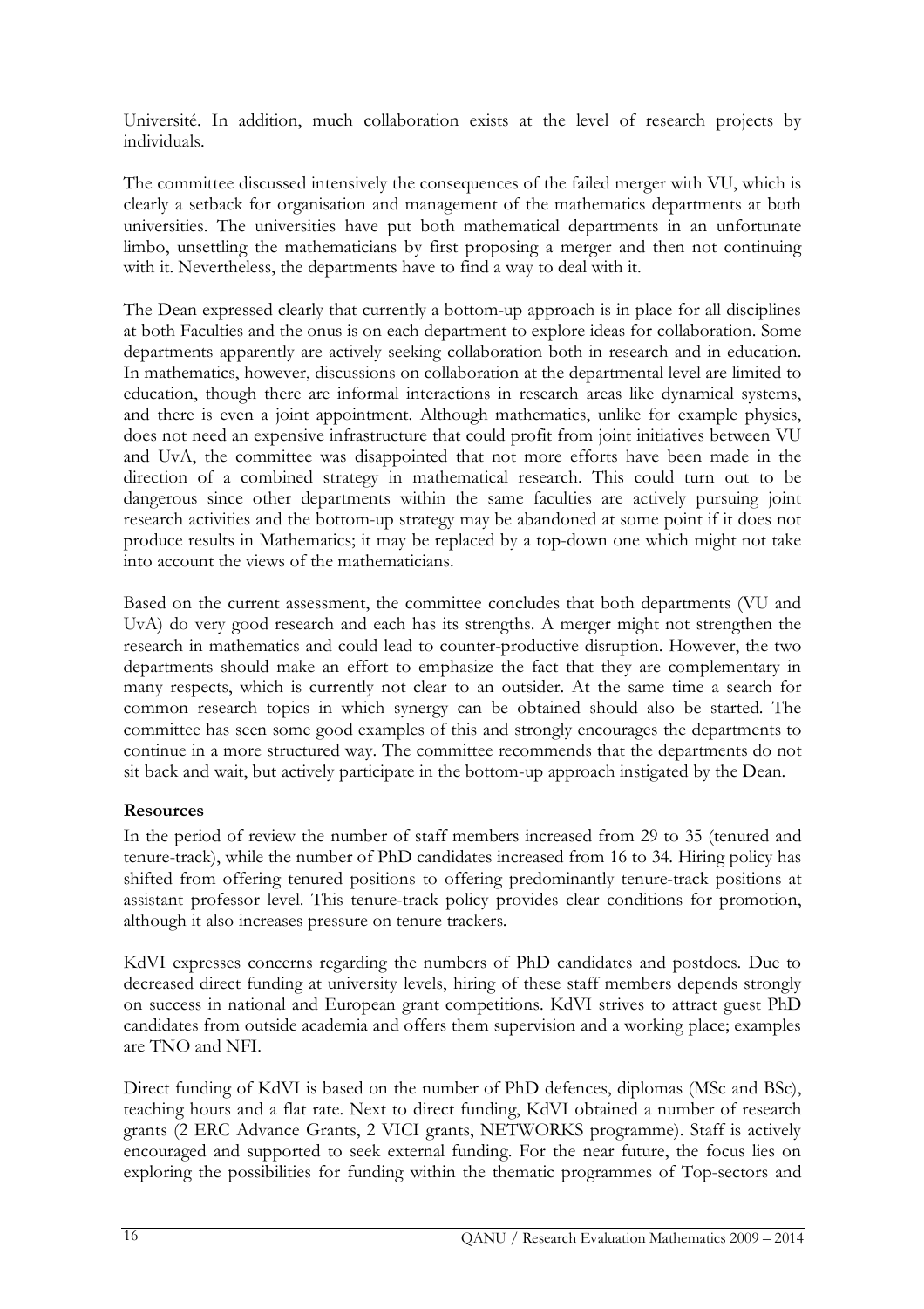Université. In addition, much collaboration exists at the level of research projects by individuals.

The committee discussed intensively the consequences of the failed merger with VU, which is clearly a setback for organisation and management of the mathematics departments at both universities. The universities have put both mathematical departments in an unfortunate limbo, unsettling the mathematicians by first proposing a merger and then not continuing with it. Nevertheless, the departments have to find a way to deal with it.

The Dean expressed clearly that currently a bottom-up approach is in place for all disciplines at both Faculties and the onus is on each department to explore ideas for collaboration. Some departments apparently are actively seeking collaboration both in research and in education. In mathematics, however, discussions on collaboration at the departmental level are limited to education, though there are informal interactions in research areas like dynamical systems, and there is even a joint appointment. Although mathematics, unlike for example physics, does not need an expensive infrastructure that could profit from joint initiatives between VU and UvA, the committee was disappointed that not more efforts have been made in the direction of a combined strategy in mathematical research. This could turn out to be dangerous since other departments within the same faculties are actively pursuing joint research activities and the bottom-up strategy may be abandoned at some point if it does not produce results in Mathematics; it may be replaced by a top-down one which might not take into account the views of the mathematicians.

Based on the current assessment, the committee concludes that both departments (VU and UvA) do very good research and each has its strengths. A merger might not strengthen the research in mathematics and could lead to counter-productive disruption. However, the two departments should make an effort to emphasize the fact that they are complementary in many respects, which is currently not clear to an outsider. At the same time a search for common research topics in which synergy can be obtained should also be started. The committee has seen some good examples of this and strongly encourages the departments to continue in a more structured way. The committee recommends that the departments do not sit back and wait, but actively participate in the bottom-up approach instigated by the Dean.

**Resources**

In the period of review the number of staff members increased from 29 to 35 (tenured and tenure-track), while the number of PhD candidates increased from 16 to 34. Hiring policy has shifted from offering tenured positions to offering predominantly tenure-track positions at assistant professor level. This tenure-track policy provides clear conditions for promotion, although it also increases pressure on tenure trackers.

KdVI expresses concerns regarding the numbers of PhD candidates and postdocs. Due to decreased direct funding at university levels, hiring of these staff members depends strongly on success in national and European grant competitions. KdVI strives to attract guest PhD candidates from outside academia and offers them supervision and a working place; examples are TNO and NFI.

Direct funding of KdVI is based on the number of PhD defences, diplomas (MSc and BSc), teaching hours and a flat rate. Next to direct funding, KdVI obtained a number of research grants (2 ERC Advance Grants, 2 VICI grants, NETWORKS programme). Staff is actively encouraged and supported to seek external funding. For the near future, the focus lies on exploring the possibilities for funding within the thematic programmes of Top-sectors and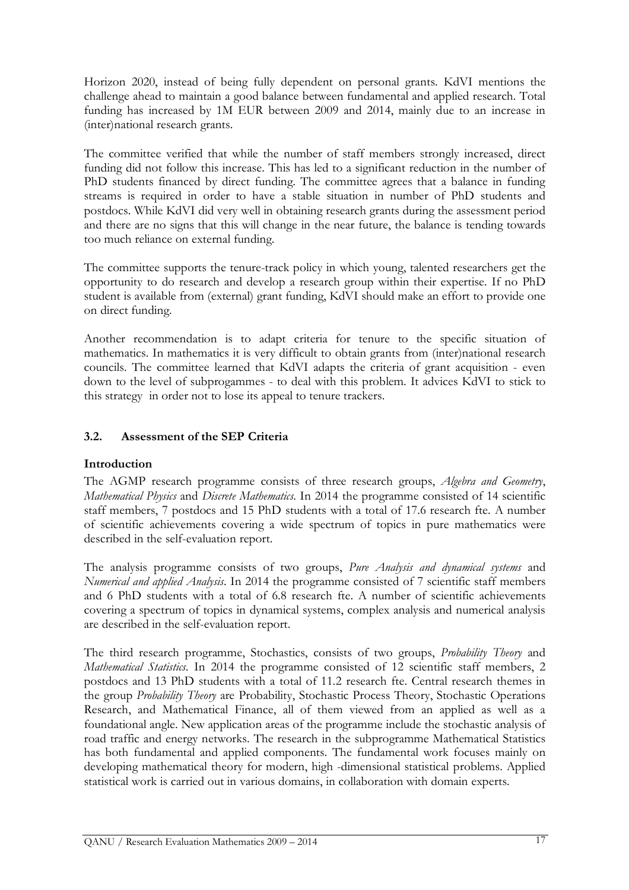Horizon 2020, instead of being fully dependent on personal grants. KdVI mentions the challenge ahead to maintain a good balance between fundamental and applied research. Total funding has increased by 1M EUR between 2009 and 2014, mainly due to an increase in (inter)national research grants.

The committee verified that while the number of staff members strongly increased, direct funding did not follow this increase. This has led to a significant reduction in the number of PhD students financed by direct funding. The committee agrees that a balance in funding streams is required in order to have a stable situation in number of PhD students and postdocs. While KdVI did very well in obtaining research grants during the assessment period and there are no signs that this will change in the near future, the balance is tending towards too much reliance on external funding.

The committee supports the tenure-track policy in which young, talented researchers get the opportunity to do research and develop a research group within their expertise. If no PhD student is available from (external) grant funding, KdVI should make an effort to provide one on direct funding.

Another recommendation is to adapt criteria for tenure to the specific situation of mathematics. In mathematics it is very difficult to obtain grants from (inter)national research councils. The committee learned that KdVI adapts the criteria of grant acquisition - even down to the level of subprogammes - to deal with this problem. It advices KdVI to stick to this strategy in order not to lose its appeal to tenure trackers.

### 3.2. Assessment of the SEP Criteria

**Introduction**

The AGMP research programme consists of three research groups, *Algebra and Geometry*, *Mathematical Physics* and *Discrete Mathematics*. In 2014 the programme consisted of 14 scientific staff members, 7 postdocs and 15 PhD students with a total of 17.6 research fte. A number of scientific achievements covering a wide spectrum of topics in pure mathematics were described in the self-evaluation report.

The analysis programme consists of two groups, *Pure Analysis and dynamical systems* and *Numerical and applied Analysis*. In 2014 the programme consisted of 7 scientific staff members and 6 PhD students with a total of 6.8 research fte. A number of scientific achievements covering a spectrum of topics in dynamical systems, complex analysis and numerical analysis are described in the self-evaluation report.

The third research programme, Stochastics, consists of two groups, *Probability Theory* and *Mathematical Statistics*. In 2014 the programme consisted of 12 scientific staff members, 2 postdocs and 13 PhD students with a total of 11.2 research fte. Central research themes in the group *Probability Theory* are Probability, Stochastic Process Theory, Stochastic Operations Research, and Mathematical Finance, all of them viewed from an applied as well as a foundational angle. New application areas of the programme include the stochastic analysis of road traffic and energy networks. The research in the subprogramme Mathematical Statistics has both fundamental and applied components. The fundamental work focuses mainly on developing mathematical theory for modern, high -dimensional statistical problems. Applied statistical work is carried out in various domains, in collaboration with domain experts.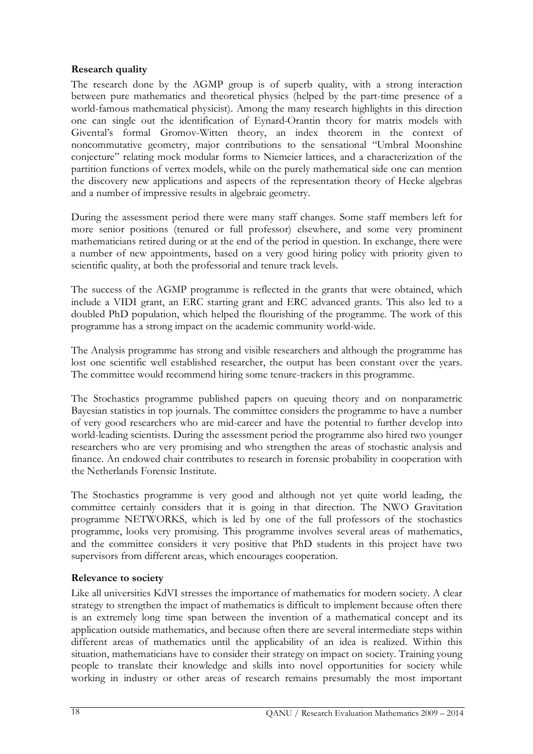**Research quality**

The research done by the AGMP group is of superb quality, with a strong interaction between pure mathematics and theoretical physics (helped by the part-time presence of a world-famous mathematical physicist). Among the many research highlights in this direction one can single out the identification of Eynard-Orantin theory for matrix models with Givental's formal Gromov-Witten theory, an index theorem in the context of noncommutative geometry, major contributions to the sensational "Umbral Moonshine conjecture" relating mock modular forms to Niemeier lattices, and a characterization of the partition functions of vertex models, while on the purely mathematical side one can mention the discovery new applications and aspects of the representation theory of Hecke algebras and a number of impressive results in algebraic geometry.

During the assessment period there were many staff changes. Some staff members left for more senior positions (tenured or full professor) elsewhere, and some very prominent mathematicians retired during or at the end of the period in question. In exchange, there were a number of new appointments, based on a very good hiring policy with priority given to scientific quality, at both the professorial and tenure track levels.

The success of the AGMP programme is reflected in the grants that were obtained, which include a VIDI grant, an ERC starting grant and ERC advanced grants. This also led to a doubled PhD population, which helped the flourishing of the programme. The work of this programme has a strong impact on the academic community world-wide.

The Analysis programme has strong and visible researchers and although the programme has lost one scientific well established researcher, the output has been constant over the years. The committee would recommend hiring some tenure-trackers in this programme.

The Stochastics programme published papers on queuing theory and on nonparametric Bayesian statistics in top journals. The committee considers the programme to have a number of very good researchers who are mid-career and have the potential to further develop into world-leading scientists. During the assessment period the programme also hired two younger researchers who are very promising and who strengthen the areas of stochastic analysis and finance. An endowed chair contributes to research in forensic probability in cooperation with the Netherlands Forensic Institute.

The Stochastics programme is very good and although not yet quite world leading, the committee certainly considers that it is going in that direction. The NWO Gravitation programme NETWORKS, which is led by one of the full professors of the stochastics programme, looks very promising. This programme involves several areas of mathematics, and the committee considers it very positive that PhD students in this project have two supervisors from different areas, which encourages cooperation.

**Relevance to society**

Like all universities KdVI stresses the importance of mathematics for modern society. A clear strategy to strengthen the impact of mathematics is difficult to implement because often there is an extremely long time span between the invention of a mathematical concept and its application outside mathematics, and because often there are several intermediate steps within different areas of mathematics until the applicability of an idea is realized. Within this situation, mathematicians have to consider their strategy on impact on society. Training young people to translate their knowledge and skills into novel opportunities for society while working in industry or other areas of research remains presumably the most important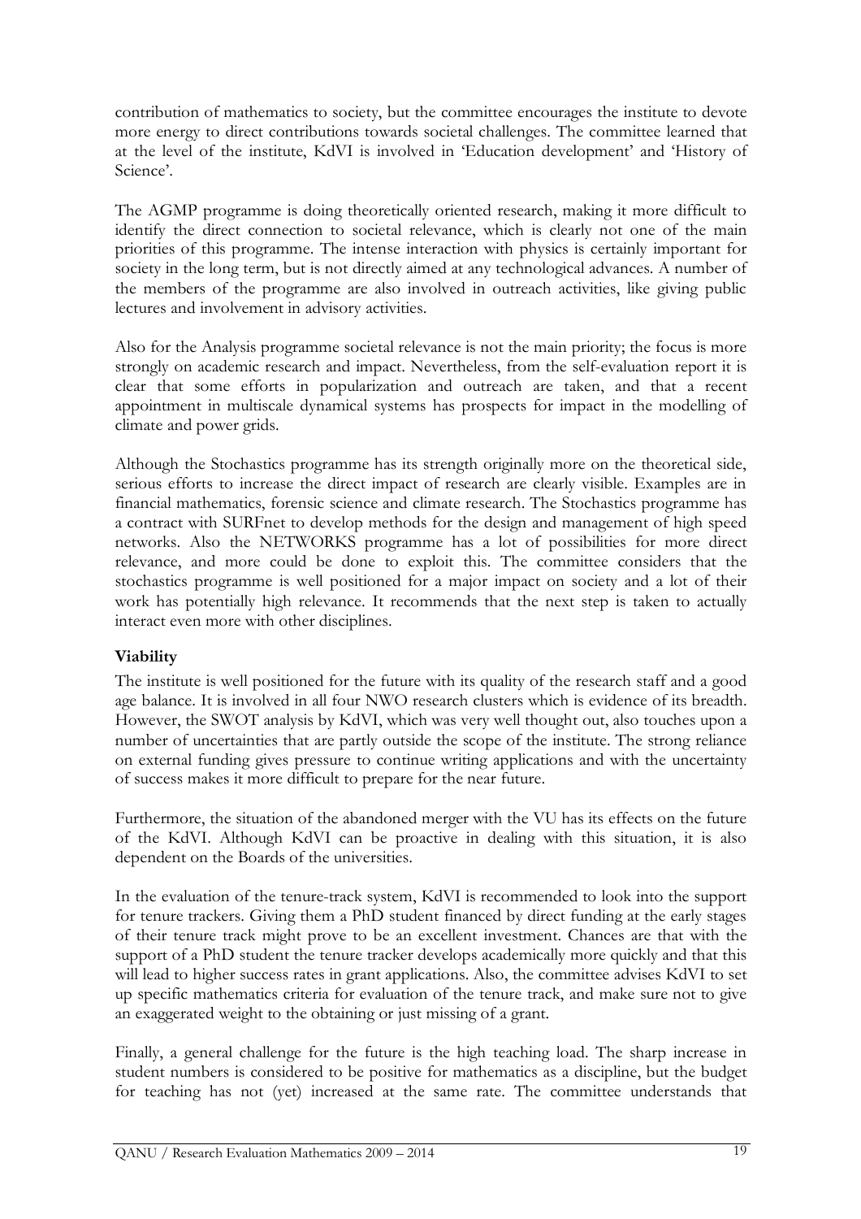contribution of mathematics to society, but the committee encourages the institute to devote more energy to direct contributions towards societal challenges. The committee learned that at the level of the institute, KdVI is involved in 'Education development' and 'History of Science'.

The AGMP programme is doing theoretically oriented research, making it more difficult to identify the direct connection to societal relevance, which is clearly not one of the main priorities of this programme. The intense interaction with physics is certainly important for society in the long term, but is not directly aimed at any technological advances. A number of the members of the programme are also involved in outreach activities, like giving public lectures and involvement in advisory activities.

Also for the Analysis programme societal relevance is not the main priority; the focus is more strongly on academic research and impact. Nevertheless, from the self-evaluation report it is clear that some efforts in popularization and outreach are taken, and that a recent appointment in multiscale dynamical systems has prospects for impact in the modelling of climate and power grids.

Although the Stochastics programme has its strength originally more on the theoretical side, serious efforts to increase the direct impact of research are clearly visible. Examples are in financial mathematics, forensic science and climate research. The Stochastics programme has a contract with SURFnet to develop methods for the design and management of high speed networks. Also the NETWORKS programme has a lot of possibilities for more direct relevance, and more could be done to exploit this. The committee considers that the stochastics programme is well positioned for a major impact on society and a lot of their work has potentially high relevance. It recommends that the next step is taken to actually interact even more with other disciplines.

**Viability**

The institute is well positioned for the future with its quality of the research staff and a good age balance. It is involved in all four NWO research clusters which is evidence of its breadth. However, the SWOT analysis by KdVI, which was very well thought out, also touches upon a number of uncertainties that are partly outside the scope of the institute. The strong reliance on external funding gives pressure to continue writing applications and with the uncertainty of success makes it more difficult to prepare for the near future.

Furthermore, the situation of the abandoned merger with the VU has its effects on the future of the KdVI. Although KdVI can be proactive in dealing with this situation, it is also dependent on the Boards of the universities.

In the evaluation of the tenure-track system, KdVI is recommended to look into the support for tenure trackers. Giving them a PhD student financed by direct funding at the early stages of their tenure track might prove to be an excellent investment. Chances are that with the support of a PhD student the tenure tracker develops academically more quickly and that this will lead to higher success rates in grant applications. Also, the committee advises KdVI to set up specific mathematics criteria for evaluation of the tenure track, and make sure not to give an exaggerated weight to the obtaining or just missing of a grant.

Finally, a general challenge for the future is the high teaching load. The sharp increase in student numbers is considered to be positive for mathematics as a discipline, but the budget for teaching has not (yet) increased at the same rate. The committee understands that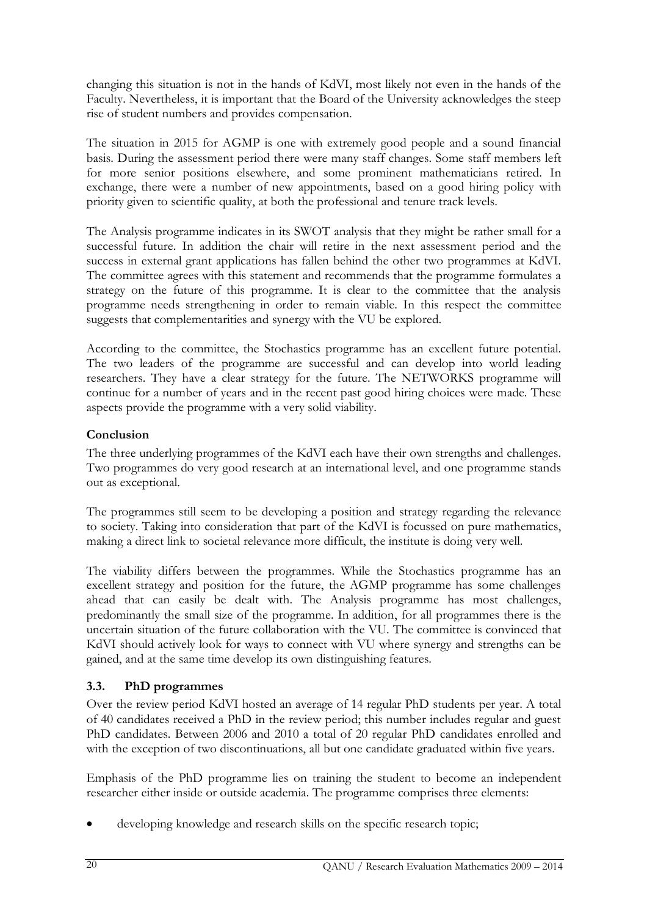changing this situation is not in the hands of KdVI, most likely not even in the hands of the Faculty. Nevertheless, it is important that the Board of the University acknowledges the steep rise of student numbers and provides compensation.

The situation in 2015 for AGMP is one with extremely good people and a sound financial basis. During the assessment period there were many staff changes. Some staff members left for more senior positions elsewhere, and some prominent mathematicians retired. In exchange, there were a number of new appointments, based on a good hiring policy with priority given to scientific quality, at both the professional and tenure track levels.

The Analysis programme indicates in its SWOT analysis that they might be rather small for a successful future. In addition the chair will retire in the next assessment period and the success in external grant applications has fallen behind the other two programmes at KdVI. The committee agrees with this statement and recommends that the programme formulates a strategy on the future of this programme. It is clear to the committee that the analysis programme needs strengthening in order to remain viable. In this respect the committee suggests that complementarities and synergy with the VU be explored.

According to the committee, the Stochastics programme has an excellent future potential. The two leaders of the programme are successful and can develop into world leading researchers. They have a clear strategy for the future. The NETWORKS programme will continue for a number of years and in the recent past good hiring choices were made. These aspects provide the programme with a very solid viability.

**Conclusion**

The three underlying programmes of the KdVI each have their own strengths and challenges. Two programmes do very good research at an international level, and one programme stands out as exceptional.

The programmes still seem to be developing a position and strategy regarding the relevance to society. Taking into consideration that part of the KdVI is focussed on pure mathematics, making a direct link to societal relevance more difficult, the institute is doing very well.

The viability differs between the programmes. While the Stochastics programme has an excellent strategy and position for the future, the AGMP programme has some challenges ahead that can easily be dealt with. The Analysis programme has most challenges, predominantly the small size of the programme. In addition, for all programmes there is the uncertain situation of the future collaboration with the VU. The committee is convinced that KdVI should actively look for ways to connect with VU where synergy and strengths can be gained, and at the same time develop its own distinguishing features.

### 3.3. PhD programmes

Over the review period KdVI hosted an average of 14 regular PhD students per year. A total of 40 candidates received a PhD in the review period; this number includes regular and guest PhD candidates. Between 2006 and 2010 a total of 20 regular PhD candidates enrolled and with the exception of two discontinuations, all but one candidate graduated within five years.

Emphasis of the PhD programme lies on training the student to become an independent researcher either inside or outside academia. The programme comprises three elements:

- developing knowledge and research skills on the specific research topic;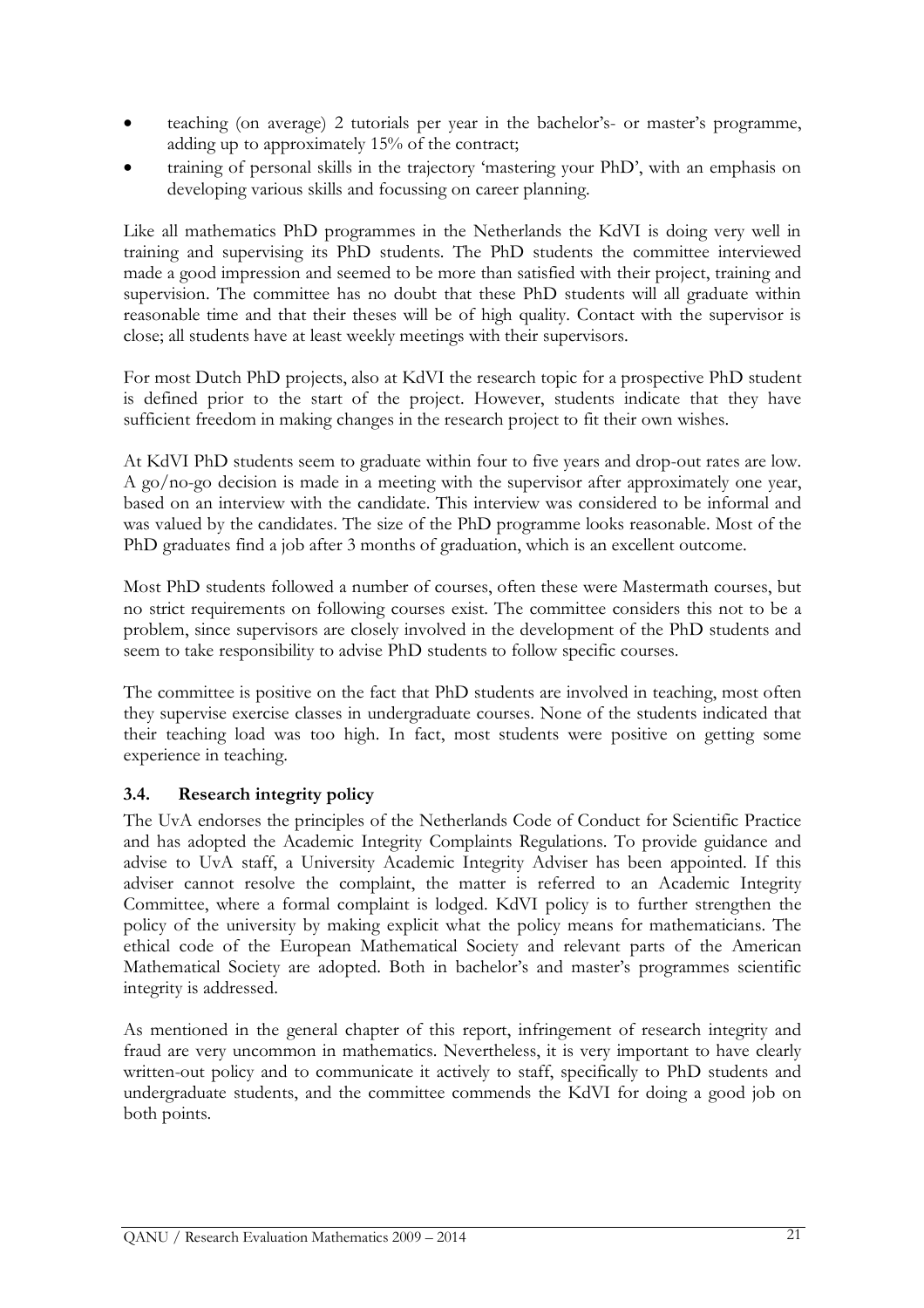- teaching (on average) 2 tutorials per year in the bachelor's- or master's programme, adding up to approximately 15% of the contract;
- training of personal skills in the trajectory 'mastering your PhD', with an emphasis on developing various skills and focussing on career planning.

Like all mathematics PhD programmes in the Netherlands the KdVI is doing very well in training and supervising its PhD students. The PhD students the committee interviewed made a good impression and seemed to be more than satisfied with their project, training and supervision. The committee has no doubt that these PhD students will all graduate within reasonable time and that their theses will be of high quality. Contact with the supervisor is close; all students have at least weekly meetings with their supervisors.

For most Dutch PhD projects, also at KdVI the research topic for a prospective PhD student is defined prior to the start of the project. However, students indicate that they have sufficient freedom in making changes in the research project to fit their own wishes.

At KdVI PhD students seem to graduate within four to five years and drop-out rates are low. A go/no-go decision is made in a meeting with the supervisor after approximately one year, based on an interview with the candidate. This interview was considered to be informal and was valued by the candidates. The size of the PhD programme looks reasonable. Most of the PhD graduates find a job after 3 months of graduation, which is an excellent outcome.

Most PhD students followed a number of courses, often these were Mastermath courses, but no strict requirements on following courses exist. The committee considers this not to be a problem, since supervisors are closely involved in the development of the PhD students and seem to take responsibility to advise PhD students to follow specific courses.

The committee is positive on the fact that PhD students are involved in teaching, most often they supervise exercise classes in undergraduate courses. None of the students indicated that their teaching load was too high. In fact, most students were positive on getting some experience in teaching.

### 3.4. Research integrity policy

The UvA endorses the principles of the Netherlands Code of Conduct for Scientific Practice and has adopted the Academic Integrity Complaints Regulations. To provide guidance and advise to UvA staff, a University Academic Integrity Adviser has been appointed. If this adviser cannot resolve the complaint, the matter is referred to an Academic Integrity Committee, where a formal complaint is lodged. KdVI policy is to further strengthen the policy of the university by making explicit what the policy means for mathematicians. The ethical code of the European Mathematical Society and relevant parts of the American Mathematical Society are adopted. Both in bachelor's and master's programmes scientific integrity is addressed.

As mentioned in the general chapter of this report, infringement of research integrity and fraud are very uncommon in mathematics. Nevertheless, it is very important to have clearly written-out policy and to communicate it actively to staff, specifically to PhD students and undergraduate students, and the committee commends the KdVI for doing a good job on both points.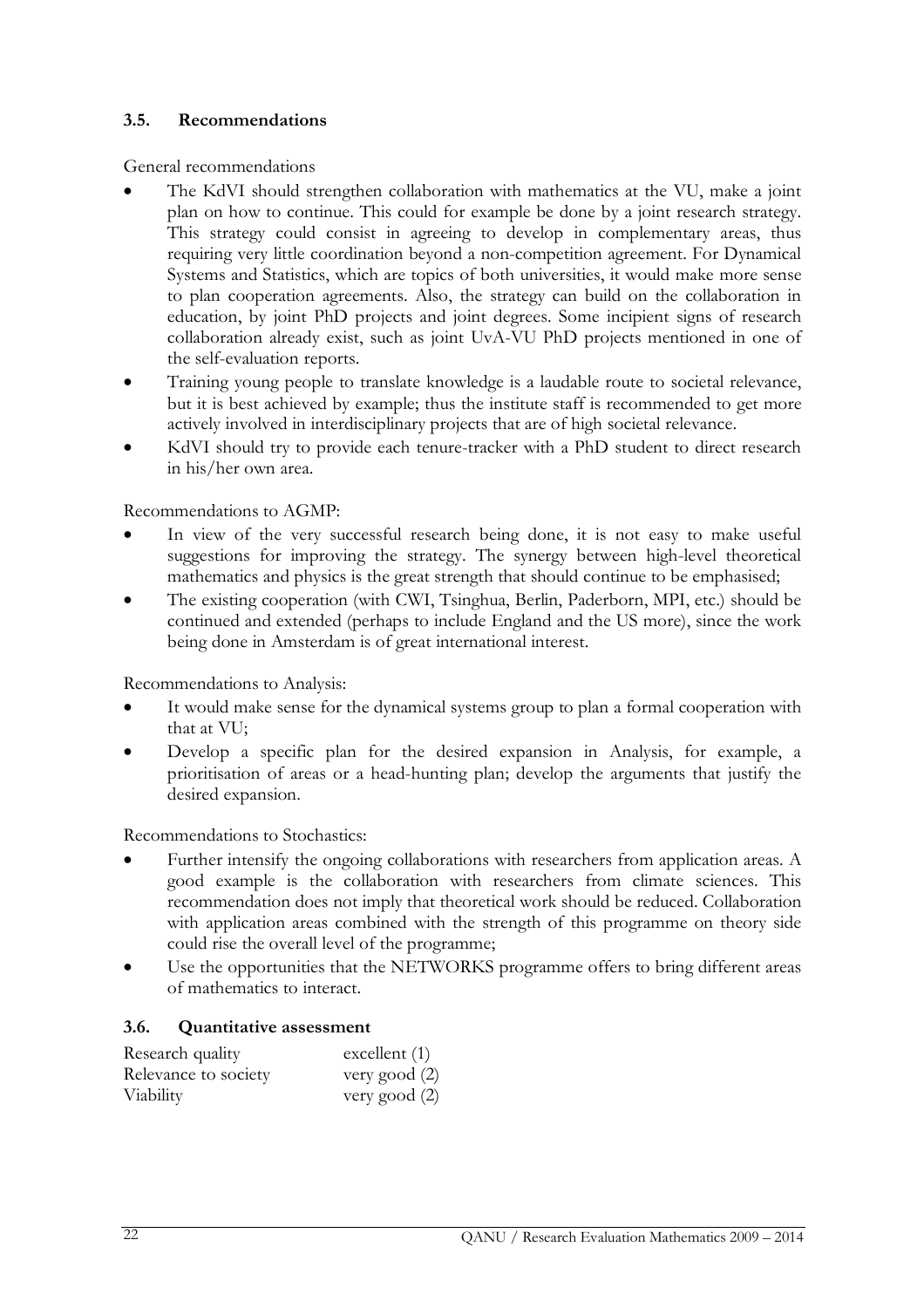### 3.5. Recommendations

General recommendations

- The KdVI should strengthen collaboration with mathematics at the VU, make a joint plan on how to continue. This could for example be done by a joint research strategy. This strategy could consist in agreeing to develop in complementary areas, thus requiring very little coordination beyond a non-competition agreement. For Dynamical Systems and Statistics, which are topics of both universities, it would make more sense to plan cooperation agreements. Also, the strategy can build on the collaboration in education, by joint PhD projects and joint degrees. Some incipient signs of research collaboration already exist, such as joint UvA-VU PhD projects mentioned in one of the self-evaluation reports.
- Training young people to translate knowledge is a laudable route to societal relevance, but it is best achieved by example; thus the institute staff is recommended to get more actively involved in interdisciplinary projects that are of high societal relevance.
- KdVI should try to provide each tenure-tracker with a PhD student to direct research in his/her own area.

Recommendations to AGMP:

- In view of the very successful research being done, it is not easy to make useful suggestions for improving the strategy. The synergy between high-level theoretical mathematics and physics is the great strength that should continue to be emphasised;
- The existing cooperation (with CWI, Tsinghua, Berlin, Paderborn, MPI, etc.) should be continued and extended (perhaps to include England and the US more), since the work being done in Amsterdam is of great international interest.

Recommendations to Analysis:

- It would make sense for the dynamical systems group to plan a formal cooperation with that at VU;
- Develop a specific plan for the desired expansion in Analysis, for example, a prioritisation of areas or a head-hunting plan; develop the arguments that justify the desired expansion.

Recommendations to Stochastics:

- Further intensify the ongoing collaborations with researchers from application areas. A good example is the collaboration with researchers from climate sciences. This recommendation does not imply that theoretical work should be reduced. Collaboration with application areas combined with the strength of this programme on theory side could rise the overall level of the programme;
- Use the opportunities that the NETWORKS programme offers to bring different areas of mathematics to interact.

### 3.6. Quantitative assessment

| | |
|---|---|
| Research quality | excellent (1) |
| Relevance to society | very good (2) |
| Viability | very good (2) |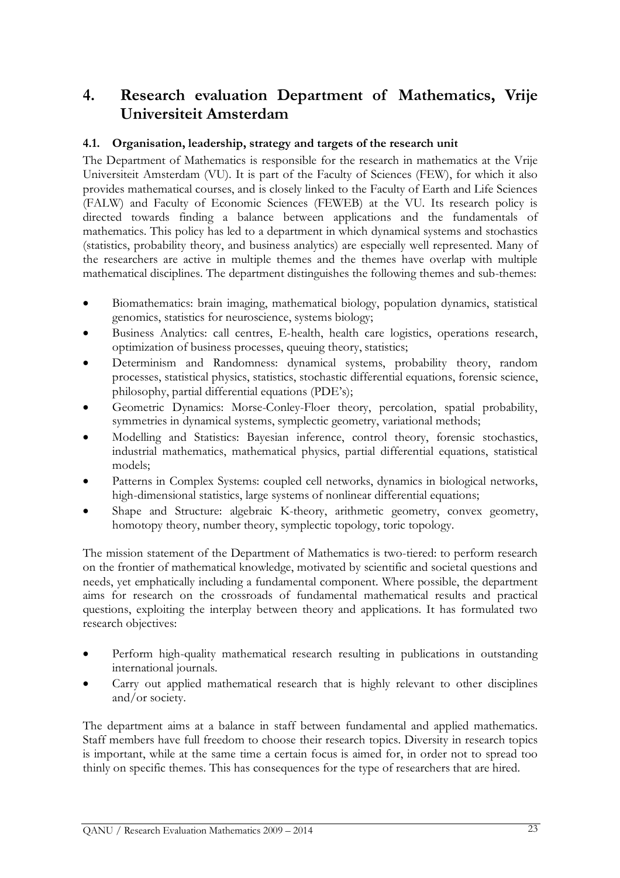# 4. Research evaluation Department of Mathematics, Vrije Universiteit Amsterdam

## 4.1. Organisation, leadership, strategy and targets of the research unit

The Department of Mathematics is responsible for the research in mathematics at the Vrije Universiteit Amsterdam (VU). It is part of the Faculty of Sciences (FEW), for which it also provides mathematical courses, and is closely linked to the Faculty of Earth and Life Sciences (FALW) and Faculty of Economic Sciences (FEWEB) at the VU. Its research policy is directed towards finding a balance between applications and the fundamentals of mathematics. This policy has led to a department in which dynamical systems and stochastics (statistics, probability theory, and business analytics) are especially well represented. Many of the researchers are active in multiple themes and the themes have overlap with multiple mathematical disciplines. The department distinguishes the following themes and sub-themes:

- Biomathematics: brain imaging, mathematical biology, population dynamics, statistical genomics, statistics for neuroscience, systems biology;
- Business Analytics: call centres, E-health, health care logistics, operations research, optimization of business processes, queuing theory, statistics;
- Determinism and Randomness: dynamical systems, probability theory, random processes, statistical physics, statistics, stochastic differential equations, forensic science, philosophy, partial differential equations (PDE's);
- Geometric Dynamics: Morse-Conley-Floer theory, percolation, spatial probability, symmetries in dynamical systems, symplectic geometry, variational methods;
- Modelling and Statistics: Bayesian inference, control theory, forensic stochastics, industrial mathematics, mathematical physics, partial differential equations, statistical models;
- Patterns in Complex Systems: coupled cell networks, dynamics in biological networks, high-dimensional statistics, large systems of nonlinear differential equations;
- Shape and Structure: algebraic K-theory, arithmetic geometry, convex geometry, homotopy theory, number theory, symplectic topology, toric topology.

The mission statement of the Department of Mathematics is two-tiered: to perform research on the frontier of mathematical knowledge, motivated by scientific and societal questions and needs, yet emphatically including a fundamental component. Where possible, the department aims for research on the crossroads of fundamental mathematical results and practical questions, exploiting the interplay between theory and applications. It has formulated two research objectives:

- Perform high-quality mathematical research resulting in publications in outstanding international journals.
- Carry out applied mathematical research that is highly relevant to other disciplines and/or society.

The department aims at a balance in staff between fundamental and applied mathematics. Staff members have full freedom to choose their research topics. Diversity in research topics is important, while at the same time a certain focus is aimed for, in order not to spread too thinly on specific themes. This has consequences for the type of researchers that are hired.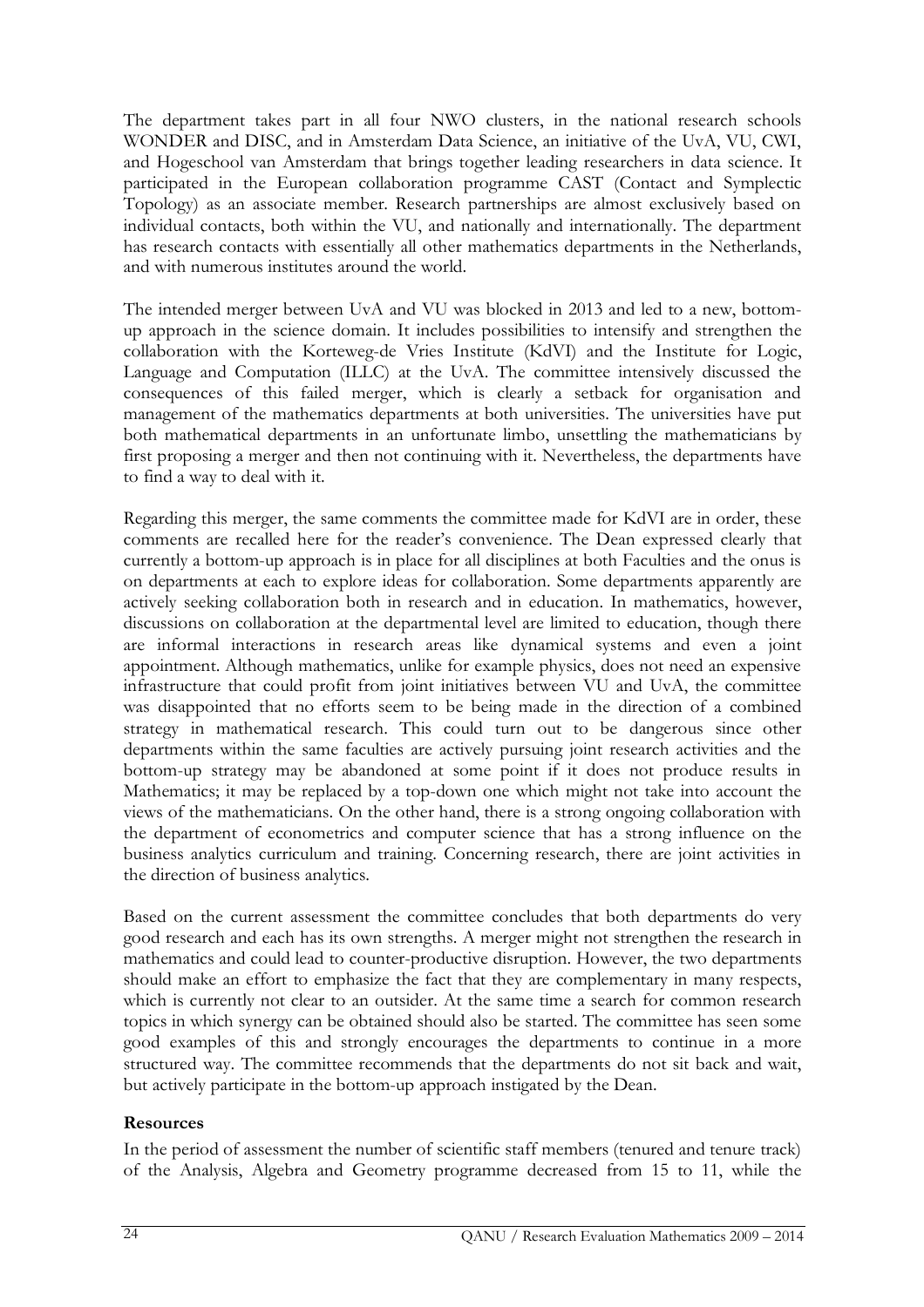The department takes part in all four NWO clusters, in the national research schools WONDER and DISC, and in Amsterdam Data Science, an initiative of the UvA, VU, CWI, and Hogeschool van Amsterdam that brings together leading researchers in data science. It participated in the European collaboration programme CAST (Contact and Symplectic Topology) as an associate member. Research partnerships are almost exclusively based on individual contacts, both within the VU, and nationally and internationally. The department has research contacts with essentially all other mathematics departments in the Netherlands, and with numerous institutes around the world.

The intended merger between UvA and VU was blocked in 2013 and led to a new, bottom-up approach in the science domain. It includes possibilities to intensify and strengthen the collaboration with the Korteweg-de Vries Institute (KdVI) and the Institute for Logic, Language and Computation (ILLC) at the UvA. The committee intensively discussed the consequences of this failed merger, which is clearly a setback for organisation and management of the mathematics departments at both universities. The universities have put both mathematical departments in an unfortunate limbo, unsettling the mathematicians by first proposing a merger and then not continuing with it. Nevertheless, the departments have to find a way to deal with it.

Regarding this merger, the same comments the committee made for KdVI are in order, these comments are recalled here for the reader's convenience. The Dean expressed clearly that currently a bottom-up approach is in place for all disciplines at both Faculties and the onus is on departments at each to explore ideas for collaboration. Some departments apparently are actively seeking collaboration both in research and in education. In mathematics, however, discussions on collaboration at the departmental level are limited to education, though there are informal interactions in research areas like dynamical systems and even a joint appointment. Although mathematics, unlike for example physics, does not need an expensive infrastructure that could profit from joint initiatives between VU and UvA, the committee was disappointed that no efforts seem to be being made in the direction of a combined strategy in mathematical research. This could turn out to be dangerous since other departments within the same faculties are actively pursuing joint research activities and the bottom-up strategy may be abandoned at some point if it does not produce results in Mathematics; it may be replaced by a top-down one which might not take into account the views of the mathematicians. On the other hand, there is a strong ongoing collaboration with the department of econometrics and computer science that has a strong influence on the business analytics curriculum and training. Concerning research, there are joint activities in the direction of business analytics.

Based on the current assessment the committee concludes that both departments do very good research and each has its own strengths. A merger might not strengthen the research in mathematics and could lead to counter-productive disruption. However, the two departments should make an effort to emphasize the fact that they are complementary in many respects, which is currently not clear to an outsider. At the same time a search for common research topics in which synergy can be obtained should also be started. The committee has seen some good examples of this and strongly encourages the departments to continue in a more structured way. The committee recommends that the departments do not sit back and wait, but actively participate in the bottom-up approach instigated by the Dean.

**Resources**

In the period of assessment the number of scientific staff members (tenured and tenure track) of the Analysis, Algebra and Geometry programme decreased from 15 to 11, while the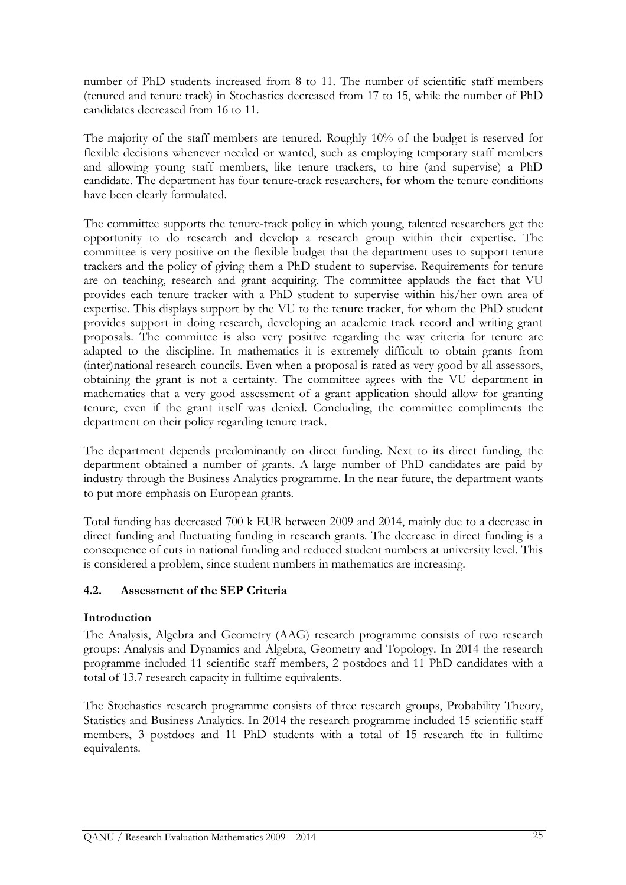number of PhD students increased from 8 to 11. The number of scientific staff members (tenured and tenure track) in Stochastics decreased from 17 to 15, while the number of PhD candidates decreased from 16 to 11.

The majority of the staff members are tenured. Roughly 10% of the budget is reserved for flexible decisions whenever needed or wanted, such as employing temporary staff members and allowing young staff members, like tenure trackers, to hire (and supervise) a PhD candidate. The department has four tenure-track researchers, for whom the tenure conditions have been clearly formulated.

The committee supports the tenure-track policy in which young, talented researchers get the opportunity to do research and develop a research group within their expertise. The committee is very positive on the flexible budget that the department uses to support tenure trackers and the policy of giving them a PhD student to supervise. Requirements for tenure are on teaching, research and grant acquiring. The committee applauds the fact that VU provides each tenure tracker with a PhD student to supervise within his/her own area of expertise. This displays support by the VU to the tenure tracker, for whom the PhD student provides support in doing research, developing an academic track record and writing grant proposals. The committee is also very positive regarding the way criteria for tenure are adapted to the discipline. In mathematics it is extremely difficult to obtain grants from (inter)national research councils. Even when a proposal is rated as very good by all assessors, obtaining the grant is not a certainty. The committee agrees with the VU department in mathematics that a very good assessment of a grant application should allow for granting tenure, even if the grant itself was denied. Concluding, the committee compliments the department on their policy regarding tenure track.

The department depends predominantly on direct funding. Next to its direct funding, the department obtained a number of grants. A large number of PhD candidates are paid by industry through the Business Analytics programme. In the near future, the department wants to put more emphasis on European grants.

Total funding has decreased 700 k EUR between 2009 and 2014, mainly due to a decrease in direct funding and fluctuating funding in research grants. The decrease in direct funding is a consequence of cuts in national funding and reduced student numbers at university level. This is considered a problem, since student numbers in mathematics are increasing.

### 4.2. Assessment of the SEP Criteria

**Introduction**

The Analysis, Algebra and Geometry (AAG) research programme consists of two research groups: Analysis and Dynamics and Algebra, Geometry and Topology. In 2014 the research programme included 11 scientific staff members, 2 postdocs and 11 PhD candidates with a total of 13.7 research capacity in fulltime equivalents.

The Stochastics research programme consists of three research groups, Probability Theory, Statistics and Business Analytics. In 2014 the research programme included 15 scientific staff members, 3 postdocs and 11 PhD students with a total of 15 research fte in fulltime equivalents.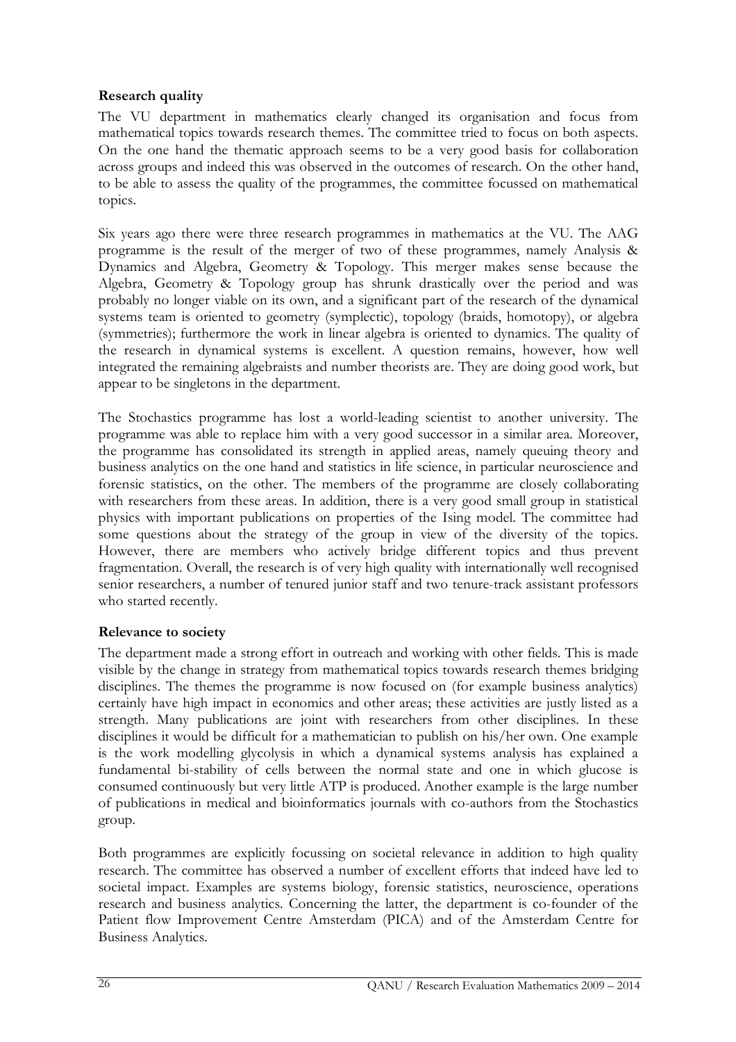### Research quality

The VU department in mathematics clearly changed its organisation and focus from mathematical topics towards research themes. The committee tried to focus on both aspects. On the one hand the thematic approach seems to be a very good basis for collaboration across groups and indeed this was observed in the outcomes of research. On the other hand, to be able to assess the quality of the programmes, the committee focussed on mathematical topics.

Six years ago there were three research programmes in mathematics at the VU. The AAG programme is the result of the merger of two of these programmes, namely Analysis & Dynamics and Algebra, Geometry & Topology. This merger makes sense because the Algebra, Geometry & Topology group has shrunk drastically over the period and was probably no longer viable on its own, and a significant part of the research of the dynamical systems team is oriented to geometry (symplectic), topology (braids, homotopy), or algebra (symmetries); furthermore the work in linear algebra is oriented to dynamics. The quality of the research in dynamical systems is excellent. A question remains, however, how well integrated the remaining algebraists and number theorists are. They are doing good work, but appear to be singletons in the department.

The Stochastics programme has lost a world-leading scientist to another university. The programme was able to replace him with a very good successor in a similar area. Moreover, the programme has consolidated its strength in applied areas, namely queuing theory and business analytics on the one hand and statistics in life science, in particular neuroscience and forensic statistics, on the other. The members of the programme are closely collaborating with researchers from these areas. In addition, there is a very good small group in statistical physics with important publications on properties of the Ising model. The committee had some questions about the strategy of the group in view of the diversity of the topics. However, there are members who actively bridge different topics and thus prevent fragmentation. Overall, the research is of very high quality with internationally well recognised senior researchers, a number of tenured junior staff and two tenure-track assistant professors who started recently.

### Relevance to society

The department made a strong effort in outreach and working with other fields. This is made visible by the change in strategy from mathematical topics towards research themes bridging disciplines. The themes the programme is now focused on (for example business analytics) certainly have high impact in economics and other areas; these activities are justly listed as a strength. Many publications are joint with researchers from other disciplines. In these disciplines it would be difficult for a mathematician to publish on his/her own. One example is the work modelling glycolysis in which a dynamical systems analysis has explained a fundamental bi-stability of cells between the normal state and one in which glucose is consumed continuously but very little ATP is produced. Another example is the large number of publications in medical and bioinformatics journals with co-authors from the Stochastics group.

Both programmes are explicitly focussing on societal relevance in addition to high quality research. The committee has observed a number of excellent efforts that indeed have led to societal impact. Examples are systems biology, forensic statistics, neuroscience, operations research and business analytics. Concerning the latter, the department is co-founder of the Patient flow Improvement Centre Amsterdam (PICA) and of the Amsterdam Centre for Business Analytics.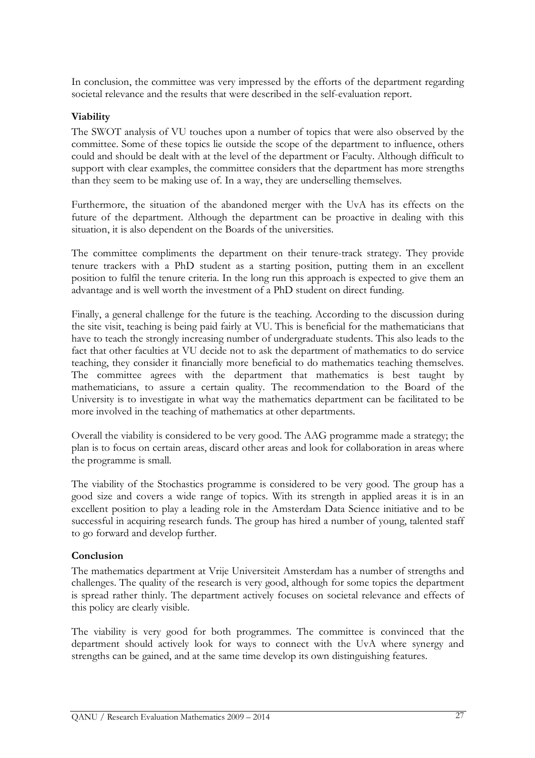In conclusion, the committee was very impressed by the efforts of the department regarding societal relevance and the results that were described in the self-evaluation report.

**Viability**

The SWOT analysis of VU touches upon a number of topics that were also observed by the committee. Some of these topics lie outside the scope of the department to influence, others could and should be dealt with at the level of the department or Faculty. Although difficult to support with clear examples, the committee considers that the department has more strengths than they seem to be making use of. In a way, they are underselling themselves.

Furthermore, the situation of the abandoned merger with the UvA has its effects on the future of the department. Although the department can be proactive in dealing with this situation, it is also dependent on the Boards of the universities.

The committee compliments the department on their tenure-track strategy. They provide tenure trackers with a PhD student as a starting position, putting them in an excellent position to fulfil the tenure criteria. In the long run this approach is expected to give them an advantage and is well worth the investment of a PhD student on direct funding.

Finally, a general challenge for the future is the teaching. According to the discussion during the site visit, teaching is being paid fairly at VU. This is beneficial for the mathematicians that have to teach the strongly increasing number of undergraduate students. This also leads to the fact that other faculties at VU decide not to ask the department of mathematics to do service teaching, they consider it financially more beneficial to do mathematics teaching themselves. The committee agrees with the department that mathematics is best taught by mathematicians, to assure a certain quality. The recommendation to the Board of the University is to investigate in what way the mathematics department can be facilitated to be more involved in the teaching of mathematics at other departments.

Overall the viability is considered to be very good. The AAG programme made a strategy; the plan is to focus on certain areas, discard other areas and look for collaboration in areas where the programme is small.

The viability of the Stochastics programme is considered to be very good. The group has a good size and covers a wide range of topics. With its strength in applied areas it is in an excellent position to play a leading role in the Amsterdam Data Science initiative and to be successful in acquiring research funds. The group has hired a number of young, talented staff to go forward and develop further.

**Conclusion**

The mathematics department at Vrije Universiteit Amsterdam has a number of strengths and challenges. The quality of the research is very good, although for some topics the department is spread rather thinly. The department actively focuses on societal relevance and effects of this policy are clearly visible.

The viability is very good for both programmes. The committee is convinced that the department should actively look for ways to connect with the UvA where synergy and strengths can be gained, and at the same time develop its own distinguishing features.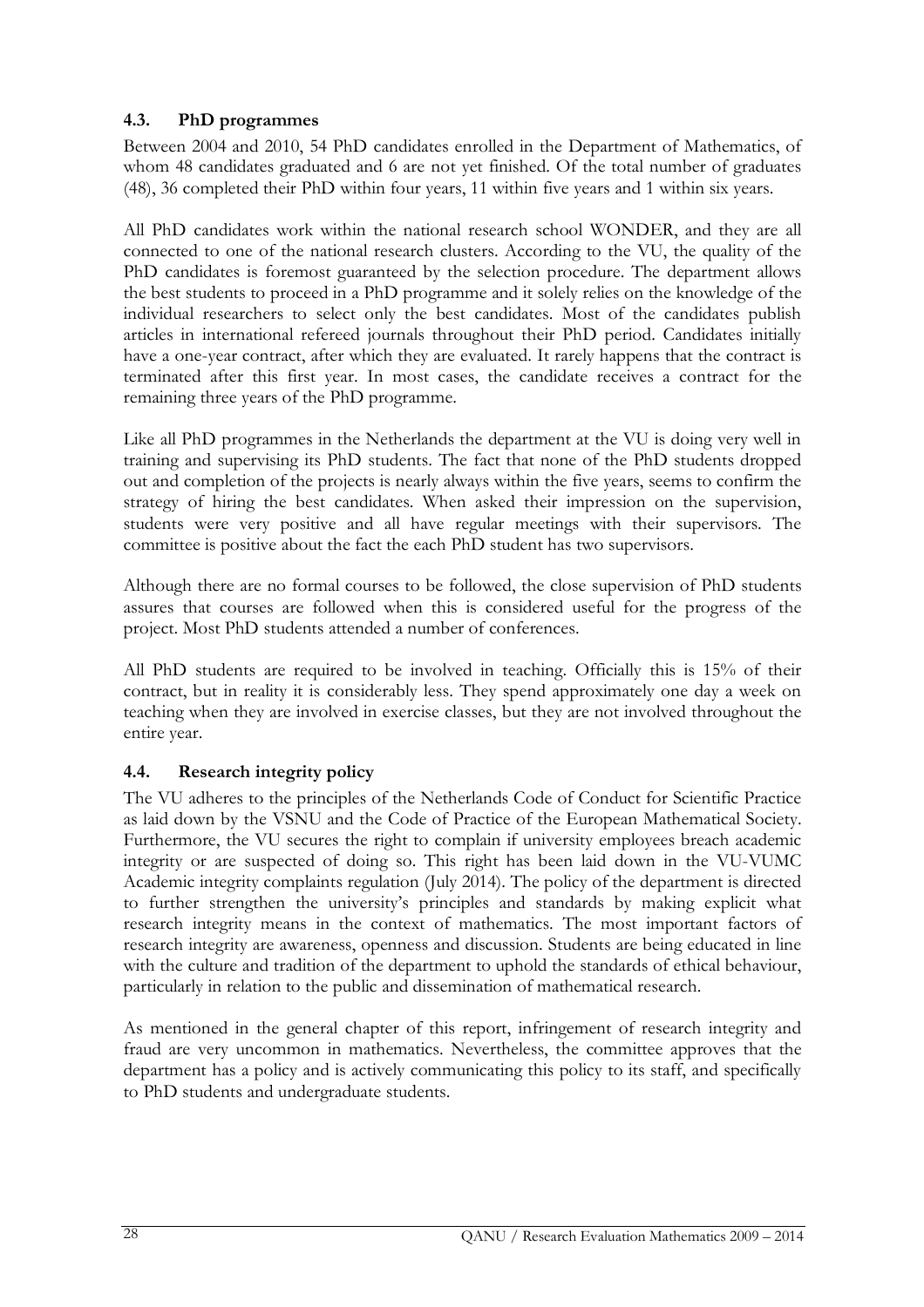### 4.3. PhD programmes

Between 2004 and 2010, 54 PhD candidates enrolled in the Department of Mathematics, of whom 48 candidates graduated and 6 are not yet finished. Of the total number of graduates (48), 36 completed their PhD within four years, 11 within five years and 1 within six years.

All PhD candidates work within the national research school WONDER, and they are all connected to one of the national research clusters. According to the VU, the quality of the PhD candidates is foremost guaranteed by the selection procedure. The department allows the best students to proceed in a PhD programme and it solely relies on the knowledge of the individual researchers to select only the best candidates. Most of the candidates publish articles in international refereed journals throughout their PhD period. Candidates initially have a one-year contract, after which they are evaluated. It rarely happens that the contract is terminated after this first year. In most cases, the candidate receives a contract for the remaining three years of the PhD programme.

Like all PhD programmes in the Netherlands the department at the VU is doing very well in training and supervising its PhD students. The fact that none of the PhD students dropped out and completion of the projects is nearly always within the five years, seems to confirm the strategy of hiring the best candidates. When asked their impression on the supervision, students were very positive and all have regular meetings with their supervisors. The committee is positive about the fact the each PhD student has two supervisors.

Although there are no formal courses to be followed, the close supervision of PhD students assures that courses are followed when this is considered useful for the progress of the project. Most PhD students attended a number of conferences.

All PhD students are required to be involved in teaching. Officially this is 15% of their contract, but in reality it is considerably less. They spend approximately one day a week on teaching when they are involved in exercise classes, but they are not involved throughout the entire year.

### 4.4. Research integrity policy

The VU adheres to the principles of the Netherlands Code of Conduct for Scientific Practice as laid down by the VSNU and the Code of Practice of the European Mathematical Society. Furthermore, the VU secures the right to complain if university employees breach academic integrity or are suspected of doing so. This right has been laid down in the VU-VUMC Academic integrity complaints regulation (July 2014). The policy of the department is directed to further strengthen the university's principles and standards by making explicit what research integrity means in the context of mathematics. The most important factors of research integrity are awareness, openness and discussion. Students are being educated in line with the culture and tradition of the department to uphold the standards of ethical behaviour, particularly in relation to the public and dissemination of mathematical research.

As mentioned in the general chapter of this report, infringement of research integrity and fraud are very uncommon in mathematics. Nevertheless, the committee approves that the department has a policy and is actively communicating this policy to its staff, and specifically to PhD students and undergraduate students.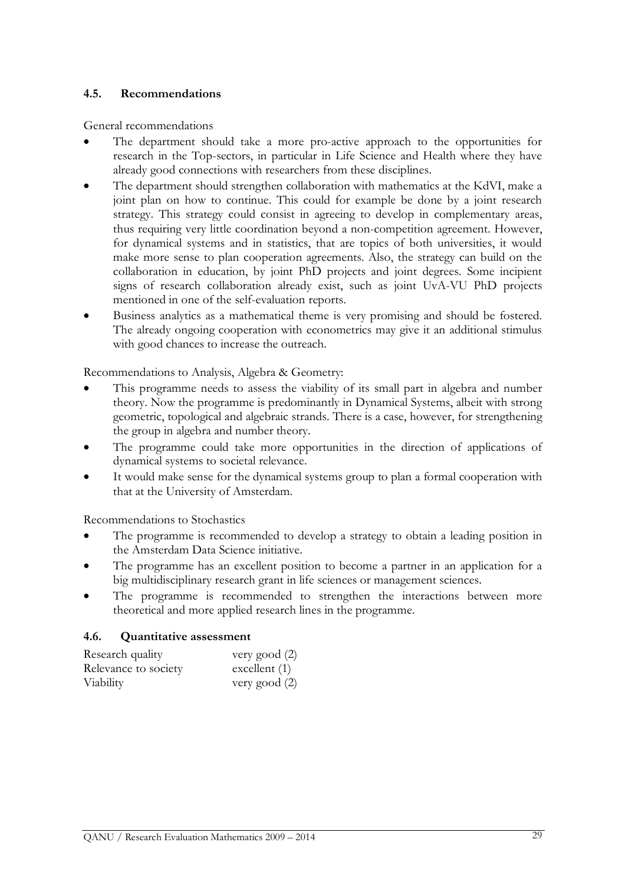### 4.5. Recommendations

General recommendations

- The department should take a more pro-active approach to the opportunities for research in the Top-sectors, in particular in Life Science and Health where they have already good connections with researchers from these disciplines.
- The department should strengthen collaboration with mathematics at the KdVI, make a joint plan on how to continue. This could for example be done by a joint research strategy. This strategy could consist in agreeing to develop in complementary areas, thus requiring very little coordination beyond a non-competition agreement. However, for dynamical systems and in statistics, that are topics of both universities, it would make more sense to plan cooperation agreements. Also, the strategy can build on the collaboration in education, by joint PhD projects and joint degrees. Some incipient signs of research collaboration already exist, such as joint UvA-VU PhD projects mentioned in one of the self-evaluation reports.
- Business analytics as a mathematical theme is very promising and should be fostered. The already ongoing cooperation with econometrics may give it an additional stimulus with good chances to increase the outreach.

Recommendations to Analysis, Algebra & Geometry:

- This programme needs to assess the viability of its small part in algebra and number theory. Now the programme is predominantly in Dynamical Systems, albeit with strong geometric, topological and algebraic strands. There is a case, however, for strengthening the group in algebra and number theory.
- The programme could take more opportunities in the direction of applications of dynamical systems to societal relevance.
- It would make sense for the dynamical systems group to plan a formal cooperation with that at the University of Amsterdam.

Recommendations to Stochastics

- The programme is recommended to develop a strategy to obtain a leading position in the Amsterdam Data Science initiative.
- The programme has an excellent position to become a partner in an application for a big multidisciplinary research grant in life sciences or management sciences.
- The programme is recommended to strengthen the interactions between more theoretical and more applied research lines in the programme.

### 4.6. Quantitative assessment

| | |
|---|---|
| Research quality | very good (2) |
| Relevance to society | excellent (1) |
| Viability | very good (2) |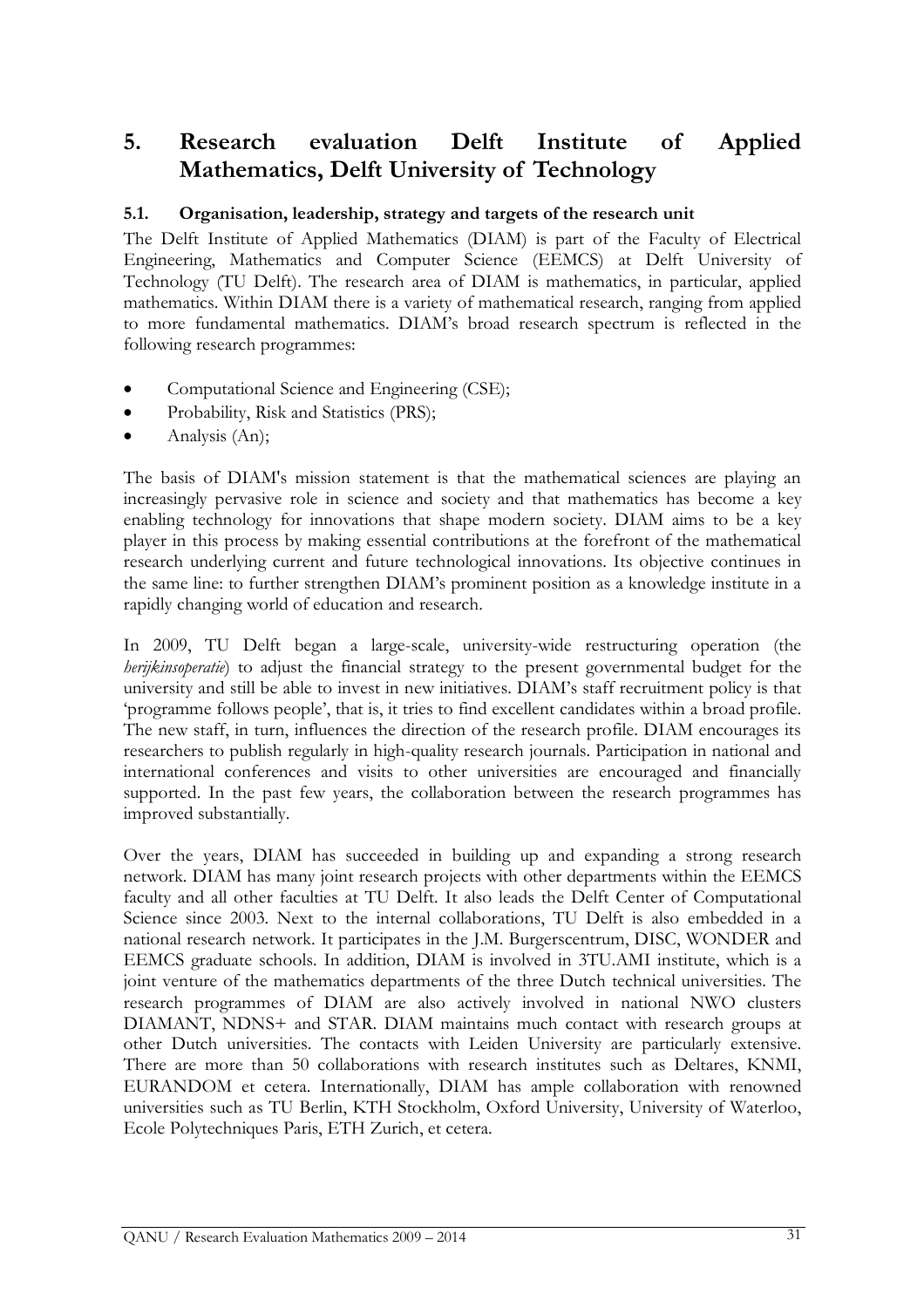# 5. Research evaluation Delft Institute of Applied Mathematics, Delft University of Technology

## 5.1. Organisation, leadership, strategy and targets of the research unit

The Delft Institute of Applied Mathematics (DIAM) is part of the Faculty of Electrical Engineering, Mathematics and Computer Science (EEMCS) at Delft University of Technology (TU Delft). The research area of DIAM is mathematics, in particular, applied mathematics. Within DIAM there is a variety of mathematical research, ranging from applied to more fundamental mathematics. DIAM's broad research spectrum is reflected in the following research programmes:

- Computational Science and Engineering (CSE);
- Probability, Risk and Statistics (PRS);
- Analysis (An);

The basis of DIAM's mission statement is that the mathematical sciences are playing an increasingly pervasive role in science and society and that mathematics has become a key enabling technology for innovations that shape modern society. DIAM aims to be a key player in this process by making essential contributions at the forefront of the mathematical research underlying current and future technological innovations. Its objective continues in the same line: to further strengthen DIAM's prominent position as a knowledge institute in a rapidly changing world of education and research.

In 2009, TU Delft began a large-scale, university-wide restructuring operation (the *herijkinsoperatie*) to adjust the financial strategy to the present governmental budget for the university and still be able to invest in new initiatives. DIAM's staff recruitment policy is that 'programme follows people', that is, it tries to find excellent candidates within a broad profile. The new staff, in turn, influences the direction of the research profile. DIAM encourages its researchers to publish regularly in high-quality research journals. Participation in national and international conferences and visits to other universities are encouraged and financially supported. In the past few years, the collaboration between the research programmes has improved substantially.

Over the years, DIAM has succeeded in building up and expanding a strong research network. DIAM has many joint research projects with other departments within the EEMCS faculty and all other faculties at TU Delft. It also leads the Delft Center of Computational Science since 2003. Next to the internal collaborations, TU Delft is also embedded in a national research network. It participates in the J.M. Burgerscentrum, DISC, WONDER and EEMCS graduate schools. In addition, DIAM is involved in 3TU.AMI institute, which is a joint venture of the mathematics departments of the three Dutch technical universities. The research programmes of DIAM are also actively involved in national NWO clusters DIAMANT, NDNS+ and STAR. DIAM maintains much contact with research groups at other Dutch universities. The contacts with Leiden University are particularly extensive. There are more than 50 collaborations with research institutes such as Deltares, KNMI, EURANDOM et cetera. Internationally, DIAM has ample collaboration with renowned universities such as TU Berlin, KTH Stockholm, Oxford University, University of Waterloo, Ecole Polytechniques Paris, ETH Zurich, et cetera.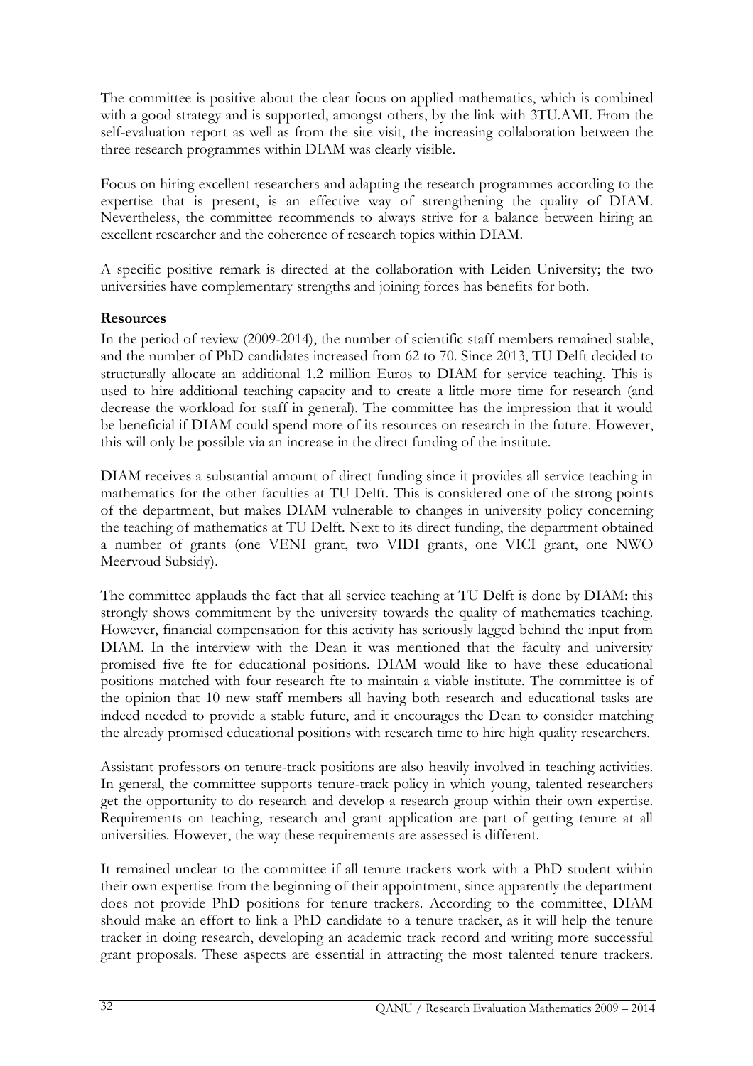The committee is positive about the clear focus on applied mathematics, which is combined with a good strategy and is supported, amongst others, by the link with 3TU.AMI. From the self-evaluation report as well as from the site visit, the increasing collaboration between the three research programmes within DIAM was clearly visible.

Focus on hiring excellent researchers and adapting the research programmes according to the expertise that is present, is an effective way of strengthening the quality of DIAM. Nevertheless, the committee recommends to always strive for a balance between hiring an excellent researcher and the coherence of research topics within DIAM.

A specific positive remark is directed at the collaboration with Leiden University; the two universities have complementary strengths and joining forces has benefits for both.

**Resources**

In the period of review (2009-2014), the number of scientific staff members remained stable, and the number of PhD candidates increased from 62 to 70. Since 2013, TU Delft decided to structurally allocate an additional 1.2 million Euros to DIAM for service teaching. This is used to hire additional teaching capacity and to create a little more time for research (and decrease the workload for staff in general). The committee has the impression that it would be beneficial if DIAM could spend more of its resources on research in the future. However, this will only be possible via an increase in the direct funding of the institute.

DIAM receives a substantial amount of direct funding since it provides all service teaching in mathematics for the other faculties at TU Delft. This is considered one of the strong points of the department, but makes DIAM vulnerable to changes in university policy concerning the teaching of mathematics at TU Delft. Next to its direct funding, the department obtained a number of grants (one VENI grant, two VIDI grants, one VICI grant, one NWO Meervoud Subsidy).

The committee applauds the fact that all service teaching at TU Delft is done by DIAM: this strongly shows commitment by the university towards the quality of mathematics teaching. However, financial compensation for this activity has seriously lagged behind the input from DIAM. In the interview with the Dean it was mentioned that the faculty and university promised five fte for educational positions. DIAM would like to have these educational positions matched with four research fte to maintain a viable institute. The committee is of the opinion that 10 new staff members all having both research and educational tasks are indeed needed to provide a stable future, and it encourages the Dean to consider matching the already promised educational positions with research time to hire high quality researchers.

Assistant professors on tenure-track positions are also heavily involved in teaching activities. In general, the committee supports tenure-track policy in which young, talented researchers get the opportunity to do research and develop a research group within their own expertise. Requirements on teaching, research and grant application are part of getting tenure at all universities. However, the way these requirements are assessed is different.

It remained unclear to the committee if all tenure trackers work with a PhD student within their own expertise from the beginning of their appointment, since apparently the department does not provide PhD positions for tenure trackers. According to the committee, DIAM should make an effort to link a PhD candidate to a tenure tracker, as it will help the tenure tracker in doing research, developing an academic track record and writing more successful grant proposals. These aspects are essential in attracting the most talented tenure trackers.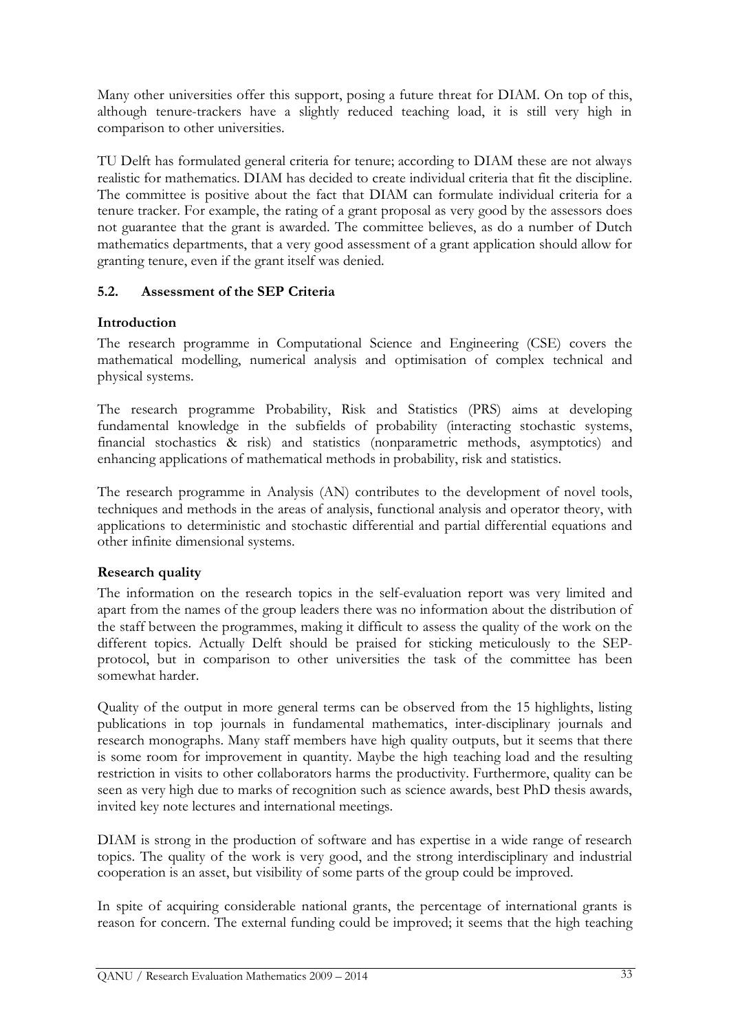Many other universities offer this support, posing a future threat for DIAM. On top of this, although tenure-trackers have a slightly reduced teaching load, it is still very high in comparison to other universities.

TU Delft has formulated general criteria for tenure; according to DIAM these are not always realistic for mathematics. DIAM has decided to create individual criteria that fit the discipline. The committee is positive about the fact that DIAM can formulate individual criteria for a tenure tracker. For example, the rating of a grant proposal as very good by the assessors does not guarantee that the grant is awarded. The committee believes, as do a number of Dutch mathematics departments, that a very good assessment of a grant application should allow for granting tenure, even if the grant itself was denied.

### 5.2. Assessment of the SEP Criteria

#### Introduction

The research programme in Computational Science and Engineering (CSE) covers the mathematical modelling, numerical analysis and optimisation of complex technical and physical systems.

The research programme Probability, Risk and Statistics (PRS) aims at developing fundamental knowledge in the subfields of probability (interacting stochastic systems, financial stochastics & risk) and statistics (nonparametric methods, asymptotics) and enhancing applications of mathematical methods in probability, risk and statistics.

The research programme in Analysis (AN) contributes to the development of novel tools, techniques and methods in the areas of analysis, functional analysis and operator theory, with applications to deterministic and stochastic differential and partial differential equations and other infinite dimensional systems.

#### Research quality

The information on the research topics in the self-evaluation report was very limited and apart from the names of the group leaders there was no information about the distribution of the staff between the programmes, making it difficult to assess the quality of the work on the different topics. Actually Delft should be praised for sticking meticulously to the SEP-protocol, but in comparison to other universities the task of the committee has been somewhat harder.

Quality of the output in more general terms can be observed from the 15 highlights, listing publications in top journals in fundamental mathematics, inter-disciplinary journals and research monographs. Many staff members have high quality outputs, but it seems that there is some room for improvement in quantity. Maybe the high teaching load and the resulting restriction in visits to other collaborators harms the productivity. Furthermore, quality can be seen as very high due to marks of recognition such as science awards, best PhD thesis awards, invited key note lectures and international meetings.

DIAM is strong in the production of software and has expertise in a wide range of research topics. The quality of the work is very good, and the strong interdisciplinary and industrial cooperation is an asset, but visibility of some parts of the group could be improved.

In spite of acquiring considerable national grants, the percentage of international grants is reason for concern. The external funding could be improved; it seems that the high teaching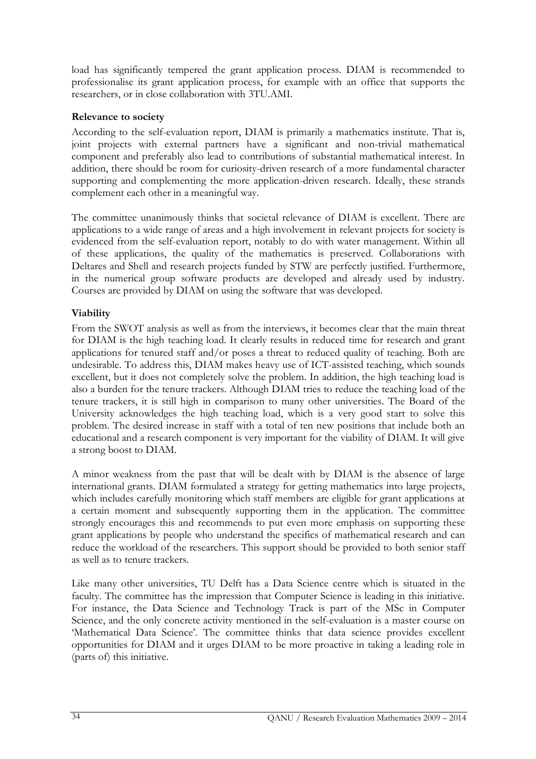load has significantly tempered the grant application process. DIAM is recommended to professionalise its grant application process, for example with an office that supports the researchers, or in close collaboration with 3TU.AMI.

**Relevance to society**

According to the self-evaluation report, DIAM is primarily a mathematics institute. That is, joint projects with external partners have a significant and non-trivial mathematical component and preferably also lead to contributions of substantial mathematical interest. In addition, there should be room for curiosity-driven research of a more fundamental character supporting and complementing the more application-driven research. Ideally, these strands complement each other in a meaningful way.

The committee unanimously thinks that societal relevance of DIAM is excellent. There are applications to a wide range of areas and a high involvement in relevant projects for society is evidenced from the self-evaluation report, notably to do with water management. Within all of these applications, the quality of the mathematics is preserved. Collaborations with Deltares and Shell and research projects funded by STW are perfectly justified. Furthermore, in the numerical group software products are developed and already used by industry. Courses are provided by DIAM on using the software that was developed.

**Viability**

From the SWOT analysis as well as from the interviews, it becomes clear that the main threat for DIAM is the high teaching load. It clearly results in reduced time for research and grant applications for tenured staff and/or poses a threat to reduced quality of teaching. Both are undesirable. To address this, DIAM makes heavy use of ICT-assisted teaching, which sounds excellent, but it does not completely solve the problem. In addition, the high teaching load is also a burden for the tenure trackers. Although DIAM tries to reduce the teaching load of the tenure trackers, it is still high in comparison to many other universities. The Board of the University acknowledges the high teaching load, which is a very good start to solve this problem. The desired increase in staff with a total of ten new positions that include both an educational and a research component is very important for the viability of DIAM. It will give a strong boost to DIAM.

A minor weakness from the past that will be dealt with by DIAM is the absence of large international grants. DIAM formulated a strategy for getting mathematics into large projects, which includes carefully monitoring which staff members are eligible for grant applications at a certain moment and subsequently supporting them in the application. The committee strongly encourages this and recommends to put even more emphasis on supporting these grant applications by people who understand the specifics of mathematical research and can reduce the workload of the researchers. This support should be provided to both senior staff as well as to tenure trackers.

Like many other universities, TU Delft has a Data Science centre which is situated in the faculty. The committee has the impression that Computer Science is leading in this initiative. For instance, the Data Science and Technology Track is part of the MSc in Computer Science, and the only concrete activity mentioned in the self-evaluation is a master course on 'Mathematical Data Science'. The committee thinks that data science provides excellent opportunities for DIAM and it urges DIAM to be more proactive in taking a leading role in (parts of) this initiative.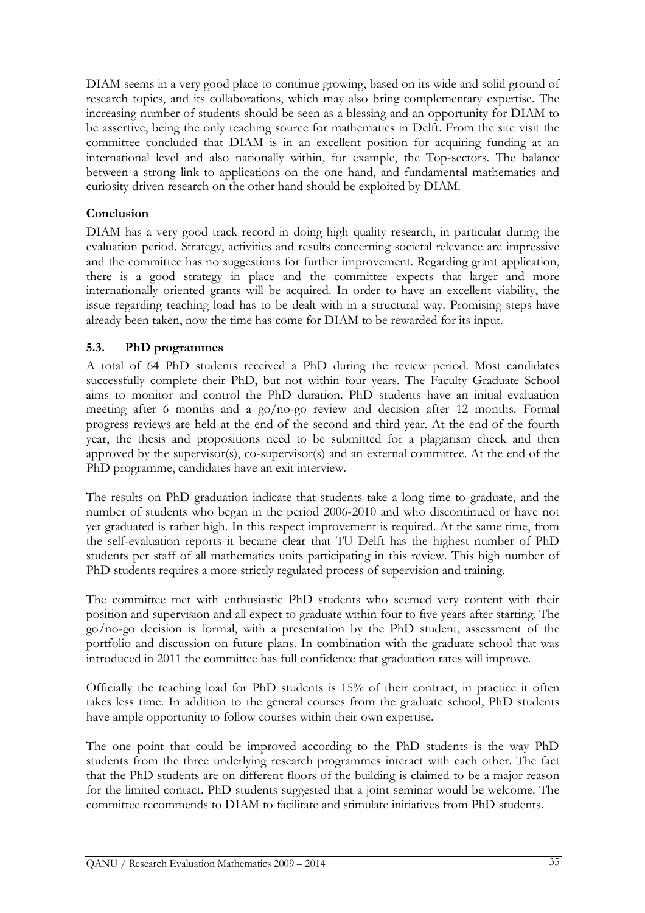DIAM seems in a very good place to continue growing, based on its wide and solid ground of research topics, and its collaborations, which may also bring complementary expertise. The increasing number of students should be seen as a blessing and an opportunity for DIAM to be assertive, being the only teaching source for mathematics in Delft. From the site visit the committee concluded that DIAM is in an excellent position for acquiring funding at an international level and also nationally within, for example, the Top-sectors. The balance between a strong link to applications on the one hand, and fundamental mathematics and curiosity driven research on the other hand should be exploited by DIAM.

**Conclusion**

DIAM has a very good track record in doing high quality research, in particular during the evaluation period. Strategy, activities and results concerning societal relevance are impressive and the committee has no suggestions for further improvement. Regarding grant application, there is a good strategy in place and the committee expects that larger and more internationally oriented grants will be acquired. In order to have an excellent viability, the issue regarding teaching load has to be dealt with in a structural way. Promising steps have already been taken, now the time has come for DIAM to be rewarded for its input.

### 5.3. PhD programmes

A total of 64 PhD students received a PhD during the review period. Most candidates successfully complete their PhD, but not within four years. The Faculty Graduate School aims to monitor and control the PhD duration. PhD students have an initial evaluation meeting after 6 months and a go/no-go review and decision after 12 months. Formal progress reviews are held at the end of the second and third year. At the end of the fourth year, the thesis and propositions need to be submitted for a plagiarism check and then approved by the supervisor(s), co-supervisor(s) and an external committee. At the end of the PhD programme, candidates have an exit interview.

The results on PhD graduation indicate that students take a long time to graduate, and the number of students who began in the period 2006-2010 and who discontinued or have not yet graduated is rather high. In this respect improvement is required. At the same time, from the self-evaluation reports it became clear that TU Delft has the highest number of PhD students per staff of all mathematics units participating in this review. This high number of PhD students requires a more strictly regulated process of supervision and training.

The committee met with enthusiastic PhD students who seemed very content with their position and supervision and all expect to graduate within four to five years after starting. The go/no-go decision is formal, with a presentation by the PhD student, assessment of the portfolio and discussion on future plans. In combination with the graduate school that was introduced in 2011 the committee has full confidence that graduation rates will improve.

Officially the teaching load for PhD students is 15% of their contract, in practice it often takes less time. In addition to the general courses from the graduate school, PhD students have ample opportunity to follow courses within their own expertise.

The one point that could be improved according to the PhD students is the way PhD students from the three underlying research programmes interact with each other. The fact that the PhD students are on different floors of the building is claimed to be a major reason for the limited contact. PhD students suggested that a joint seminar would be welcome. The committee recommends to DIAM to facilitate and stimulate initiatives from PhD students.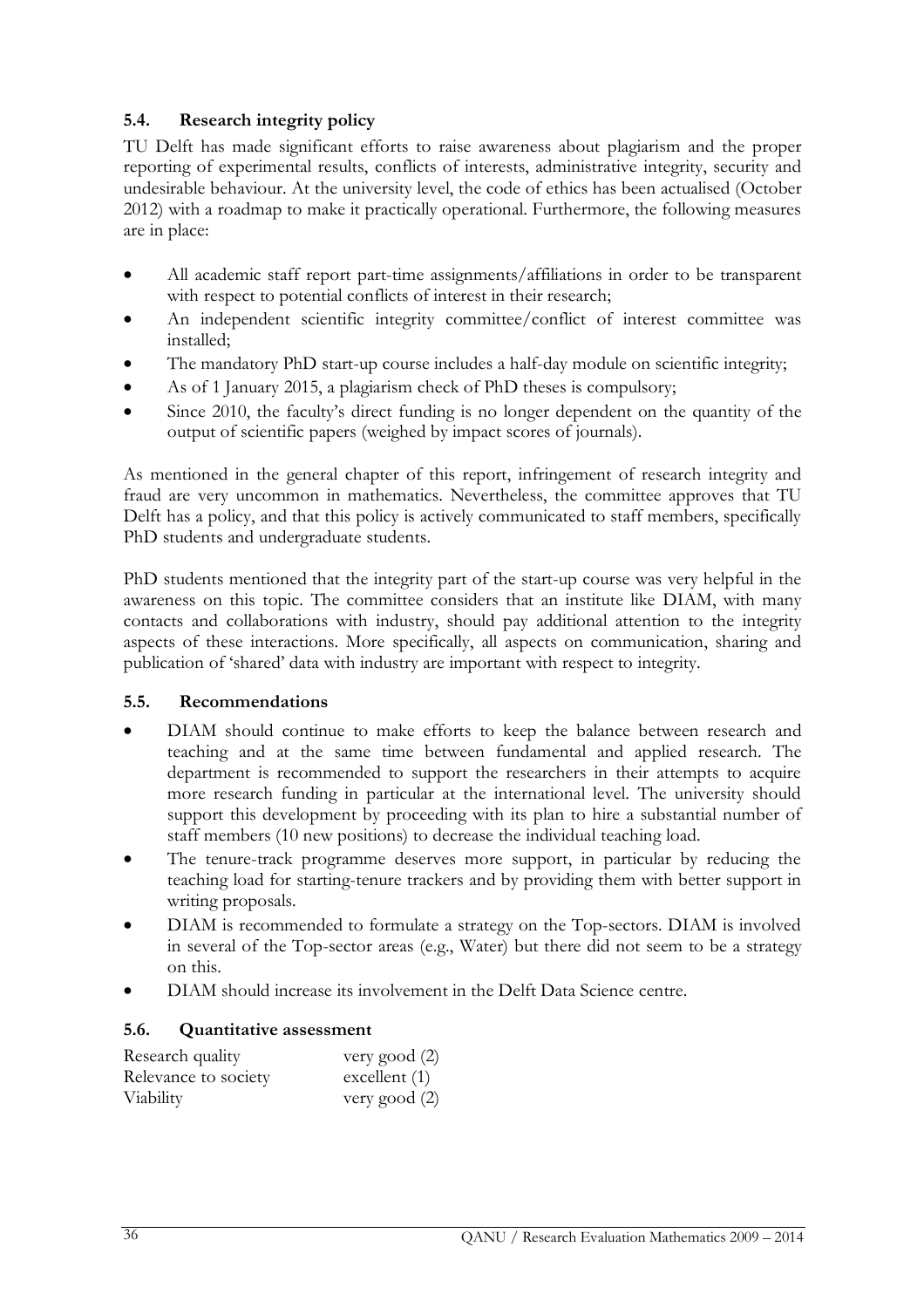### 5.4. Research integrity policy

TU Delft has made significant efforts to raise awareness about plagiarism and the proper reporting of experimental results, conflicts of interests, administrative integrity, security and undesirable behaviour. At the university level, the code of ethics has been actualised (October 2012) with a roadmap to make it practically operational. Furthermore, the following measures are in place:

- All academic staff report part-time assignments/affiliations in order to be transparent with respect to potential conflicts of interest in their research;
- An independent scientific integrity committee/conflict of interest committee was installed;
- The mandatory PhD start-up course includes a half-day module on scientific integrity;
- As of 1 January 2015, a plagiarism check of PhD theses is compulsory;
- Since 2010, the faculty's direct funding is no longer dependent on the quantity of the output of scientific papers (weighed by impact scores of journals).

As mentioned in the general chapter of this report, infringement of research integrity and fraud are very uncommon in mathematics. Nevertheless, the committee approves that TU Delft has a policy, and that this policy is actively communicated to staff members, specifically PhD students and undergraduate students.

PhD students mentioned that the integrity part of the start-up course was very helpful in the awareness on this topic. The committee considers that an institute like DIAM, with many contacts and collaborations with industry, should pay additional attention to the integrity aspects of these interactions. More specifically, all aspects on communication, sharing and publication of 'shared' data with industry are important with respect to integrity.

### 5.5. Recommendations

- DIAM should continue to make efforts to keep the balance between research and teaching and at the same time between fundamental and applied research. The department is recommended to support the researchers in their attempts to acquire more research funding in particular at the international level. The university should support this development by proceeding with its plan to hire a substantial number of staff members (10 new positions) to decrease the individual teaching load.
- The tenure-track programme deserves more support, in particular by reducing the teaching load for starting-tenure trackers and by providing them with better support in writing proposals.
- DIAM is recommended to formulate a strategy on the Top-sectors. DIAM is involved in several of the Top-sector areas (e.g., Water) but there did not seem to be a strategy on this.
- DIAM should increase its involvement in the Delft Data Science centre.

### 5.6. Quantitative assessment

| | |
|---|---|
| Research quality | very good (2) |
| Relevance to society | excellent (1) |
| Viability | very good (2) |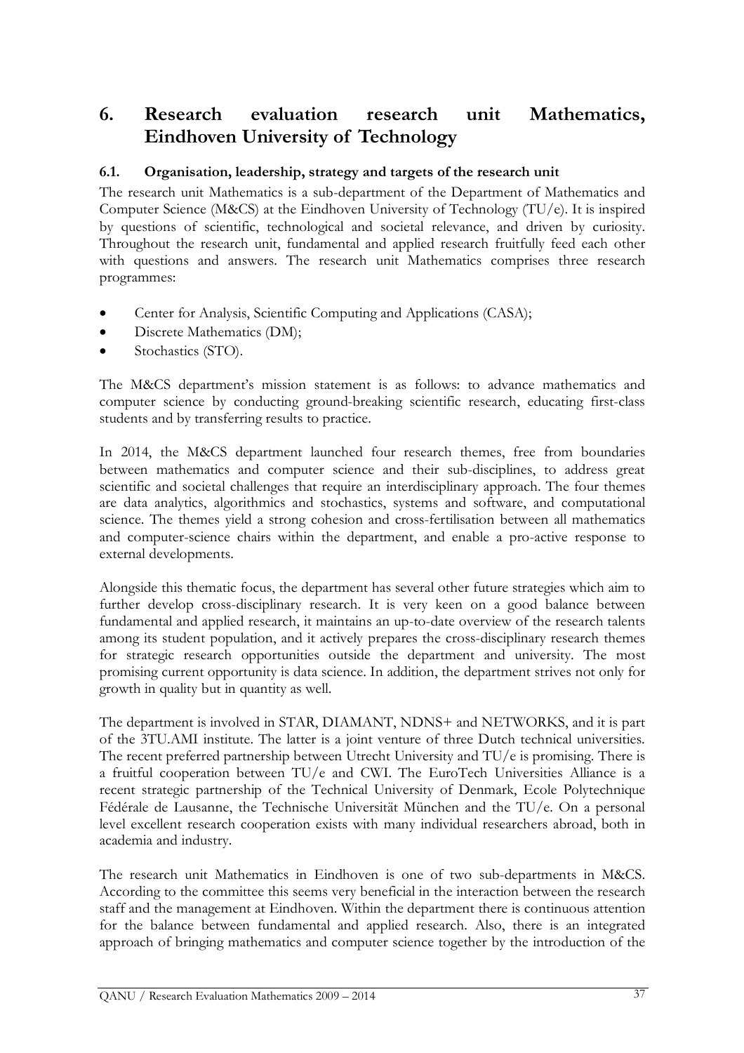# 6. Research evaluation research unit Mathematics, Eindhoven University of Technology

## 6.1. Organisation, leadership, strategy and targets of the research unit

The research unit Mathematics is a sub-department of the Department of Mathematics and Computer Science (M&CS) at the Eindhoven University of Technology (TU/e). It is inspired by questions of scientific, technological and societal relevance, and driven by curiosity. Throughout the research unit, fundamental and applied research fruitfully feed each other with questions and answers. The research unit Mathematics comprises three research programmes:

- Center for Analysis, Scientific Computing and Applications (CASA);
- Discrete Mathematics (DM);
- Stochastics (STO).

The M&CS department's mission statement is as follows: to advance mathematics and computer science by conducting ground-breaking scientific research, educating first-class students and by transferring results to practice.

In 2014, the M&CS department launched four research themes, free from boundaries between mathematics and computer science and their sub-disciplines, to address great scientific and societal challenges that require an interdisciplinary approach. The four themes are data analytics, algorithmics and stochastics, systems and software, and computational science. The themes yield a strong cohesion and cross-fertilisation between all mathematics and computer-science chairs within the department, and enable a pro-active response to external developments.

Alongside this thematic focus, the department has several other future strategies which aim to further develop cross-disciplinary research. It is very keen on a good balance between fundamental and applied research, it maintains an up-to-date overview of the research talents among its student population, and it actively prepares the cross-disciplinary research themes for strategic research opportunities outside the department and university. The most promising current opportunity is data science. In addition, the department strives not only for growth in quality but in quantity as well.

The department is involved in STAR, DIAMANT, NDNS+ and NETWORKS, and it is part of the 3TU.AMI institute. The latter is a joint venture of three Dutch technical universities. The recent preferred partnership between Utrecht University and TU/e is promising. There is a fruitful cooperation between TU/e and CWI. The EuroTech Universities Alliance is a recent strategic partnership of the Technical University of Denmark, Ecole Polytechnique Fédérale de Lausanne, the Technische Universität München and the TU/e. On a personal level excellent research cooperation exists with many individual researchers abroad, both in academia and industry.

The research unit Mathematics in Eindhoven is one of two sub-departments in M&CS. According to the committee this seems very beneficial in the interaction between the research staff and the management at Eindhoven. Within the department there is continuous attention for the balance between fundamental and applied research. Also, there is an integrated approach of bringing mathematics and computer science together by the introduction of the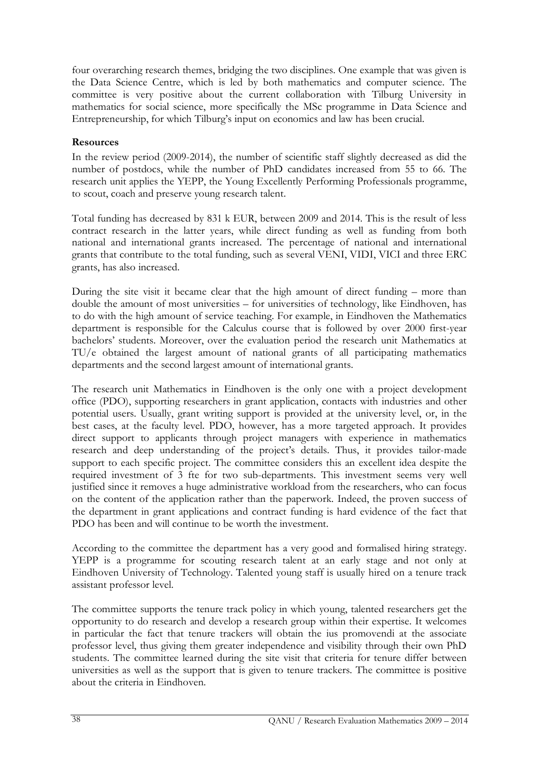four overarching research themes, bridging the two disciplines. One example that was given is the Data Science Centre, which is led by both mathematics and computer science. The committee is very positive about the current collaboration with Tilburg University in mathematics for social science, more specifically the MSc programme in Data Science and Entrepreneurship, for which Tilburg's input on economics and law has been crucial.

**Resources**

In the review period (2009-2014), the number of scientific staff slightly decreased as did the number of postdocs, while the number of PhD candidates increased from 55 to 66. The research unit applies the YEPP, the Young Excellently Performing Professionals programme, to scout, coach and preserve young research talent.

Total funding has decreased by 831 k EUR, between 2009 and 2014. This is the result of less contract research in the latter years, while direct funding as well as funding from both national and international grants increased. The percentage of national and international grants that contribute to the total funding, such as several VENI, VIDI, VICI and three ERC grants, has also increased.

During the site visit it became clear that the high amount of direct funding – more than double the amount of most universities – for universities of technology, like Eindhoven, has to do with the high amount of service teaching. For example, in Eindhoven the Mathematics department is responsible for the Calculus course that is followed by over 2000 first-year bachelors' students. Moreover, over the evaluation period the research unit Mathematics at TU/e obtained the largest amount of national grants of all participating mathematics departments and the second largest amount of international grants.

The research unit Mathematics in Eindhoven is the only one with a project development office (PDO), supporting researchers in grant application, contacts with industries and other potential users. Usually, grant writing support is provided at the university level, or, in the best cases, at the faculty level. PDO, however, has a more targeted approach. It provides direct support to applicants through project managers with experience in mathematics research and deep understanding of the project's details. Thus, it provides tailor-made support to each specific project. The committee considers this an excellent idea despite the required investment of 3 fte for two sub-departments. This investment seems very well justified since it removes a huge administrative workload from the researchers, who can focus on the content of the application rather than the paperwork. Indeed, the proven success of the department in grant applications and contract funding is hard evidence of the fact that PDO has been and will continue to be worth the investment.

According to the committee the department has a very good and formalised hiring strategy. YEPP is a programme for scouting research talent at an early stage and not only at Eindhoven University of Technology. Talented young staff is usually hired on a tenure track assistant professor level.

The committee supports the tenure track policy in which young, talented researchers get the opportunity to do research and develop a research group within their expertise. It welcomes in particular the fact that tenure trackers will obtain the ius promovendi at the associate professor level, thus giving them greater independence and visibility through their own PhD students. The committee learned during the site visit that criteria for tenure differ between universities as well as the support that is given to tenure trackers. The committee is positive about the criteria in Eindhoven.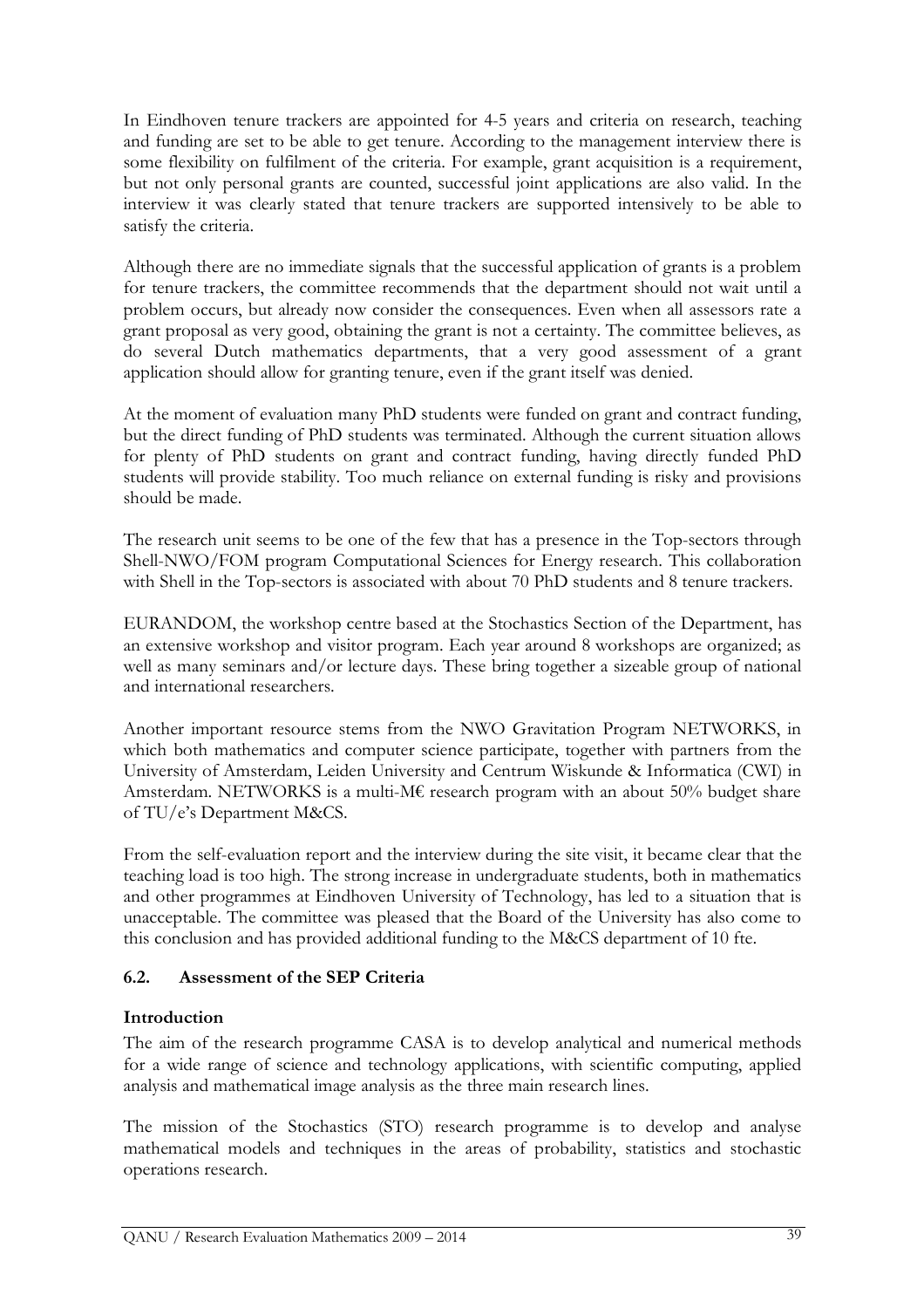In Eindhoven tenure trackers are appointed for 4-5 years and criteria on research, teaching and funding are set to be able to get tenure. According to the management interview there is some flexibility on fulfilment of the criteria. For example, grant acquisition is a requirement, but not only personal grants are counted, successful joint applications are also valid. In the interview it was clearly stated that tenure trackers are supported intensively to be able to satisfy the criteria.

Although there are no immediate signals that the successful application of grants is a problem for tenure trackers, the committee recommends that the department should not wait until a problem occurs, but already now consider the consequences. Even when all assessors rate a grant proposal as very good, obtaining the grant is not a certainty. The committee believes, as do several Dutch mathematics departments, that a very good assessment of a grant application should allow for granting tenure, even if the grant itself was denied.

At the moment of evaluation many PhD students were funded on grant and contract funding, but the direct funding of PhD students was terminated. Although the current situation allows for plenty of PhD students on grant and contract funding, having directly funded PhD students will provide stability. Too much reliance on external funding is risky and provisions should be made.

The research unit seems to be one of the few that has a presence in the Top-sectors through Shell-NWO/FOM program Computational Sciences for Energy research. This collaboration with Shell in the Top-sectors is associated with about 70 PhD students and 8 tenure trackers.

EURANDOM, the workshop centre based at the Stochastics Section of the Department, has an extensive workshop and visitor program. Each year around 8 workshops are organized; as well as many seminars and/or lecture days. These bring together a sizeable group of national and international researchers.

Another important resource stems from the NWO Gravitation Program NETWORKS, in which both mathematics and computer science participate, together with partners from the University of Amsterdam, Leiden University and Centrum Wiskunde & Informatica (CWI) in Amsterdam. NETWORKS is a multi-M€ research program with an about 50% budget share of TU/e's Department M&CS.

From the self-evaluation report and the interview during the site visit, it became clear that the teaching load is too high. The strong increase in undergraduate students, both in mathematics and other programmes at Eindhoven University of Technology, has led to a situation that is unacceptable. The committee was pleased that the Board of the University has also come to this conclusion and has provided additional funding to the M&CS department of 10 fte.

### 6.2. Assessment of the SEP Criteria

**Introduction**

The aim of the research programme CASA is to develop analytical and numerical methods for a wide range of science and technology applications, with scientific computing, applied analysis and mathematical image analysis as the three main research lines.

The mission of the Stochastics (STO) research programme is to develop and analyse mathematical models and techniques in the areas of probability, statistics and stochastic operations research.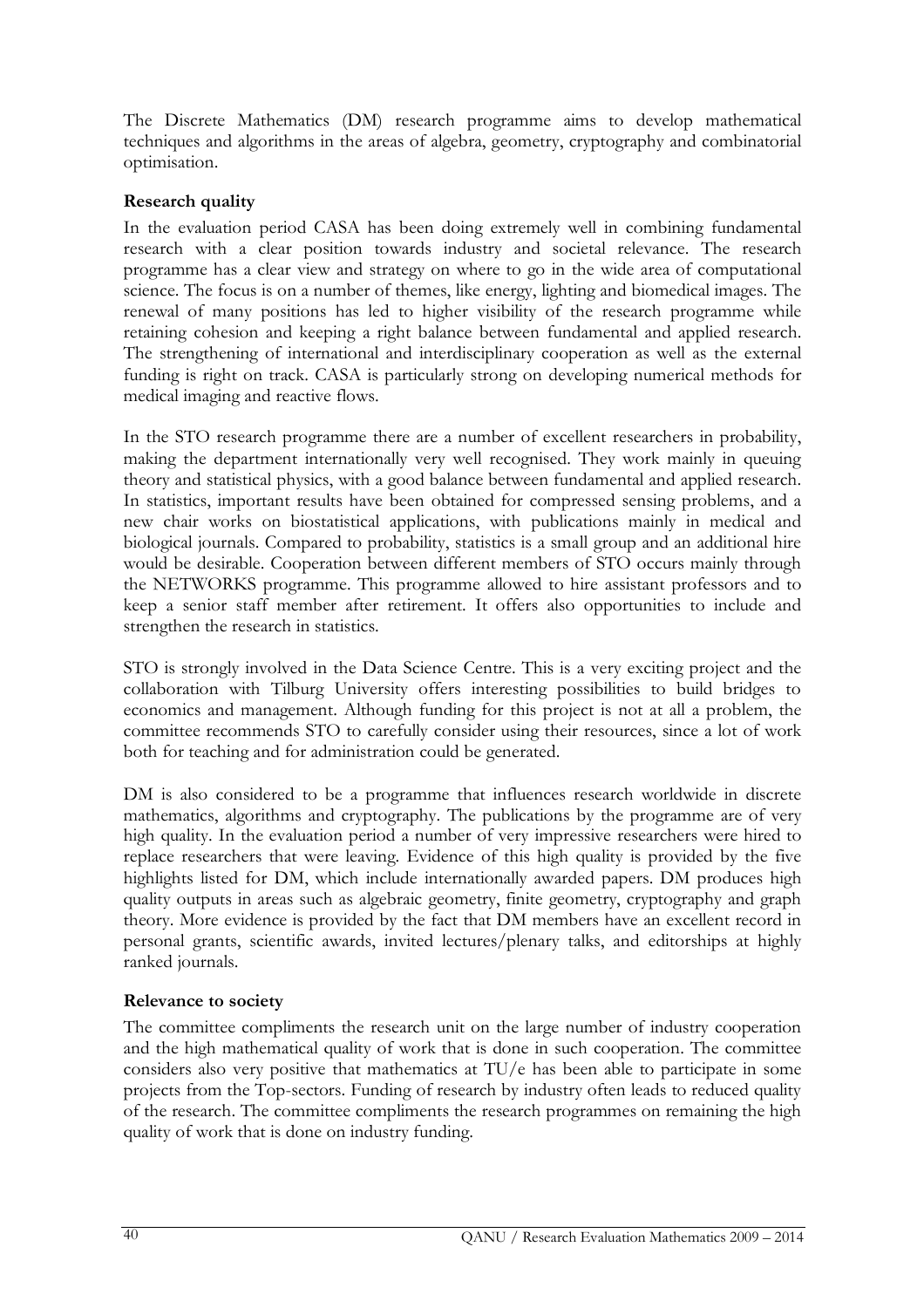The Discrete Mathematics (DM) research programme aims to develop mathematical techniques and algorithms in the areas of algebra, geometry, cryptography and combinatorial optimisation.

**Research quality**

In the evaluation period CASA has been doing extremely well in combining fundamental research with a clear position towards industry and societal relevance. The research programme has a clear view and strategy on where to go in the wide area of computational science. The focus is on a number of themes, like energy, lighting and biomedical images. The renewal of many positions has led to higher visibility of the research programme while retaining cohesion and keeping a right balance between fundamental and applied research. The strengthening of international and interdisciplinary cooperation as well as the external funding is right on track. CASA is particularly strong on developing numerical methods for medical imaging and reactive flows.

In the STO research programme there are a number of excellent researchers in probability, making the department internationally very well recognised. They work mainly in queuing theory and statistical physics, with a good balance between fundamental and applied research. In statistics, important results have been obtained for compressed sensing problems, and a new chair works on biostatistical applications, with publications mainly in medical and biological journals. Compared to probability, statistics is a small group and an additional hire would be desirable. Cooperation between different members of STO occurs mainly through the NETWORKS programme. This programme allowed to hire assistant professors and to keep a senior staff member after retirement. It offers also opportunities to include and strengthen the research in statistics.

STO is strongly involved in the Data Science Centre. This is a very exciting project and the collaboration with Tilburg University offers interesting possibilities to build bridges to economics and management. Although funding for this project is not at all a problem, the committee recommends STO to carefully consider using their resources, since a lot of work both for teaching and for administration could be generated.

DM is also considered to be a programme that influences research worldwide in discrete mathematics, algorithms and cryptography. The publications by the programme are of very high quality. In the evaluation period a number of very impressive researchers were hired to replace researchers that were leaving. Evidence of this high quality is provided by the five highlights listed for DM, which include internationally awarded papers. DM produces high quality outputs in areas such as algebraic geometry, finite geometry, cryptography and graph theory. More evidence is provided by the fact that DM members have an excellent record in personal grants, scientific awards, invited lectures/plenary talks, and editorships at highly ranked journals.

**Relevance to society**

The committee compliments the research unit on the large number of industry cooperation and the high mathematical quality of work that is done in such cooperation. The committee considers also very positive that mathematics at TU/e has been able to participate in some projects from the Top-sectors. Funding of research by industry often leads to reduced quality of the research. The committee compliments the research programmes on remaining the high quality of work that is done on industry funding.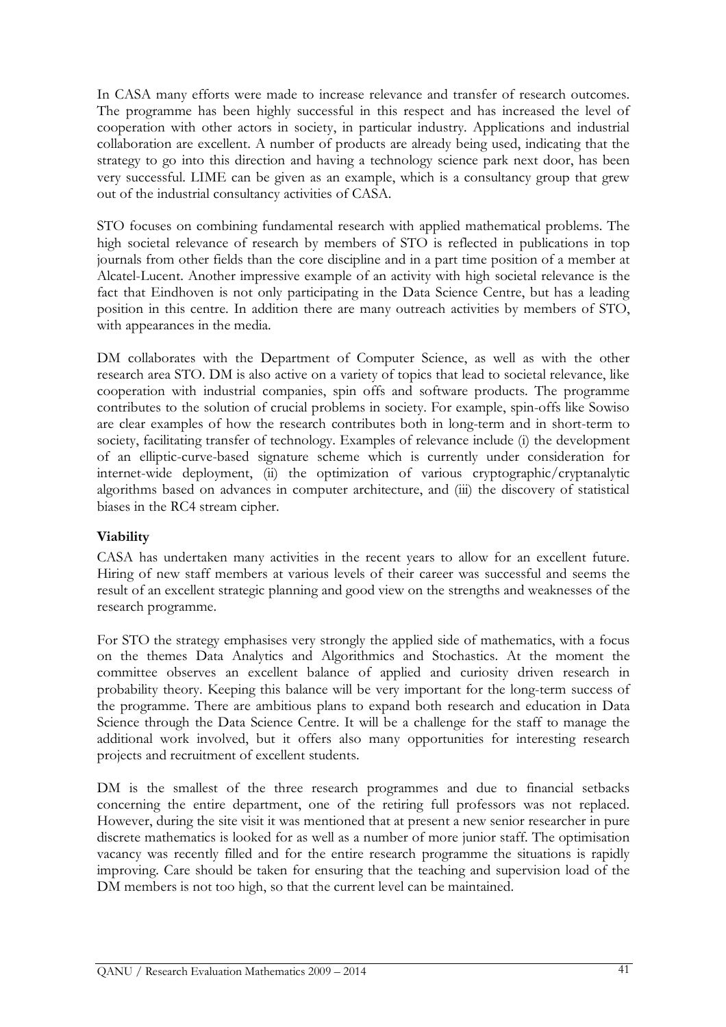In CASA many efforts were made to increase relevance and transfer of research outcomes. The programme has been highly successful in this respect and has increased the level of cooperation with other actors in society, in particular industry. Applications and industrial collaboration are excellent. A number of products are already being used, indicating that the strategy to go into this direction and having a technology science park next door, has been very successful. LIME can be given as an example, which is a consultancy group that grew out of the industrial consultancy activities of CASA.

STO focuses on combining fundamental research with applied mathematical problems. The high societal relevance of research by members of STO is reflected in publications in top journals from other fields than the core discipline and in a part time position of a member at Alcatel-Lucent. Another impressive example of an activity with high societal relevance is the fact that Eindhoven is not only participating in the Data Science Centre, but has a leading position in this centre. In addition there are many outreach activities by members of STO, with appearances in the media.

DM collaborates with the Department of Computer Science, as well as with the other research area STO. DM is also active on a variety of topics that lead to societal relevance, like cooperation with industrial companies, spin offs and software products. The programme contributes to the solution of crucial problems in society. For example, spin-offs like Sowiso are clear examples of how the research contributes both in long-term and in short-term to society, facilitating transfer of technology. Examples of relevance include (i) the development of an elliptic-curve-based signature scheme which is currently under consideration for internet-wide deployment, (ii) the optimization of various cryptographic/cryptanalytic algorithms based on advances in computer architecture, and (iii) the discovery of statistical biases in the RC4 stream cipher.

**Viability**

CASA has undertaken many activities in the recent years to allow for an excellent future. Hiring of new staff members at various levels of their career was successful and seems the result of an excellent strategic planning and good view on the strengths and weaknesses of the research programme.

For STO the strategy emphasises very strongly the applied side of mathematics, with a focus on the themes Data Analytics and Algorithmics and Stochastics. At the moment the committee observes an excellent balance of applied and curiosity driven research in probability theory. Keeping this balance will be very important for the long-term success of the programme. There are ambitious plans to expand both research and education in Data Science through the Data Science Centre. It will be a challenge for the staff to manage the additional work involved, but it offers also many opportunities for interesting research projects and recruitment of excellent students.

DM is the smallest of the three research programmes and due to financial setbacks concerning the entire department, one of the retiring full professors was not replaced. However, during the site visit it was mentioned that at present a new senior researcher in pure discrete mathematics is looked for as well as a number of more junior staff. The optimisation vacancy was recently filled and for the entire research programme the situations is rapidly improving. Care should be taken for ensuring that the teaching and supervision load of the DM members is not too high, so that the current level can be maintained.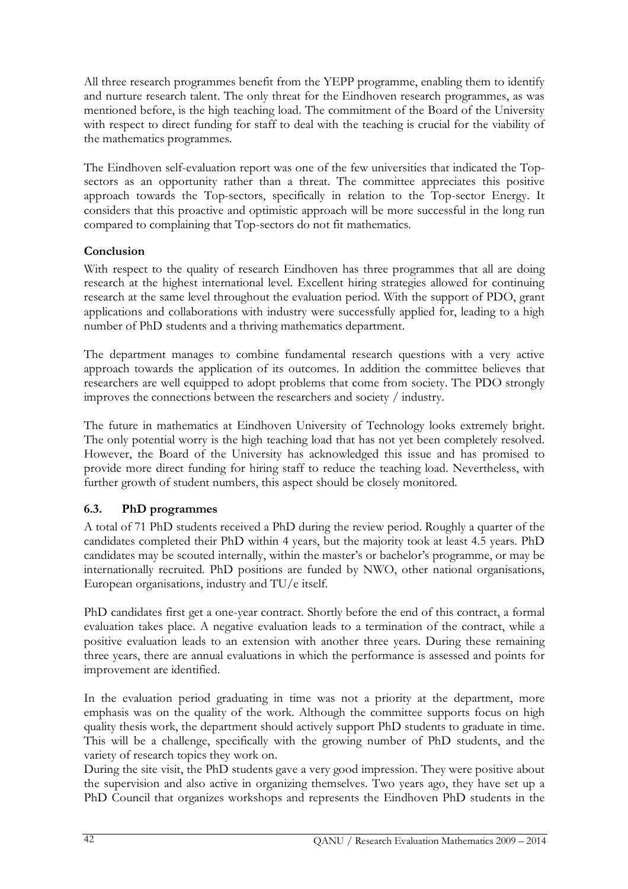All three research programmes benefit from the YEPP programme, enabling them to identify and nurture research talent. The only threat for the Eindhoven research programmes, as was mentioned before, is the high teaching load. The commitment of the Board of the University with respect to direct funding for staff to deal with the teaching is crucial for the viability of the mathematics programmes.

The Eindhoven self-evaluation report was one of the few universities that indicated the Top-sectors as an opportunity rather than a threat. The committee appreciates this positive approach towards the Top-sectors, specifically in relation to the Top-sector Energy. It considers that this proactive and optimistic approach will be more successful in the long run compared to complaining that Top-sectors do not fit mathematics.

**Conclusion**

With respect to the quality of research Eindhoven has three programmes that all are doing research at the highest international level. Excellent hiring strategies allowed for continuing research at the same level throughout the evaluation period. With the support of PDO, grant applications and collaborations with industry were successfully applied for, leading to a high number of PhD students and a thriving mathematics department.

The department manages to combine fundamental research questions with a very active approach towards the application of its outcomes. In addition the committee believes that researchers are well equipped to adopt problems that come from society. The PDO strongly improves the connections between the researchers and society / industry.

The future in mathematics at Eindhoven University of Technology looks extremely bright. The only potential worry is the high teaching load that has not yet been completely resolved. However, the Board of the University has acknowledged this issue and has promised to provide more direct funding for hiring staff to reduce the teaching load. Nevertheless, with further growth of student numbers, this aspect should be closely monitored.

### 6.3. PhD programmes

A total of 71 PhD students received a PhD during the review period. Roughly a quarter of the candidates completed their PhD within 4 years, but the majority took at least 4.5 years. PhD candidates may be scouted internally, within the master's or bachelor's programme, or may be internationally recruited. PhD positions are funded by NWO, other national organisations, European organisations, industry and TU/e itself.

PhD candidates first get a one-year contract. Shortly before the end of this contract, a formal evaluation takes place. A negative evaluation leads to a termination of the contract, while a positive evaluation leads to an extension with another three years. During these remaining three years, there are annual evaluations in which the performance is assessed and points for improvement are identified.

In the evaluation period graduating in time was not a priority at the department, more emphasis was on the quality of the work. Although the committee supports focus on high quality thesis work, the department should actively support PhD students to graduate in time. This will be a challenge, specifically with the growing number of PhD students, and the variety of research topics they work on.
During the site visit, the PhD students gave a very good impression. They were positive about the supervision and also active in organizing themselves. Two years ago, they have set up a PhD Council that organizes workshops and represents the Eindhoven PhD students in the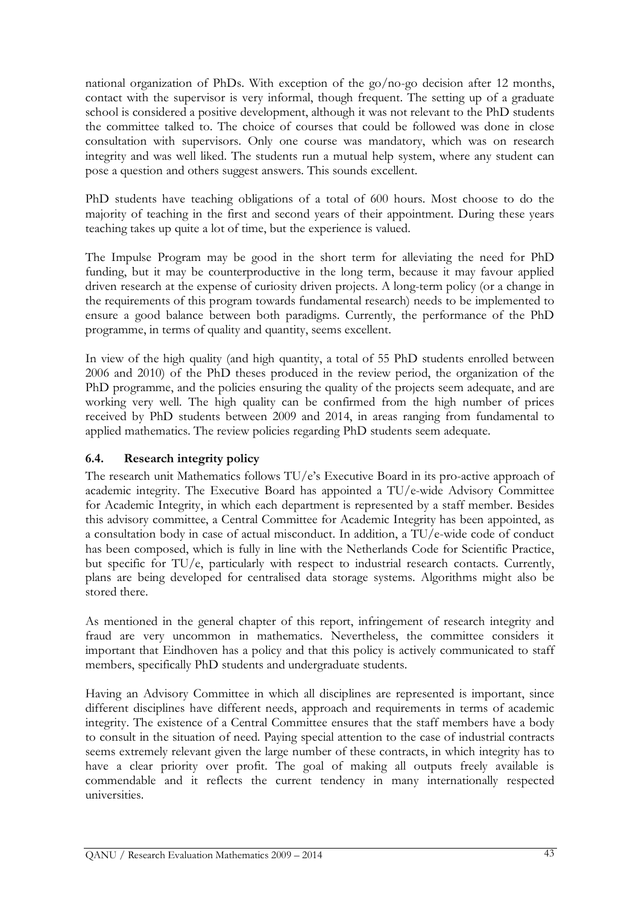national organization of PhDs. With exception of the go/no-go decision after 12 months, contact with the supervisor is very informal, though frequent. The setting up of a graduate school is considered a positive development, although it was not relevant to the PhD students the committee talked to. The choice of courses that could be followed was done in close consultation with supervisors. Only one course was mandatory, which was on research integrity and was well liked. The students run a mutual help system, where any student can pose a question and others suggest answers. This sounds excellent.

PhD students have teaching obligations of a total of 600 hours. Most choose to do the majority of teaching in the first and second years of their appointment. During these years teaching takes up quite a lot of time, but the experience is valued.

The Impulse Program may be good in the short term for alleviating the need for PhD funding, but it may be counterproductive in the long term, because it may favour applied driven research at the expense of curiosity driven projects. A long-term policy (or a change in the requirements of this program towards fundamental research) needs to be implemented to ensure a good balance between both paradigms. Currently, the performance of the PhD programme, in terms of quality and quantity, seems excellent.

In view of the high quality (and high quantity, a total of 55 PhD students enrolled between 2006 and 2010) of the PhD theses produced in the review period, the organization of the PhD programme, and the policies ensuring the quality of the projects seem adequate, and are working very well. The high quality can be confirmed from the high number of prices received by PhD students between 2009 and 2014, in areas ranging from fundamental to applied mathematics. The review policies regarding PhD students seem adequate.

### 6.4. Research integrity policy

The research unit Mathematics follows TU/e's Executive Board in its pro-active approach of academic integrity. The Executive Board has appointed a TU/e-wide Advisory Committee for Academic Integrity, in which each department is represented by a staff member. Besides this advisory committee, a Central Committee for Academic Integrity has been appointed, as a consultation body in case of actual misconduct. In addition, a TU/e-wide code of conduct has been composed, which is fully in line with the Netherlands Code for Scientific Practice, but specific for TU/e, particularly with respect to industrial research contacts. Currently, plans are being developed for centralised data storage systems. Algorithms might also be stored there.

As mentioned in the general chapter of this report, infringement of research integrity and fraud are very uncommon in mathematics. Nevertheless, the committee considers it important that Eindhoven has a policy and that this policy is actively communicated to staff members, specifically PhD students and undergraduate students.

Having an Advisory Committee in which all disciplines are represented is important, since different disciplines have different needs, approach and requirements in terms of academic integrity. The existence of a Central Committee ensures that the staff members have a body to consult in the situation of need. Paying special attention to the case of industrial contracts seems extremely relevant given the large number of these contracts, in which integrity has to have a clear priority over profit. The goal of making all outputs freely available is commendable and it reflects the current tendency in many internationally respected universities.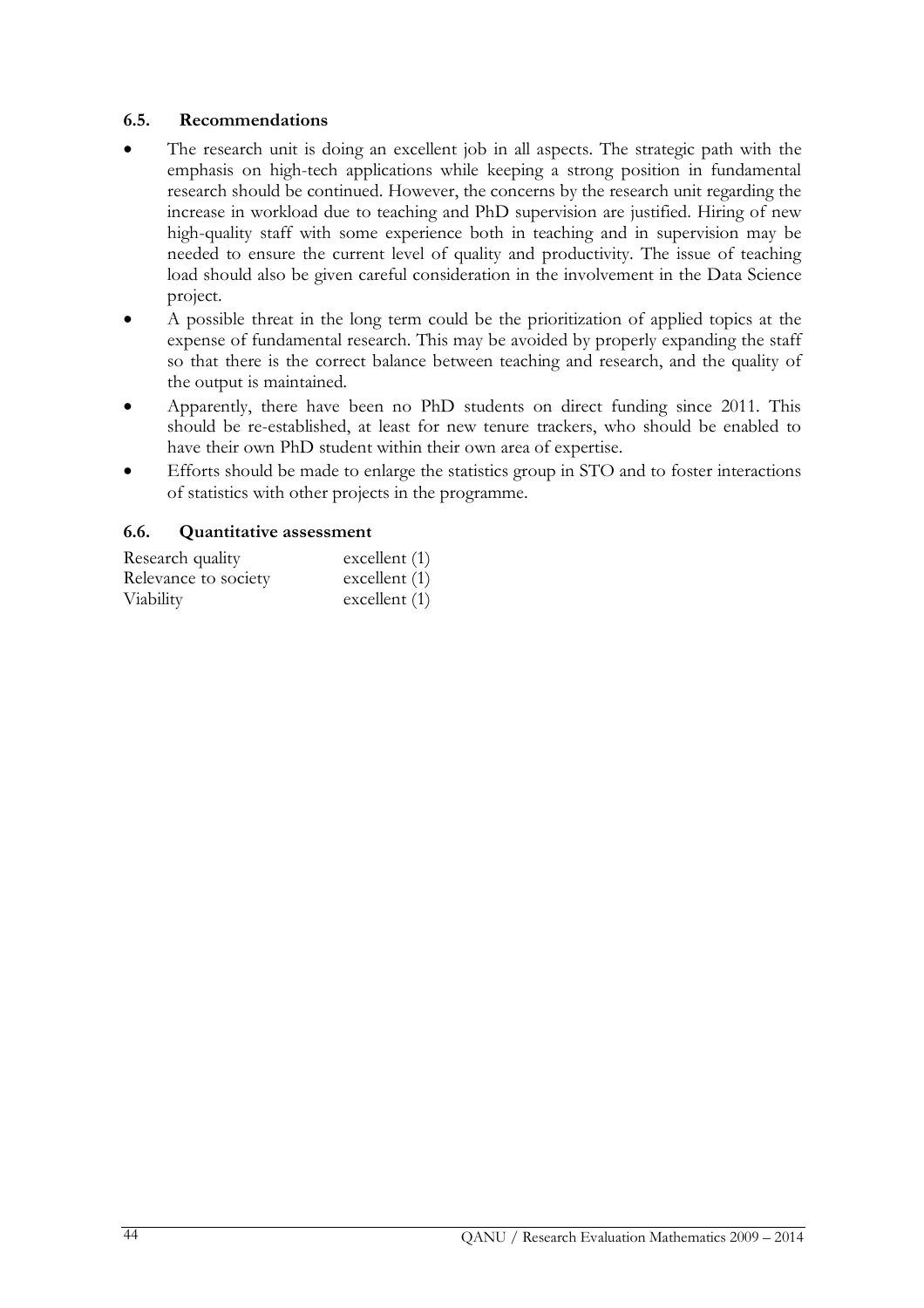### 6.5. Recommendations

- The research unit is doing an excellent job in all aspects. The strategic path with the emphasis on high-tech applications while keeping a strong position in fundamental research should be continued. However, the concerns by the research unit regarding the increase in workload due to teaching and PhD supervision are justified. Hiring of new high-quality staff with some experience both in teaching and in supervision may be needed to ensure the current level of quality and productivity. The issue of teaching load should also be given careful consideration in the involvement in the Data Science project.
- A possible threat in the long term could be the prioritization of applied topics at the expense of fundamental research. This may be avoided by properly expanding the staff so that there is the correct balance between teaching and research, and the quality of the output is maintained.
- Apparently, there have been no PhD students on direct funding since 2011. This should be re-established, at least for new tenure trackers, who should be enabled to have their own PhD student within their own area of expertise.
- Efforts should be made to enlarge the statistics group in STO and to foster interactions of statistics with other projects in the programme.

### 6.6. Quantitative assessment

| | |
|---|---|
| Research quality | excellent (1) |
| Relevance to society | excellent (1) |
| Viability | excellent (1) |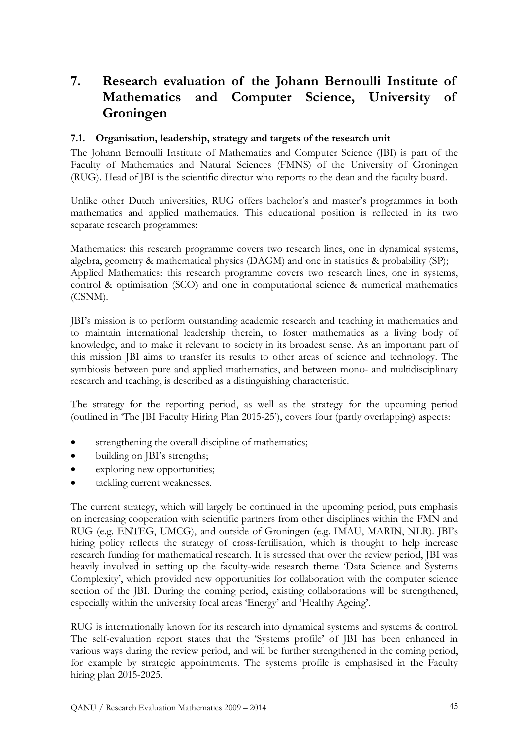# 7. Research evaluation of the Johann Bernoulli Institute of Mathematics and Computer Science, University of Groningen

## 7.1. Organisation, leadership, strategy and targets of the research unit

The Johann Bernoulli Institute of Mathematics and Computer Science (JBI) is part of the Faculty of Mathematics and Natural Sciences (FMNS) of the University of Groningen (RUG). Head of JBI is the scientific director who reports to the dean and the faculty board.

Unlike other Dutch universities, RUG offers bachelor's and master's programmes in both mathematics and applied mathematics. This educational position is reflected in its two separate research programmes:

Mathematics: this research programme covers two research lines, one in dynamical systems, algebra, geometry & mathematical physics (DAGM) and one in statistics & probability (SP);
Applied Mathematics: this research programme covers two research lines, one in systems, control & optimisation (SCO) and one in computational science & numerical mathematics (CSNM).

JBI's mission is to perform outstanding academic research and teaching in mathematics and to maintain international leadership therein, to foster mathematics as a living body of knowledge, and to make it relevant to society in its broadest sense. As an important part of this mission JBI aims to transfer its results to other areas of science and technology. The symbiosis between pure and applied mathematics, and between mono- and multidisciplinary research and teaching, is described as a distinguishing characteristic.

The strategy for the reporting period, as well as the strategy for the upcoming period (outlined in 'The JBI Faculty Hiring Plan 2015-25'), covers four (partly overlapping) aspects:

- strengthening the overall discipline of mathematics;
- building on JBI's strengths;
- exploring new opportunities;
- tackling current weaknesses.

The current strategy, which will largely be continued in the upcoming period, puts emphasis on increasing cooperation with scientific partners from other disciplines within the FMN and RUG (e.g. ENTEG, UMCG), and outside of Groningen (e.g. IMAU, MARIN, NLR). JBI's hiring policy reflects the strategy of cross-fertilisation, which is thought to help increase research funding for mathematical research. It is stressed that over the review period, JBI was heavily involved in setting up the faculty-wide research theme 'Data Science and Systems Complexity', which provided new opportunities for collaboration with the computer science section of the JBI. During the coming period, existing collaborations will be strengthened, especially within the university focal areas 'Energy' and 'Healthy Ageing'.

RUG is internationally known for its research into dynamical systems and systems & control. The self-evaluation report states that the 'Systems profile' of JBI has been enhanced in various ways during the review period, and will be further strengthened in the coming period, for example by strategic appointments. The systems profile is emphasised in the Faculty hiring plan 2015-2025.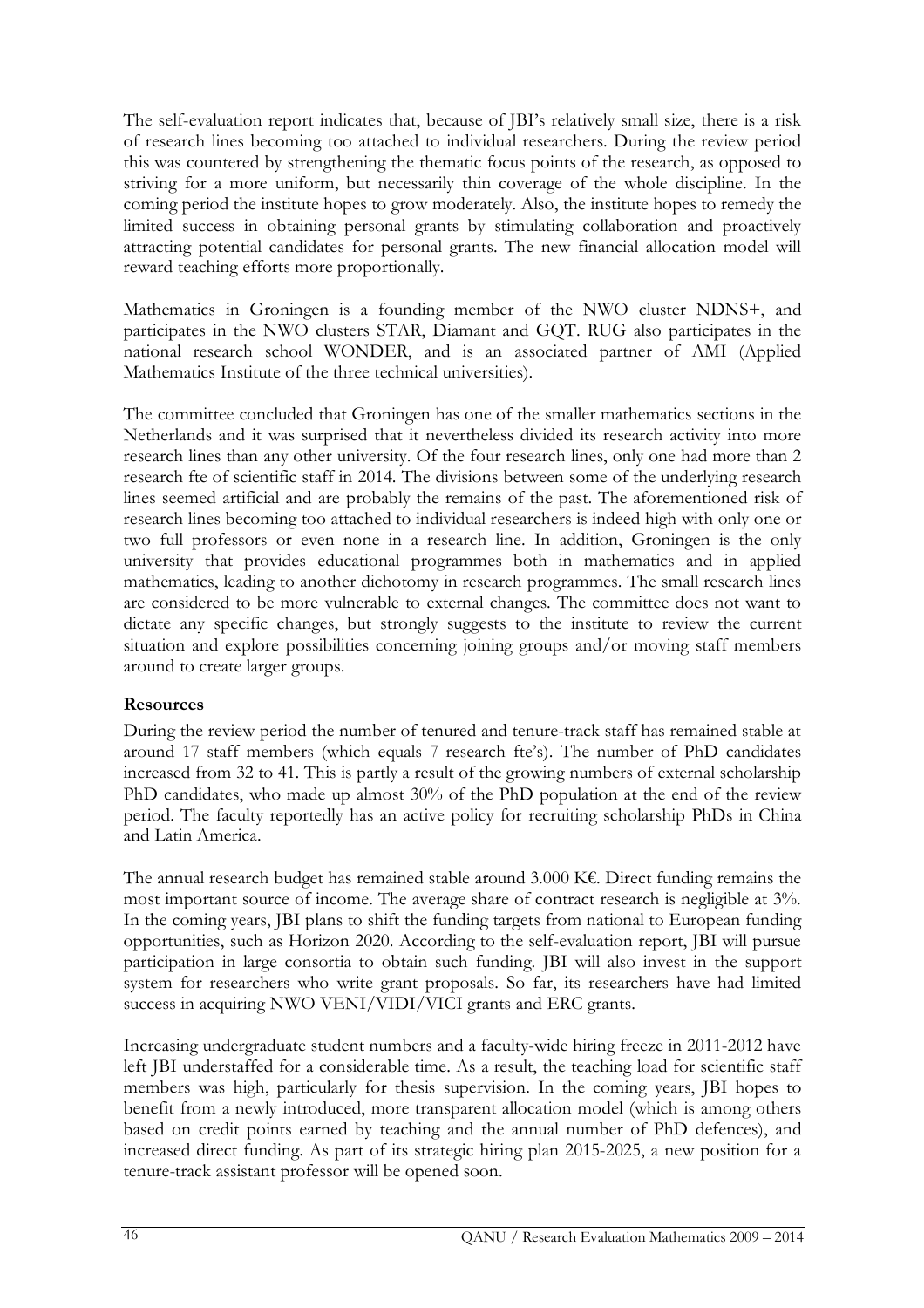The self-evaluation report indicates that, because of JBI's relatively small size, there is a risk of research lines becoming too attached to individual researchers. During the review period this was countered by strengthening the thematic focus points of the research, as opposed to striving for a more uniform, but necessarily thin coverage of the whole discipline. In the coming period the institute hopes to grow moderately. Also, the institute hopes to remedy the limited success in obtaining personal grants by stimulating collaboration and proactively attracting potential candidates for personal grants. The new financial allocation model will reward teaching efforts more proportionally.

Mathematics in Groningen is a founding member of the NWO cluster NDNS+, and participates in the NWO clusters STAR, Diamant and GQT. RUG also participates in the national research school WONDER, and is an associated partner of AMI (Applied Mathematics Institute of the three technical universities).

The committee concluded that Groningen has one of the smaller mathematics sections in the Netherlands and it was surprised that it nevertheless divided its research activity into more research lines than any other university. Of the four research lines, only one had more than 2 research fte of scientific staff in 2014. The divisions between some of the underlying research lines seemed artificial and are probably the remains of the past. The aforementioned risk of research lines becoming too attached to individual researchers is indeed high with only one or two full professors or even none in a research line. In addition, Groningen is the only university that provides educational programmes both in mathematics and in applied mathematics, leading to another dichotomy in research programmes. The small research lines are considered to be more vulnerable to external changes. The committee does not want to dictate any specific changes, but strongly suggests to the institute to review the current situation and explore possibilities concerning joining groups and/or moving staff members around to create larger groups.

**Resources**

During the review period the number of tenured and tenure-track staff has remained stable at around 17 staff members (which equals 7 research fte's). The number of PhD candidates increased from 32 to 41. This is partly a result of the growing numbers of external scholarship PhD candidates, who made up almost 30% of the PhD population at the end of the review period. The faculty reportedly has an active policy for recruiting scholarship PhDs in China and Latin America.

The annual research budget has remained stable around 3.000 K€. Direct funding remains the most important source of income. The average share of contract research is negligible at 3%. In the coming years, JBI plans to shift the funding targets from national to European funding opportunities, such as Horizon 2020. According to the self-evaluation report, JBI will pursue participation in large consortia to obtain such funding. JBI will also invest in the support system for researchers who write grant proposals. So far, its researchers have had limited success in acquiring NWO VENI/VIDI/VICI grants and ERC grants.

Increasing undergraduate student numbers and a faculty-wide hiring freeze in 2011-2012 have left JBI understaffed for a considerable time. As a result, the teaching load for scientific staff members was high, particularly for thesis supervision. In the coming years, JBI hopes to benefit from a newly introduced, more transparent allocation model (which is among others based on credit points earned by teaching and the annual number of PhD defences), and increased direct funding. As part of its strategic hiring plan 2015-2025, a new position for a tenure-track assistant professor will be opened soon.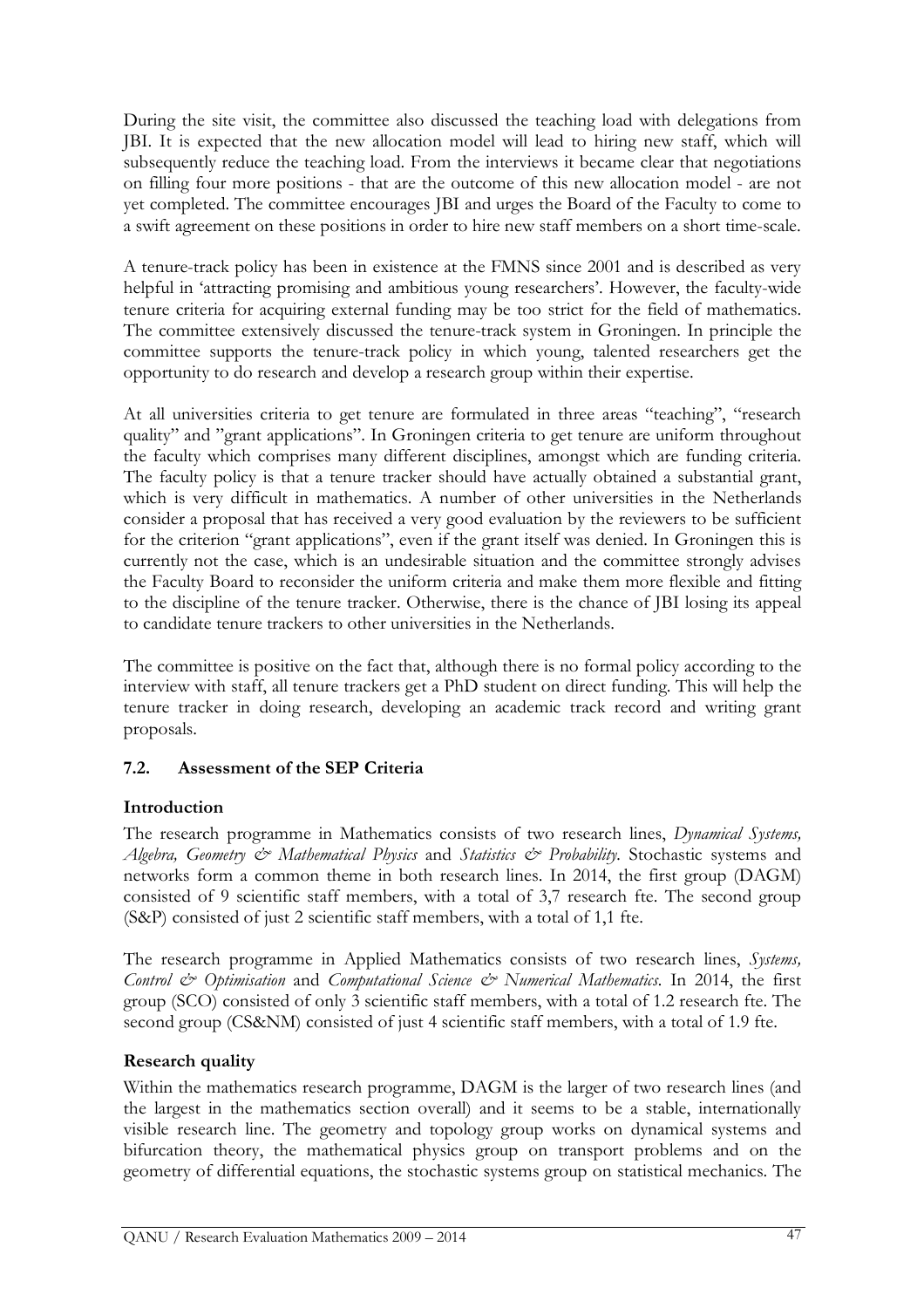During the site visit, the committee also discussed the teaching load with delegations from JBI. It is expected that the new allocation model will lead to hiring new staff, which will subsequently reduce the teaching load. From the interviews it became clear that negotiations on filling four more positions - that are the outcome of this new allocation model - are not yet completed. The committee encourages JBI and urges the Board of the Faculty to come to a swift agreement on these positions in order to hire new staff members on a short time-scale.

A tenure-track policy has been in existence at the FMNS since 2001 and is described as very helpful in 'attracting promising and ambitious young researchers'. However, the faculty-wide tenure criteria for acquiring external funding may be too strict for the field of mathematics. The committee extensively discussed the tenure-track system in Groningen. In principle the committee supports the tenure-track policy in which young, talented researchers get the opportunity to do research and develop a research group within their expertise.

At all universities criteria to get tenure are formulated in three areas "teaching", "research quality" and "grant applications". In Groningen criteria to get tenure are uniform throughout the faculty which comprises many different disciplines, amongst which are funding criteria. The faculty policy is that a tenure tracker should have actually obtained a substantial grant, which is very difficult in mathematics. A number of other universities in the Netherlands consider a proposal that has received a very good evaluation by the reviewers to be sufficient for the criterion "grant applications", even if the grant itself was denied. In Groningen this is currently not the case, which is an undesirable situation and the committee strongly advises the Faculty Board to reconsider the uniform criteria and make them more flexible and fitting to the discipline of the tenure tracker. Otherwise, there is the chance of JBI losing its appeal to candidate tenure trackers to other universities in the Netherlands.

The committee is positive on the fact that, although there is no formal policy according to the interview with staff, all tenure trackers get a PhD student on direct funding. This will help the tenure tracker in doing research, developing an academic track record and writing grant proposals.

## 7.2. Assessment of the SEP Criteria

### Introduction

The research programme in Mathematics consists of two research lines, *Dynamical Systems, Algebra, Geometry & Mathematical Physics* and *Statistics & Probability*. Stochastic systems and networks form a common theme in both research lines. In 2014, the first group (DAGM) consisted of 9 scientific staff members, with a total of 3,7 research fte. The second group (S&P) consisted of just 2 scientific staff members, with a total of 1,1 fte.

The research programme in Applied Mathematics consists of two research lines, *Systems, Control & Optimisation* and *Computational Science & Numerical Mathematics*. In 2014, the first group (SCO) consisted of only 3 scientific staff members, with a total of 1.2 research fte. The second group (CS&NM) consisted of just 4 scientific staff members, with a total of 1.9 fte.

### Research quality

Within the mathematics research programme, DAGM is the larger of two research lines (and the largest in the mathematics section overall) and it seems to be a stable, internationally visible research line. The geometry and topology group works on dynamical systems and bifurcation theory, the mathematical physics group on transport problems and on the geometry of differential equations, the stochastic systems group on statistical mechanics. The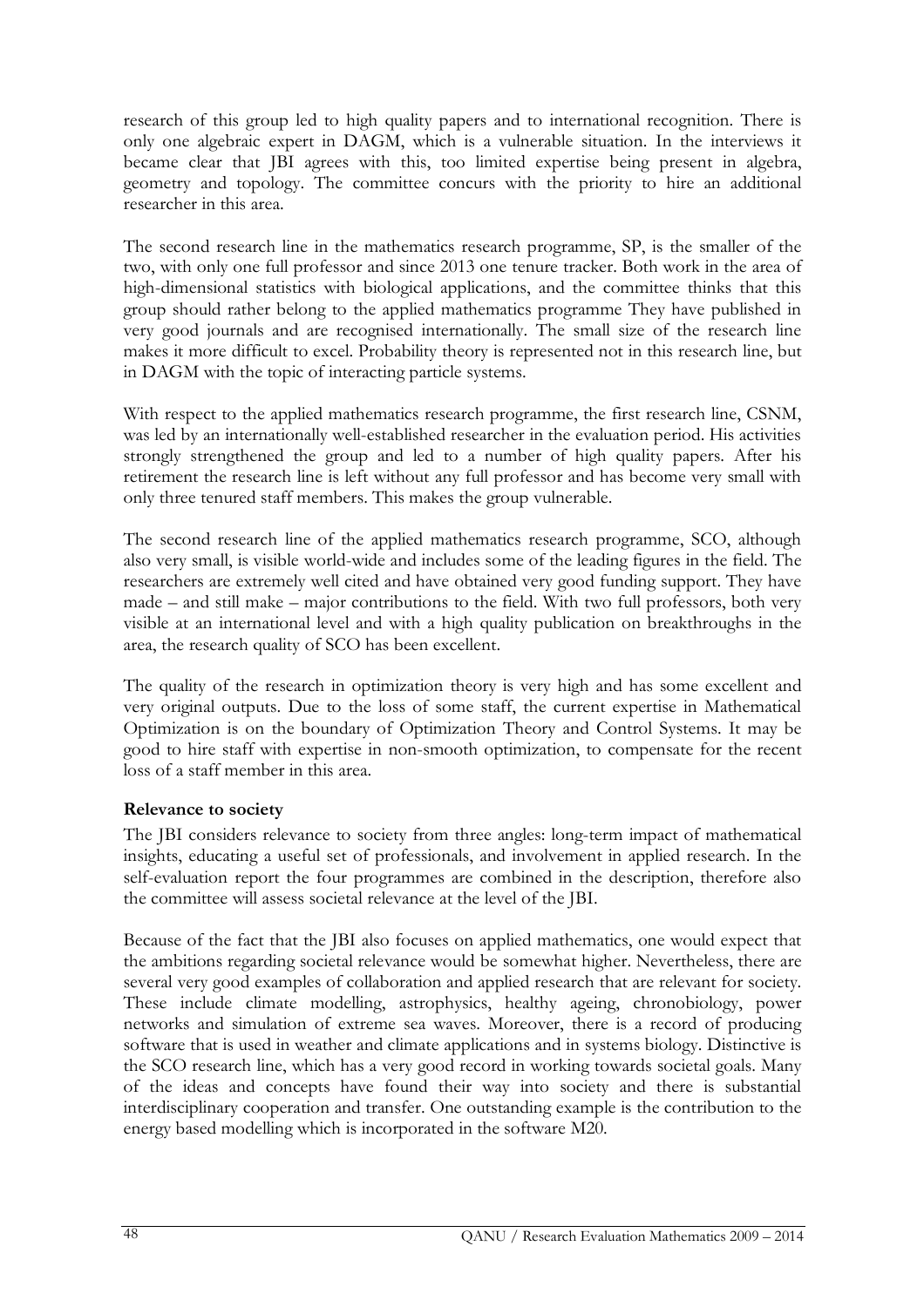research of this group led to high quality papers and to international recognition. There is only one algebraic expert in DAGM, which is a vulnerable situation. In the interviews it became clear that JBI agrees with this, too limited expertise being present in algebra, geometry and topology. The committee concurs with the priority to hire an additional researcher in this area.

The second research line in the mathematics research programme, SP, is the smaller of the two, with only one full professor and since 2013 one tenure tracker. Both work in the area of high-dimensional statistics with biological applications, and the committee thinks that this group should rather belong to the applied mathematics programme They have published in very good journals and are recognised internationally. The small size of the research line makes it more difficult to excel. Probability theory is represented not in this research line, but in DAGM with the topic of interacting particle systems.

With respect to the applied mathematics research programme, the first research line, CSNM, was led by an internationally well-established researcher in the evaluation period. His activities strongly strengthened the group and led to a number of high quality papers. After his retirement the research line is left without any full professor and has become very small with only three tenured staff members. This makes the group vulnerable.

The second research line of the applied mathematics research programme, SCO, although also very small, is visible world-wide and includes some of the leading figures in the field. The researchers are extremely well cited and have obtained very good funding support. They have made – and still make – major contributions to the field. With two full professors, both very visible at an international level and with a high quality publication on breakthroughs in the area, the research quality of SCO has been excellent.

The quality of the research in optimization theory is very high and has some excellent and very original outputs. Due to the loss of some staff, the current expertise in Mathematical Optimization is on the boundary of Optimization Theory and Control Systems. It may be good to hire staff with expertise in non-smooth optimization, to compensate for the recent loss of a staff member in this area.

**Relevance to society**

The JBI considers relevance to society from three angles: long-term impact of mathematical insights, educating a useful set of professionals, and involvement in applied research. In the self-evaluation report the four programmes are combined in the description, therefore also the committee will assess societal relevance at the level of the JBI.

Because of the fact that the JBI also focuses on applied mathematics, one would expect that the ambitions regarding societal relevance would be somewhat higher. Nevertheless, there are several very good examples of collaboration and applied research that are relevant for society. These include climate modelling, astrophysics, healthy ageing, chronobiology, power networks and simulation of extreme sea waves. Moreover, there is a record of producing software that is used in weather and climate applications and in systems biology. Distinctive is the SCO research line, which has a very good record in working towards societal goals. Many of the ideas and concepts have found their way into society and there is substantial interdisciplinary cooperation and transfer. One outstanding example is the contribution to the energy based modelling which is incorporated in the software M20.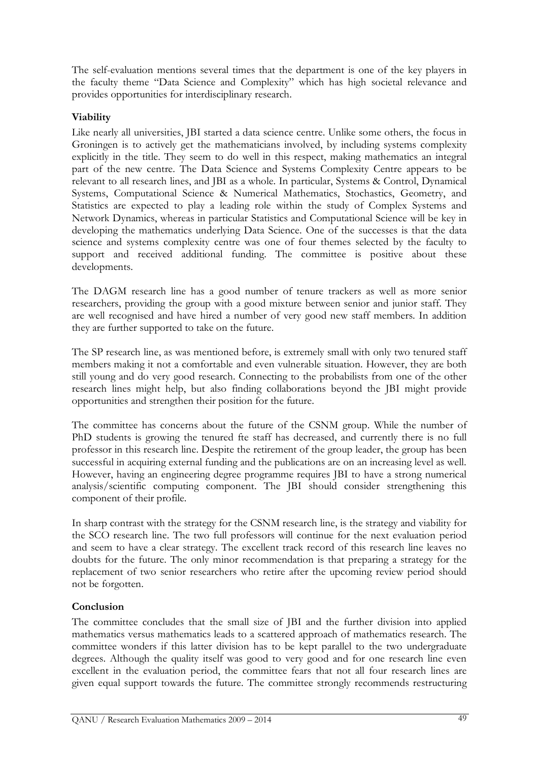The self-evaluation mentions several times that the department is one of the key players in the faculty theme "Data Science and Complexity" which has high societal relevance and provides opportunities for interdisciplinary research.

**Viability**

Like nearly all universities, JBI started a data science centre. Unlike some others, the focus in Groningen is to actively get the mathematicians involved, by including systems complexity explicitly in the title. They seem to do well in this respect, making mathematics an integral part of the new centre. The Data Science and Systems Complexity Centre appears to be relevant to all research lines, and JBI as a whole. In particular, Systems & Control, Dynamical Systems, Computational Science & Numerical Mathematics, Stochastics, Geometry, and Statistics are expected to play a leading role within the study of Complex Systems and Network Dynamics, whereas in particular Statistics and Computational Science will be key in developing the mathematics underlying Data Science. One of the successes is that the data science and systems complexity centre was one of four themes selected by the faculty to support and received additional funding. The committee is positive about these developments.

The DAGM research line has a good number of tenure trackers as well as more senior researchers, providing the group with a good mixture between senior and junior staff. They are well recognised and have hired a number of very good new staff members. In addition they are further supported to take on the future.

The SP research line, as was mentioned before, is extremely small with only two tenured staff members making it not a comfortable and even vulnerable situation. However, they are both still young and do very good research. Connecting to the probabilists from one of the other research lines might help, but also finding collaborations beyond the JBI might provide opportunities and strengthen their position for the future.

The committee has concerns about the future of the CSNM group. While the number of PhD students is growing the tenured fte staff has decreased, and currently there is no full professor in this research line. Despite the retirement of the group leader, the group has been successful in acquiring external funding and the publications are on an increasing level as well. However, having an engineering degree programme requires JBI to have a strong numerical analysis/scientific computing component. The JBI should consider strengthening this component of their profile.

In sharp contrast with the strategy for the CSNM research line, is the strategy and viability for the SCO research line. The two full professors will continue for the next evaluation period and seem to have a clear strategy. The excellent track record of this research line leaves no doubts for the future. The only minor recommendation is that preparing a strategy for the replacement of two senior researchers who retire after the upcoming review period should not be forgotten.

**Conclusion**

The committee concludes that the small size of JBI and the further division into applied mathematics versus mathematics leads to a scattered approach of mathematics research. The committee wonders if this latter division has to be kept parallel to the two undergraduate degrees. Although the quality itself was good to very good and for one research line even excellent in the evaluation period, the committee fears that not all four research lines are given equal support towards the future. The committee strongly recommends restructuring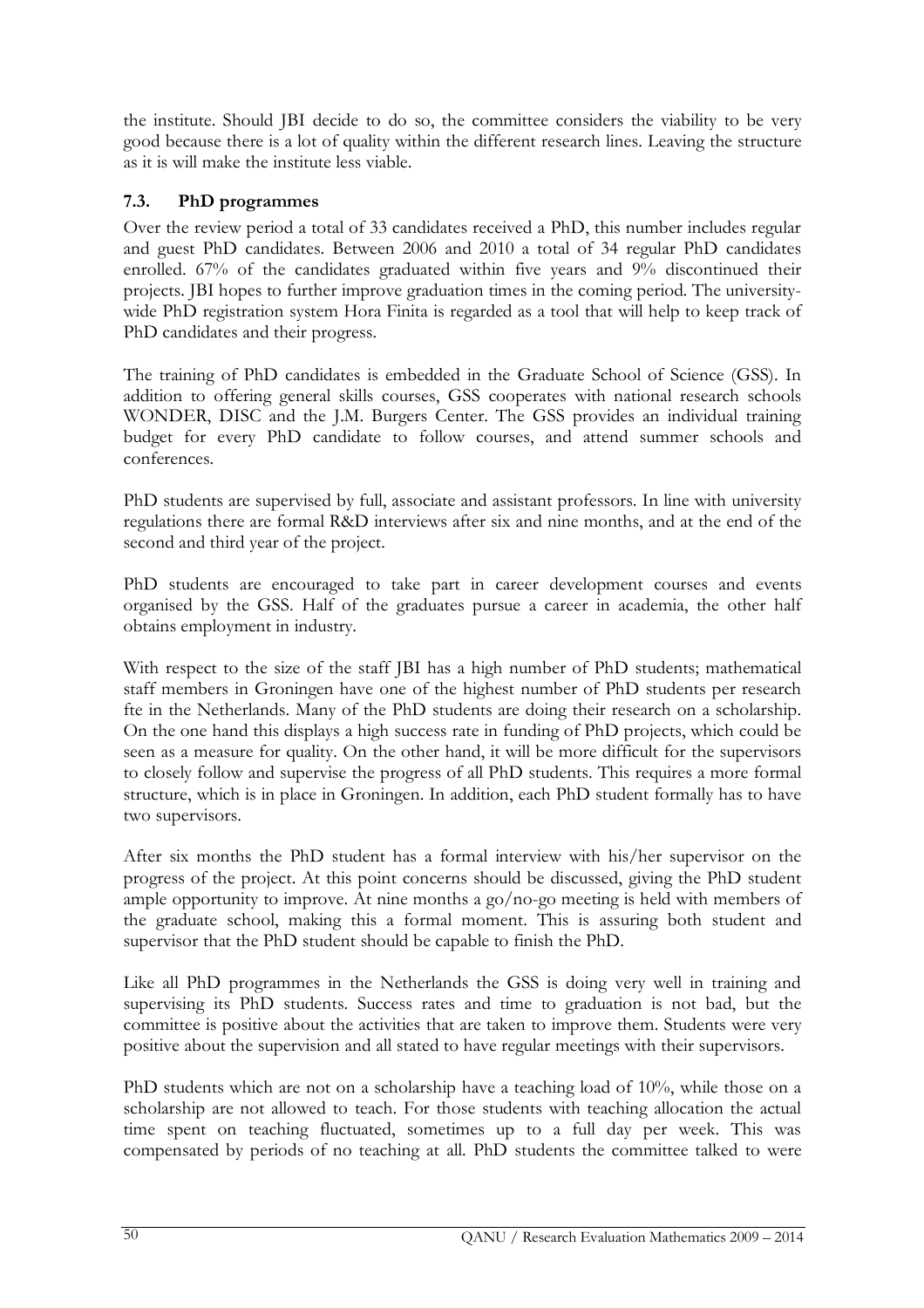the institute. Should JBI decide to do so, the committee considers the viability to be very good because there is a lot of quality within the different research lines. Leaving the structure as it is will make the institute less viable.

### 7.3. PhD programmes

Over the review period a total of 33 candidates received a PhD, this number includes regular and guest PhD candidates. Between 2006 and 2010 a total of 34 regular PhD candidates enrolled. 67% of the candidates graduated within five years and 9% discontinued their projects. JBI hopes to further improve graduation times in the coming period. The university-wide PhD registration system Hora Finita is regarded as a tool that will help to keep track of PhD candidates and their progress.

The training of PhD candidates is embedded in the Graduate School of Science (GSS). In addition to offering general skills courses, GSS cooperates with national research schools WONDER, DISC and the J.M. Burgers Center. The GSS provides an individual training budget for every PhD candidate to follow courses, and attend summer schools and conferences.

PhD students are supervised by full, associate and assistant professors. In line with university regulations there are formal R&D interviews after six and nine months, and at the end of the second and third year of the project.

PhD students are encouraged to take part in career development courses and events organised by the GSS. Half of the graduates pursue a career in academia, the other half obtains employment in industry.

With respect to the size of the staff JBI has a high number of PhD students; mathematical staff members in Groningen have one of the highest number of PhD students per research fte in the Netherlands. Many of the PhD students are doing their research on a scholarship. On the one hand this displays a high success rate in funding of PhD projects, which could be seen as a measure for quality. On the other hand, it will be more difficult for the supervisors to closely follow and supervise the progress of all PhD students. This requires a more formal structure, which is in place in Groningen. In addition, each PhD student formally has to have two supervisors.

After six months the PhD student has a formal interview with his/her supervisor on the progress of the project. At this point concerns should be discussed, giving the PhD student ample opportunity to improve. At nine months a go/no-go meeting is held with members of the graduate school, making this a formal moment. This is assuring both student and supervisor that the PhD student should be capable to finish the PhD.

Like all PhD programmes in the Netherlands the GSS is doing very well in training and supervising its PhD students. Success rates and time to graduation is not bad, but the committee is positive about the activities that are taken to improve them. Students were very positive about the supervision and all stated to have regular meetings with their supervisors.

PhD students which are not on a scholarship have a teaching load of 10%, while those on a scholarship are not allowed to teach. For those students with teaching allocation the actual time spent on teaching fluctuated, sometimes up to a full day per week. This was compensated by periods of no teaching at all. PhD students the committee talked to were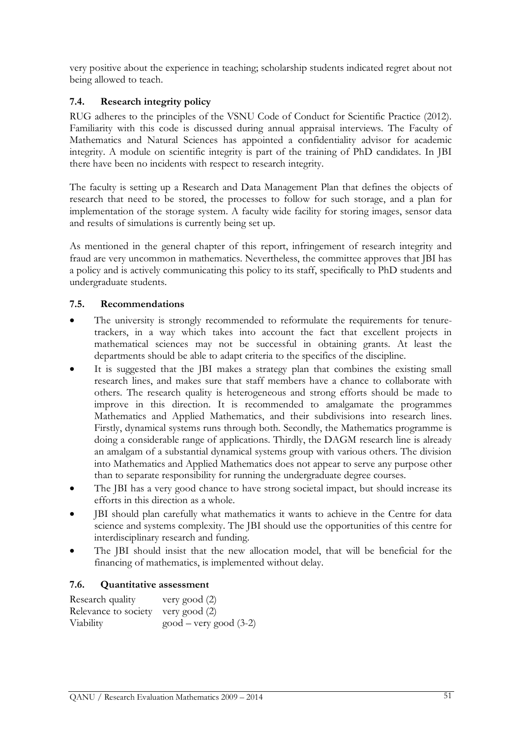very positive about the experience in teaching; scholarship students indicated regret about not being allowed to teach.

### 7.4. Research integrity policy

RUG adheres to the principles of the VSNU Code of Conduct for Scientific Practice (2012). Familiarity with this code is discussed during annual appraisal interviews. The Faculty of Mathematics and Natural Sciences has appointed a confidentiality advisor for academic integrity. A module on scientific integrity is part of the training of PhD candidates. In JBI there have been no incidents with respect to research integrity.

The faculty is setting up a Research and Data Management Plan that defines the objects of research that need to be stored, the processes to follow for such storage, and a plan for implementation of the storage system. A faculty wide facility for storing images, sensor data and results of simulations is currently being set up.

As mentioned in the general chapter of this report, infringement of research integrity and fraud are very uncommon in mathematics. Nevertheless, the committee approves that JBI has a policy and is actively communicating this policy to its staff, specifically to PhD students and undergraduate students.

### 7.5. Recommendations

- The university is strongly recommended to reformulate the requirements for tenure-trackers, in a way which takes into account the fact that excellent projects in mathematical sciences may not be successful in obtaining grants. At least the departments should be able to adapt criteria to the specifics of the discipline.
- It is suggested that the JBI makes a strategy plan that combines the existing small research lines, and makes sure that staff members have a chance to collaborate with others. The research quality is heterogeneous and strong efforts should be made to improve in this direction. It is recommended to amalgamate the programmes Mathematics and Applied Mathematics, and their subdivisions into research lines. Firstly, dynamical systems runs through both. Secondly, the Mathematics programme is doing a considerable range of applications. Thirdly, the DAGM research line is already an amalgam of a substantial dynamical systems group with various others. The division into Mathematics and Applied Mathematics does not appear to serve any purpose other than to separate responsibility for running the undergraduate degree courses.
- The JBI has a very good chance to have strong societal impact, but should increase its efforts in this direction as a whole.
- JBI should plan carefully what mathematics it wants to achieve in the Centre for data science and systems complexity. The JBI should use the opportunities of this centre for interdisciplinary research and funding.
- The JBI should insist that the new allocation model, that will be beneficial for the financing of mathematics, is implemented without delay.

### 7.6. Quantitative assessment

| | |
|---|---|
| Research quality | very good (2) |
| Relevance to society | very good (2) |
| Viability | good – very good (3-2) |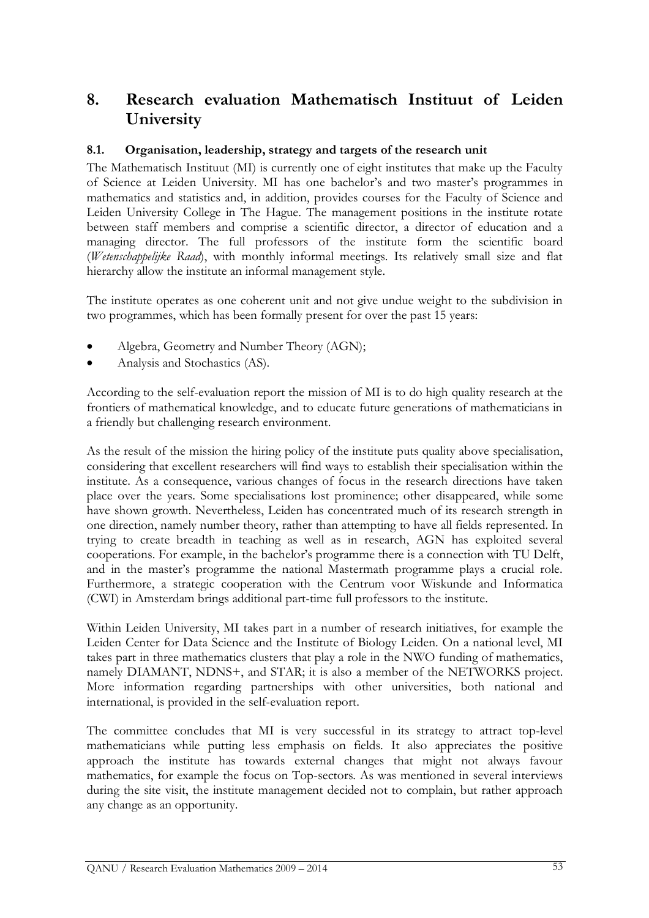# 8. Research evaluation Mathematisch Instituut of Leiden University

## 8.1. Organisation, leadership, strategy and targets of the research unit

The Mathematisch Instituut (MI) is currently one of eight institutes that make up the Faculty of Science at Leiden University. MI has one bachelor's and two master's programmes in mathematics and statistics and, in addition, provides courses for the Faculty of Science and Leiden University College in The Hague. The management positions in the institute rotate between staff members and comprise a scientific director, a director of education and a managing director. The full professors of the institute form the scientific board (*Wetenschappelijke Raad*), with monthly informal meetings. Its relatively small size and flat hierarchy allow the institute an informal management style.

The institute operates as one coherent unit and not give undue weight to the subdivision in two programmes, which has been formally present for over the past 15 years:

- Algebra, Geometry and Number Theory (AGN);
- Analysis and Stochastics (AS).

According to the self-evaluation report the mission of MI is to do high quality research at the frontiers of mathematical knowledge, and to educate future generations of mathematicians in a friendly but challenging research environment.

As the result of the mission the hiring policy of the institute puts quality above specialisation, considering that excellent researchers will find ways to establish their specialisation within the institute. As a consequence, various changes of focus in the research directions have taken place over the years. Some specialisations lost prominence; other disappeared, while some have shown growth. Nevertheless, Leiden has concentrated much of its research strength in one direction, namely number theory, rather than attempting to have all fields represented. In trying to create breadth in teaching as well as in research, AGN has exploited several cooperations. For example, in the bachelor's programme there is a connection with TU Delft, and in the master's programme the national Mastermath programme plays a crucial role. Furthermore, a strategic cooperation with the Centrum voor Wiskunde and Informatica (CWI) in Amsterdam brings additional part-time full professors to the institute.

Within Leiden University, MI takes part in a number of research initiatives, for example the Leiden Center for Data Science and the Institute of Biology Leiden. On a national level, MI takes part in three mathematics clusters that play a role in the NWO funding of mathematics, namely DIAMANT, NDNS+, and STAR; it is also a member of the NETWORKS project. More information regarding partnerships with other universities, both national and international, is provided in the self-evaluation report.

The committee concludes that MI is very successful in its strategy to attract top-level mathematicians while putting less emphasis on fields. It also appreciates the positive approach the institute has towards external changes that might not always favour mathematics, for example the focus on Top-sectors. As was mentioned in several interviews during the site visit, the institute management decided not to complain, but rather approach any change as an opportunity.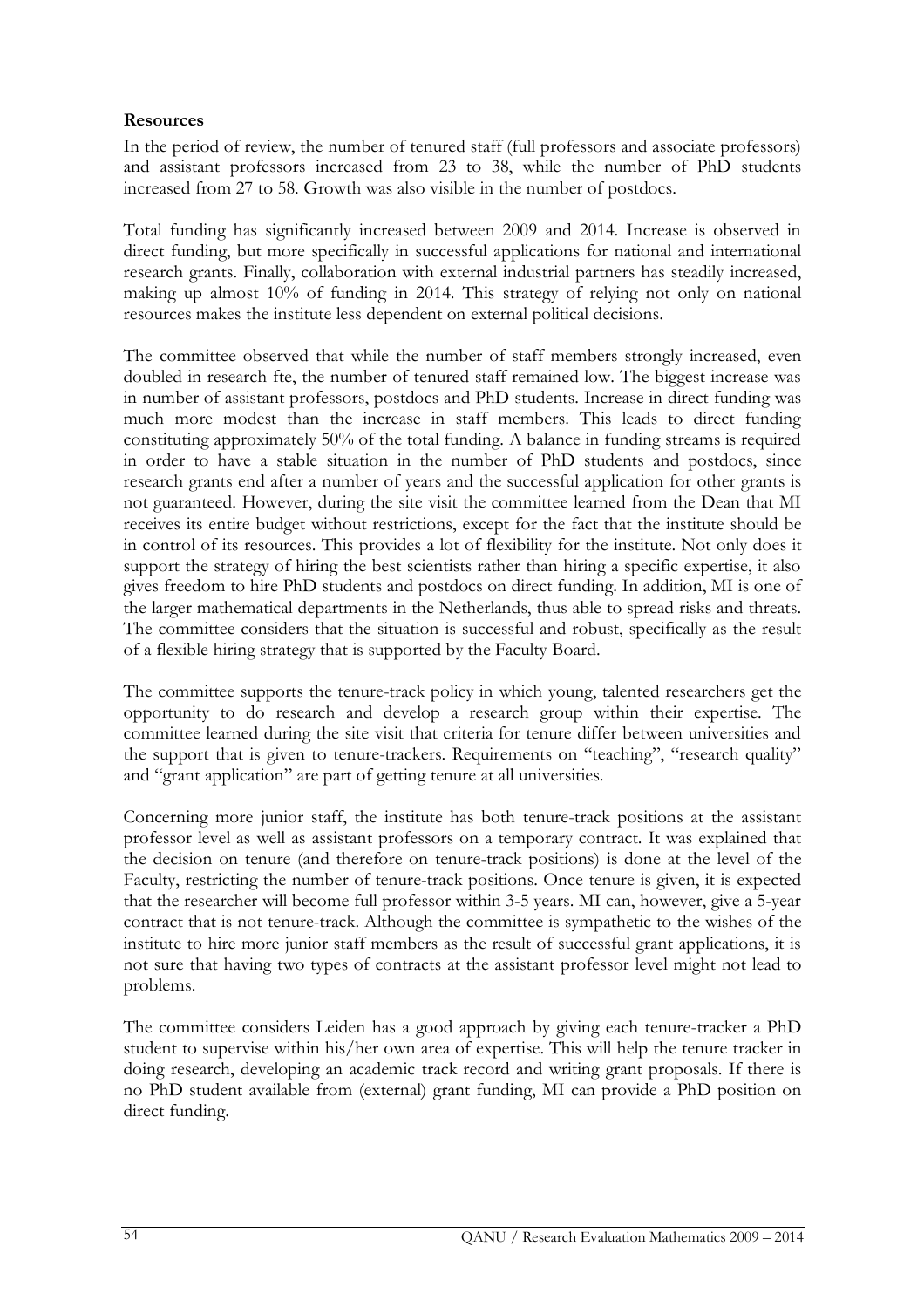**Resources**

In the period of review, the number of tenured staff (full professors and associate professors) and assistant professors increased from 23 to 38, while the number of PhD students increased from 27 to 58. Growth was also visible in the number of postdocs.

Total funding has significantly increased between 2009 and 2014. Increase is observed in direct funding, but more specifically in successful applications for national and international research grants. Finally, collaboration with external industrial partners has steadily increased, making up almost 10% of funding in 2014. This strategy of relying not only on national resources makes the institute less dependent on external political decisions.

The committee observed that while the number of staff members strongly increased, even doubled in research fte, the number of tenured staff remained low. The biggest increase was in number of assistant professors, postdocs and PhD students. Increase in direct funding was much more modest than the increase in staff members. This leads to direct funding constituting approximately 50% of the total funding. A balance in funding streams is required in order to have a stable situation in the number of PhD students and postdocs, since research grants end after a number of years and the successful application for other grants is not guaranteed. However, during the site visit the committee learned from the Dean that MI receives its entire budget without restrictions, except for the fact that the institute should be in control of its resources. This provides a lot of flexibility for the institute. Not only does it support the strategy of hiring the best scientists rather than hiring a specific expertise, it also gives freedom to hire PhD students and postdocs on direct funding. In addition, MI is one of the larger mathematical departments in the Netherlands, thus able to spread risks and threats. The committee considers that the situation is successful and robust, specifically as the result of a flexible hiring strategy that is supported by the Faculty Board.

The committee supports the tenure-track policy in which young, talented researchers get the opportunity to do research and develop a research group within their expertise. The committee learned during the site visit that criteria for tenure differ between universities and the support that is given to tenure-trackers. Requirements on "teaching", "research quality" and "grant application" are part of getting tenure at all universities.

Concerning more junior staff, the institute has both tenure-track positions at the assistant professor level as well as assistant professors on a temporary contract. It was explained that the decision on tenure (and therefore on tenure-track positions) is done at the level of the Faculty, restricting the number of tenure-track positions. Once tenure is given, it is expected that the researcher will become full professor within 3-5 years. MI can, however, give a 5-year contract that is not tenure-track. Although the committee is sympathetic to the wishes of the institute to hire more junior staff members as the result of successful grant applications, it is not sure that having two types of contracts at the assistant professor level might not lead to problems.

The committee considers Leiden has a good approach by giving each tenure-tracker a PhD student to supervise within his/her own area of expertise. This will help the tenure tracker in doing research, developing an academic track record and writing grant proposals. If there is no PhD student available from (external) grant funding, MI can provide a PhD position on direct funding.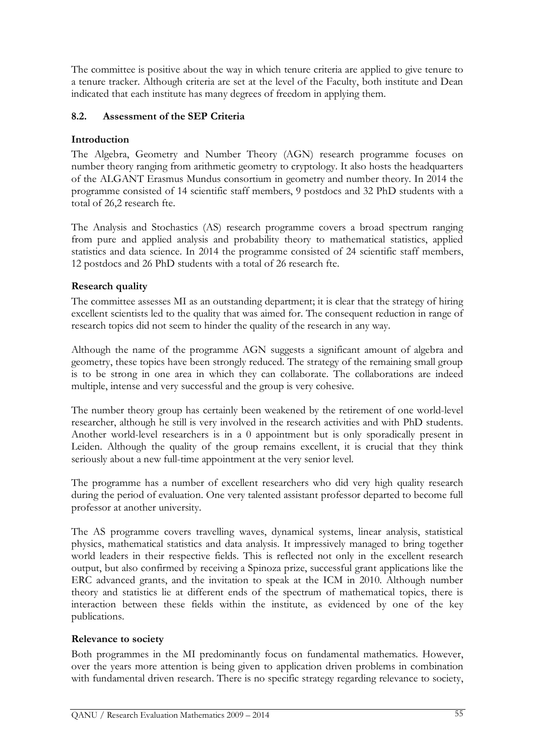The committee is positive about the way in which tenure criteria are applied to give tenure to a tenure tracker. Although criteria are set at the level of the Faculty, both institute and Dean indicated that each institute has many degrees of freedom in applying them.

### 8.2. Assessment of the SEP Criteria

#### Introduction

The Algebra, Geometry and Number Theory (AGN) research programme focuses on number theory ranging from arithmetic geometry to cryptology. It also hosts the headquarters of the ALGANT Erasmus Mundus consortium in geometry and number theory. In 2014 the programme consisted of 14 scientific staff members, 9 postdocs and 32 PhD students with a total of 26,2 research fte.

The Analysis and Stochastics (AS) research programme covers a broad spectrum ranging from pure and applied analysis and probability theory to mathematical statistics, applied statistics and data science. In 2014 the programme consisted of 24 scientific staff members, 12 postdocs and 26 PhD students with a total of 26 research fte.

#### Research quality

The committee assesses MI as an outstanding department; it is clear that the strategy of hiring excellent scientists led to the quality that was aimed for. The consequent reduction in range of research topics did not seem to hinder the quality of the research in any way.

Although the name of the programme AGN suggests a significant amount of algebra and geometry, these topics have been strongly reduced. The strategy of the remaining small group is to be strong in one area in which they can collaborate. The collaborations are indeed multiple, intense and very successful and the group is very cohesive.

The number theory group has certainly been weakened by the retirement of one world-level researcher, although he still is very involved in the research activities and with PhD students. Another world-level researchers is in a 0 appointment but is only sporadically present in Leiden. Although the quality of the group remains excellent, it is crucial that they think seriously about a new full-time appointment at the very senior level.

The programme has a number of excellent researchers who did very high quality research during the period of evaluation. One very talented assistant professor departed to become full professor at another university.

The AS programme covers travelling waves, dynamical systems, linear analysis, statistical physics, mathematical statistics and data analysis. It impressively managed to bring together world leaders in their respective fields. This is reflected not only in the excellent research output, but also confirmed by receiving a Spinoza prize, successful grant applications like the ERC advanced grants, and the invitation to speak at the ICM in 2010. Although number theory and statistics lie at different ends of the spectrum of mathematical topics, there is interaction between these fields within the institute, as evidenced by one of the key publications.

#### Relevance to society

Both programmes in the MI predominantly focus on fundamental mathematics. However, over the years more attention is being given to application driven problems in combination with fundamental driven research. There is no specific strategy regarding relevance to society,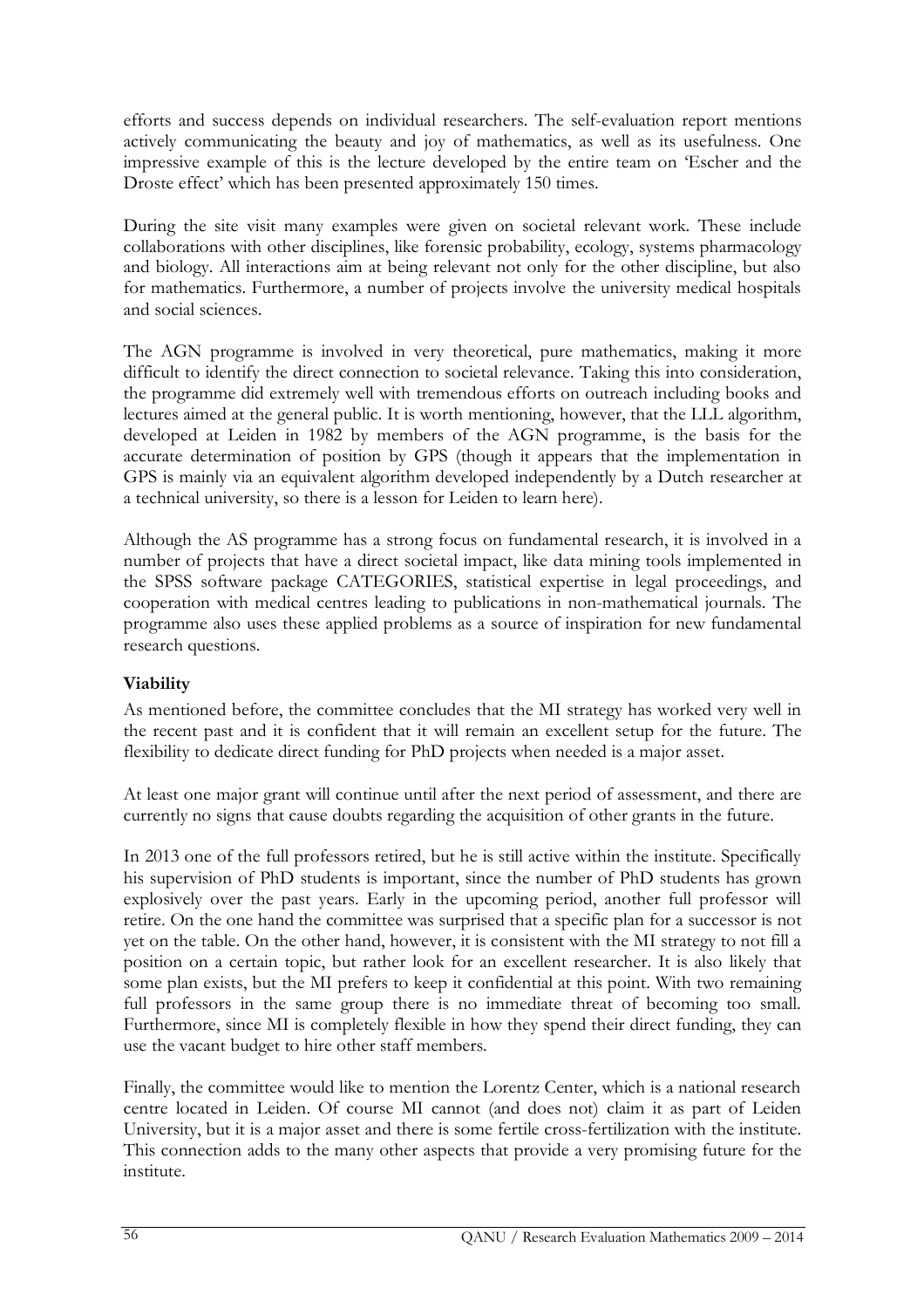efforts and success depends on individual researchers. The self-evaluation report mentions actively communicating the beauty and joy of mathematics, as well as its usefulness. One impressive example of this is the lecture developed by the entire team on 'Escher and the Droste effect' which has been presented approximately 150 times.

During the site visit many examples were given on societal relevant work. These include collaborations with other disciplines, like forensic probability, ecology, systems pharmacology and biology. All interactions aim at being relevant not only for the other discipline, but also for mathematics. Furthermore, a number of projects involve the university medical hospitals and social sciences.

The AGN programme is involved in very theoretical, pure mathematics, making it more difficult to identify the direct connection to societal relevance. Taking this into consideration, the programme did extremely well with tremendous efforts on outreach including books and lectures aimed at the general public. It is worth mentioning, however, that the LLL algorithm, developed at Leiden in 1982 by members of the AGN programme, is the basis for the accurate determination of position by GPS (though it appears that the implementation in GPS is mainly via an equivalent algorithm developed independently by a Dutch researcher at a technical university, so there is a lesson for Leiden to learn here).

Although the AS programme has a strong focus on fundamental research, it is involved in a number of projects that have a direct societal impact, like data mining tools implemented in the SPSS software package CATEGORIES, statistical expertise in legal proceedings, and cooperation with medical centres leading to publications in non-mathematical journals. The programme also uses these applied problems as a source of inspiration for new fundamental research questions.

**Viability**

As mentioned before, the committee concludes that the MI strategy has worked very well in the recent past and it is confident that it will remain an excellent setup for the future. The flexibility to dedicate direct funding for PhD projects when needed is a major asset.

At least one major grant will continue until after the next period of assessment, and there are currently no signs that cause doubts regarding the acquisition of other grants in the future.

In 2013 one of the full professors retired, but he is still active within the institute. Specifically his supervision of PhD students is important, since the number of PhD students has grown explosively over the past years. Early in the upcoming period, another full professor will retire. On the one hand the committee was surprised that a specific plan for a successor is not yet on the table. On the other hand, however, it is consistent with the MI strategy to not fill a position on a certain topic, but rather look for an excellent researcher. It is also likely that some plan exists, but the MI prefers to keep it confidential at this point. With two remaining full professors in the same group there is no immediate threat of becoming too small. Furthermore, since MI is completely flexible in how they spend their direct funding, they can use the vacant budget to hire other staff members.

Finally, the committee would like to mention the Lorentz Center, which is a national research centre located in Leiden. Of course MI cannot (and does not) claim it as part of Leiden University, but it is a major asset and there is some fertile cross-fertilization with the institute. This connection adds to the many other aspects that provide a very promising future for the institute.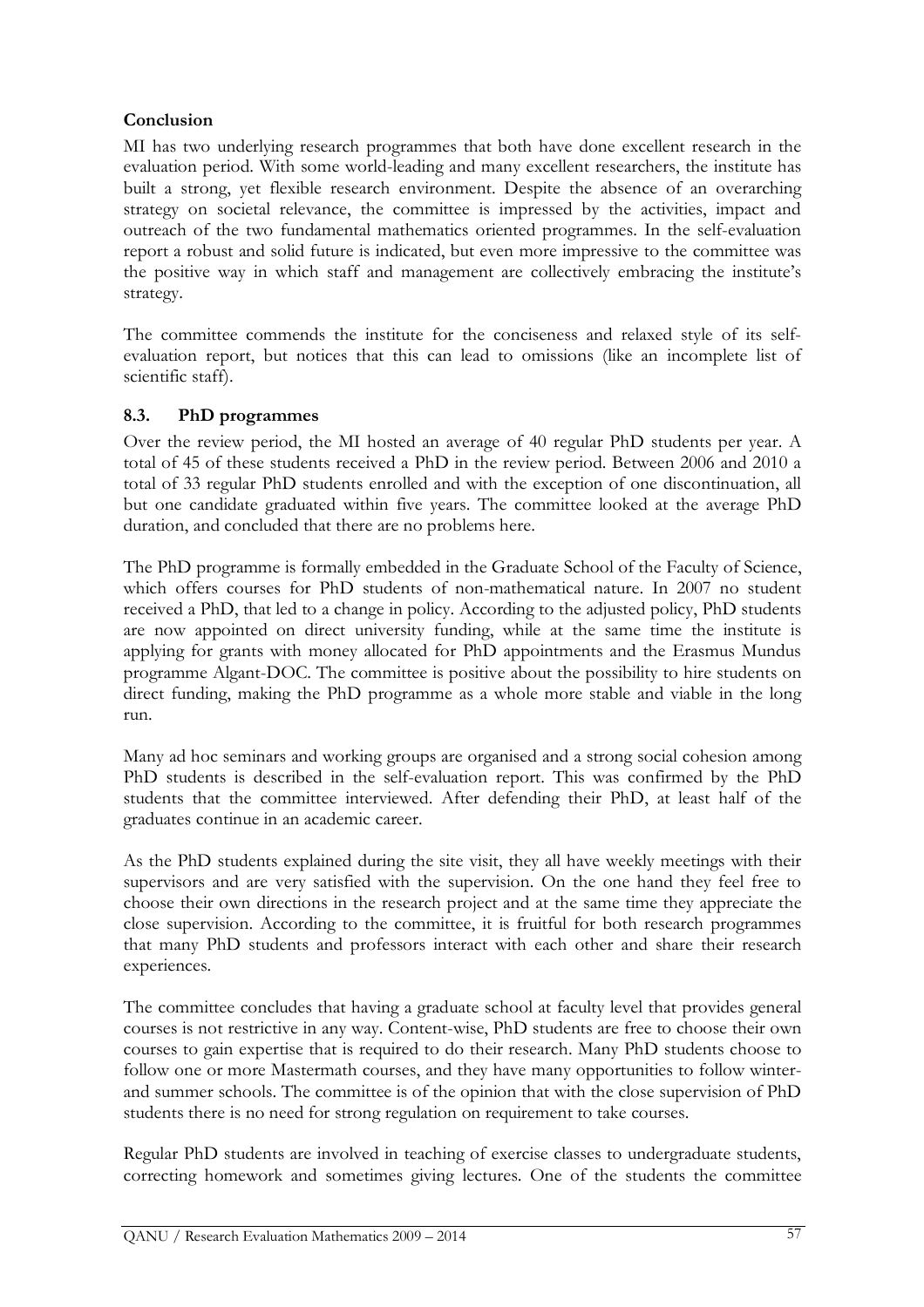**Conclusion**

MI has two underlying research programmes that both have done excellent research in the evaluation period. With some world-leading and many excellent researchers, the institute has built a strong, yet flexible research environment. Despite the absence of an overarching strategy on societal relevance, the committee is impressed by the activities, impact and outreach of the two fundamental mathematics oriented programmes. In the self-evaluation report a robust and solid future is indicated, but even more impressive to the committee was the positive way in which staff and management are collectively embracing the institute's strategy.

The committee commends the institute for the conciseness and relaxed style of its self-evaluation report, but notices that this can lead to omissions (like an incomplete list of scientific staff).

### 8.3. PhD programmes

Over the review period, the MI hosted an average of 40 regular PhD students per year. A total of 45 of these students received a PhD in the review period. Between 2006 and 2010 a total of 33 regular PhD students enrolled and with the exception of one discontinuation, all but one candidate graduated within five years. The committee looked at the average PhD duration, and concluded that there are no problems here.

The PhD programme is formally embedded in the Graduate School of the Faculty of Science, which offers courses for PhD students of non-mathematical nature. In 2007 no student received a PhD, that led to a change in policy. According to the adjusted policy, PhD students are now appointed on direct university funding, while at the same time the institute is applying for grants with money allocated for PhD appointments and the Erasmus Mundus programme Algant-DOC. The committee is positive about the possibility to hire students on direct funding, making the PhD programme as a whole more stable and viable in the long run.

Many ad hoc seminars and working groups are organised and a strong social cohesion among PhD students is described in the self-evaluation report. This was confirmed by the PhD students that the committee interviewed. After defending their PhD, at least half of the graduates continue in an academic career.

As the PhD students explained during the site visit, they all have weekly meetings with their supervisors and are very satisfied with the supervision. On the one hand they feel free to choose their own directions in the research project and at the same time they appreciate the close supervision. According to the committee, it is fruitful for both research programmes that many PhD students and professors interact with each other and share their research experiences.

The committee concludes that having a graduate school at faculty level that provides general courses is not restrictive in any way. Content-wise, PhD students are free to choose their own courses to gain expertise that is required to do their research. Many PhD students choose to follow one or more Mastermath courses, and they have many opportunities to follow winter- and summer schools. The committee is of the opinion that with the close supervision of PhD students there is no need for strong regulation on requirement to take courses.

Regular PhD students are involved in teaching of exercise classes to undergraduate students, correcting homework and sometimes giving lectures. One of the students the committee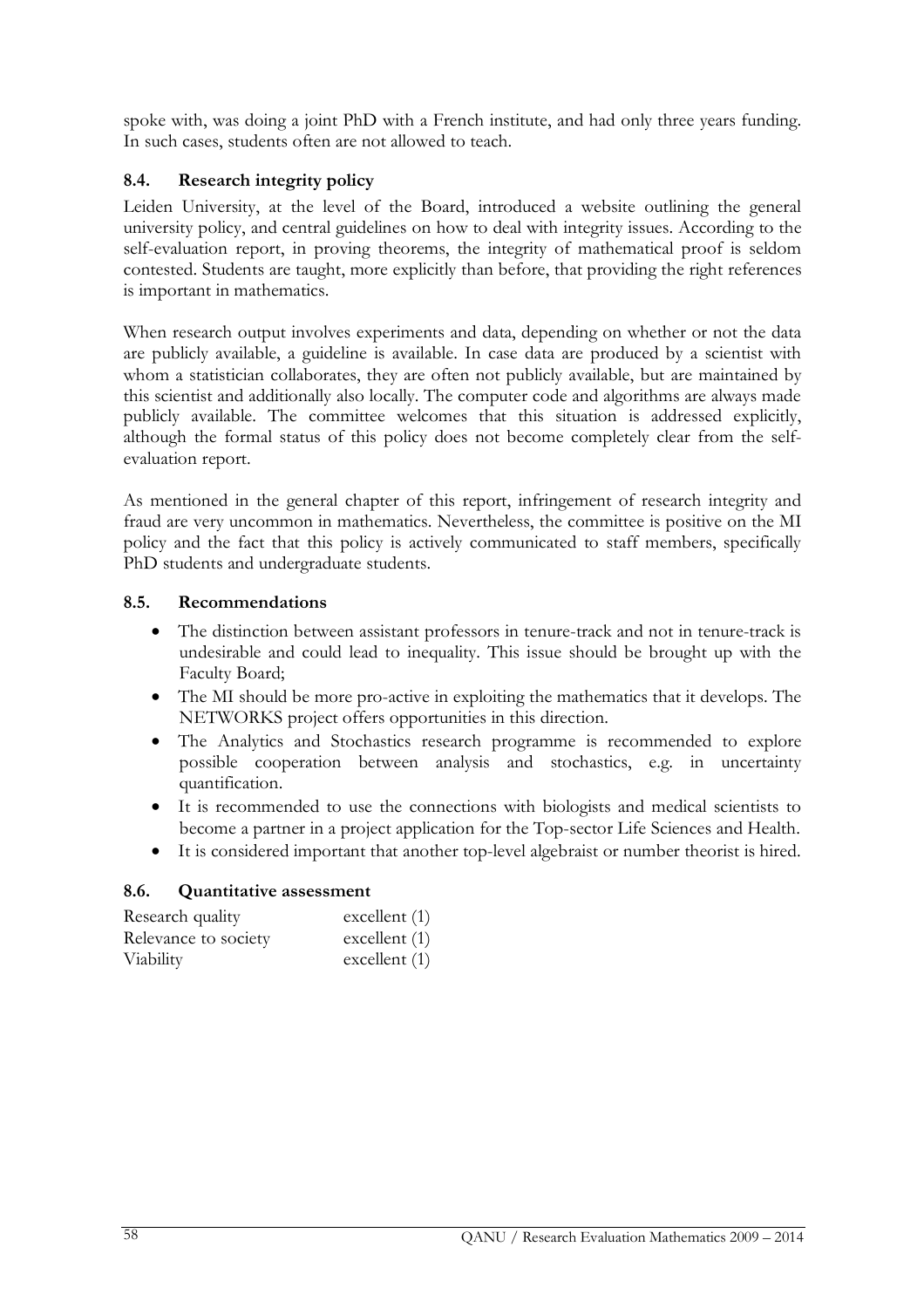spoke with, was doing a joint PhD with a French institute, and had only three years funding. In such cases, students often are not allowed to teach.

### 8.4. Research integrity policy

Leiden University, at the level of the Board, introduced a website outlining the general university policy, and central guidelines on how to deal with integrity issues. According to the self-evaluation report, in proving theorems, the integrity of mathematical proof is seldom contested. Students are taught, more explicitly than before, that providing the right references is important in mathematics.

When research output involves experiments and data, depending on whether or not the data are publicly available, a guideline is available. In case data are produced by a scientist with whom a statistician collaborates, they are often not publicly available, but are maintained by this scientist and additionally also locally. The computer code and algorithms are always made publicly available. The committee welcomes that this situation is addressed explicitly, although the formal status of this policy does not become completely clear from the self-evaluation report.

As mentioned in the general chapter of this report, infringement of research integrity and fraud are very uncommon in mathematics. Nevertheless, the committee is positive on the MI policy and the fact that this policy is actively communicated to staff members, specifically PhD students and undergraduate students.

### 8.5. Recommendations

- The distinction between assistant professors in tenure-track and not in tenure-track is undesirable and could lead to inequality. This issue should be brought up with the Faculty Board;
- The MI should be more pro-active in exploiting the mathematics that it develops. The NETWORKS project offers opportunities in this direction.
- The Analytics and Stochastics research programme is recommended to explore possible cooperation between analysis and stochastics, e.g. in uncertainty quantification.
- It is recommended to use the connections with biologists and medical scientists to become a partner in a project application for the Top-sector Life Sciences and Health.
- It is considered important that another top-level algebraist or number theorist is hired.

### 8.6. Quantitative assessment

| | |
|---|---|
| Research quality | excellent (1) |
| Relevance to society | excellent (1) |
| Viability | excellent (1) |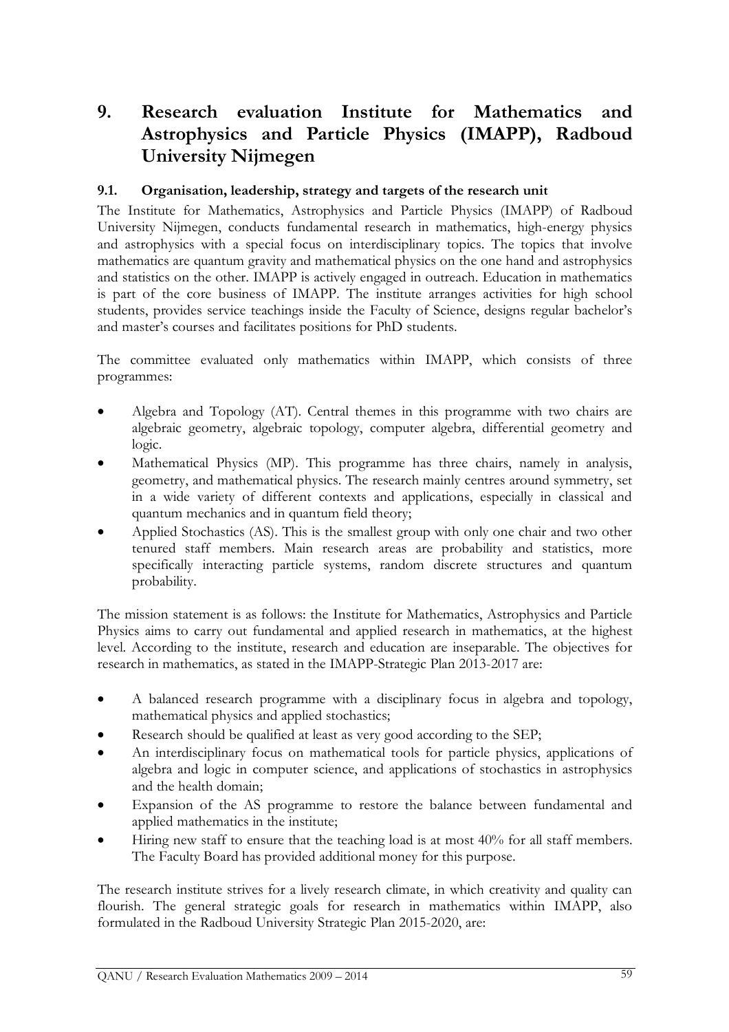# 9. Research evaluation Institute for Mathematics and Astrophysics and Particle Physics (IMAPP), Radboud University Nijmegen

## 9.1. Organisation, leadership, strategy and targets of the research unit

The Institute for Mathematics, Astrophysics and Particle Physics (IMAPP) of Radboud University Nijmegen, conducts fundamental research in mathematics, high-energy physics and astrophysics with a special focus on interdisciplinary topics. The topics that involve mathematics are quantum gravity and mathematical physics on the one hand and astrophysics and statistics on the other. IMAPP is actively engaged in outreach. Education in mathematics is part of the core business of IMAPP. The institute arranges activities for high school students, provides service teachings inside the Faculty of Science, designs regular bachelor's and master's courses and facilitates positions for PhD students.

The committee evaluated only mathematics within IMAPP, which consists of three programmes:

- Algebra and Topology (AT). Central themes in this programme with two chairs are algebraic geometry, algebraic topology, computer algebra, differential geometry and logic.
- Mathematical Physics (MP). This programme has three chairs, namely in analysis, geometry, and mathematical physics. The research mainly centres around symmetry, set in a wide variety of different contexts and applications, especially in classical and quantum mechanics and in quantum field theory;
- Applied Stochastics (AS). This is the smallest group with only one chair and two other tenured staff members. Main research areas are probability and statistics, more specifically interacting particle systems, random discrete structures and quantum probability.

The mission statement is as follows: the Institute for Mathematics, Astrophysics and Particle Physics aims to carry out fundamental and applied research in mathematics, at the highest level. According to the institute, research and education are inseparable. The objectives for research in mathematics, as stated in the IMAPP-Strategic Plan 2013-2017 are:

- A balanced research programme with a disciplinary focus in algebra and topology, mathematical physics and applied stochastics;
- Research should be qualified at least as very good according to the SEP;
- An interdisciplinary focus on mathematical tools for particle physics, applications of algebra and logic in computer science, and applications of stochastics in astrophysics and the health domain;
- Expansion of the AS programme to restore the balance between fundamental and applied mathematics in the institute;
- Hiring new staff to ensure that the teaching load is at most 40% for all staff members. The Faculty Board has provided additional money for this purpose.

The research institute strives for a lively research climate, in which creativity and quality can flourish. The general strategic goals for research in mathematics within IMAPP, also formulated in the Radboud University Strategic Plan 2015-2020, are: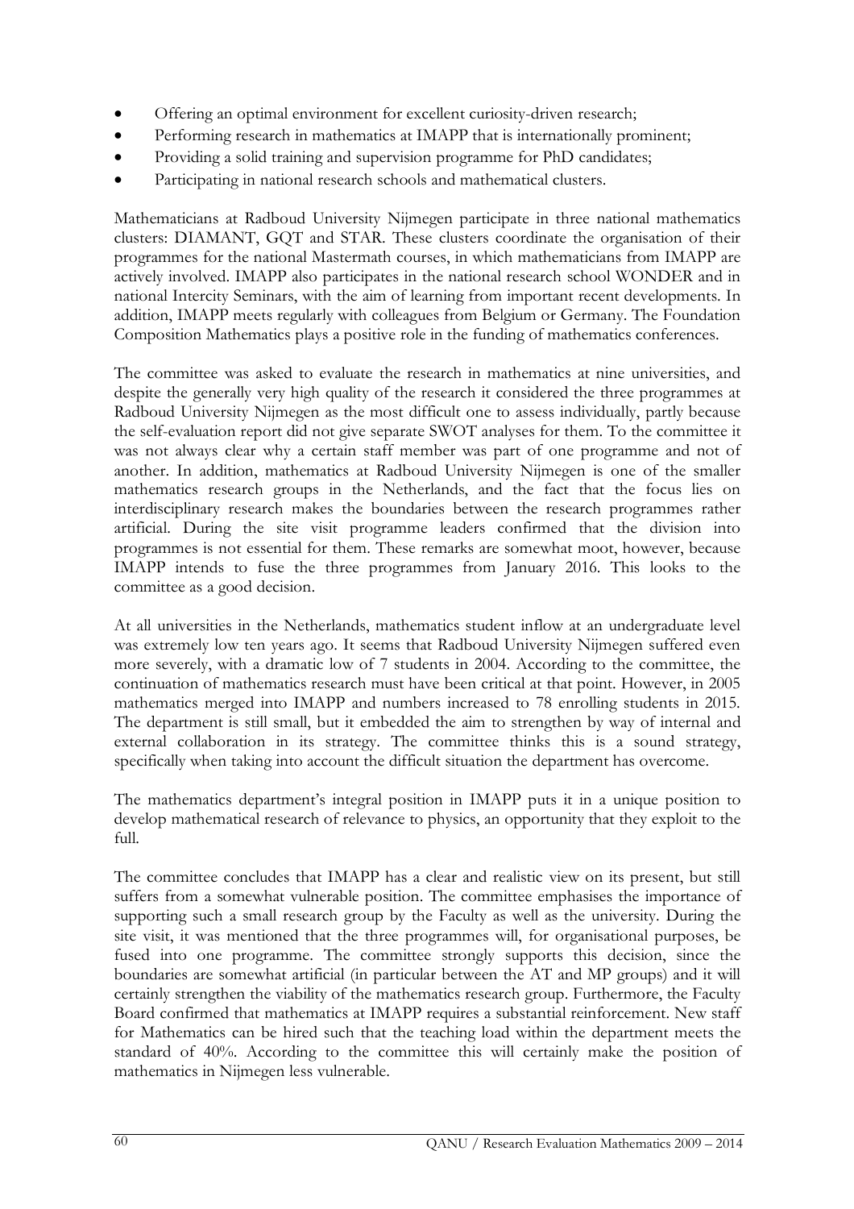- Offering an optimal environment for excellent curiosity-driven research;
- Performing research in mathematics at IMAPP that is internationally prominent;
- Providing a solid training and supervision programme for PhD candidates;
- Participating in national research schools and mathematical clusters.

Mathematicians at Radboud University Nijmegen participate in three national mathematics clusters: DIAMANT, GQT and STAR. These clusters coordinate the organisation of their programmes for the national Mastermath courses, in which mathematicians from IMAPP are actively involved. IMAPP also participates in the national research school WONDER and in national Intercity Seminars, with the aim of learning from important recent developments. In addition, IMAPP meets regularly with colleagues from Belgium or Germany. The Foundation Composition Mathematics plays a positive role in the funding of mathematics conferences.

The committee was asked to evaluate the research in mathematics at nine universities, and despite the generally very high quality of the research it considered the three programmes at Radboud University Nijmegen as the most difficult one to assess individually, partly because the self-evaluation report did not give separate SWOT analyses for them. To the committee it was not always clear why a certain staff member was part of one programme and not of another. In addition, mathematics at Radboud University Nijmegen is one of the smaller mathematics research groups in the Netherlands, and the fact that the focus lies on interdisciplinary research makes the boundaries between the research programmes rather artificial. During the site visit programme leaders confirmed that the division into programmes is not essential for them. These remarks are somewhat moot, however, because IMAPP intends to fuse the three programmes from January 2016. This looks to the committee as a good decision.

At all universities in the Netherlands, mathematics student inflow at an undergraduate level was extremely low ten years ago. It seems that Radboud University Nijmegen suffered even more severely, with a dramatic low of 7 students in 2004. According to the committee, the continuation of mathematics research must have been critical at that point. However, in 2005 mathematics merged into IMAPP and numbers increased to 78 enrolling students in 2015. The department is still small, but it embedded the aim to strengthen by way of internal and external collaboration in its strategy. The committee thinks this is a sound strategy, specifically when taking into account the difficult situation the department has overcome.

The mathematics department's integral position in IMAPP puts it in a unique position to develop mathematical research of relevance to physics, an opportunity that they exploit to the full.

The committee concludes that IMAPP has a clear and realistic view on its present, but still suffers from a somewhat vulnerable position. The committee emphasises the importance of supporting such a small research group by the Faculty as well as the university. During the site visit, it was mentioned that the three programmes will, for organisational purposes, be fused into one programme. The committee strongly supports this decision, since the boundaries are somewhat artificial (in particular between the AT and MP groups) and it will certainly strengthen the viability of the mathematics research group. Furthermore, the Faculty Board confirmed that mathematics at IMAPP requires a substantial reinforcement. New staff for Mathematics can be hired such that the teaching load within the department meets the standard of 40%. According to the committee this will certainly make the position of mathematics in Nijmegen less vulnerable.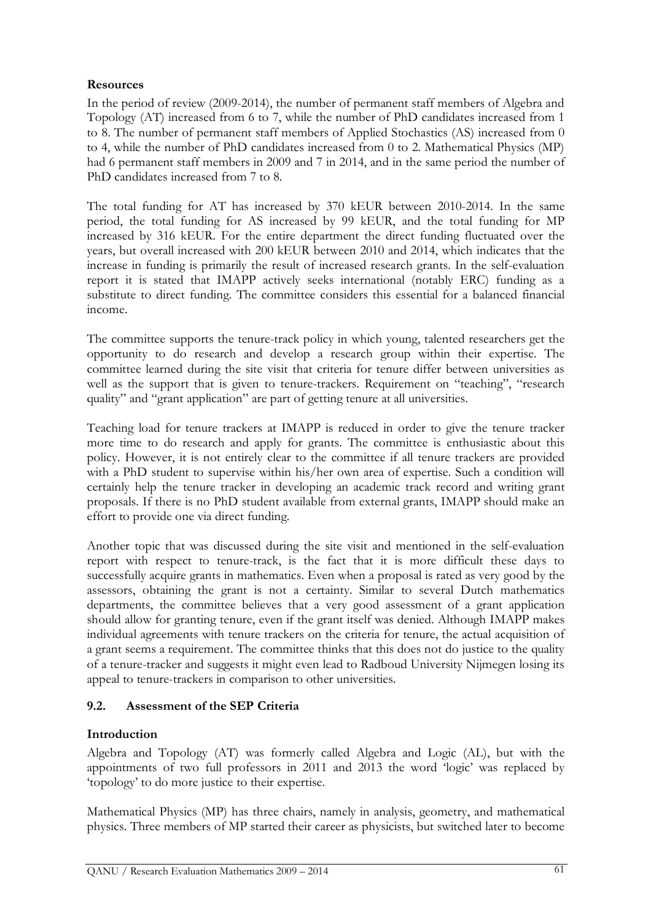**Resources**

In the period of review (2009-2014), the number of permanent staff members of Algebra and Topology (AT) increased from 6 to 7, while the number of PhD candidates increased from 1 to 8. The number of permanent staff members of Applied Stochastics (AS) increased from 0 to 4, while the number of PhD candidates increased from 0 to 2. Mathematical Physics (MP) had 6 permanent staff members in 2009 and 7 in 2014, and in the same period the number of PhD candidates increased from 7 to 8.

The total funding for AT has increased by 370 kEUR between 2010-2014. In the same period, the total funding for AS increased by 99 kEUR, and the total funding for MP increased by 316 kEUR. For the entire department the direct funding fluctuated over the years, but overall increased with 200 kEUR between 2010 and 2014, which indicates that the increase in funding is primarily the result of increased research grants. In the self-evaluation report it is stated that IMAPP actively seeks international (notably ERC) funding as a substitute to direct funding. The committee considers this essential for a balanced financial income.

The committee supports the tenure-track policy in which young, talented researchers get the opportunity to do research and develop a research group within their expertise. The committee learned during the site visit that criteria for tenure differ between universities as well as the support that is given to tenure-trackers. Requirement on "teaching", "research quality" and "grant application" are part of getting tenure at all universities.

Teaching load for tenure trackers at IMAPP is reduced in order to give the tenure tracker more time to do research and apply for grants. The committee is enthusiastic about this policy. However, it is not entirely clear to the committee if all tenure trackers are provided with a PhD student to supervise within his/her own area of expertise. Such a condition will certainly help the tenure tracker in developing an academic track record and writing grant proposals. If there is no PhD student available from external grants, IMAPP should make an effort to provide one via direct funding.

Another topic that was discussed during the site visit and mentioned in the self-evaluation report with respect to tenure-track, is the fact that it is more difficult these days to successfully acquire grants in mathematics. Even when a proposal is rated as very good by the assessors, obtaining the grant is not a certainty. Similar to several Dutch mathematics departments, the committee believes that a very good assessment of a grant application should allow for granting tenure, even if the grant itself was denied. Although IMAPP makes individual agreements with tenure trackers on the criteria for tenure, the actual acquisition of a grant seems a requirement. The committee thinks that this does not do justice to the quality of a tenure-tracker and suggests it might even lead to Radboud University Nijmegen losing its appeal to tenure-trackers in comparison to other universities.

### 9.2. Assessment of the SEP Criteria

**Introduction**

Algebra and Topology (AT) was formerly called Algebra and Logic (AL), but with the appointments of two full professors in 2011 and 2013 the word 'logic' was replaced by 'topology' to do more justice to their expertise.

Mathematical Physics (MP) has three chairs, namely in analysis, geometry, and mathematical physics. Three members of MP started their career as physicists, but switched later to become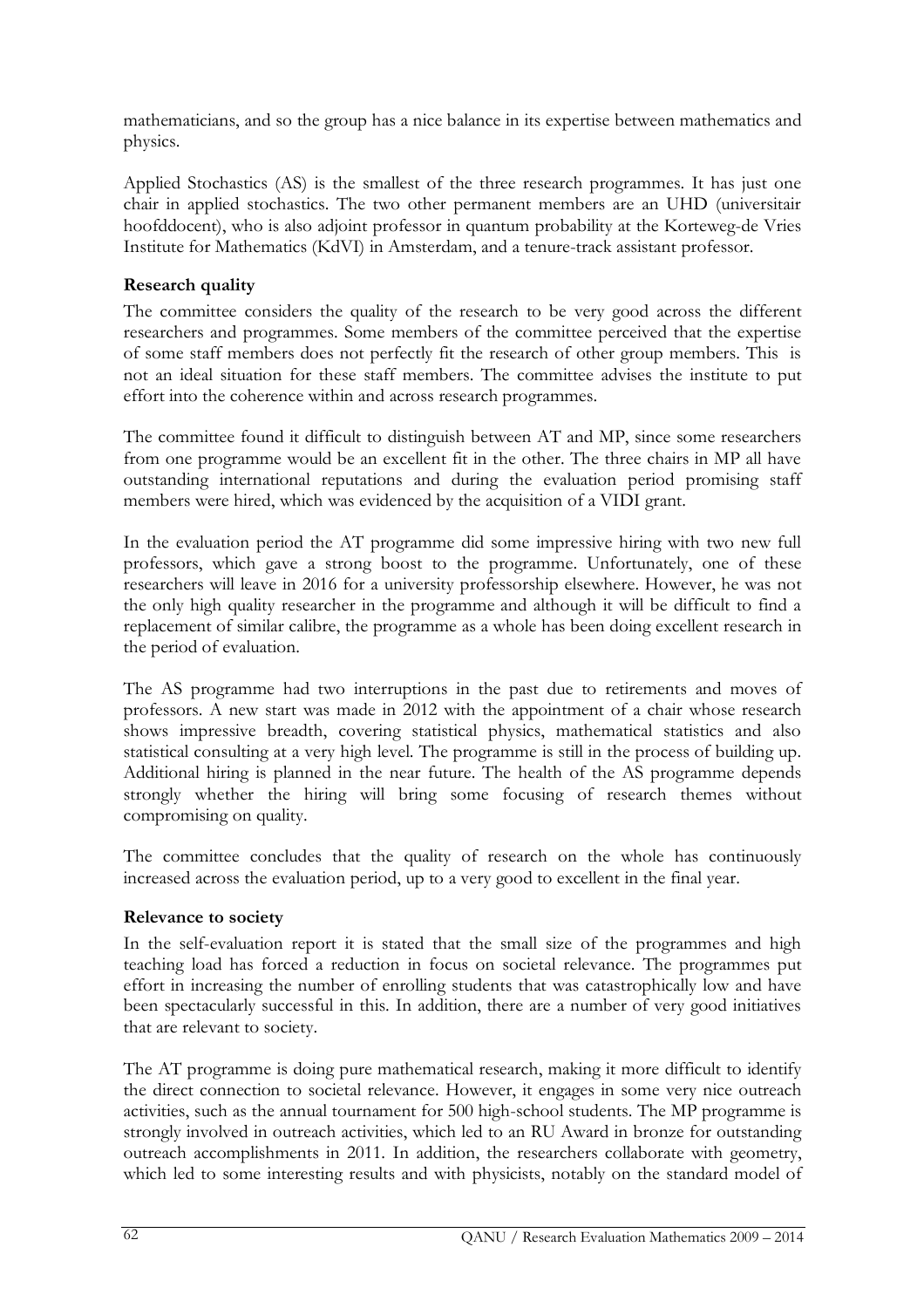mathematicians, and so the group has a nice balance in its expertise between mathematics and physics.

Applied Stochastics (AS) is the smallest of the three research programmes. It has just one chair in applied stochastics. The two other permanent members are an UHD (universitair hoofddocent), who is also adjoint professor in quantum probability at the Korteweg-de Vries Institute for Mathematics (KdVI) in Amsterdam, and a tenure-track assistant professor.

**Research quality**

The committee considers the quality of the research to be very good across the different researchers and programmes. Some members of the committee perceived that the expertise of some staff members does not perfectly fit the research of other group members. This is not an ideal situation for these staff members. The committee advises the institute to put effort into the coherence within and across research programmes.

The committee found it difficult to distinguish between AT and MP, since some researchers from one programme would be an excellent fit in the other. The three chairs in MP all have outstanding international reputations and during the evaluation period promising staff members were hired, which was evidenced by the acquisition of a VIDI grant.

In the evaluation period the AT programme did some impressive hiring with two new full professors, which gave a strong boost to the programme. Unfortunately, one of these researchers will leave in 2016 for a university professorship elsewhere. However, he was not the only high quality researcher in the programme and although it will be difficult to find a replacement of similar calibre, the programme as a whole has been doing excellent research in the period of evaluation.

The AS programme had two interruptions in the past due to retirements and moves of professors. A new start was made in 2012 with the appointment of a chair whose research shows impressive breadth, covering statistical physics, mathematical statistics and also statistical consulting at a very high level. The programme is still in the process of building up. Additional hiring is planned in the near future. The health of the AS programme depends strongly whether the hiring will bring some focusing of research themes without compromising on quality.

The committee concludes that the quality of research on the whole has continuously increased across the evaluation period, up to a very good to excellent in the final year.

**Relevance to society**

In the self-evaluation report it is stated that the small size of the programmes and high teaching load has forced a reduction in focus on societal relevance. The programmes put effort in increasing the number of enrolling students that was catastrophically low and have been spectacularly successful in this. In addition, there are a number of very good initiatives that are relevant to society.

The AT programme is doing pure mathematical research, making it more difficult to identify the direct connection to societal relevance. However, it engages in some very nice outreach activities, such as the annual tournament for 500 high-school students. The MP programme is strongly involved in outreach activities, which led to an RU Award in bronze for outstanding outreach accomplishments in 2011. In addition, the researchers collaborate with geometry, which led to some interesting results and with physicists, notably on the standard model of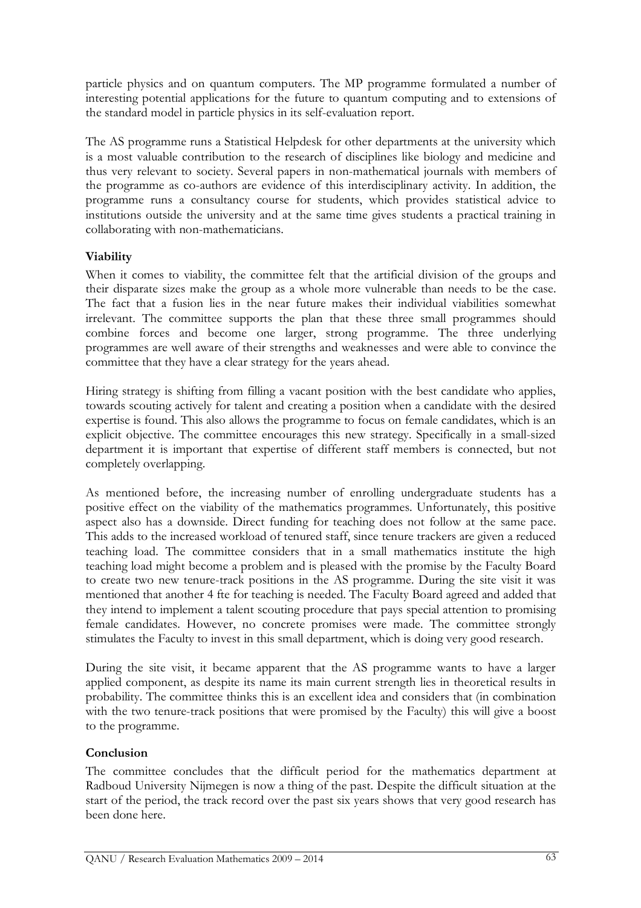particle physics and on quantum computers. The MP programme formulated a number of interesting potential applications for the future to quantum computing and to extensions of the standard model in particle physics in its self-evaluation report.

The AS programme runs a Statistical Helpdesk for other departments at the university which is a most valuable contribution to the research of disciplines like biology and medicine and thus very relevant to society. Several papers in non-mathematical journals with members of the programme as co-authors are evidence of this interdisciplinary activity. In addition, the programme runs a consultancy course for students, which provides statistical advice to institutions outside the university and at the same time gives students a practical training in collaborating with non-mathematicians.

### Viability

When it comes to viability, the committee felt that the artificial division of the groups and their disparate sizes make the group as a whole more vulnerable than needs to be the case. The fact that a fusion lies in the near future makes their individual viabilities somewhat irrelevant. The committee supports the plan that these three small programmes should combine forces and become one larger, strong programme. The three underlying programmes are well aware of their strengths and weaknesses and were able to convince the committee that they have a clear strategy for the years ahead.

Hiring strategy is shifting from filling a vacant position with the best candidate who applies, towards scouting actively for talent and creating a position when a candidate with the desired expertise is found. This also allows the programme to focus on female candidates, which is an explicit objective. The committee encourages this new strategy. Specifically in a small-sized department it is important that expertise of different staff members is connected, but not completely overlapping.

As mentioned before, the increasing number of enrolling undergraduate students has a positive effect on the viability of the mathematics programmes. Unfortunately, this positive aspect also has a downside. Direct funding for teaching does not follow at the same pace. This adds to the increased workload of tenured staff, since tenure trackers are given a reduced teaching load. The committee considers that in a small mathematics institute the high teaching load might become a problem and is pleased with the promise by the Faculty Board to create two new tenure-track positions in the AS programme. During the site visit it was mentioned that another 4 fte for teaching is needed. The Faculty Board agreed and added that they intend to implement a talent scouting procedure that pays special attention to promising female candidates. However, no concrete promises were made. The committee strongly stimulates the Faculty to invest in this small department, which is doing very good research.

During the site visit, it became apparent that the AS programme wants to have a larger applied component, as despite its name its main current strength lies in theoretical results in probability. The committee thinks this is an excellent idea and considers that (in combination with the two tenure-track positions that were promised by the Faculty) this will give a boost to the programme.

### Conclusion

The committee concludes that the difficult period for the mathematics department at Radboud University Nijmegen is now a thing of the past. Despite the difficult situation at the start of the period, the track record over the past six years shows that very good research has been done here.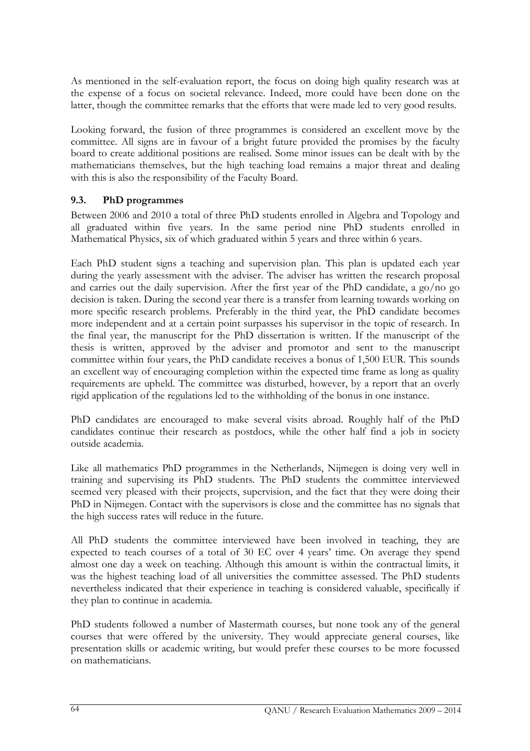As mentioned in the self-evaluation report, the focus on doing high quality research was at the expense of a focus on societal relevance. Indeed, more could have been done on the latter, though the committee remarks that the efforts that were made led to very good results.

Looking forward, the fusion of three programmes is considered an excellent move by the committee. All signs are in favour of a bright future provided the promises by the faculty board to create additional positions are realised. Some minor issues can be dealt with by the mathematicians themselves, but the high teaching load remains a major threat and dealing with this is also the responsibility of the Faculty Board.

### 9.3. PhD programmes

Between 2006 and 2010 a total of three PhD students enrolled in Algebra and Topology and all graduated within five years. In the same period nine PhD students enrolled in Mathematical Physics, six of which graduated within 5 years and three within 6 years.

Each PhD student signs a teaching and supervision plan. This plan is updated each year during the yearly assessment with the adviser. The adviser has written the research proposal and carries out the daily supervision. After the first year of the PhD candidate, a go/no go decision is taken. During the second year there is a transfer from learning towards working on more specific research problems. Preferably in the third year, the PhD candidate becomes more independent and at a certain point surpasses his supervisor in the topic of research. In the final year, the manuscript for the PhD dissertation is written. If the manuscript of the thesis is written, approved by the adviser and promotor and sent to the manuscript committee within four years, the PhD candidate receives a bonus of 1,500 EUR. This sounds an excellent way of encouraging completion within the expected time frame as long as quality requirements are upheld. The committee was disturbed, however, by a report that an overly rigid application of the regulations led to the withholding of the bonus in one instance.

PhD candidates are encouraged to make several visits abroad. Roughly half of the PhD candidates continue their research as postdocs, while the other half find a job in society outside academia.

Like all mathematics PhD programmes in the Netherlands, Nijmegen is doing very well in training and supervising its PhD students. The PhD students the committee interviewed seemed very pleased with their projects, supervision, and the fact that they were doing their PhD in Nijmegen. Contact with the supervisors is close and the committee has no signals that the high success rates will reduce in the future.

All PhD students the committee interviewed have been involved in teaching, they are expected to teach courses of a total of 30 EC over 4 years' time. On average they spend almost one day a week on teaching. Although this amount is within the contractual limits, it was the highest teaching load of all universities the committee assessed. The PhD students nevertheless indicated that their experience in teaching is considered valuable, specifically if they plan to continue in academia.

PhD students followed a number of Mastermath courses, but none took any of the general courses that were offered by the university. They would appreciate general courses, like presentation skills or academic writing, but would prefer these courses to be more focussed on mathematicians.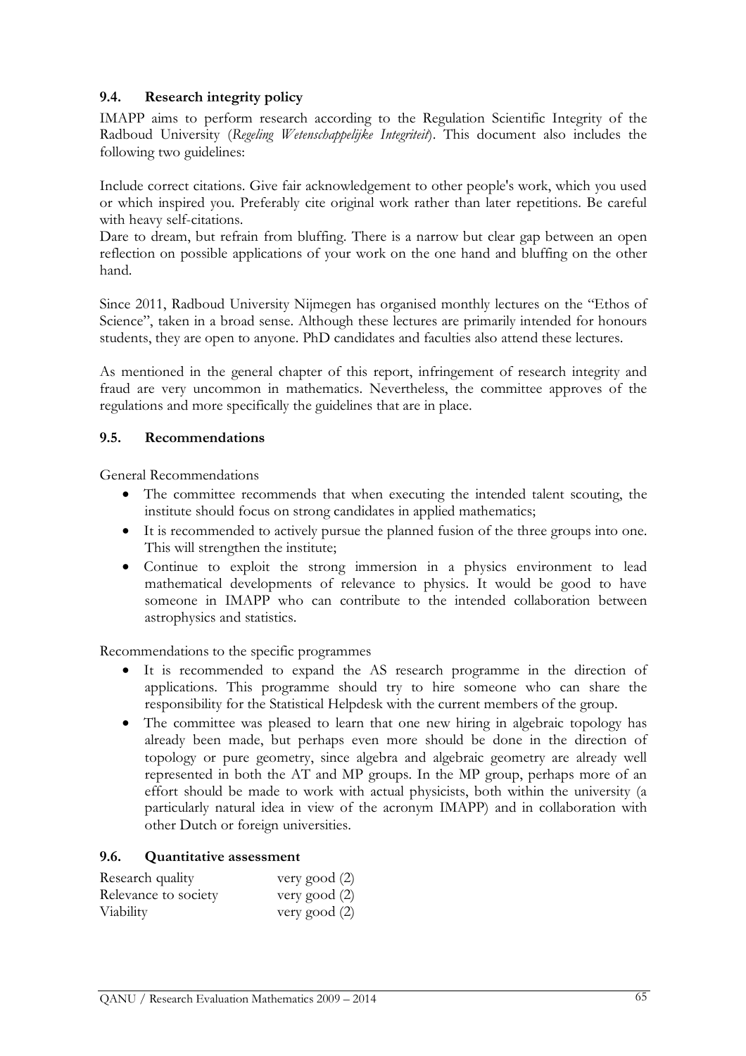### 9.4. Research integrity policy

IMAPP aims to perform research according to the Regulation Scientific Integrity of the Radboud University (*Regeling Wetenschappelijke Integriteit*). This document also includes the following two guidelines:

Include correct citations. Give fair acknowledgement to other people's work, which you used or which inspired you. Preferably cite original work rather than later repetitions. Be careful with heavy self-citations.
Dare to dream, but refrain from bluffing. There is a narrow but clear gap between an open reflection on possible applications of your work on the one hand and bluffing on the other hand.

Since 2011, Radboud University Nijmegen has organised monthly lectures on the "Ethos of Science", taken in a broad sense. Although these lectures are primarily intended for honours students, they are open to anyone. PhD candidates and faculties also attend these lectures.

As mentioned in the general chapter of this report, infringement of research integrity and fraud are very uncommon in mathematics. Nevertheless, the committee approves of the regulations and more specifically the guidelines that are in place.

### 9.5. Recommendations

General Recommendations

- The committee recommends that when executing the intended talent scouting, the institute should focus on strong candidates in applied mathematics;
- It is recommended to actively pursue the planned fusion of the three groups into one. This will strengthen the institute;
- Continue to exploit the strong immersion in a physics environment to lead mathematical developments of relevance to physics. It would be good to have someone in IMAPP who can contribute to the intended collaboration between astrophysics and statistics.

Recommendations to the specific programmes

- It is recommended to expand the AS research programme in the direction of applications. This programme should try to hire someone who can share the responsibility for the Statistical Helpdesk with the current members of the group.
- The committee was pleased to learn that one new hiring in algebraic topology has already been made, but perhaps even more should be done in the direction of topology or pure geometry, since algebra and algebraic geometry are already well represented in both the AT and MP groups. In the MP group, perhaps more of an effort should be made to work with actual physicists, both within the university (a particularly natural idea in view of the acronym IMAPP) and in collaboration with other Dutch or foreign universities.

### 9.6. Quantitative assessment

| | |
|---|---|
| Research quality | very good (2) |
| Relevance to society | very good (2) |
| Viability | very good (2) |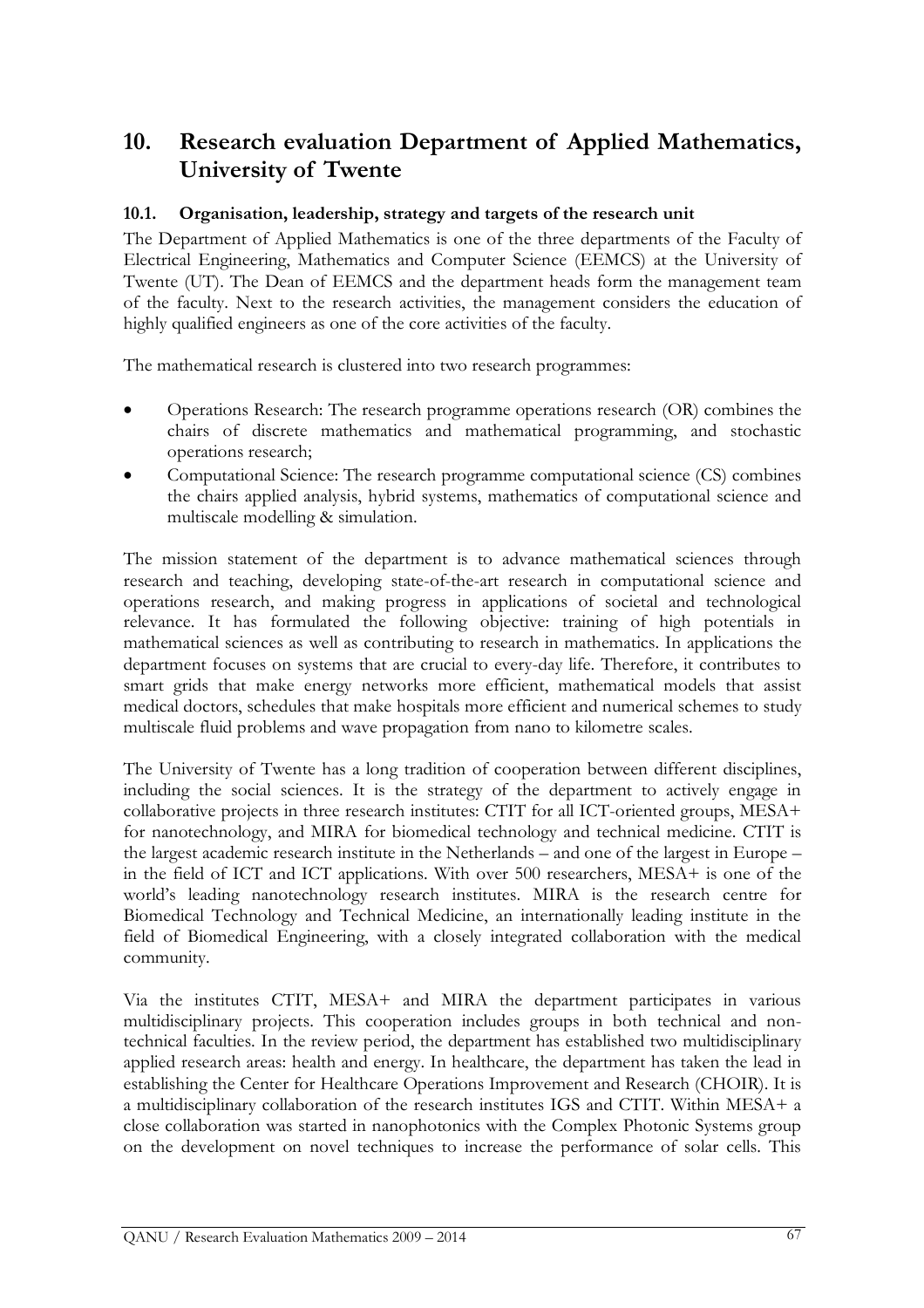# 10. Research evaluation Department of Applied Mathematics, University of Twente

## 10.1. Organisation, leadership, strategy and targets of the research unit

The Department of Applied Mathematics is one of the three departments of the Faculty of Electrical Engineering, Mathematics and Computer Science (EEMCS) at the University of Twente (UT). The Dean of EEMCS and the department heads form the management team of the faculty. Next to the research activities, the management considers the education of highly qualified engineers as one of the core activities of the faculty.

The mathematical research is clustered into two research programmes:

- Operations Research: The research programme operations research (OR) combines the chairs of discrete mathematics and mathematical programming, and stochastic operations research;
- Computational Science: The research programme computational science (CS) combines the chairs applied analysis, hybrid systems, mathematics of computational science and multiscale modelling & simulation.

The mission statement of the department is to advance mathematical sciences through research and teaching, developing state-of-the-art research in computational science and operations research, and making progress in applications of societal and technological relevance. It has formulated the following objective: training of high potentials in mathematical sciences as well as contributing to research in mathematics. In applications the department focuses on systems that are crucial to every-day life. Therefore, it contributes to smart grids that make energy networks more efficient, mathematical models that assist medical doctors, schedules that make hospitals more efficient and numerical schemes to study multiscale fluid problems and wave propagation from nano to kilometre scales.

The University of Twente has a long tradition of cooperation between different disciplines, including the social sciences. It is the strategy of the department to actively engage in collaborative projects in three research institutes: CTIT for all ICT-oriented groups, MESA+ for nanotechnology, and MIRA for biomedical technology and technical medicine. CTIT is the largest academic research institute in the Netherlands – and one of the largest in Europe – in the field of ICT and ICT applications. With over 500 researchers, MESA+ is one of the world's leading nanotechnology research institutes. MIRA is the research centre for Biomedical Technology and Technical Medicine, an internationally leading institute in the field of Biomedical Engineering, with a closely integrated collaboration with the medical community.

Via the institutes CTIT, MESA+ and MIRA the department participates in various multidisciplinary projects. This cooperation includes groups in both technical and non-technical faculties. In the review period, the department has established two multidisciplinary applied research areas: health and energy. In healthcare, the department has taken the lead in establishing the Center for Healthcare Operations Improvement and Research (CHOIR). It is a multidisciplinary collaboration of the research institutes IGS and CTIT. Within MESA+ a close collaboration was started in nanophotonics with the Complex Photonic Systems group on the development on novel techniques to increase the performance of solar cells. This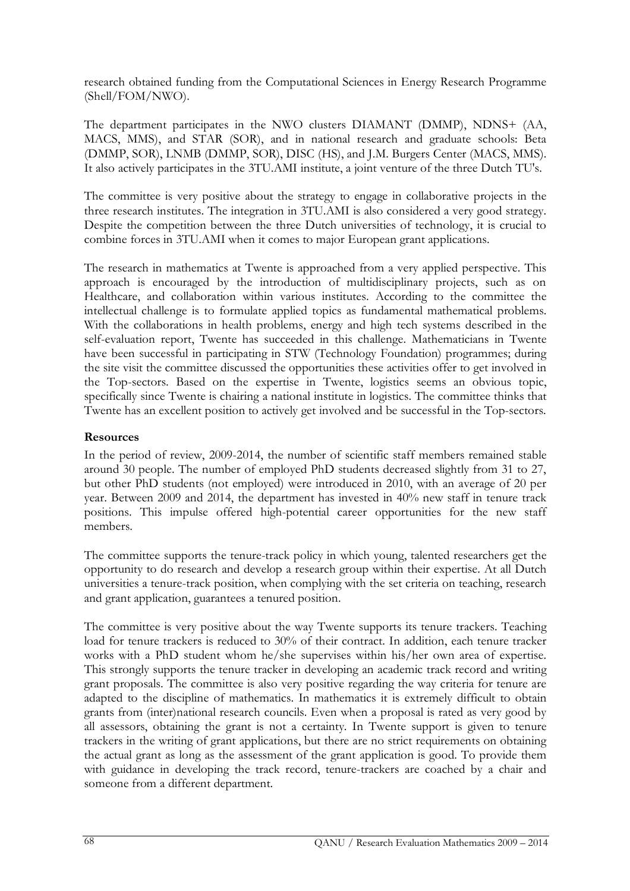research obtained funding from the Computational Sciences in Energy Research Programme (Shell/FOM/NWO).

The department participates in the NWO clusters DIAMANT (DMMP), NDNS+ (AA, MACS, MMS), and STAR (SOR), and in national research and graduate schools: Beta (DMMP, SOR), LNMB (DMMP, SOR), DISC (HS), and J.M. Burgers Center (MACS, MMS). It also actively participates in the 3TU.AMI institute, a joint venture of the three Dutch TU's.

The committee is very positive about the strategy to engage in collaborative projects in the three research institutes. The integration in 3TU.AMI is also considered a very good strategy. Despite the competition between the three Dutch universities of technology, it is crucial to combine forces in 3TU.AMI when it comes to major European grant applications.

The research in mathematics at Twente is approached from a very applied perspective. This approach is encouraged by the introduction of multidisciplinary projects, such as on Healthcare, and collaboration within various institutes. According to the committee the intellectual challenge is to formulate applied topics as fundamental mathematical problems. With the collaborations in health problems, energy and high tech systems described in the self-evaluation report, Twente has succeeded in this challenge. Mathematicians in Twente have been successful in participating in STW (Technology Foundation) programmes; during the site visit the committee discussed the opportunities these activities offer to get involved in the Top-sectors. Based on the expertise in Twente, logistics seems an obvious topic, specifically since Twente is chairing a national institute in logistics. The committee thinks that Twente has an excellent position to actively get involved and be successful in the Top-sectors.

**Resources**

In the period of review, 2009-2014, the number of scientific staff members remained stable around 30 people. The number of employed PhD students decreased slightly from 31 to 27, but other PhD students (not employed) were introduced in 2010, with an average of 20 per year. Between 2009 and 2014, the department has invested in 40% new staff in tenure track positions. This impulse offered high-potential career opportunities for the new staff members.

The committee supports the tenure-track policy in which young, talented researchers get the opportunity to do research and develop a research group within their expertise. At all Dutch universities a tenure-track position, when complying with the set criteria on teaching, research and grant application, guarantees a tenured position.

The committee is very positive about the way Twente supports its tenure trackers. Teaching load for tenure trackers is reduced to 30% of their contract. In addition, each tenure tracker works with a PhD student whom he/she supervises within his/her own area of expertise. This strongly supports the tenure tracker in developing an academic track record and writing grant proposals. The committee is also very positive regarding the way criteria for tenure are adapted to the discipline of mathematics. In mathematics it is extremely difficult to obtain grants from (inter)national research councils. Even when a proposal is rated as very good by all assessors, obtaining the grant is not a certainty. In Twente support is given to tenure trackers in the writing of grant applications, but there are no strict requirements on obtaining the actual grant as long as the assessment of the grant application is good. To provide them with guidance in developing the track record, tenure-trackers are coached by a chair and someone from a different department.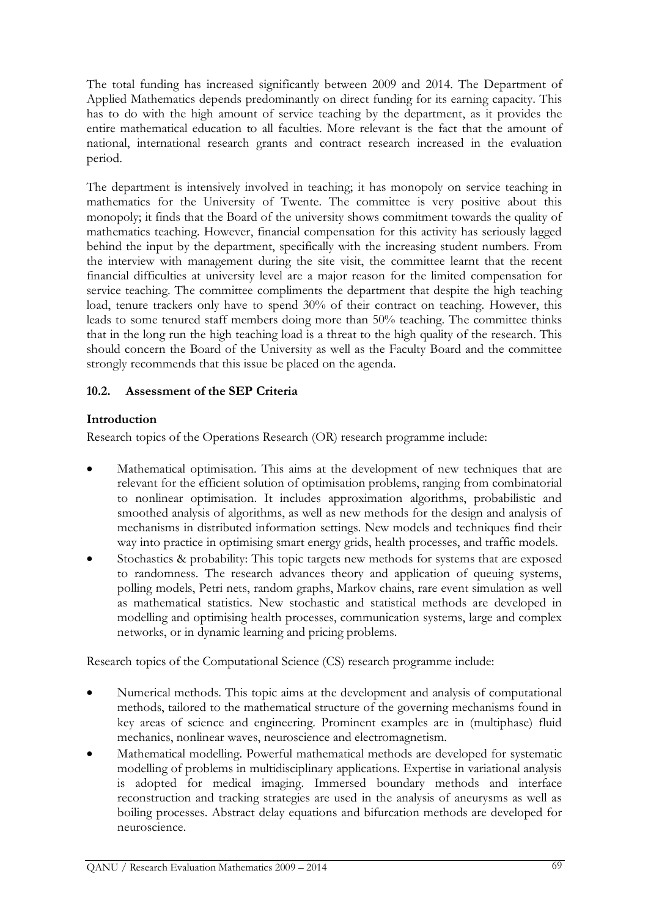The total funding has increased significantly between 2009 and 2014. The Department of Applied Mathematics depends predominantly on direct funding for its earning capacity. This has to do with the high amount of service teaching by the department, as it provides the entire mathematical education to all faculties. More relevant is the fact that the amount of national, international research grants and contract research increased in the evaluation period.

The department is intensively involved in teaching; it has monopoly on service teaching in mathematics for the University of Twente. The committee is very positive about this monopoly; it finds that the Board of the university shows commitment towards the quality of mathematics teaching. However, financial compensation for this activity has seriously lagged behind the input by the department, specifically with the increasing student numbers. From the interview with management during the site visit, the committee learnt that the recent financial difficulties at university level are a major reason for the limited compensation for service teaching. The committee compliments the department that despite the high teaching load, tenure trackers only have to spend 30% of their contract on teaching. However, this leads to some tenured staff members doing more than 50% teaching. The committee thinks that in the long run the high teaching load is a threat to the high quality of the research. This should concern the Board of the University as well as the Faculty Board and the committee strongly recommends that this issue be placed on the agenda.

### 10.2. Assessment of the SEP Criteria

**Introduction**

Research topics of the Operations Research (OR) research programme include:

- Mathematical optimisation. This aims at the development of new techniques that are relevant for the efficient solution of optimisation problems, ranging from combinatorial to nonlinear optimisation. It includes approximation algorithms, probabilistic and smoothed analysis of algorithms, as well as new methods for the design and analysis of mechanisms in distributed information settings. New models and techniques find their way into practice in optimising smart energy grids, health processes, and traffic models.
- Stochastics & probability: This topic targets new methods for systems that are exposed to randomness. The research advances theory and application of queuing systems, polling models, Petri nets, random graphs, Markov chains, rare event simulation as well as mathematical statistics. New stochastic and statistical methods are developed in modelling and optimising health processes, communication systems, large and complex networks, or in dynamic learning and pricing problems.

Research topics of the Computational Science (CS) research programme include:

- Numerical methods. This topic aims at the development and analysis of computational methods, tailored to the mathematical structure of the governing mechanisms found in key areas of science and engineering. Prominent examples are in (multiphase) fluid mechanics, nonlinear waves, neuroscience and electromagnetism.
- Mathematical modelling. Powerful mathematical methods are developed for systematic modelling of problems in multidisciplinary applications. Expertise in variational analysis is adopted for medical imaging. Immersed boundary methods and interface reconstruction and tracking strategies are used in the analysis of aneurysms as well as boiling processes. Abstract delay equations and bifurcation methods are developed for neuroscience.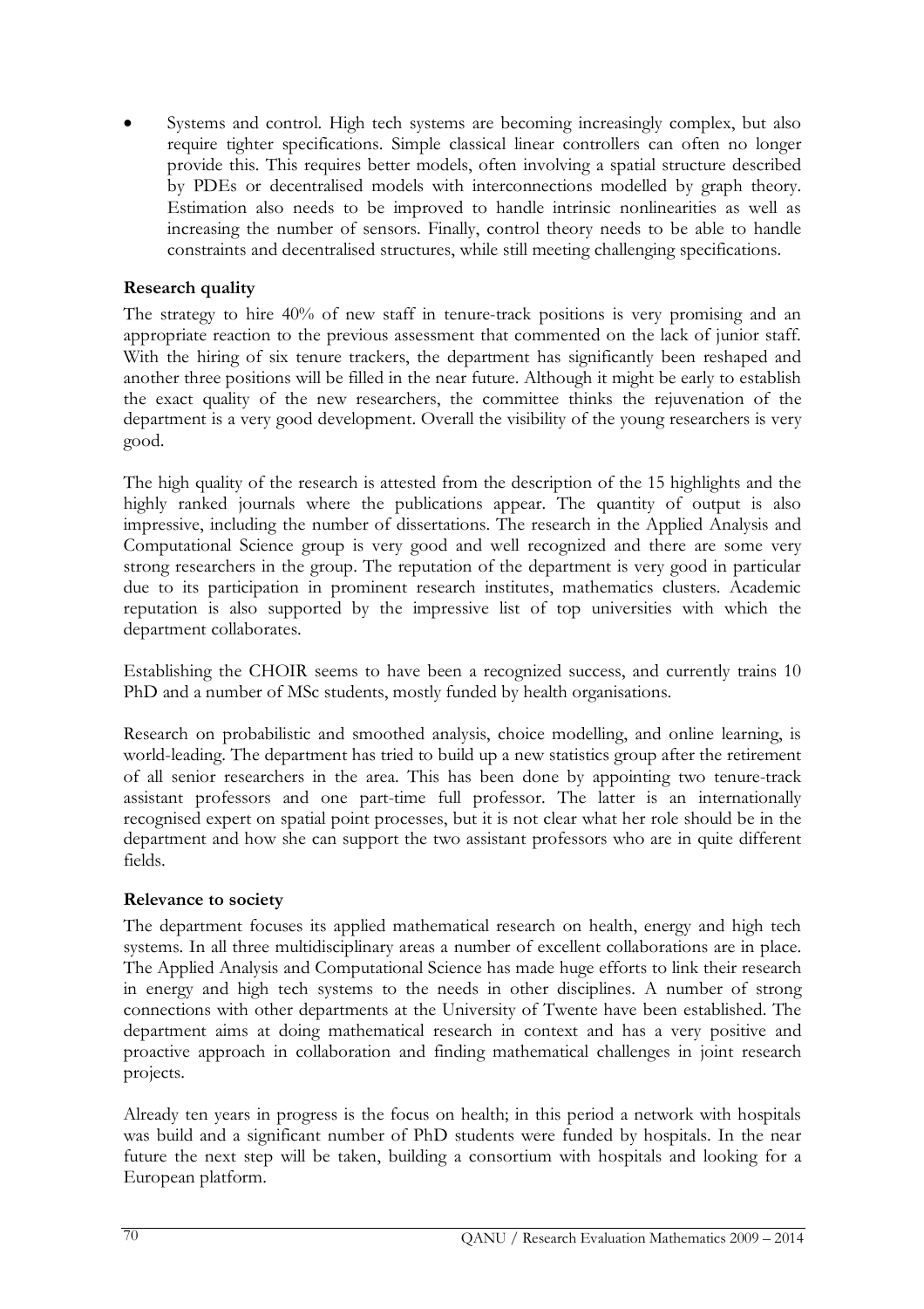- Systems and control. High tech systems are becoming increasingly complex, but also require tighter specifications. Simple classical linear controllers can often no longer provide this. This requires better models, often involving a spatial structure described by PDEs or decentralised models with interconnections modelled by graph theory. Estimation also needs to be improved to handle intrinsic nonlinearities as well as increasing the number of sensors. Finally, control theory needs to be able to handle constraints and decentralised structures, while still meeting challenging specifications.

**Research quality**

The strategy to hire 40% of new staff in tenure-track positions is very promising and an appropriate reaction to the previous assessment that commented on the lack of junior staff. With the hiring of six tenure trackers, the department has significantly been reshaped and another three positions will be filled in the near future. Although it might be early to establish the exact quality of the new researchers, the committee thinks the rejuvenation of the department is a very good development. Overall the visibility of the young researchers is very good.

The high quality of the research is attested from the description of the 15 highlights and the highly ranked journals where the publications appear. The quantity of output is also impressive, including the number of dissertations. The research in the Applied Analysis and Computational Science group is very good and well recognized and there are some very strong researchers in the group. The reputation of the department is very good in particular due to its participation in prominent research institutes, mathematics clusters. Academic reputation is also supported by the impressive list of top universities with which the department collaborates.

Establishing the CHOIR seems to have been a recognized success, and currently trains 10 PhD and a number of MSc students, mostly funded by health organisations.

Research on probabilistic and smoothed analysis, choice modelling, and online learning, is world-leading. The department has tried to build up a new statistics group after the retirement of all senior researchers in the area. This has been done by appointing two tenure-track assistant professors and one part-time full professor. The latter is an internationally recognised expert on spatial point processes, but it is not clear what her role should be in the department and how she can support the two assistant professors who are in quite different fields.

**Relevance to society**

The department focuses its applied mathematical research on health, energy and high tech systems. In all three multidisciplinary areas a number of excellent collaborations are in place. The Applied Analysis and Computational Science has made huge efforts to link their research in energy and high tech systems to the needs in other disciplines. A number of strong connections with other departments at the University of Twente have been established. The department aims at doing mathematical research in context and has a very positive and proactive approach in collaboration and finding mathematical challenges in joint research projects.

Already ten years in progress is the focus on health; in this period a network with hospitals was build and a significant number of PhD students were funded by hospitals. In the near future the next step will be taken, building a consortium with hospitals and looking for a European platform.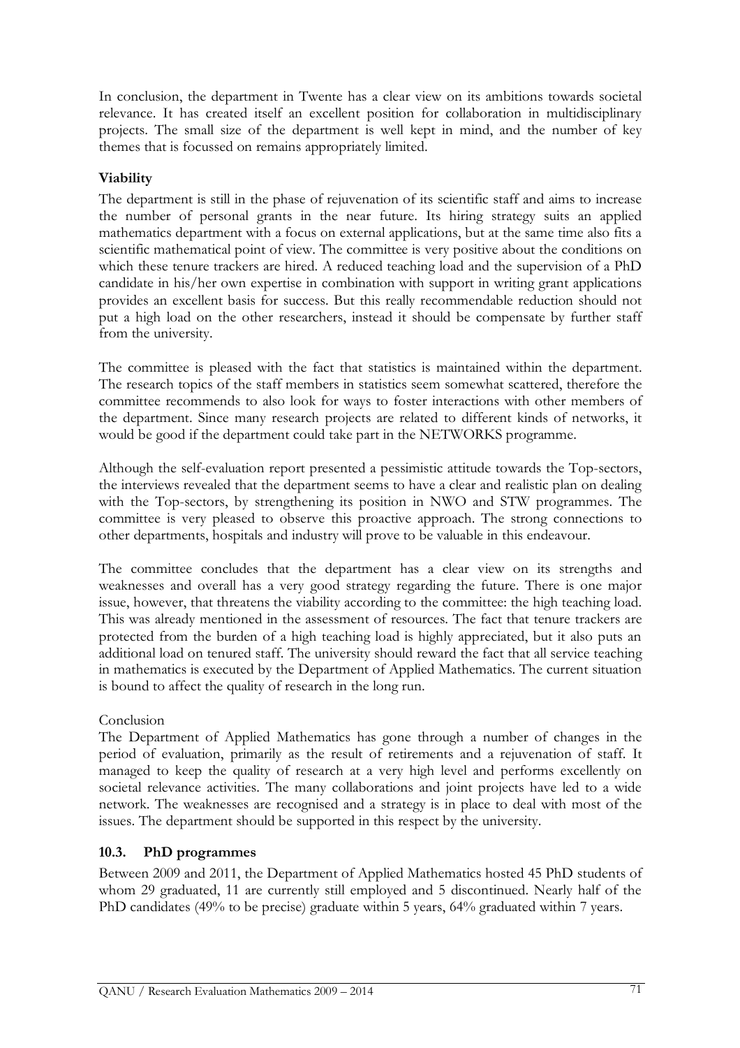In conclusion, the department in Twente has a clear view on its ambitions towards societal relevance. It has created itself an excellent position for collaboration in multidisciplinary projects. The small size of the department is well kept in mind, and the number of key themes that is focussed on remains appropriately limited.

**Viability**

The department is still in the phase of rejuvenation of its scientific staff and aims to increase the number of personal grants in the near future. Its hiring strategy suits an applied mathematics department with a focus on external applications, but at the same time also fits a scientific mathematical point of view. The committee is very positive about the conditions on which these tenure trackers are hired. A reduced teaching load and the supervision of a PhD candidate in his/her own expertise in combination with support in writing grant applications provides an excellent basis for success. But this really recommendable reduction should not put a high load on the other researchers, instead it should be compensate by further staff from the university.

The committee is pleased with the fact that statistics is maintained within the department. The research topics of the staff members in statistics seem somewhat scattered, therefore the committee recommends to also look for ways to foster interactions with other members of the department. Since many research projects are related to different kinds of networks, it would be good if the department could take part in the NETWORKS programme.

Although the self-evaluation report presented a pessimistic attitude towards the Top-sectors, the interviews revealed that the department seems to have a clear and realistic plan on dealing with the Top-sectors, by strengthening its position in NWO and STW programmes. The committee is very pleased to observe this proactive approach. The strong connections to other departments, hospitals and industry will prove to be valuable in this endeavour.

The committee concludes that the department has a clear view on its strengths and weaknesses and overall has a very good strategy regarding the future. There is one major issue, however, that threatens the viability according to the committee: the high teaching load. This was already mentioned in the assessment of resources. The fact that tenure trackers are protected from the burden of a high teaching load is highly appreciated, but it also puts an additional load on tenured staff. The university should reward the fact that all service teaching in mathematics is executed by the Department of Applied Mathematics. The current situation is bound to affect the quality of research in the long run.

Conclusion

The Department of Applied Mathematics has gone through a number of changes in the period of evaluation, primarily as the result of retirements and a rejuvenation of staff. It managed to keep the quality of research at a very high level and performs excellently on societal relevance activities. The many collaborations and joint projects have led to a wide network. The weaknesses are recognised and a strategy is in place to deal with most of the issues. The department should be supported in this respect by the university.

### 10.3. PhD programmes

Between 2009 and 2011, the Department of Applied Mathematics hosted 45 PhD students of whom 29 graduated, 11 are currently still employed and 5 discontinued. Nearly half of the PhD candidates (49% to be precise) graduate within 5 years, 64% graduated within 7 years.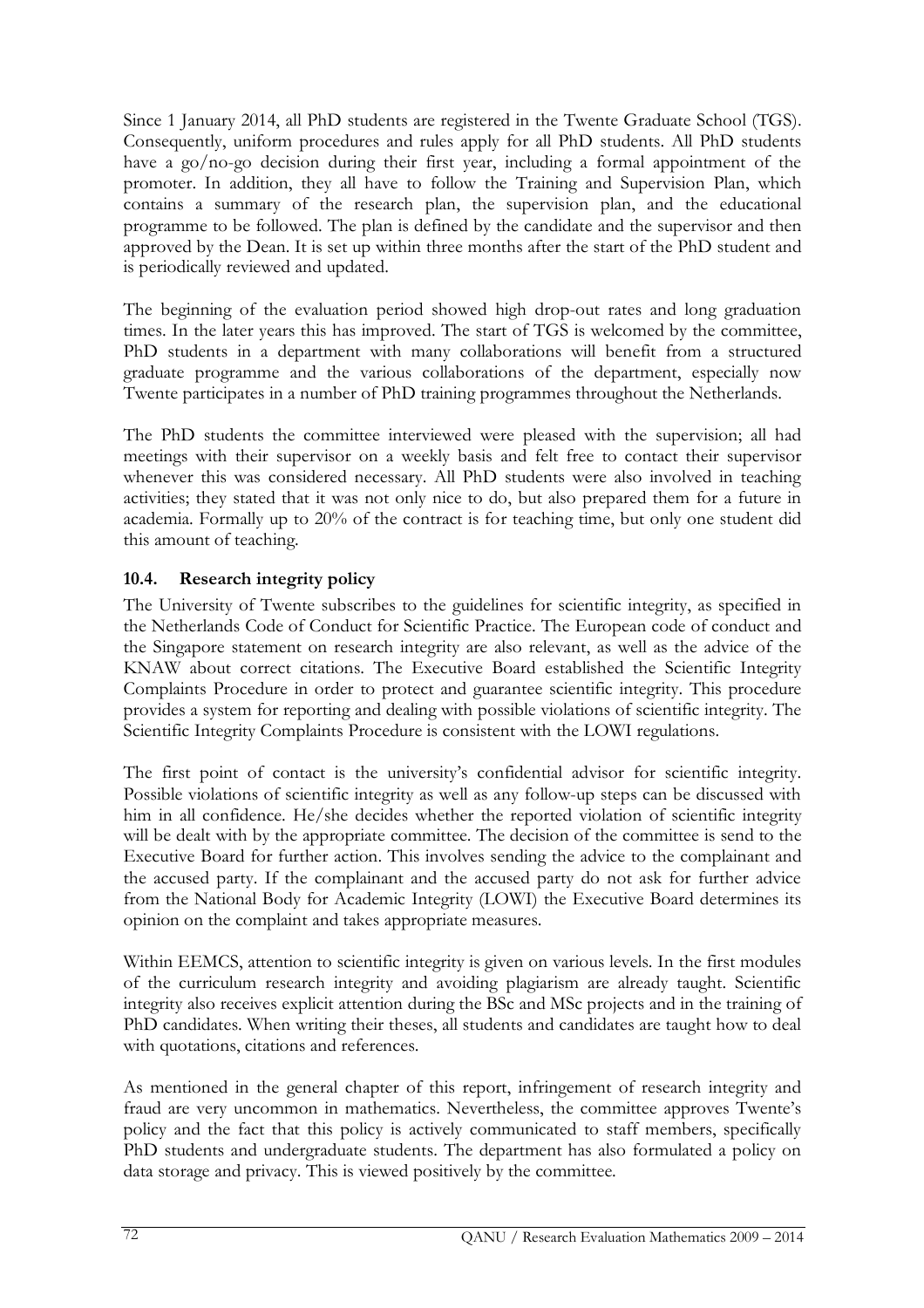Since 1 January 2014, all PhD students are registered in the Twente Graduate School (TGS). Consequently, uniform procedures and rules apply for all PhD students. All PhD students have a go/no-go decision during their first year, including a formal appointment of the promoter. In addition, they all have to follow the Training and Supervision Plan, which contains a summary of the research plan, the supervision plan, and the educational programme to be followed. The plan is defined by the candidate and the supervisor and then approved by the Dean. It is set up within three months after the start of the PhD student and is periodically reviewed and updated.

The beginning of the evaluation period showed high drop-out rates and long graduation times. In the later years this has improved. The start of TGS is welcomed by the committee, PhD students in a department with many collaborations will benefit from a structured graduate programme and the various collaborations of the department, especially now Twente participates in a number of PhD training programmes throughout the Netherlands.

The PhD students the committee interviewed were pleased with the supervision; all had meetings with their supervisor on a weekly basis and felt free to contact their supervisor whenever this was considered necessary. All PhD students were also involved in teaching activities; they stated that it was not only nice to do, but also prepared them for a future in academia. Formally up to 20% of the contract is for teaching time, but only one student did this amount of teaching.

### 10.4. Research integrity policy

The University of Twente subscribes to the guidelines for scientific integrity, as specified in the Netherlands Code of Conduct for Scientific Practice. The European code of conduct and the Singapore statement on research integrity are also relevant, as well as the advice of the KNAW about correct citations. The Executive Board established the Scientific Integrity Complaints Procedure in order to protect and guarantee scientific integrity. This procedure provides a system for reporting and dealing with possible violations of scientific integrity. The Scientific Integrity Complaints Procedure is consistent with the LOWI regulations.

The first point of contact is the university's confidential advisor for scientific integrity. Possible violations of scientific integrity as well as any follow-up steps can be discussed with him in all confidence. He/she decides whether the reported violation of scientific integrity will be dealt with by the appropriate committee. The decision of the committee is send to the Executive Board for further action. This involves sending the advice to the complainant and the accused party. If the complainant and the accused party do not ask for further advice from the National Body for Academic Integrity (LOWI) the Executive Board determines its opinion on the complaint and takes appropriate measures.

Within EEMCS, attention to scientific integrity is given on various levels. In the first modules of the curriculum research integrity and avoiding plagiarism are already taught. Scientific integrity also receives explicit attention during the BSc and MSc projects and in the training of PhD candidates. When writing their theses, all students and candidates are taught how to deal with quotations, citations and references.

As mentioned in the general chapter of this report, infringement of research integrity and fraud are very uncommon in mathematics. Nevertheless, the committee approves Twente's policy and the fact that this policy is actively communicated to staff members, specifically PhD students and undergraduate students. The department has also formulated a policy on data storage and privacy. This is viewed positively by the committee.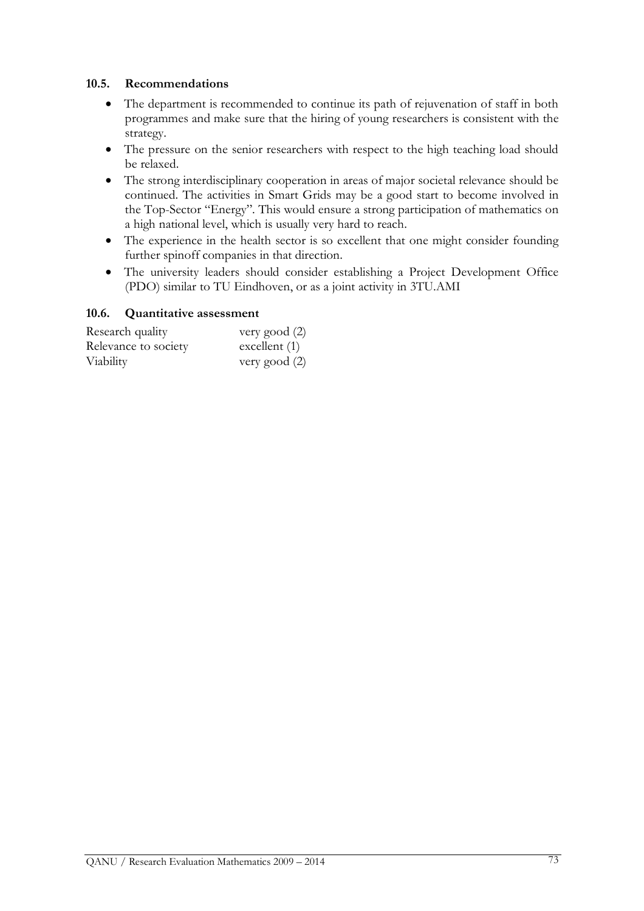### 10.5. Recommendations

- The department is recommended to continue its path of rejuvenation of staff in both programmes and make sure that the hiring of young researchers is consistent with the strategy.
- The pressure on the senior researchers with respect to the high teaching load should be relaxed.
- The strong interdisciplinary cooperation in areas of major societal relevance should be continued. The activities in Smart Grids may be a good start to become involved in the Top-Sector "Energy". This would ensure a strong participation of mathematics on a high national level, which is usually very hard to reach.
- The experience in the health sector is so excellent that one might consider founding further spinoff companies in that direction.
- The university leaders should consider establishing a Project Development Office (PDO) similar to TU Eindhoven, or as a joint activity in 3TU.AMI

### 10.6. Quantitative assessment

| | |
|---|---|
| Research quality | very good (2) |
| Relevance to society | excellent (1) |
| Viability | very good (2) |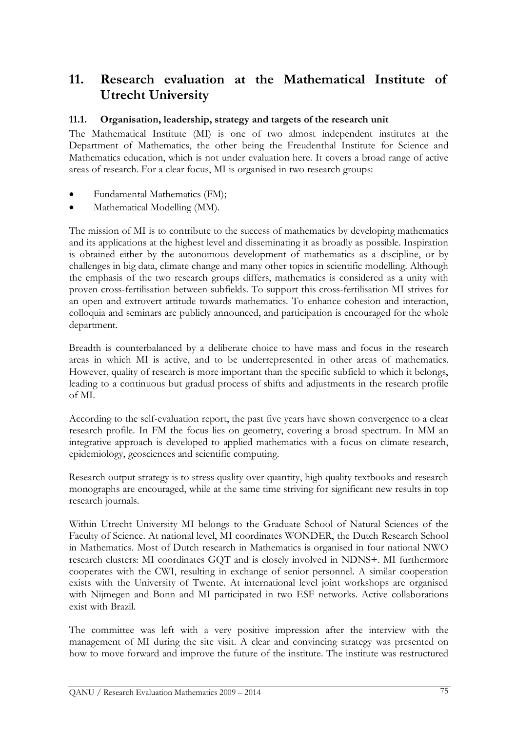# 11. Research evaluation at the Mathematical Institute of Utrecht University

## 11.1. Organisation, leadership, strategy and targets of the research unit

The Mathematical Institute (MI) is one of two almost independent institutes at the Department of Mathematics, the other being the Freudenthal Institute for Science and Mathematics education, which is not under evaluation here. It covers a broad range of active areas of research. For a clear focus, MI is organised in two research groups:

- Fundamental Mathematics (FM);
- Mathematical Modelling (MM).

The mission of MI is to contribute to the success of mathematics by developing mathematics and its applications at the highest level and disseminating it as broadly as possible. Inspiration is obtained either by the autonomous development of mathematics as a discipline, or by challenges in big data, climate change and many other topics in scientific modelling. Although the emphasis of the two research groups differs, mathematics is considered as a unity with proven cross-fertilisation between subfields. To support this cross-fertilisation MI strives for an open and extrovert attitude towards mathematics. To enhance cohesion and interaction, colloquia and seminars are publicly announced, and participation is encouraged for the whole department.

Breadth is counterbalanced by a deliberate choice to have mass and focus in the research areas in which MI is active, and to be underrepresented in other areas of mathematics. However, quality of research is more important than the specific subfield to which it belongs, leading to a continuous but gradual process of shifts and adjustments in the research profile of MI.

According to the self-evaluation report, the past five years have shown convergence to a clear research profile. In FM the focus lies on geometry, covering a broad spectrum. In MM an integrative approach is developed to applied mathematics with a focus on climate research, epidemiology, geosciences and scientific computing.

Research output strategy is to stress quality over quantity, high quality textbooks and research monographs are encouraged, while at the same time striving for significant new results in top research journals.

Within Utrecht University MI belongs to the Graduate School of Natural Sciences of the Faculty of Science. At national level, MI coordinates WONDER, the Dutch Research School in Mathematics. Most of Dutch research in Mathematics is organised in four national NWO research clusters: MI coordinates GQT and is closely involved in NDNS+. MI furthermore cooperates with the CWI, resulting in exchange of senior personnel. A similar cooperation exists with the University of Twente. At international level joint workshops are organised with Nijmegen and Bonn and MI participated in two ESF networks. Active collaborations exist with Brazil.

The committee was left with a very positive impression after the interview with the management of MI during the site visit. A clear and convincing strategy was presented on how to move forward and improve the future of the institute. The institute was restructured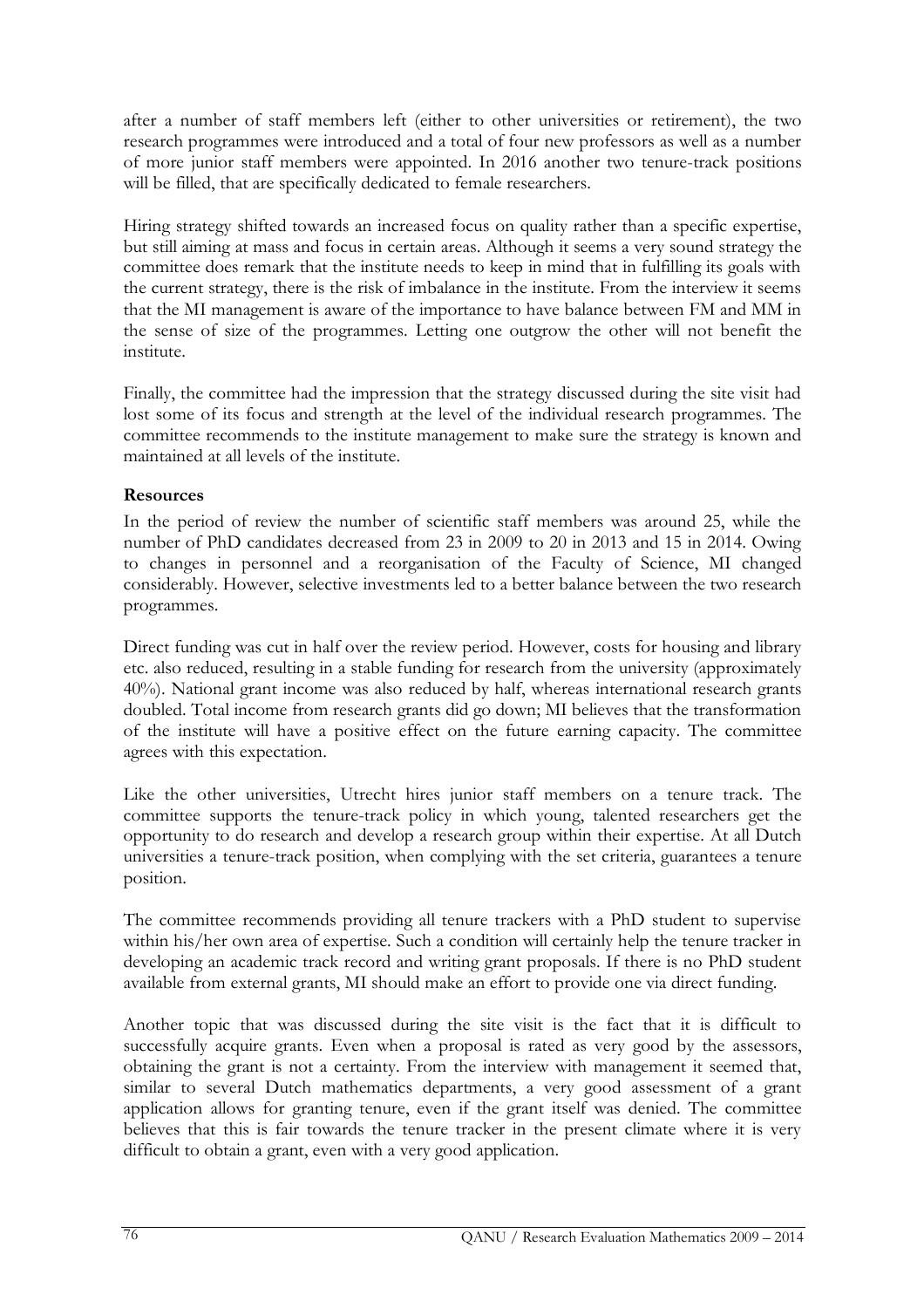after a number of staff members left (either to other universities or retirement), the two research programmes were introduced and a total of four new professors as well as a number of more junior staff members were appointed. In 2016 another two tenure-track positions will be filled, that are specifically dedicated to female researchers.

Hiring strategy shifted towards an increased focus on quality rather than a specific expertise, but still aiming at mass and focus in certain areas. Although it seems a very sound strategy the committee does remark that the institute needs to keep in mind that in fulfilling its goals with the current strategy, there is the risk of imbalance in the institute. From the interview it seems that the MI management is aware of the importance to have balance between FM and MM in the sense of size of the programmes. Letting one outgrow the other will not benefit the institute.

Finally, the committee had the impression that the strategy discussed during the site visit had lost some of its focus and strength at the level of the individual research programmes. The committee recommends to the institute management to make sure the strategy is known and maintained at all levels of the institute.

**Resources**

In the period of review the number of scientific staff members was around 25, while the number of PhD candidates decreased from 23 in 2009 to 20 in 2013 and 15 in 2014. Owing to changes in personnel and a reorganisation of the Faculty of Science, MI changed considerably. However, selective investments led to a better balance between the two research programmes.

Direct funding was cut in half over the review period. However, costs for housing and library etc. also reduced, resulting in a stable funding for research from the university (approximately 40%). National grant income was also reduced by half, whereas international research grants doubled. Total income from research grants did go down; MI believes that the transformation of the institute will have a positive effect on the future earning capacity. The committee agrees with this expectation.

Like the other universities, Utrecht hires junior staff members on a tenure track. The committee supports the tenure-track policy in which young, talented researchers get the opportunity to do research and develop a research group within their expertise. At all Dutch universities a tenure-track position, when complying with the set criteria, guarantees a tenure position.

The committee recommends providing all tenure trackers with a PhD student to supervise within his/her own area of expertise. Such a condition will certainly help the tenure tracker in developing an academic track record and writing grant proposals. If there is no PhD student available from external grants, MI should make an effort to provide one via direct funding.

Another topic that was discussed during the site visit is the fact that it is difficult to successfully acquire grants. Even when a proposal is rated as very good by the assessors, obtaining the grant is not a certainty. From the interview with management it seemed that, similar to several Dutch mathematics departments, a very good assessment of a grant application allows for granting tenure, even if the grant itself was denied. The committee believes that this is fair towards the tenure tracker in the present climate where it is very difficult to obtain a grant, even with a very good application.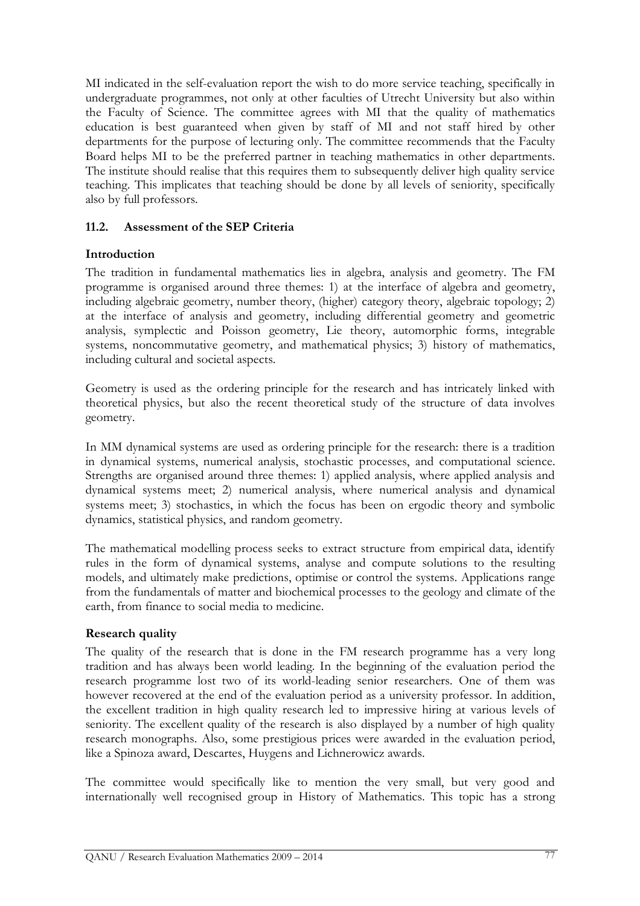MI indicated in the self-evaluation report the wish to do more service teaching, specifically in undergraduate programmes, not only at other faculties of Utrecht University but also within the Faculty of Science. The committee agrees with MI that the quality of mathematics education is best guaranteed when given by staff of MI and not staff hired by other departments for the purpose of lecturing only. The committee recommends that the Faculty Board helps MI to be the preferred partner in teaching mathematics in other departments. The institute should realise that this requires them to subsequently deliver high quality service teaching. This implicates that teaching should be done by all levels of seniority, specifically also by full professors.

## 11.2. Assessment of the SEP Criteria

### Introduction

The tradition in fundamental mathematics lies in algebra, analysis and geometry. The FM programme is organised around three themes: 1) at the interface of algebra and geometry, including algebraic geometry, number theory, (higher) category theory, algebraic topology; 2) at the interface of analysis and geometry, including differential geometry and geometric analysis, symplectic and Poisson geometry, Lie theory, automorphic forms, integrable systems, noncommutative geometry, and mathematical physics; 3) history of mathematics, including cultural and societal aspects.

Geometry is used as the ordering principle for the research and has intricately linked with theoretical physics, but also the recent theoretical study of the structure of data involves geometry.

In MM dynamical systems are used as ordering principle for the research: there is a tradition in dynamical systems, numerical analysis, stochastic processes, and computational science. Strengths are organised around three themes: 1) applied analysis, where applied analysis and dynamical systems meet; 2) numerical analysis, where numerical analysis and dynamical systems meet; 3) stochastics, in which the focus has been on ergodic theory and symbolic dynamics, statistical physics, and random geometry.

The mathematical modelling process seeks to extract structure from empirical data, identify rules in the form of dynamical systems, analyse and compute solutions to the resulting models, and ultimately make predictions, optimise or control the systems. Applications range from the fundamentals of matter and biochemical processes to the geology and climate of the earth, from finance to social media to medicine.

### Research quality

The quality of the research that is done in the FM research programme has a very long tradition and has always been world leading. In the beginning of the evaluation period the research programme lost two of its world-leading senior researchers. One of them was however recovered at the end of the evaluation period as a university professor. In addition, the excellent tradition in high quality research led to impressive hiring at various levels of seniority. The excellent quality of the research is also displayed by a number of high quality research monographs. Also, some prestigious prices were awarded in the evaluation period, like a Spinoza award, Descartes, Huygens and Lichnerowicz awards.

The committee would specifically like to mention the very small, but very good and internationally well recognised group in History of Mathematics. This topic has a strong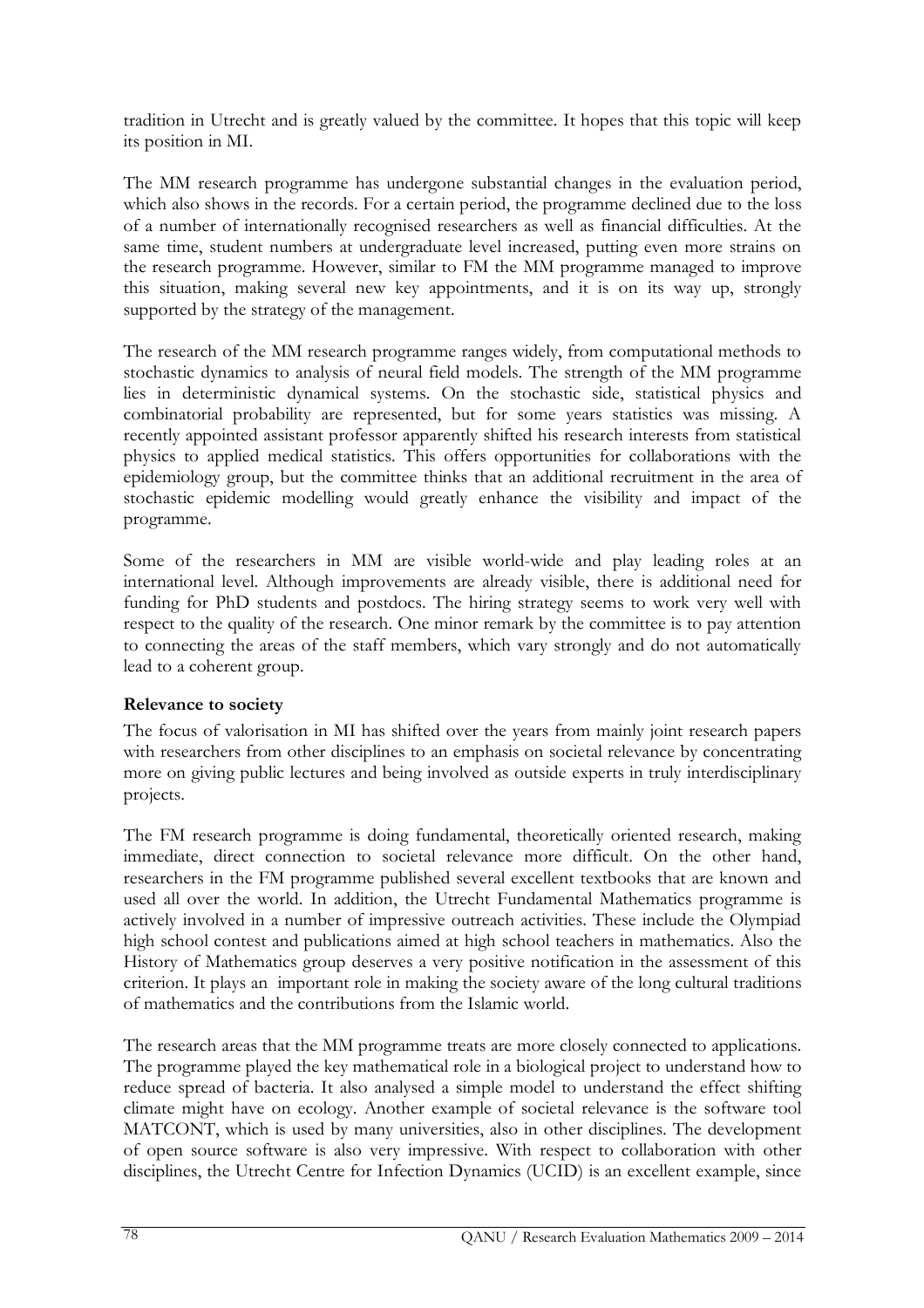tradition in Utrecht and is greatly valued by the committee. It hopes that this topic will keep its position in MI.

The MM research programme has undergone substantial changes in the evaluation period, which also shows in the records. For a certain period, the programme declined due to the loss of a number of internationally recognised researchers as well as financial difficulties. At the same time, student numbers at undergraduate level increased, putting even more strains on the research programme. However, similar to FM the MM programme managed to improve this situation, making several new key appointments, and it is on its way up, strongly supported by the strategy of the management.

The research of the MM research programme ranges widely, from computational methods to stochastic dynamics to analysis of neural field models. The strength of the MM programme lies in deterministic dynamical systems. On the stochastic side, statistical physics and combinatorial probability are represented, but for some years statistics was missing. A recently appointed assistant professor apparently shifted his research interests from statistical physics to applied medical statistics. This offers opportunities for collaborations with the epidemiology group, but the committee thinks that an additional recruitment in the area of stochastic epidemic modelling would greatly enhance the visibility and impact of the programme.

Some of the researchers in MM are visible world-wide and play leading roles at an international level. Although improvements are already visible, there is additional need for funding for PhD students and postdocs. The hiring strategy seems to work very well with respect to the quality of the research. One minor remark by the committee is to pay attention to connecting the areas of the staff members, which vary strongly and do not automatically lead to a coherent group.

**Relevance to society**

The focus of valorisation in MI has shifted over the years from mainly joint research papers with researchers from other disciplines to an emphasis on societal relevance by concentrating more on giving public lectures and being involved as outside experts in truly interdisciplinary projects.

The FM research programme is doing fundamental, theoretically oriented research, making immediate, direct connection to societal relevance more difficult. On the other hand, researchers in the FM programme published several excellent textbooks that are known and used all over the world. In addition, the Utrecht Fundamental Mathematics programme is actively involved in a number of impressive outreach activities. These include the Olympiad high school contest and publications aimed at high school teachers in mathematics. Also the History of Mathematics group deserves a very positive notification in the assessment of this criterion. It plays an important role in making the society aware of the long cultural traditions of mathematics and the contributions from the Islamic world.

The research areas that the MM programme treats are more closely connected to applications. The programme played the key mathematical role in a biological project to understand how to reduce spread of bacteria. It also analysed a simple model to understand the effect shifting climate might have on ecology. Another example of societal relevance is the software tool MATCONT, which is used by many universities, also in other disciplines. The development of open source software is also very impressive. With respect to collaboration with other disciplines, the Utrecht Centre for Infection Dynamics (UCID) is an excellent example, since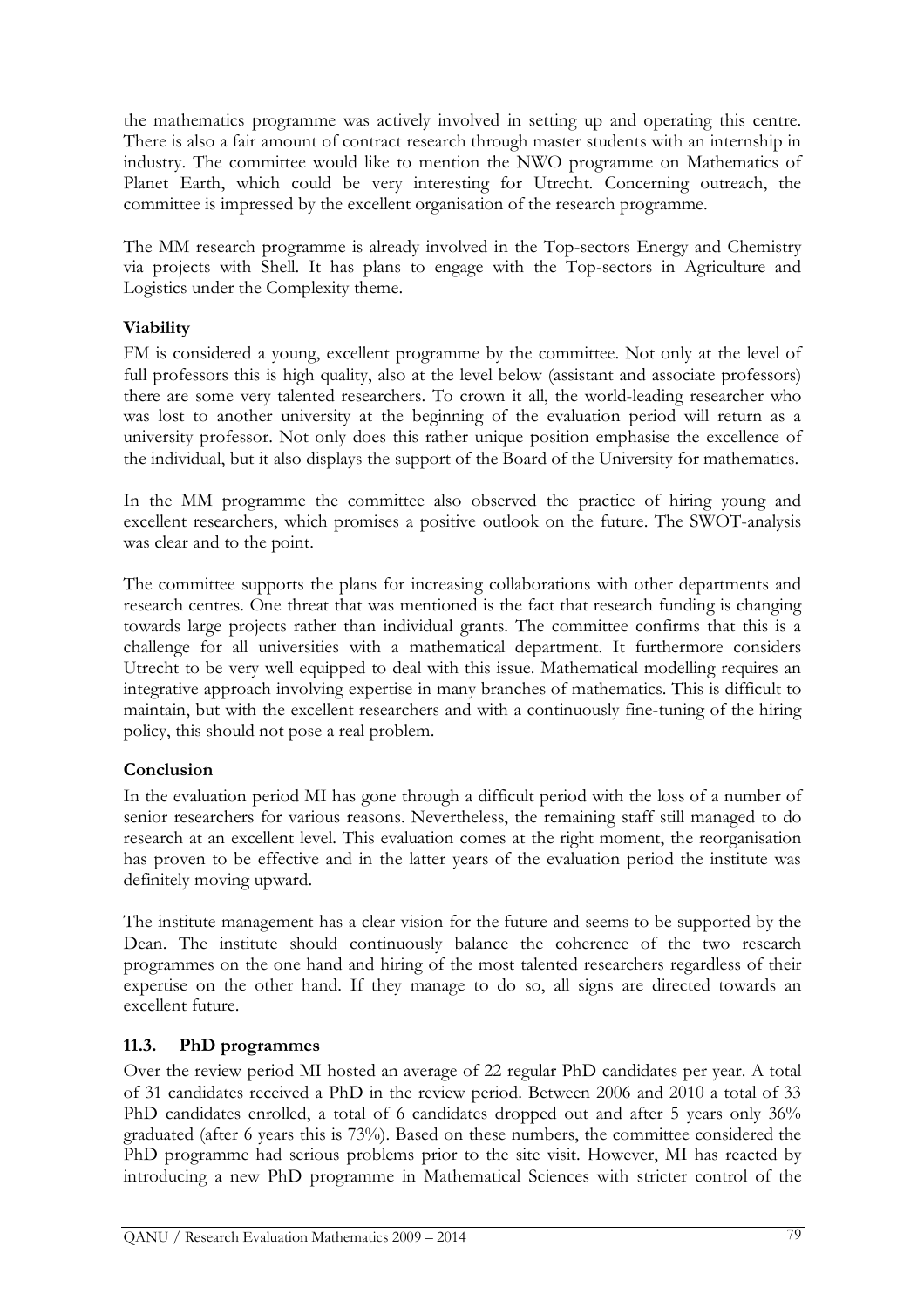the mathematics programme was actively involved in setting up and operating this centre. There is also a fair amount of contract research through master students with an internship in industry. The committee would like to mention the NWO programme on Mathematics of Planet Earth, which could be very interesting for Utrecht. Concerning outreach, the committee is impressed by the excellent organisation of the research programme.

The MM research programme is already involved in the Top-sectors Energy and Chemistry via projects with Shell. It has plans to engage with the Top-sectors in Agriculture and Logistics under the Complexity theme.

**Viability**

FM is considered a young, excellent programme by the committee. Not only at the level of full professors this is high quality, also at the level below (assistant and associate professors) there are some very talented researchers. To crown it all, the world-leading researcher who was lost to another university at the beginning of the evaluation period will return as a university professor. Not only does this rather unique position emphasise the excellence of the individual, but it also displays the support of the Board of the University for mathematics.

In the MM programme the committee also observed the practice of hiring young and excellent researchers, which promises a positive outlook on the future. The SWOT-analysis was clear and to the point.

The committee supports the plans for increasing collaborations with other departments and research centres. One threat that was mentioned is the fact that research funding is changing towards large projects rather than individual grants. The committee confirms that this is a challenge for all universities with a mathematical department. It furthermore considers Utrecht to be very well equipped to deal with this issue. Mathematical modelling requires an integrative approach involving expertise in many branches of mathematics. This is difficult to maintain, but with the excellent researchers and with a continuously fine-tuning of the hiring policy, this should not pose a real problem.

**Conclusion**

In the evaluation period MI has gone through a difficult period with the loss of a number of senior researchers for various reasons. Nevertheless, the remaining staff still managed to do research at an excellent level. This evaluation comes at the right moment, the reorganisation has proven to be effective and in the latter years of the evaluation period the institute was definitely moving upward.

The institute management has a clear vision for the future and seems to be supported by the Dean. The institute should continuously balance the coherence of the two research programmes on the one hand and hiring of the most talented researchers regardless of their expertise on the other hand. If they manage to do so, all signs are directed towards an excellent future.

### 11.3. PhD programmes

Over the review period MI hosted an average of 22 regular PhD candidates per year. A total of 31 candidates received a PhD in the review period. Between 2006 and 2010 a total of 33 PhD candidates enrolled, a total of 6 candidates dropped out and after 5 years only 36% graduated (after 6 years this is 73%). Based on these numbers, the committee considered the PhD programme had serious problems prior to the site visit. However, MI has reacted by introducing a new PhD programme in Mathematical Sciences with stricter control of the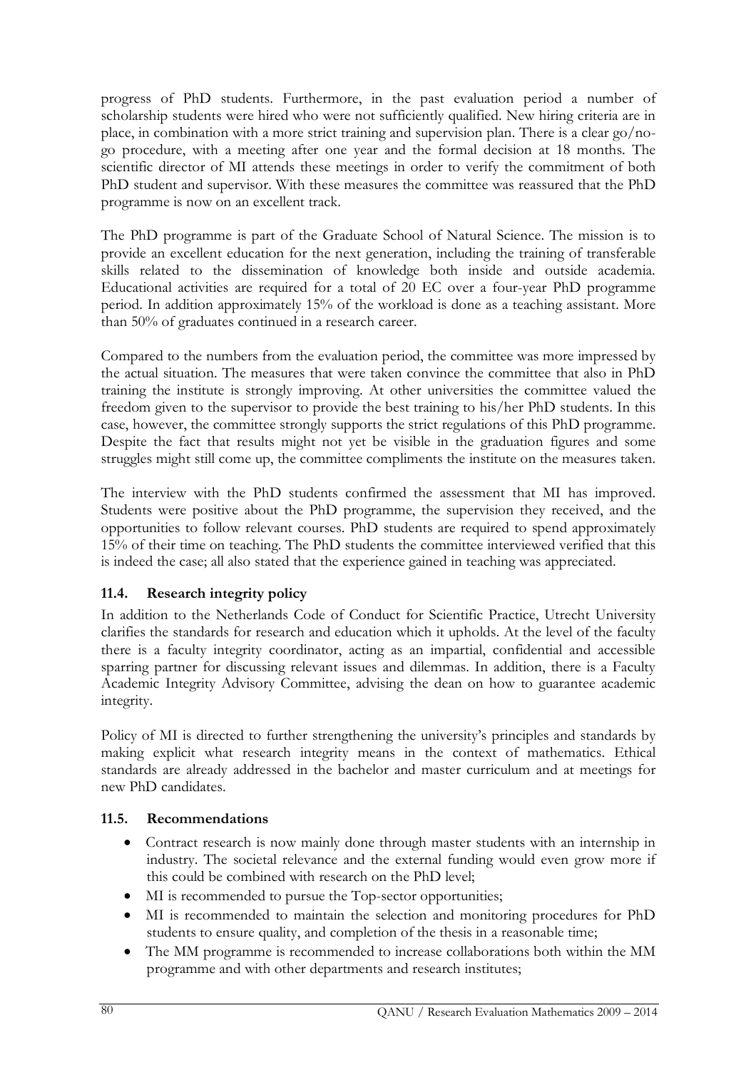progress of PhD students. Furthermore, in the past evaluation period a number of scholarship students were hired who were not sufficiently qualified. New hiring criteria are in place, in combination with a more strict training and supervision plan. There is a clear go/no-go procedure, with a meeting after one year and the formal decision at 18 months. The scientific director of MI attends these meetings in order to verify the commitment of both PhD student and supervisor. With these measures the committee was reassured that the PhD programme is now on an excellent track.

The PhD programme is part of the Graduate School of Natural Science. The mission is to provide an excellent education for the next generation, including the training of transferable skills related to the dissemination of knowledge both inside and outside academia. Educational activities are required for a total of 20 EC over a four-year PhD programme period. In addition approximately 15% of the workload is done as a teaching assistant. More than 50% of graduates continued in a research career.

Compared to the numbers from the evaluation period, the committee was more impressed by the actual situation. The measures that were taken convince the committee that also in PhD training the institute is strongly improving. At other universities the committee valued the freedom given to the supervisor to provide the best training to his/her PhD students. In this case, however, the committee strongly supports the strict regulations of this PhD programme. Despite the fact that results might not yet be visible in the graduation figures and some struggles might still come up, the committee compliments the institute on the measures taken.

The interview with the PhD students confirmed the assessment that MI has improved. Students were positive about the PhD programme, the supervision they received, and the opportunities to follow relevant courses. PhD students are required to spend approximately 15% of their time on teaching. The PhD students the committee interviewed verified that this is indeed the case; all also stated that the experience gained in teaching was appreciated.

### 11.4. Research integrity policy

In addition to the Netherlands Code of Conduct for Scientific Practice, Utrecht University clarifies the standards for research and education which it upholds. At the level of the faculty there is a faculty integrity coordinator, acting as an impartial, confidential and accessible sparring partner for discussing relevant issues and dilemmas. In addition, there is a Faculty Academic Integrity Advisory Committee, advising the dean on how to guarantee academic integrity.

Policy of MI is directed to further strengthening the university's principles and standards by making explicit what research integrity means in the context of mathematics. Ethical standards are already addressed in the bachelor and master curriculum and at meetings for new PhD candidates.

### 11.5. Recommendations

- Contract research is now mainly done through master students with an internship in industry. The societal relevance and the external funding would even grow more if this could be combined with research on the PhD level;
- MI is recommended to pursue the Top-sector opportunities;
- MI is recommended to maintain the selection and monitoring procedures for PhD students to ensure quality, and completion of the thesis in a reasonable time;
- The MM programme is recommended to increase collaborations both within the MM programme and with other departments and research institutes;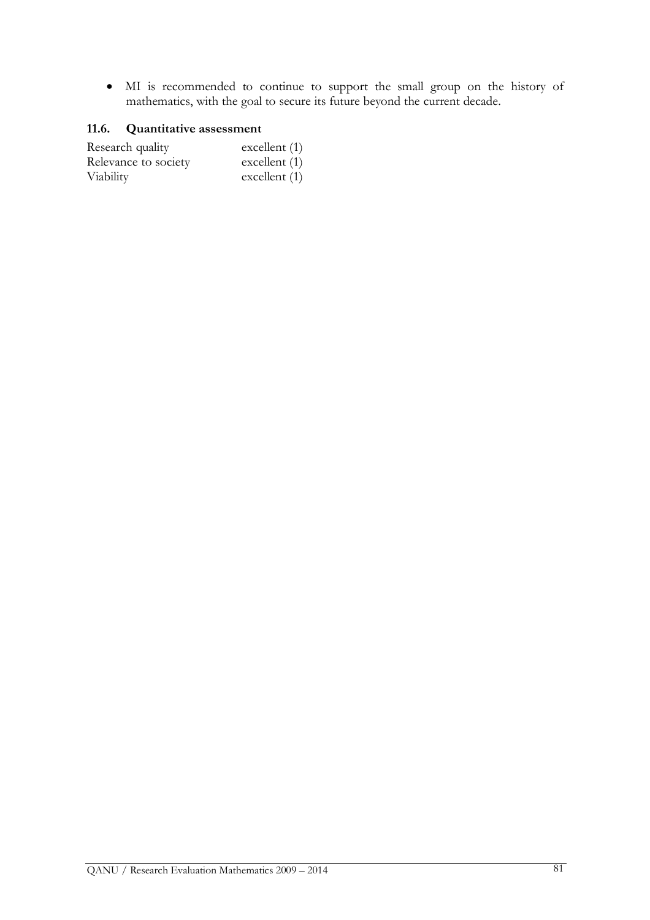- MI is recommended to continue to support the small group on the history of mathematics, with the goal to secure its future beyond the current decade.

### 11.6. Quantitative assessment

| | |
|---|---|
| Research quality | excellent (1) |
| Relevance to society | excellent (1) |
| Viability | excellent (1) |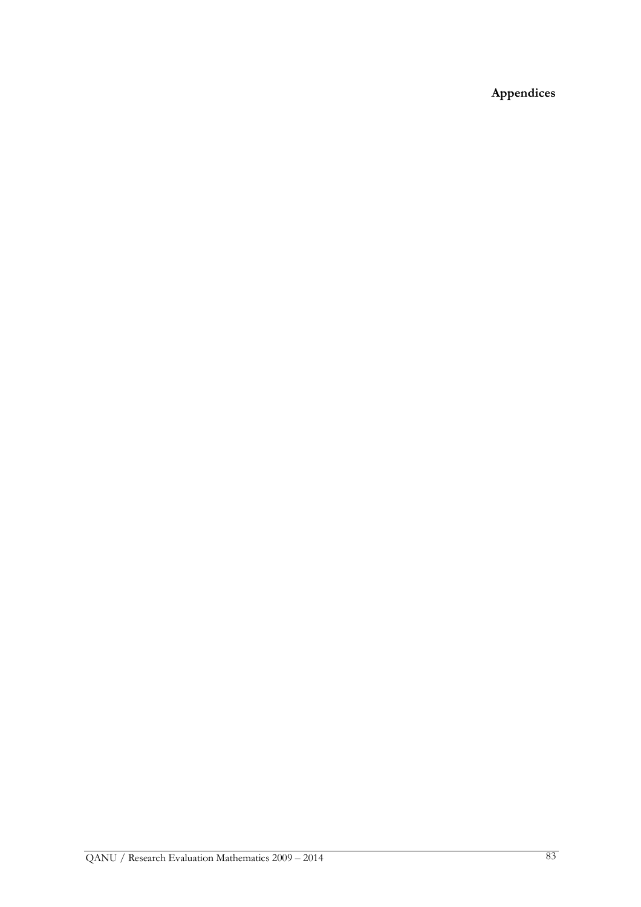# Appendices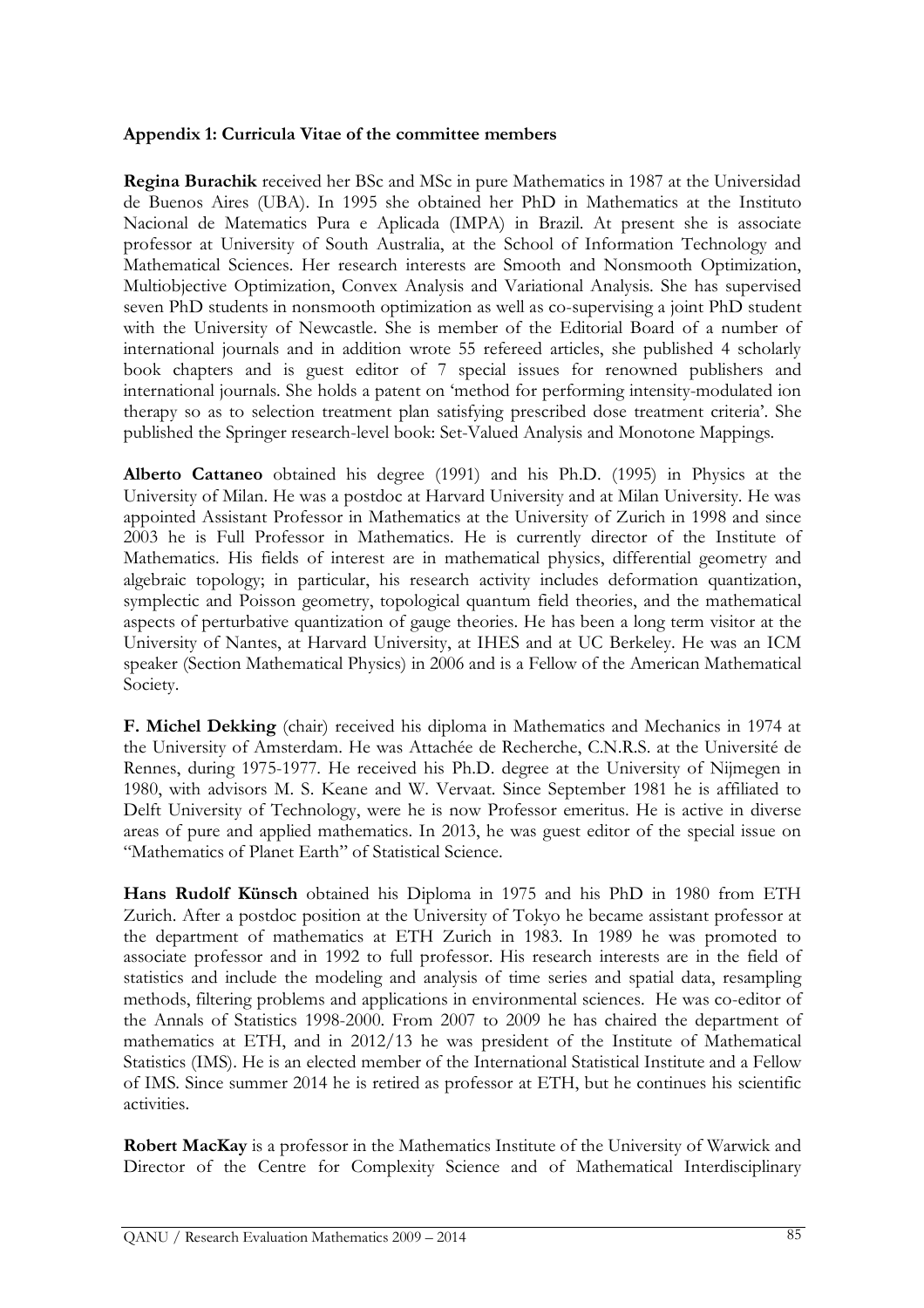**Appendix 1: Curricula Vitae of the committee members**

**Regina Burachik** received her BSc and MSc in pure Mathematics in 1987 at the Universidad de Buenos Aires (UBA). In 1995 she obtained her PhD in Mathematics at the Instituto Nacional de Matematics Pura e Aplicada (IMPA) in Brazil. At present she is associate professor at University of South Australia, at the School of Information Technology and Mathematical Sciences. Her research interests are Smooth and Nonsmooth Optimization, Multiobjective Optimization, Convex Analysis and Variational Analysis. She has supervised seven PhD students in nonsmooth optimization as well as co-supervising a joint PhD student with the University of Newcastle. She is member of the Editorial Board of a number of international journals and in addition wrote 55 refereed articles, she published 4 scholarly book chapters and is guest editor of 7 special issues for renowned publishers and international journals. She holds a patent on 'method for performing intensity-modulated ion therapy so as to selection treatment plan satisfying prescribed dose treatment criteria'. She published the Springer research-level book: Set-Valued Analysis and Monotone Mappings.

**Alberto Cattaneo** obtained his degree (1991) and his Ph.D. (1995) in Physics at the University of Milan. He was a postdoc at Harvard University and at Milan University. He was appointed Assistant Professor in Mathematics at the University of Zurich in 1998 and since 2003 he is Full Professor in Mathematics. He is currently director of the Institute of Mathematics. His fields of interest are in mathematical physics, differential geometry and algebraic topology; in particular, his research activity includes deformation quantization, symplectic and Poisson geometry, topological quantum field theories, and the mathematical aspects of perturbative quantization of gauge theories. He has been a long term visitor at the University of Nantes, at Harvard University, at IHES and at UC Berkeley. He was an ICM speaker (Section Mathematical Physics) in 2006 and is a Fellow of the American Mathematical Society.

**F. Michel Dekking** (chair) received his diploma in Mathematics and Mechanics in 1974 at the University of Amsterdam. He was Attachée de Recherche, C.N.R.S. at the Université de Rennes, during 1975-1977. He received his Ph.D. degree at the University of Nijmegen in 1980, with advisors M. S. Keane and W. Vervaat. Since September 1981 he is affiliated to Delft University of Technology, were he is now Professor emeritus. He is active in diverse areas of pure and applied mathematics. In 2013, he was guest editor of the special issue on "Mathematics of Planet Earth" of Statistical Science.

**Hans Rudolf Künsch** obtained his Diploma in 1975 and his PhD in 1980 from ETH Zurich. After a postdoc position at the University of Tokyo he became assistant professor at the department of mathematics at ETH Zurich in 1983. In 1989 he was promoted to associate professor and in 1992 to full professor. His research interests are in the field of statistics and include the modeling and analysis of time series and spatial data, resampling methods, filtering problems and applications in environmental sciences. He was co-editor of the Annals of Statistics 1998-2000. From 2007 to 2009 he has chaired the department of mathematics at ETH, and in 2012/13 he was president of the Institute of Mathematical Statistics (IMS). He is an elected member of the International Statistical Institute and a Fellow of IMS. Since summer 2014 he is retired as professor at ETH, but he continues his scientific activities.

**Robert MacKay** is a professor in the Mathematics Institute of the University of Warwick and Director of the Centre for Complexity Science and of Mathematical Interdisciplinary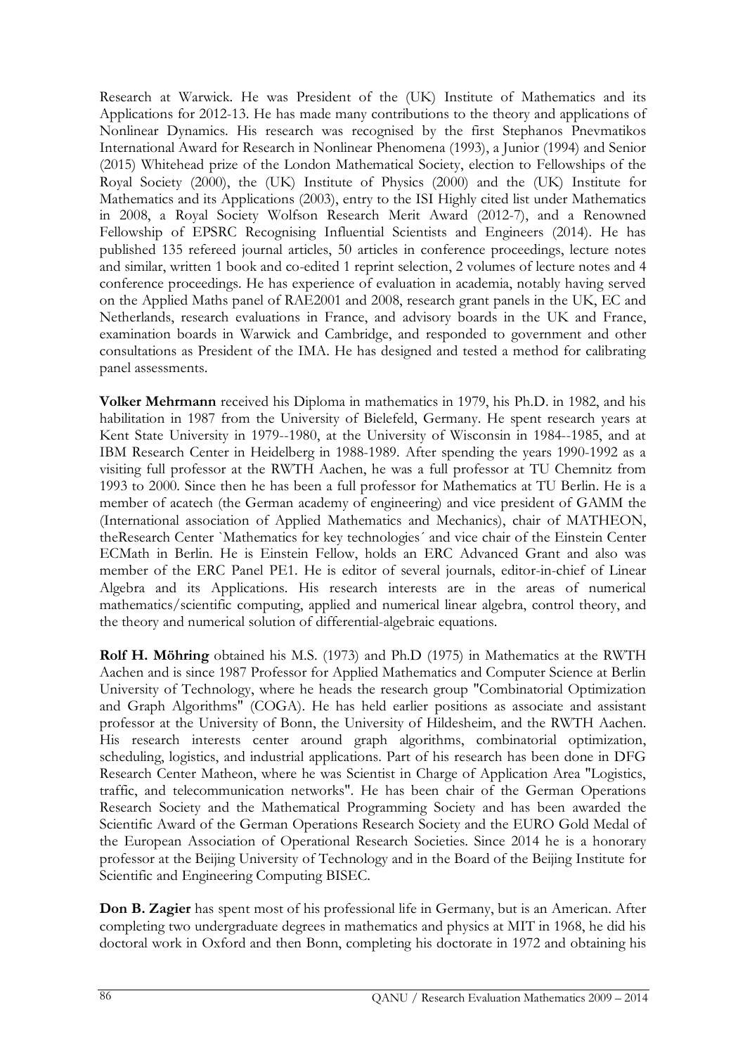Research at Warwick. He was President of the (UK) Institute of Mathematics and its Applications for 2012-13. He has made many contributions to the theory and applications of Nonlinear Dynamics. His research was recognised by the first Stephanos Pnevmatikos International Award for Research in Nonlinear Phenomena (1993), a Junior (1994) and Senior (2015) Whitehead prize of the London Mathematical Society, election to Fellowships of the Royal Society (2000), the (UK) Institute of Physics (2000) and the (UK) Institute for Mathematics and its Applications (2003), entry to the ISI Highly cited list under Mathematics in 2008, a Royal Society Wolfson Research Merit Award (2012-7), and a Renowned Fellowship of EPSRC Recognising Influential Scientists and Engineers (2014). He has published 135 refereed journal articles, 50 articles in conference proceedings, lecture notes and similar, written 1 book and co-edited 1 reprint selection, 2 volumes of lecture notes and 4 conference proceedings. He has experience of evaluation in academia, notably having served on the Applied Maths panel of RAE2001 and 2008, research grant panels in the UK, EC and Netherlands, research evaluations in France, and advisory boards in the UK and France, examination boards in Warwick and Cambridge, and responded to government and other consultations as President of the IMA. He has designed and tested a method for calibrating panel assessments.

**Volker Mehrmann** received his Diploma in mathematics in 1979, his Ph.D. in 1982, and his habilitation in 1987 from the University of Bielefeld, Germany. He spent research years at Kent State University in 1979--1980, at the University of Wisconsin in 1984--1985, and at IBM Research Center in Heidelberg in 1988-1989. After spending the years 1990-1992 as a visiting full professor at the RWTH Aachen, he was a full professor at TU Chemnitz from 1993 to 2000. Since then he has been a full professor for Mathematics at TU Berlin. He is a member of acatech (the German academy of engineering) and vice president of GAMM the (International association of Applied Mathematics and Mechanics), chair of MATHEON, theResearch Center `Mathematics for key technologies´ and vice chair of the Einstein Center ECMath in Berlin. He is Einstein Fellow, holds an ERC Advanced Grant and also was member of the ERC Panel PE1. He is editor of several journals, editor-in-chief of Linear Algebra and its Applications. His research interests are in the areas of numerical mathematics/scientific computing, applied and numerical linear algebra, control theory, and the theory and numerical solution of differential-algebraic equations.

**Rolf H. Möhring** obtained his M.S. (1973) and Ph.D (1975) in Mathematics at the RWTH Aachen and is since 1987 Professor for Applied Mathematics and Computer Science at Berlin University of Technology, where he heads the research group "Combinatorial Optimization and Graph Algorithms" (COGA). He has held earlier positions as associate and assistant professor at the University of Bonn, the University of Hildesheim, and the RWTH Aachen. His research interests center around graph algorithms, combinatorial optimization, scheduling, logistics, and industrial applications. Part of his research has been done in DFG Research Center Matheon, where he was Scientist in Charge of Application Area "Logistics, traffic, and telecommunication networks". He has been chair of the German Operations Research Society and the Mathematical Programming Society and has been awarded the Scientific Award of the German Operations Research Society and the EURO Gold Medal of the European Association of Operational Research Societies. Since 2014 he is a honorary professor at the Beijing University of Technology and in the Board of the Beijing Institute for Scientific and Engineering Computing BISEC.

**Don B. Zagier** has spent most of his professional life in Germany, but is an American. After completing two undergraduate degrees in mathematics and physics at MIT in 1968, he did his doctoral work in Oxford and then Bonn, completing his doctorate in 1972 and obtaining his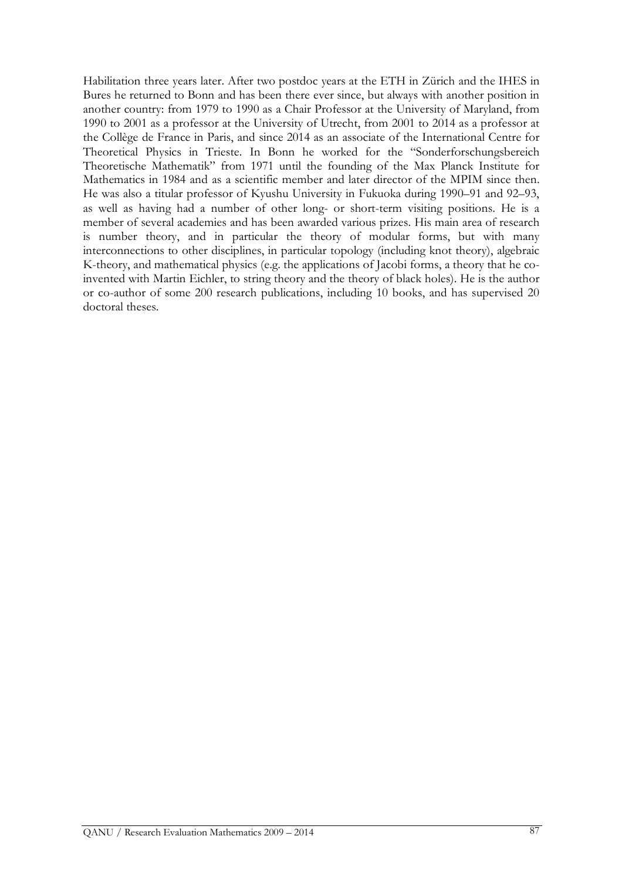Habilitation three years later. After two postdoc years at the ETH in Zürich and the IHES in Bures he returned to Bonn and has been there ever since, but always with another position in another country: from 1979 to 1990 as a Chair Professor at the University of Maryland, from 1990 to 2001 as a professor at the University of Utrecht, from 2001 to 2014 as a professor at the Collège de France in Paris, and since 2014 as an associate of the International Centre for Theoretical Physics in Trieste. In Bonn he worked for the "Sonderforschungsbereich Theoretische Mathematik" from 1971 until the founding of the Max Planck Institute for Mathematics in 1984 and as a scientific member and later director of the MPIM since then. He was also a titular professor of Kyushu University in Fukuoka during 1990–91 and 92–93, as well as having had a number of other long- or short-term visiting positions. He is a member of several academies and has been awarded various prizes. His main area of research is number theory, and in particular the theory of modular forms, but with many interconnections to other disciplines, in particular topology (including knot theory), algebraic K-theory, and mathematical physics (e.g. the applications of Jacobi forms, a theory that he co-invented with Martin Eichler, to string theory and the theory of black holes). He is the author or co-author of some 200 research publications, including 10 books, and has supervised 20 doctoral theses.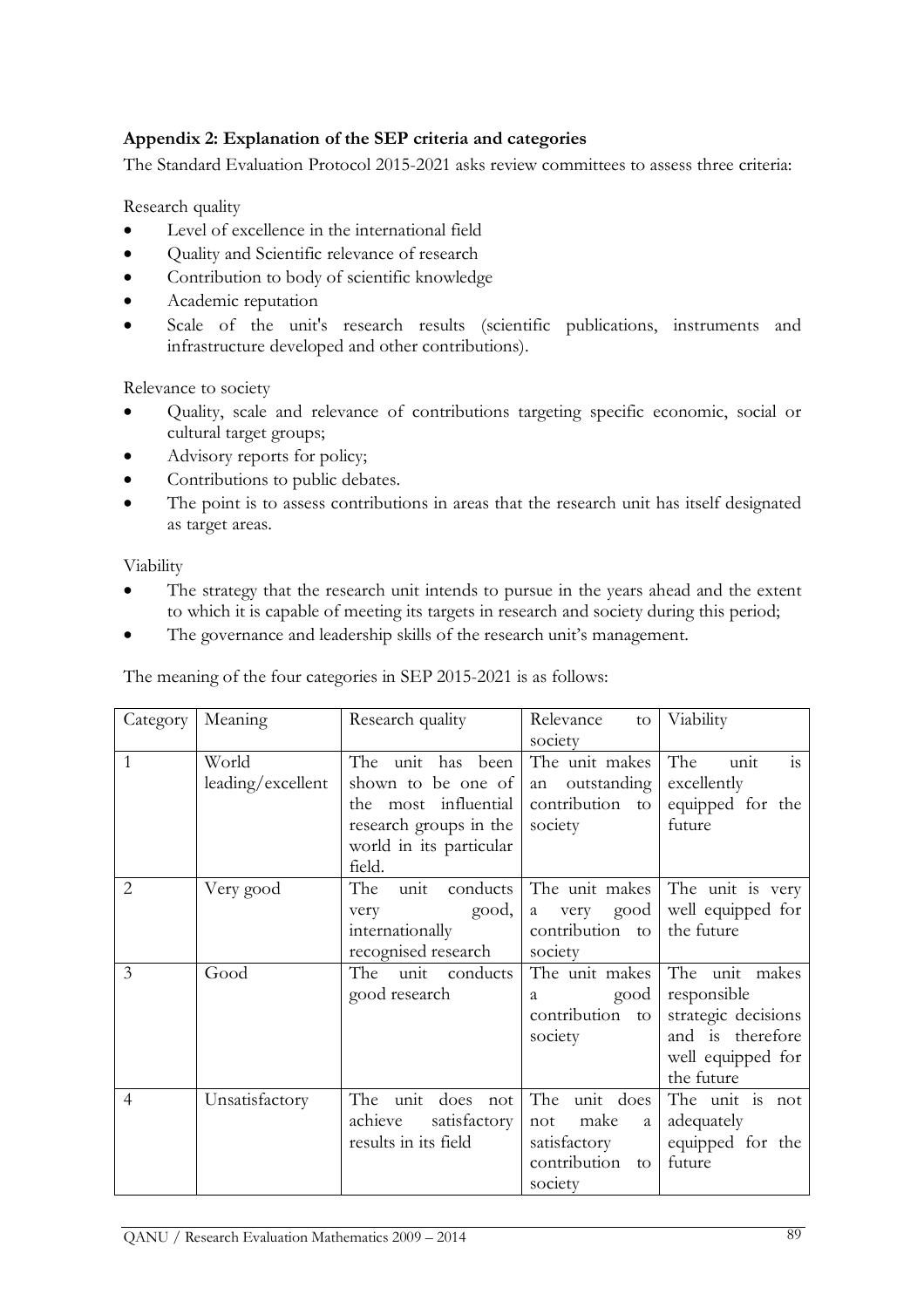## Appendix 2: Explanation of the SEP criteria and categories

The Standard Evaluation Protocol 2015-2021 asks review committees to assess three criteria:

Research quality

- Level of excellence in the international field
- Quality and Scientific relevance of research
- Contribution to body of scientific knowledge
- Academic reputation
- Scale of the unit's research results (scientific publications, instruments and infrastructure developed and other contributions).

Relevance to society

- Quality, scale and relevance of contributions targeting specific economic, social or cultural target groups;
- Advisory reports for policy;
- Contributions to public debates.
- The point is to assess contributions in areas that the research unit has itself designated as target areas.

Viability

- The strategy that the research unit intends to pursue in the years ahead and the extent to which it is capable of meeting its targets in research and society during this period;
- The governance and leadership skills of the research unit's management.

The meaning of the four categories in SEP 2015-2021 is as follows:

| Category | Meaning | Research quality | Relevance to society | Viability |
|---|---|---|---|---|
| 1 | World leading/excellent | The unit has been shown to be one of the most influential research groups in the world in its particular field. | The unit makes an outstanding contribution to society | The unit is excellently equipped for the future |
| 2 | Very good | The unit conducts very good, internationally recognised research | The unit makes a very good contribution to society | The unit is very well equipped for the future |
| 3 | Good | The unit conducts good research | The unit makes a good contribution to society | The unit makes responsible strategic decisions and is therefore well equipped for the future |
| 4 | Unsatisfactory | The unit does not achieve satisfactory results in its field | The unit does not make a satisfactory contribution to society | The unit is not adequately equipped for the future |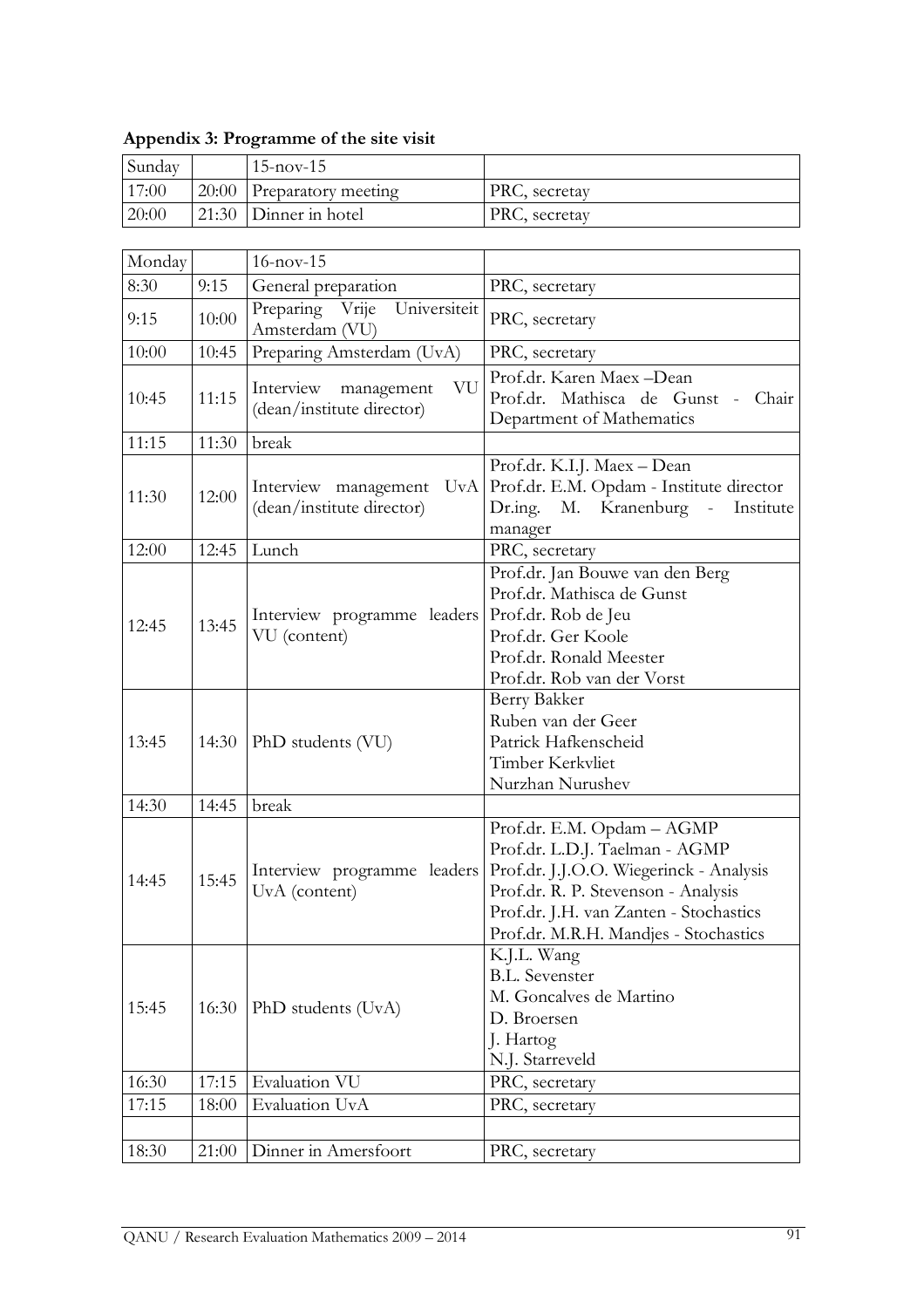**Appendix 3: Programme of the site visit**

| Sunday | | 15-nov-15 | |
|---|---|---|---|
| 17:00 | 20:00 | Preparatory meeting | PRC, secretay |
| 20:00 | 21:30 | Dinner in hotel | PRC, secretay |

| Monday | | 16-nov-15 | |
|---|---|---|---|
| 8:30 | 9:15 | General preparation | PRC, secretary |
| 9:15 | 10:00 | Preparing Vrije Universiteit Amsterdam (VU) | PRC, secretary |
| 10:00 | 10:45 | Preparing Amsterdam (UvA) | PRC, secretary |
| 10:45 | 11:15 | Interview management VU (dean/institute director) | Prof.dr. Karen Maex –Dean<br>Prof.dr. Mathisca de Gunst - Chair Department of Mathematics |
| 11:15 | 11:30 | break | |
| 11:30 | 12:00 | Interview management UvA (dean/institute director) | Prof.dr. K.I.J. Maex – Dean<br>Prof.dr. E.M. Opdam - Institute director<br>Dr.ing. M. Kranenburg - Institute manager |
| 12:00 | 12:45 | Lunch | PRC, secretary |
| 12:45 | 13:45 | Interview programme leaders VU (content) | Prof.dr. Jan Bouwe van den Berg<br>Prof.dr. Mathisca de Gunst<br>Prof.dr. Rob de Jeu<br>Prof.dr. Ger Koole<br>Prof.dr. Ronald Meester<br>Prof.dr. Rob van der Vorst |
| 13:45 | 14:30 | PhD students (VU) | Berry Bakker<br>Ruben van der Geer<br>Patrick Hafkenscheid<br>Timber Kerkvliet<br>Nurzhan Nurushev |
| 14:30 | 14:45 | break | |
| 14:45 | 15:45 | Interview programme leaders UvA (content) | Prof.dr. E.M. Opdam – AGMP<br>Prof.dr. L.D.J. Taelman - AGMP<br>Prof.dr. J.J.O.O. Wiegerinck - Analysis<br>Prof.dr. R. P. Stevenson - Analysis<br>Prof.dr. J.H. van Zanten - Stochastics<br>Prof.dr. M.R.H. Mandjes - Stochastics |
| 15:45 | 16:30 | PhD students (UvA) | K.J.L. Wang<br>B.L. Sevenster<br>M. Goncalves de Martino<br>D. Broersen<br>J. Hartog<br>N.J. Starreveld |
| 16:30 | 17:15 | Evaluation VU | PRC, secretary |
| 17:15 | 18:00 | Evaluation UvA | PRC, secretary |
| | | | |
| 18:30 | 21:00 | Dinner in Amersfoort | PRC, secretary |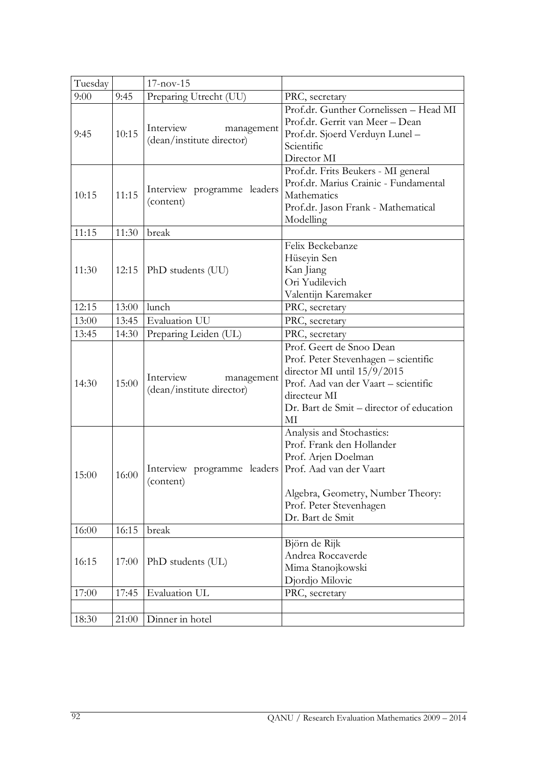| Tuesday | | 17-nov-15 | |
|---|---|---|---|
| 9:00 | 9:45 | Preparing Utrecht (UU) | PRC, secretary |
| 9:45 | 10:15 | Interview management (dean/institute director) | Prof.dr. Gunther Cornelissen – Head MI<br>Prof.dr. Gerrit van Meer – Dean<br>Prof.dr. Sjoerd Verduyn Lunel – Scientific Director MI |
| 10:15 | 11:15 | Interview programme leaders (content) | Prof.dr. Frits Beukers - MI general<br>Prof.dr. Marius Crainic - Fundamental Mathematics<br>Prof.dr. Jason Frank - Mathematical Modelling |
| 11:15 | 11:30 | break | |
| 11:30 | 12:15 | PhD students (UU) | Felix Beckebanze<br>Hüseyin Sen<br>Kan Jiang<br>Ori Yudilevich<br>Valentijn Karemaker |
| 12:15 | 13:00 | lunch | PRC, secretary |
| 13:00 | 13:45 | Evaluation UU | PRC, secretary |
| 13:45 | 14:30 | Preparing Leiden (UL) | PRC, secretary |
| 14:30 | 15:00 | Interview management (dean/institute director) | Prof. Geert de Snoo Dean<br>Prof. Peter Stevenhagen – scientific director MI until 15/9/2015<br>Prof. Aad van der Vaart – scientific directeur MI<br>Dr. Bart de Smit – director of education MI |
| 15:00 | 16:00 | Interview programme leaders (content) | Analysis and Stochastics:<br>Prof. Frank den Hollander<br>Prof. Arjen Doelman<br>Prof. Aad van der Vaart<br><br>Algebra, Geometry, Number Theory:<br>Prof. Peter Stevenhagen<br>Dr. Bart de Smit |
| 16:00 | 16:15 | break | |
| 16:15 | 17:00 | PhD students (UL) | Björn de Rijk<br>Andrea Roccaverde<br>Mima Stanojkowski<br>Djordjo Milovic |
| 17:00 | 17:45 | Evaluation UL | PRC, secretary |
| | | | |
| 18:30 | 21:00 | Dinner in hotel | |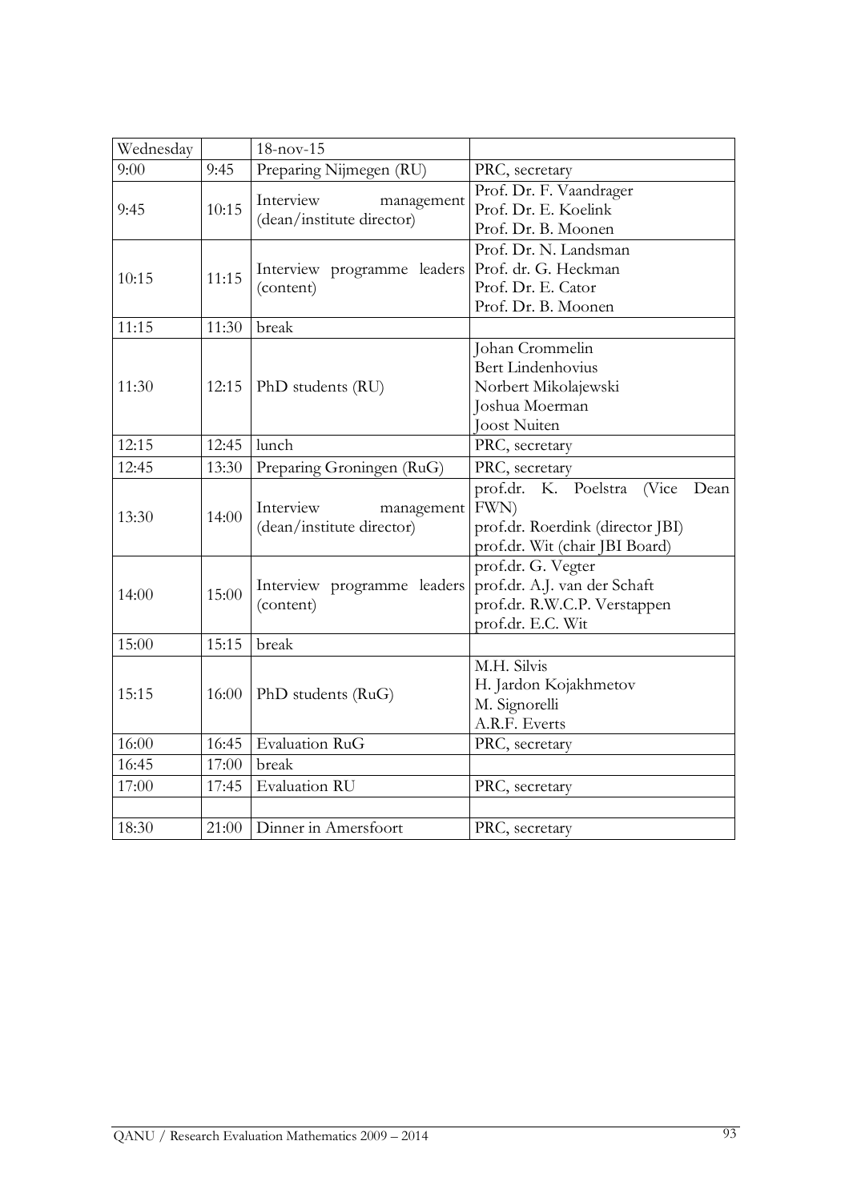| Wednesday | | 18-nov-15 | |
|---|---|---|---|
| 9:00 | 9:45 | Preparing Nijmegen (RU) | PRC, secretary |
| 9:45 | 10:15 | Interview management (dean/institute director) | Prof. Dr. F. Vaandrager<br>Prof. Dr. E. Koelink<br>Prof. Dr. B. Moonen |
| 10:15 | 11:15 | Interview programme leaders (content) | Prof. Dr. N. Landsman<br>Prof. dr. G. Heckman<br>Prof. Dr. E. Cator<br>Prof. Dr. B. Moonen |
| 11:15 | 11:30 | break | |
| 11:30 | 12:15 | PhD students (RU) | Johan Crommelin<br>Bert Lindenhovius<br>Norbert Mikolajewski<br>Joshua Moerman<br>Joost Nuiten |
| 12:15 | 12:45 | lunch | PRC, secretary |
| 12:45 | 13:30 | Preparing Groningen (RuG) | PRC, secretary |
| 13:30 | 14:00 | Interview management (dean/institute director) | prof.dr. K. Poelstra (Vice Dean FWN)<br>prof.dr. Roerdink (director JBI)<br>prof.dr. Wit (chair JBI Board) |
| 14:00 | 15:00 | Interview programme leaders (content) | prof.dr. G. Vegter<br>prof.dr. A.J. van der Schaft<br>prof.dr. R.W.C.P. Verstappen<br>prof.dr. E.C. Wit |
| 15:00 | 15:15 | break | |
| 15:15 | 16:00 | PhD students (RuG) | M.H. Silvis<br>H. Jardon Kojakhmetov<br>M. Signorelli<br>A.R.F. Everts |
| 16:00 | 16:45 | Evaluation RuG | PRC, secretary |
| 16:45 | 17:00 | break | |
| 17:00 | 17:45 | Evaluation RU | PRC, secretary |
| | | | |
| 18:30 | 21:00 | Dinner in Amersfoort | PRC, secretary |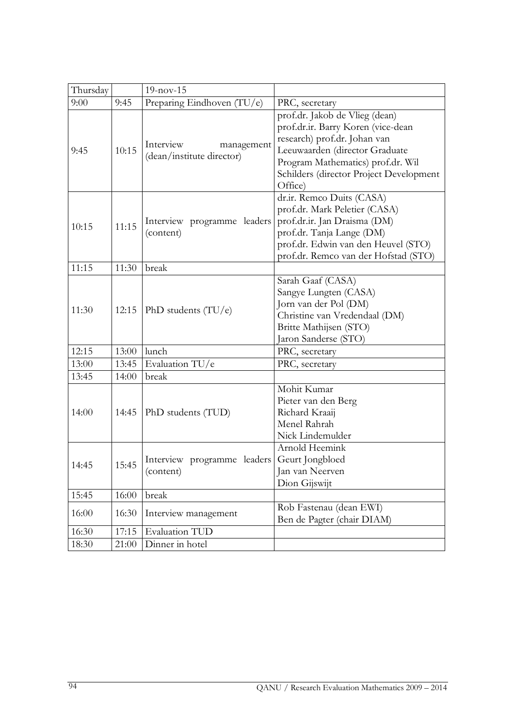| Thursday | | 19-nov-15 | |
|---|---|---|---|
| 9:00 | 9:45 | Preparing Eindhoven (TU/e) | PRC, secretary |
| 9:45 | 10:15 | Interview management (dean/institute director) | prof.dr. Jakob de Vlieg (dean) prof.dr.ir. Barry Koren (vice-dean research) prof.dr. Johan van Leeuwaarden (director Graduate Program Mathematics) prof.dr. Wil Schilders (director Project Development Office) |
| 10:15 | 11:15 | Interview programme leaders (content) | dr.ir. Remco Duits (CASA)<br>prof.dr. Mark Peletier (CASA)<br>prof.dr.ir. Jan Draisma (DM)<br>prof.dr. Tanja Lange (DM)<br>prof.dr. Edwin van den Heuvel (STO)<br>prof.dr. Remco van der Hofstad (STO) |
| 11:15 | 11:30 | break | |
| 11:30 | 12:15 | PhD students (TU/e) | Sarah Gaaf (CASA)<br>Sangye Lungten (CASA)<br>Jorn van der Pol (DM)<br>Christine van Vredendaal (DM)<br>Britte Mathijsen (STO)<br>Jaron Sanderse (STO) |
| 12:15 | 13:00 | lunch | PRC, secretary |
| 13:00 | 13:45 | Evaluation TU/e | PRC, secretary |
| 13:45 | 14:00 | break | |
| 14:00 | 14:45 | PhD students (TUD) | Mohit Kumar<br>Pieter van den Berg<br>Richard Kraaij<br>Menel Rahrah<br>Nick Lindemulder |
| 14:45 | 15:45 | Interview programme leaders (content) | Arnold Heemink<br>Geurt Jongbloed<br>Jan van Neerven<br>Dion Gijswijt |
| 15:45 | 16:00 | break | |
| 16:00 | 16:30 | Interview management | Rob Fastenau (dean EWI)<br>Ben de Pagter (chair DIAM) |
| 16:30 | 17:15 | Evaluation TUD | |
| 18:30 | 21:00 | Dinner in hotel | |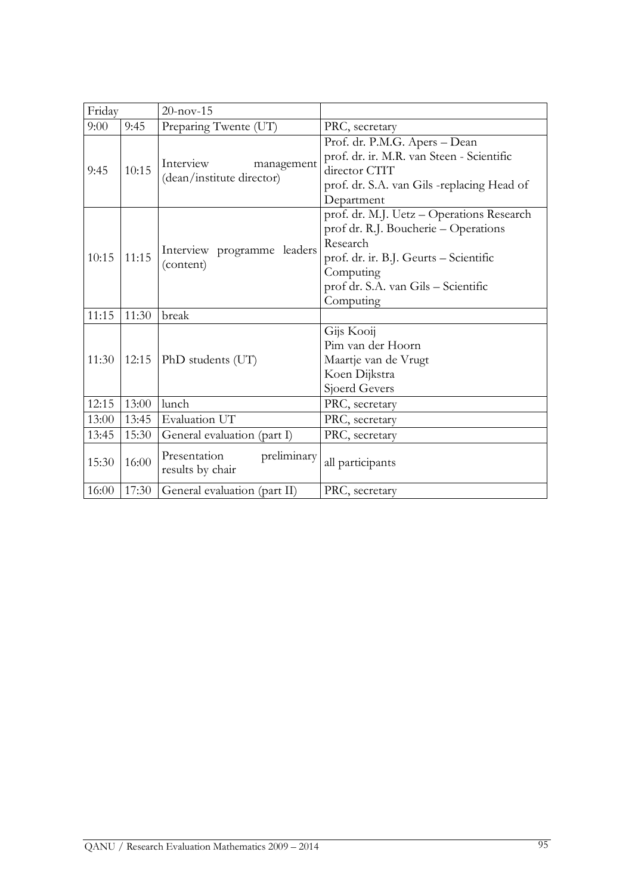| Friday | | 20-nov-15 | |
|---|---|---|---|
| 9:00 | 9:45 | Preparing Twente (UT) | PRC, secretary |
| 9:45 | 10:15 | Interview management (dean/institute director) | Prof. dr. P.M.G. Apers – Dean<br>prof. dr. ir. M.R. van Steen - Scientific director CTIT<br>prof. dr. S.A. van Gils -replacing Head of Department |
| 10:15 | 11:15 | Interview programme leaders (content) | prof. dr. M.J. Uetz – Operations Research<br>prof dr. R.J. Boucherie – Operations Research<br>prof. dr. ir. B.J. Geurts – Scientific Computing<br>prof dr. S.A. van Gils – Scientific Computing |
| 11:15 | 11:30 | break | |
| 11:30 | 12:15 | PhD students (UT) | Gijs Kooij<br>Pim van der Hoorn<br>Maartje van de Vrugt<br>Koen Dijkstra<br>Sjoerd Gevers |
| 12:15 | 13:00 | lunch | PRC, secretary |
| 13:00 | 13:45 | Evaluation UT | PRC, secretary |
| 13:45 | 15:30 | General evaluation (part I) | PRC, secretary |
| 15:30 | 16:00 | Presentation preliminary results by chair | all participants |
| 16:00 | 17:30 | General evaluation (part II) | PRC, secretary |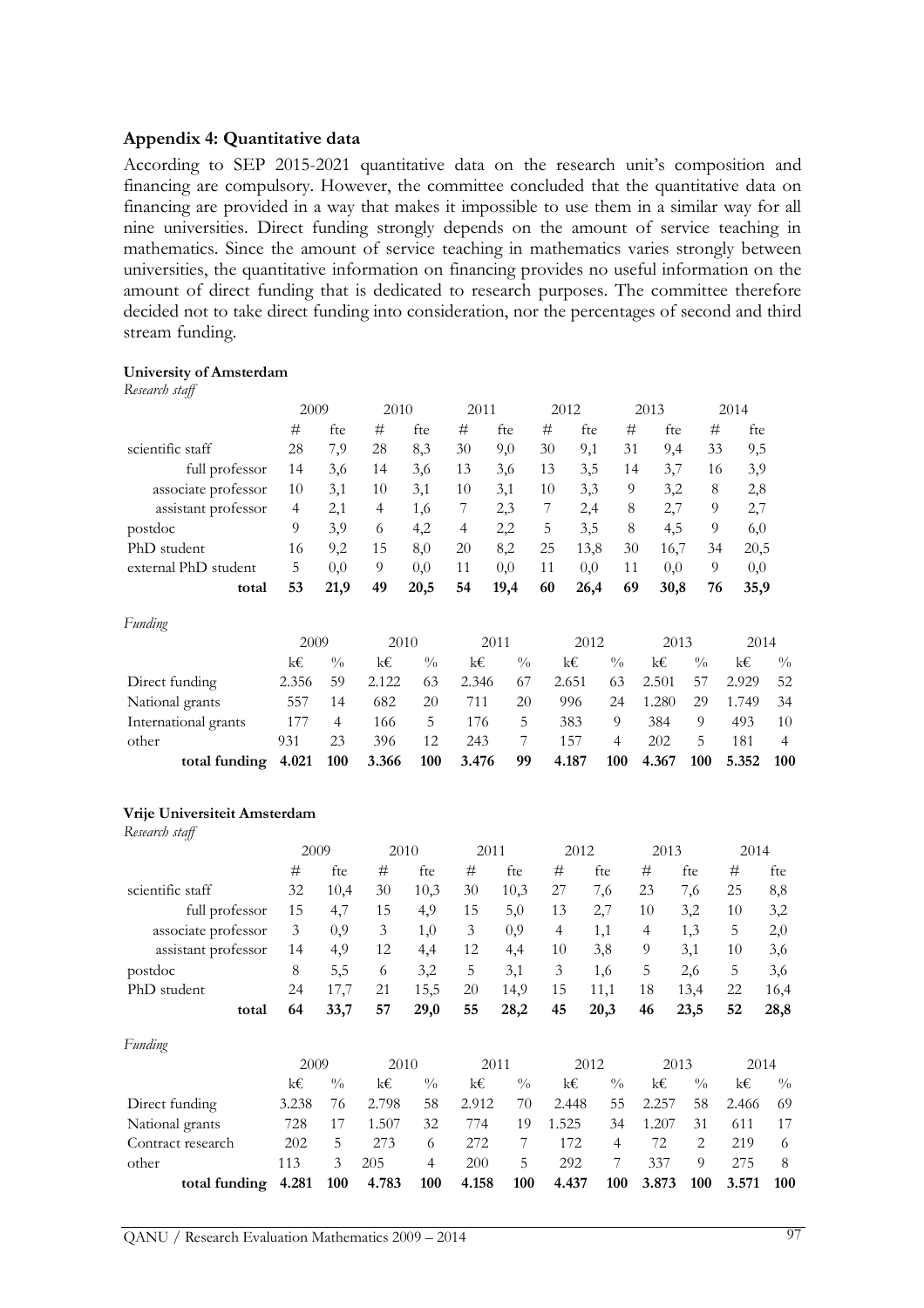## Appendix 4: Quantitative data

According to SEP 2015-2021 quantitative data on the research unit's composition and financing are compulsory. However, the committee concluded that the quantitative data on financing are provided in a way that makes it impossible to use them in a similar way for all nine universities. Direct funding strongly depends on the amount of service teaching in mathematics. Since the amount of service teaching in mathematics varies strongly between universities, the quantitative information on financing provides no useful information on the amount of direct funding that is dedicated to research purposes. The committee therefore decided not to take direct funding into consideration, nor the percentages of second and third stream funding.

**University of Amsterdam**

*Research staff*

| | 2009 | | 2010 | | 2011 | | 2012 | | 2013 | | 2014 | |
|---|---|---|---|---|---|---|---|---|---|---|---|---|
| | # | fte | # | fte | # | fte | # | fte | # | fte | # | fte |
| scientific staff | 28 | 7,9 | 28 | 8,3 | 30 | 9,0 | 30 | 9,1 | 31 | 9,4 | 33 | 9,5 |
| full professor | 14 | 3,6 | 14 | 3,6 | 13 | 3,6 | 13 | 3,5 | 14 | 3,7 | 16 | 3,9 |
| associate professor | 10 | 3,1 | 10 | 3,1 | 10 | 3,1 | 10 | 3,3 | 9 | 3,2 | 8 | 2,8 |
| assistant professor | 4 | 2,1 | 4 | 1,6 | 7 | 2,3 | 7 | 2,4 | 8 | 2,7 | 9 | 2,7 |
| postdoc | 9 | 3,9 | 6 | 4,2 | 4 | 2,2 | 5 | 3,5 | 8 | 4,5 | 9 | 6,0 |
| PhD student | 16 | 9,2 | 15 | 8,0 | 20 | 8,2 | 25 | 13,8 | 30 | 16,7 | 34 | 20,5 |
| external PhD student | 5 | 0,0 | 9 | 0,0 | 11 | 0,0 | 11 | 0,0 | 11 | 0,0 | 9 | 0,0 |
| **total** | **53** | **21,9** | **49** | **20,5** | **54** | **19,4** | **60** | **26,4** | **69** | **30,8** | **76** | **35,9** |

*Funding*

| | 2009 | | 2010 | | 2011 | | 2012 | | 2013 | | 2014 | |
|---|---|---|---|---|---|---|---|---|---|---|---|---|
| | k€ | % | k€ | % | k€ | % | k€ | % | k€ | % | k€ | % |
| Direct funding | 2.356 | 59 | 2.122 | 63 | 2.346 | 67 | 2.651 | 63 | 2.501 | 57 | 2.929 | 52 |
| National grants | 557 | 14 | 682 | 20 | 711 | 20 | 996 | 24 | 1.280 | 29 | 1.749 | 34 |
| International grants | 177 | 4 | 166 | 5 | 176 | 5 | 383 | 9 | 384 | 9 | 493 | 10 |
| other | 931 | 23 | 396 | 12 | 243 | 7 | 157 | 4 | 202 | 5 | 181 | 4 |
| **total funding** | **4.021** | **100** | **3.366** | **100** | **3.476** | **99** | **4.187** | **100** | **4.367** | **100** | **5.352** | **100** |

**Vrije Universiteit Amsterdam**

*Research staff*

| | 2009 | | 2010 | | 2011 | | 2012 | | 2013 | | 2014 | |
|---|---|---|---|---|---|---|---|---|---|---|---|---|
| | # | fte | # | fte | # | fte | # | fte | # | fte | # | fte |
| scientific staff | 32 | 10,4 | 30 | 10,3 | 30 | 10,3 | 27 | 7,6 | 23 | 7,6 | 25 | 8,8 |
| full professor | 15 | 4,7 | 15 | 4,9 | 15 | 5,0 | 13 | 2,7 | 10 | 3,2 | 10 | 3,2 |
| associate professor | 3 | 0,9 | 3 | 1,0 | 3 | 0,9 | 4 | 1,1 | 4 | 1,3 | 5 | 2,0 |
| assistant professor | 14 | 4,9 | 12 | 4,4 | 12 | 4,4 | 10 | 3,8 | 9 | 3,1 | 10 | 3,6 |
| postdoc | 8 | 5,5 | 6 | 3,2 | 5 | 3,1 | 3 | 1,6 | 5 | 2,6 | 5 | 3,6 |
| PhD student | 24 | 17,7 | 21 | 15,5 | 20 | 14,9 | 15 | 11,1 | 18 | 13,4 | 22 | 16,4 |
| **total** | **64** | **33,7** | **57** | **29,0** | **55** | **28,2** | **45** | **20,3** | **46** | **23,5** | **52** | **28,8** |

*Funding*

| | 2009 | | 2010 | | 2011 | | 2012 | | 2013 | | 2014 | |
|---|---|---|---|---|---|---|---|---|---|---|---|---|
| | k€ | % | k€ | % | k€ | % | k€ | % | k€ | % | k€ | % |
| Direct funding | 3.238 | 76 | 2.798 | 58 | 2.912 | 70 | 2.448 | 55 | 2.257 | 58 | 2.466 | 69 |
| National grants | 728 | 17 | 1.507 | 32 | 774 | 19 | 1.525 | 34 | 1.207 | 31 | 611 | 17 |
| Contract research | 202 | 5 | 273 | 6 | 272 | 7 | 172 | 4 | 72 | 2 | 219 | 6 |
| other | 113 | 3 | 205 | 4 | 200 | 5 | 292 | 7 | 337 | 9 | 275 | 8 |
| **total funding** | **4.281** | **100** | **4.783** | **100** | **4.158** | **100** | **4.437** | **100** | **3.873** | **100** | **3.571** | **100** |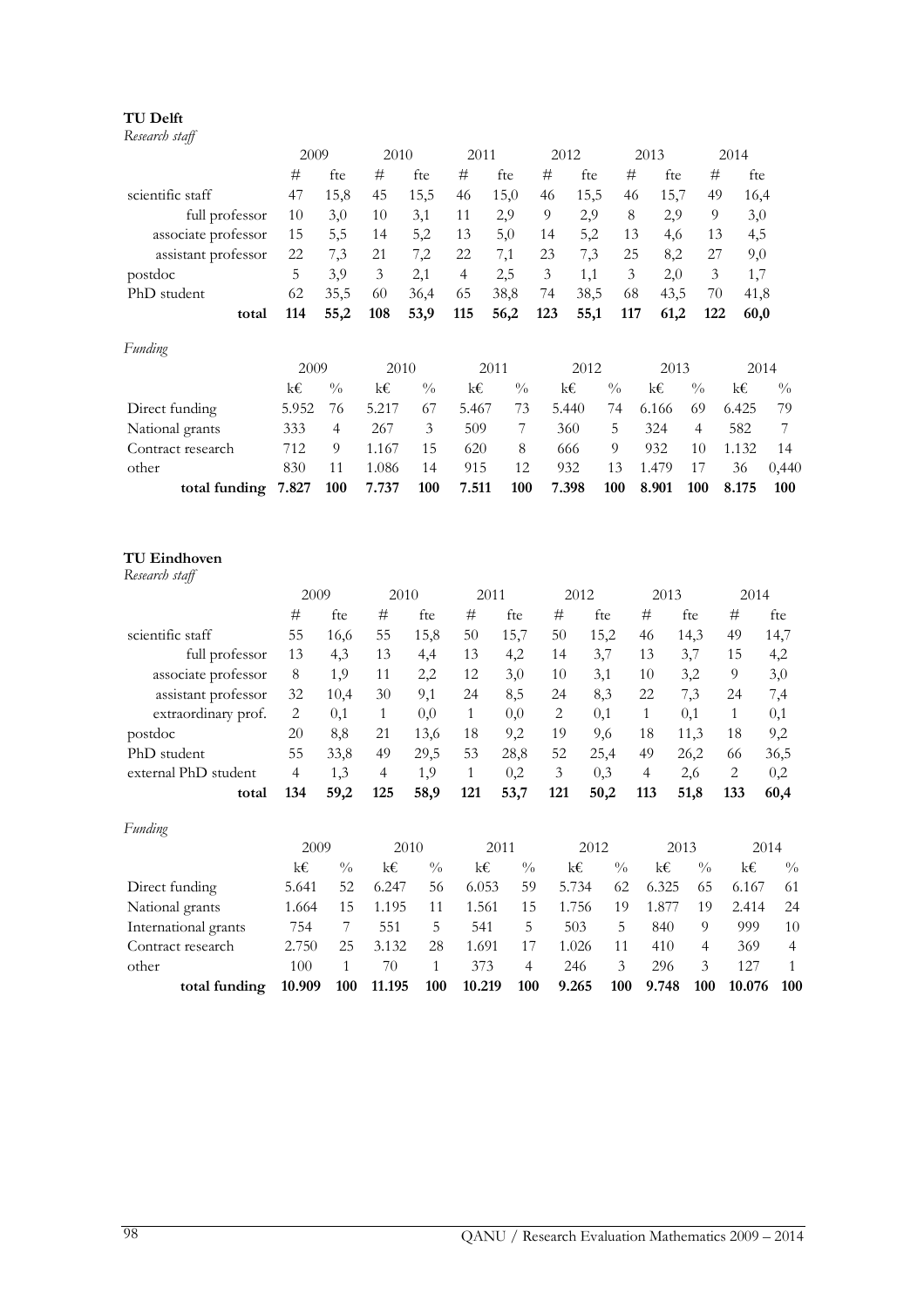**TU Delft**

*Research staff*

| | 2009 | | 2010 | | 2011 | | 2012 | | 2013 | | 2014 | |
|---|---|---|---|---|---|---|---|---|---|---|---|---|
| | # | fte | # | fte | # | fte | # | fte | # | fte | # | fte |
| scientific staff | 47 | 15,8 | 45 | 15,5 | 46 | 15,0 | 46 | 15,5 | 46 | 15,7 | 49 | 16,4 |
| full professor | 10 | 3,0 | 10 | 3,1 | 11 | 2,9 | 9 | 2,9 | 8 | 2,9 | 9 | 3,0 |
| associate professor | 15 | 5,5 | 14 | 5,2 | 13 | 5,0 | 14 | 5,2 | 13 | 4,6 | 13 | 4,5 |
| assistant professor | 22 | 7,3 | 21 | 7,2 | 22 | 7,1 | 23 | 7,3 | 25 | 8,2 | 27 | 9,0 |
| postdoc | 5 | 3,9 | 3 | 2,1 | 4 | 2,5 | 3 | 1,1 | 3 | 2,0 | 3 | 1,7 |
| PhD student | 62 | 35,5 | 60 | 36,4 | 65 | 38,8 | 74 | 38,5 | 68 | 43,5 | 70 | 41,8 |
| **total** | **114** | **55,2** | **108** | **53,9** | **115** | **56,2** | **123** | **55,1** | **117** | **61,2** | **122** | **60,0** |

*Funding*

| | 2009 | | 2010 | | 2011 | | 2012 | | 2013 | | 2014 | |
|---|---|---|---|---|---|---|---|---|---|---|---|---|
| | k€ | % | k€ | % | k€ | % | k€ | % | k€ | % | k€ | % |
| Direct funding | 5.952 | 76 | 5.217 | 67 | 5.467 | 73 | 5.440 | 74 | 6.166 | 69 | 6.425 | 79 |
| National grants | 333 | 4 | 267 | 3 | 509 | 7 | 360 | 5 | 324 | 4 | 582 | 7 |
| Contract research | 712 | 9 | 1.167 | 15 | 620 | 8 | 666 | 9 | 932 | 10 | 1.132 | 14 |
| other | 830 | 11 | 1.086 | 14 | 915 | 12 | 932 | 13 | 1.479 | 17 | 36 | 0,440 |
| **total funding** | **7.827** | **100** | **7.737** | **100** | **7.511** | **100** | **7.398** | **100** | **8.901** | **100** | **8.175** | **100** |

**TU Eindhoven**

*Research staff*

| | 2009 | | 2010 | | 2011 | | 2012 | | 2013 | | 2014 | |
|---|---|---|---|---|---|---|---|---|---|---|---|---|
| | # | fte | # | fte | # | fte | # | fte | # | fte | # | fte |
| scientific staff | 55 | 16,6 | 55 | 15,8 | 50 | 15,7 | 50 | 15,2 | 46 | 14,3 | 49 | 14,7 |
| full professor | 13 | 4,3 | 13 | 4,4 | 13 | 4,2 | 14 | 3,7 | 13 | 3,7 | 15 | 4,2 |
| associate professor | 8 | 1,9 | 11 | 2,2 | 12 | 3,0 | 10 | 3,1 | 10 | 3,2 | 9 | 3,0 |
| assistant professor | 32 | 10,4 | 30 | 9,1 | 24 | 8,5 | 24 | 8,3 | 22 | 7,3 | 24 | 7,4 |
| extraordinary prof. | 2 | 0,1 | 1 | 0,0 | 1 | 0,0 | 2 | 0,1 | 1 | 0,1 | 1 | 0,1 |
| postdoc | 20 | 8,8 | 21 | 13,6 | 18 | 9,2 | 19 | 9,6 | 18 | 11,3 | 18 | 9,2 |
| PhD student | 55 | 33,8 | 49 | 29,5 | 53 | 28,8 | 52 | 25,4 | 49 | 26,2 | 66 | 36,5 |
| external PhD student | 4 | 1,3 | 4 | 1,9 | 1 | 0,2 | 3 | 0,3 | 4 | 2,6 | 2 | 0,2 |
| **total** | **134** | **59,2** | **125** | **58,9** | **121** | **53,7** | **121** | **50,2** | **113** | **51,8** | **133** | **60,4** |

*Funding*

| | 2009 | | 2010 | | 2011 | | 2012 | | 2013 | | 2014 | |
|---|---|---|---|---|---|---|---|---|---|---|---|---|
| | k€ | % | k€ | % | k€ | % | k€ | % | k€ | % | k€ | % |
| Direct funding | 5.641 | 52 | 6.247 | 56 | 6.053 | 59 | 5.734 | 62 | 6.325 | 65 | 6.167 | 61 |
| National grants | 1.664 | 15 | 1.195 | 11 | 1.561 | 15 | 1.756 | 19 | 1.877 | 19 | 2.414 | 24 |
| International grants | 754 | 7 | 551 | 5 | 541 | 5 | 503 | 5 | 840 | 9 | 999 | 10 |
| Contract research | 2.750 | 25 | 3.132 | 28 | 1.691 | 17 | 1.026 | 11 | 410 | 4 | 369 | 4 |
| other | 100 | 1 | 70 | 1 | 373 | 4 | 246 | 3 | 296 | 3 | 127 | 1 |
| **total funding** | **10.909** | **100** | **11.195** | **100** | **10.219** | **100** | **9.265** | **100** | **9.748** | **100** | **10.076** | **100** |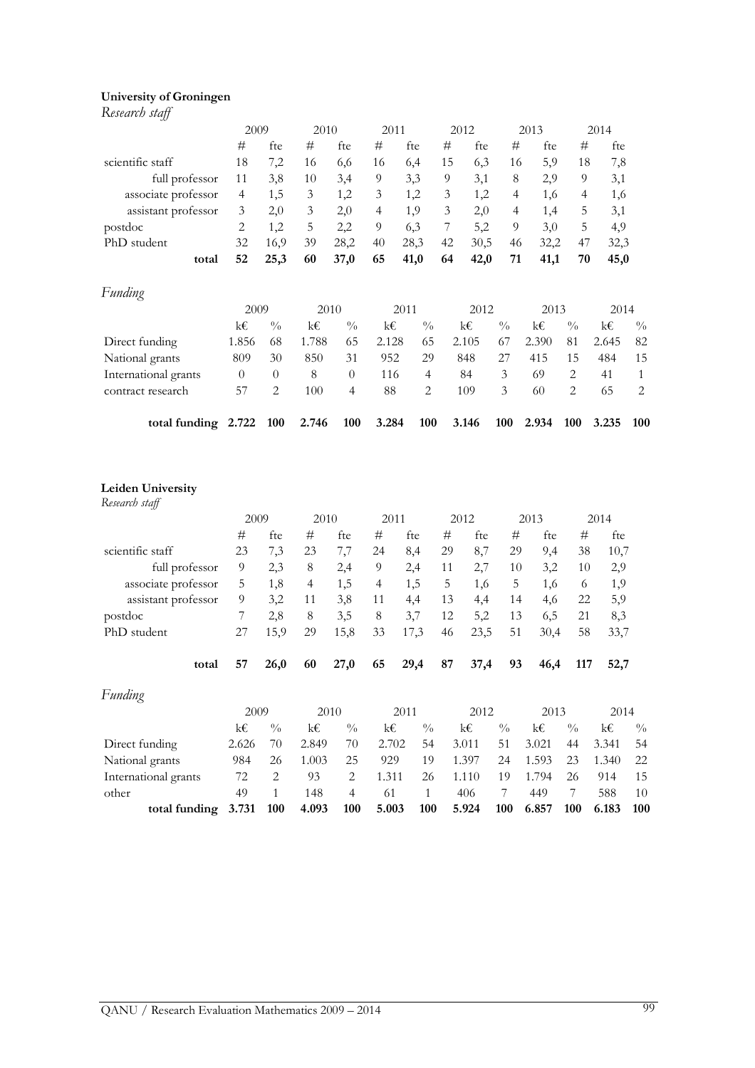**University of Groningen**

*Research staff*

| | 2009 | | 2010 | | 2011 | | 2012 | | 2013 | | 2014 | |
|---|---|---|---|---|---|---|---|---|---|---|---|---|
| | # | fte | # | fte | # | fte | # | fte | # | fte | # | fte |
| scientific staff | 18 | 7,2 | 16 | 6,6 | 16 | 6,4 | 15 | 6,3 | 16 | 5,9 | 18 | 7,8 |
| full professor | 11 | 3,8 | 10 | 3,4 | 9 | 3,3 | 9 | 3,1 | 8 | 2,9 | 9 | 3,1 |
| associate professor | 4 | 1,5 | 3 | 1,2 | 3 | 1,2 | 3 | 1,2 | 4 | 1,6 | 4 | 1,6 |
| assistant professor | 3 | 2,0 | 3 | 2,0 | 4 | 1,9 | 3 | 2,0 | 4 | 1,4 | 5 | 3,1 |
| postdoc | 2 | 1,2 | 5 | 2,2 | 9 | 6,3 | 7 | 5,2 | 9 | 3,0 | 5 | 4,9 |
| PhD student | 32 | 16,9 | 39 | 28,2 | 40 | 28,3 | 42 | 30,5 | 46 | 32,2 | 47 | 32,3 |
| **total** | **52** | **25,3** | **60** | **37,0** | **65** | **41,0** | **64** | **42,0** | **71** | **41,1** | **70** | **45,0** |

*Funding*

| | 2009 | | 2010 | | 2011 | | 2012 | | 2013 | | 2014 | |
|---|---|---|---|---|---|---|---|---|---|---|---|---|
| | k€ | % | k€ | % | k€ | % | k€ | % | k€ | % | k€ | % |
| Direct funding | 1.856 | 68 | 1.788 | 65 | 2.128 | 65 | 2.105 | 67 | 2.390 | 81 | 2.645 | 82 |
| National grants | 809 | 30 | 850 | 31 | 952 | 29 | 848 | 27 | 415 | 15 | 484 | 15 |
| International grants | 0 | 0 | 8 | 0 | 116 | 4 | 84 | 3 | 69 | 2 | 41 | 1 |
| contract research | 57 | 2 | 100 | 4 | 88 | 2 | 109 | 3 | 60 | 2 | 65 | 2 |
| **total funding** | **2.722** | **100** | **2.746** | **100** | **3.284** | **100** | **3.146** | **100** | **2.934** | **100** | **3.235** | **100** |

**Leiden University**

*Research staff*

| | 2009 | | 2010 | | 2011 | | 2012 | | 2013 | | 2014 | |
|---|---|---|---|---|---|---|---|---|---|---|---|---|
| | # | fte | # | fte | # | fte | # | fte | # | fte | # | fte |
| scientific staff | 23 | 7,3 | 23 | 7,7 | 24 | 8,4 | 29 | 8,7 | 29 | 9,4 | 38 | 10,7 |
| full professor | 9 | 2,3 | 8 | 2,4 | 9 | 2,4 | 11 | 2,7 | 10 | 3,2 | 10 | 2,9 |
| associate professor | 5 | 1,8 | 4 | 1,5 | 4 | 1,5 | 5 | 1,6 | 5 | 1,6 | 6 | 1,9 |
| assistant professor | 9 | 3,2 | 11 | 3,8 | 11 | 4,4 | 13 | 4,4 | 14 | 4,6 | 22 | 5,9 |
| postdoc | 7 | 2,8 | 8 | 3,5 | 8 | 3,7 | 12 | 5,2 | 13 | 6,5 | 21 | 8,3 |
| PhD student | 27 | 15,9 | 29 | 15,8 | 33 | 17,3 | 46 | 23,5 | 51 | 30,4 | 58 | 33,7 |
| **total** | **57** | **26,0** | **60** | **27,0** | **65** | **29,4** | **87** | **37,4** | **93** | **46,4** | **117** | **52,7** |

*Funding*

| | 2009 | | 2010 | | 2011 | | 2012 | | 2013 | | 2014 | |
|---|---|---|---|---|---|---|---|---|---|---|---|---|
| | k€ | % | k€ | % | k€ | % | k€ | % | k€ | % | k€ | % |
| Direct funding | 2.626 | 70 | 2.849 | 70 | 2.702 | 54 | 3.011 | 51 | 3.021 | 44 | 3.341 | 54 |
| National grants | 984 | 26 | 1.003 | 25 | 929 | 19 | 1.397 | 24 | 1.593 | 23 | 1.340 | 22 |
| International grants | 72 | 2 | 93 | 2 | 1.311 | 26 | 1.110 | 19 | 1.794 | 26 | 914 | 15 |
| other | 49 | 1 | 148 | 4 | 61 | 1 | 406 | 7 | 449 | 7 | 588 | 10 |
| **total funding** | **3.731** | **100** | **4.093** | **100** | **5.003** | **100** | **5.924** | **100** | **6.857** | **100** | **6.183** | **100** |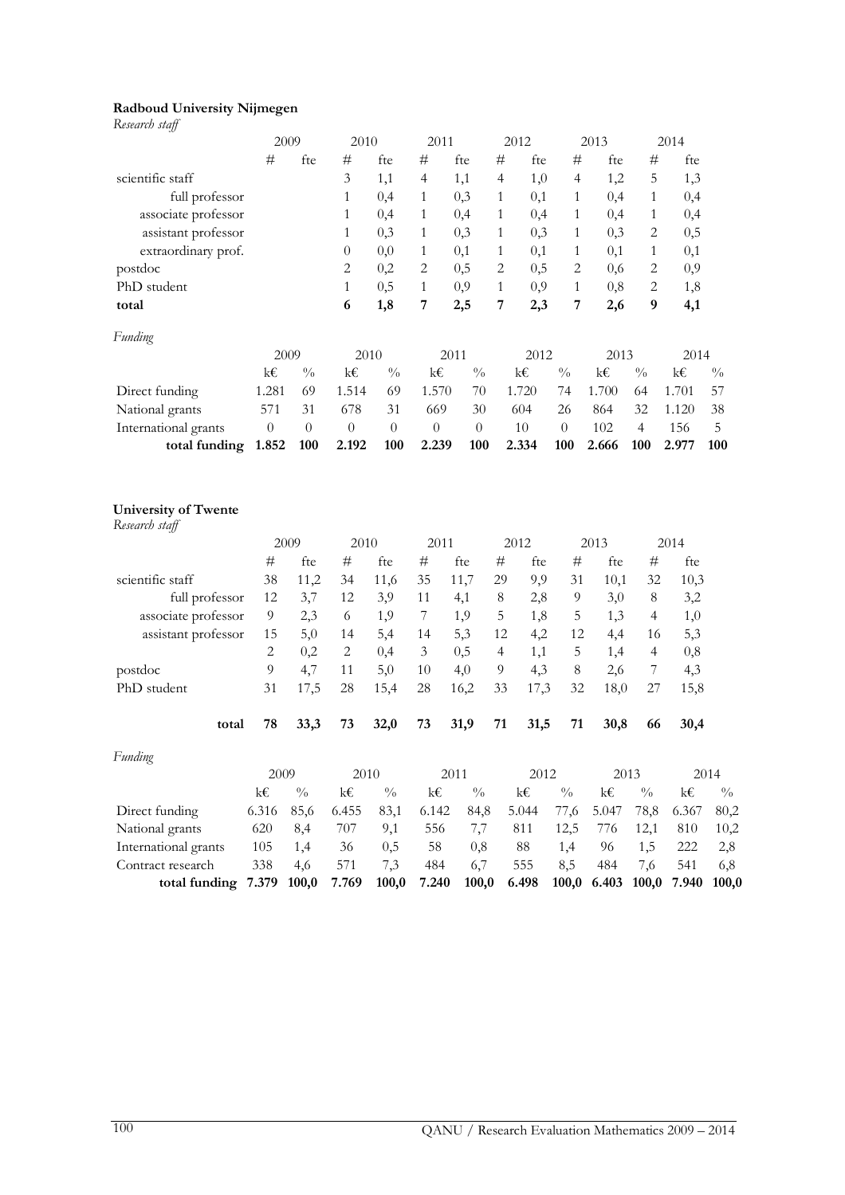**Radboud University Nijmegen**

*Research staff*

| | 2009 | | 2010 | | 2011 | | 2012 | | 2013 | | 2014 | |
|---|---|---|---|---|---|---|---|---|---|---|---|---|
| | # | fte | # | fte | # | fte | # | fte | # | fte | # | fte |
| scientific staff | | | 3 | 1,1 | 4 | 1,1 | 4 | 1,0 | 4 | 1,2 | 5 | 1,3 |
| full professor | | | 1 | 0,4 | 1 | 0,3 | 1 | 0,1 | 1 | 0,4 | 1 | 0,4 |
| associate professor | | | 1 | 0,4 | 1 | 0,4 | 1 | 0,4 | 1 | 0,4 | 1 | 0,4 |
| assistant professor | | | 1 | 0,3 | 1 | 0,3 | 1 | 0,3 | 1 | 0,3 | 2 | 0,5 |
| extraordinary prof. | | | 0 | 0,0 | 1 | 0,1 | 1 | 0,1 | 1 | 0,1 | 1 | 0,1 |
| postdoc | | | 2 | 0,2 | 2 | 0,5 | 2 | 0,5 | 2 | 0,6 | 2 | 0,9 |
| PhD student | | | 1 | 0,5 | 1 | 0,9 | 1 | 0,9 | 1 | 0,8 | 2 | 1,8 |
| **total** | | | **6** | **1,8** | **7** | **2,5** | **7** | **2,3** | **7** | **2,6** | **9** | **4,1** |

*Funding*

| | 2009 | | 2010 | | 2011 | | 2012 | | 2013 | | 2014 | |
|---|---|---|---|---|---|---|---|---|---|---|---|---|
| | k€ | % | k€ | % | k€ | % | k€ | % | k€ | % | k€ | % |
| Direct funding | 1.281 | 69 | 1.514 | 69 | 1.570 | 70 | 1.720 | 74 | 1.700 | 64 | 1.701 | 57 |
| National grants | 571 | 31 | 678 | 31 | 669 | 30 | 604 | 26 | 864 | 32 | 1.120 | 38 |
| International grants | 0 | 0 | 0 | 0 | 0 | 0 | 10 | 0 | 102 | 4 | 156 | 5 |
| **total funding** | **1.852** | **100** | **2.192** | **100** | **2.239** | **100** | **2.334** | **100** | **2.666** | **100** | **2.977** | **100** |

**University of Twente**

*Research staff*

| | 2009 | | 2010 | | 2011 | | 2012 | | 2013 | | 2014 | |
|---|---|---|---|---|---|---|---|---|---|---|---|---|
| | # | fte | # | fte | # | fte | # | fte | # | fte | # | fte |
| scientific staff | 38 | 11,2 | 34 | 11,6 | 35 | 11,7 | 29 | 9,9 | 31 | 10,1 | 32 | 10,3 |
| full professor | 12 | 3,7 | 12 | 3,9 | 11 | 4,1 | 8 | 2,8 | 9 | 3,0 | 8 | 3,2 |
| associate professor | 9 | 2,3 | 6 | 1,9 | 7 | 1,9 | 5 | 1,8 | 5 | 1,3 | 4 | 1,0 |
| assistant professor | 15 | 5,0 | 14 | 5,4 | 14 | 5,3 | 12 | 4,2 | 12 | 4,4 | 16 | 5,3 |
| | 2 | 0,2 | 2 | 0,4 | 3 | 0,5 | 4 | 1,1 | 5 | 1,4 | 4 | 0,8 |
| postdoc | 9 | 4,7 | 11 | 5,0 | 10 | 4,0 | 9 | 4,3 | 8 | 2,6 | 7 | 4,3 |
| PhD student | 31 | 17,5 | 28 | 15,4 | 28 | 16,2 | 33 | 17,3 | 32 | 18,0 | 27 | 15,8 |
| **total** | **78** | **33,3** | **73** | **32,0** | **73** | **31,9** | **71** | **31,5** | **71** | **30,8** | **66** | **30,4** |

*Funding*

| | 2009 | | 2010 | | 2011 | | 2012 | | 2013 | | 2014 | |
|---|---|---|---|---|---|---|---|---|---|---|---|---|
| | k€ | % | k€ | % | k€ | % | k€ | % | k€ | % | k€ | % |
| Direct funding | 6.316 | 85,6 | 6.455 | 83,1 | 6.142 | 84,8 | 5.044 | 77,6 | 5.047 | 78,8 | 6.367 | 80,2 |
| National grants | 620 | 8,4 | 707 | 9,1 | 556 | 7,7 | 811 | 12,5 | 776 | 12,1 | 810 | 10,2 |
| International grants | 105 | 1,4 | 36 | 0,5 | 58 | 0,8 | 88 | 1,4 | 96 | 1,5 | 222 | 2,8 |
| Contract research | 338 | 4,6 | 571 | 7,3 | 484 | 6,7 | 555 | 8,5 | 484 | 7,6 | 541 | 6,8 |
| **total funding** | **7.379** | **100,0** | **7.769** | **100,0** | **7.240** | **100,0** | **6.498** | **100,0** | **6.403** | **100,0** | **7.940** | **100,0** |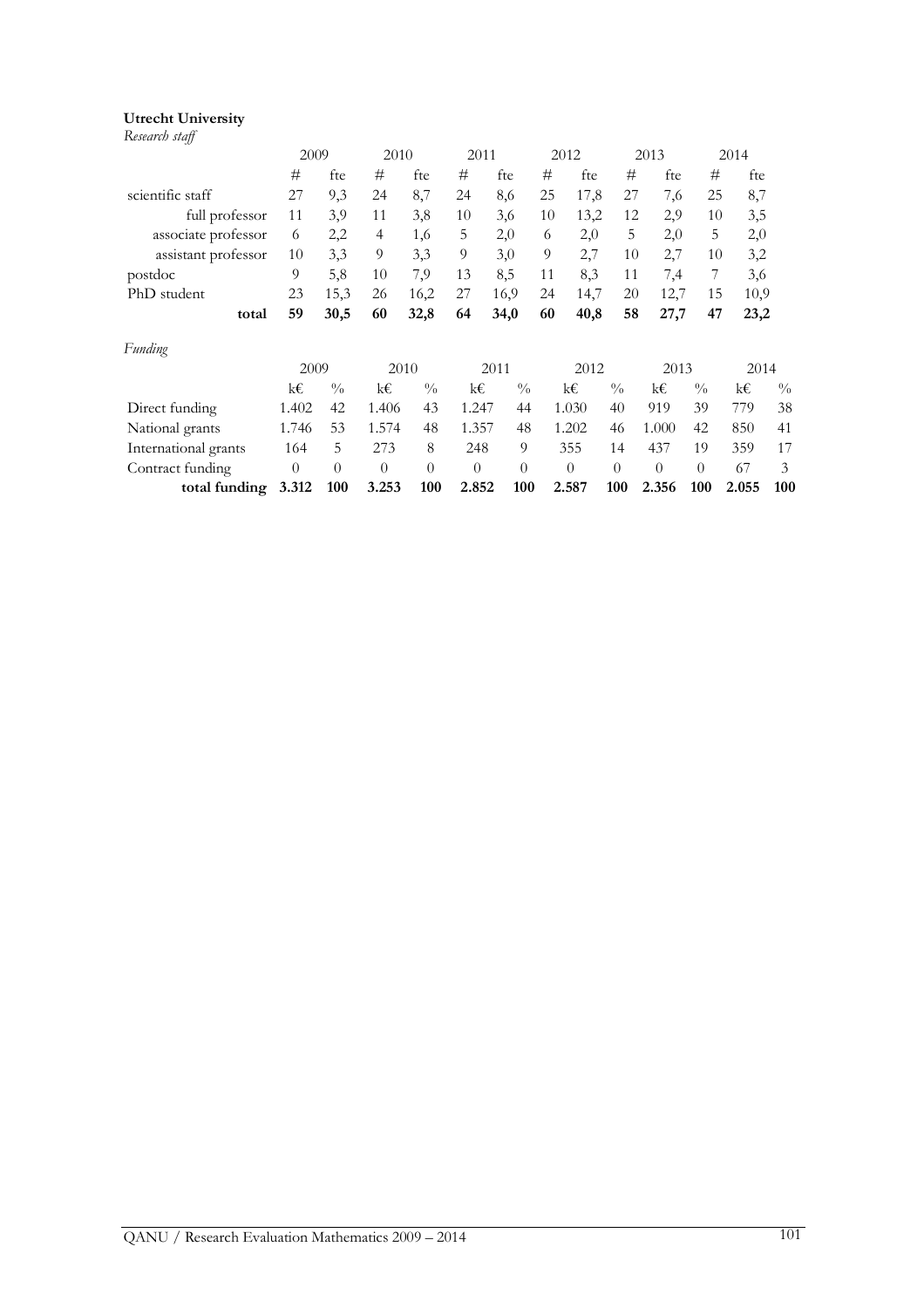**Utrecht University**

*Research staff*

| | 2009 | | 2010 | | 2011 | | 2012 | | 2013 | | 2014 | |
|---|---|---|---|---|---|---|---|---|---|---|---|---|
| | # | fte | # | fte | # | fte | # | fte | # | fte | # | fte |
| scientific staff | 27 | 9,3 | 24 | 8,7 | 24 | 8,6 | 25 | 17,8 | 27 | 7,6 | 25 | 8,7 |
| full professor | 11 | 3,9 | 11 | 3,8 | 10 | 3,6 | 10 | 13,2 | 12 | 2,9 | 10 | 3,5 |
| associate professor | 6 | 2,2 | 4 | 1,6 | 5 | 2,0 | 6 | 2,0 | 5 | 2,0 | 5 | 2,0 |
| assistant professor | 10 | 3,3 | 9 | 3,3 | 9 | 3,0 | 9 | 2,7 | 10 | 2,7 | 10 | 3,2 |
| postdoc | 9 | 5,8 | 10 | 7,9 | 13 | 8,5 | 11 | 8,3 | 11 | 7,4 | 7 | 3,6 |
| PhD student | 23 | 15,3 | 26 | 16,2 | 27 | 16,9 | 24 | 14,7 | 20 | 12,7 | 15 | 10,9 |
| **total** | **59** | **30,5** | **60** | **32,8** | **64** | **34,0** | **60** | **40,8** | **58** | **27,7** | **47** | **23,2** |

*Funding*

| | 2009 | | 2010 | | 2011 | | 2012 | | 2013 | | 2014 | |
|---|---|---|---|---|---|---|---|---|---|---|---|---|
| | k€ | % | k€ | % | k€ | % | k€ | % | k€ | % | k€ | % |
| Direct funding | 1.402 | 42 | 1.406 | 43 | 1.247 | 44 | 1.030 | 40 | 919 | 39 | 779 | 38 |
| National grants | 1.746 | 53 | 1.574 | 48 | 1.357 | 48 | 1.202 | 46 | 1.000 | 42 | 850 | 41 |
| International grants | 164 | 5 | 273 | 8 | 248 | 9 | 355 | 14 | 437 | 19 | 359 | 17 |
| Contract funding | 0 | 0 | 0 | 0 | 0 | 0 | 0 | 0 | 0 | 0 | 67 | 3 |
| **total funding** | **3.312** | **100** | **3.253** | **100** | **2.852** | **100** | **2.587** | **100** | **2.356** | **100** | **2.055** | **100** |